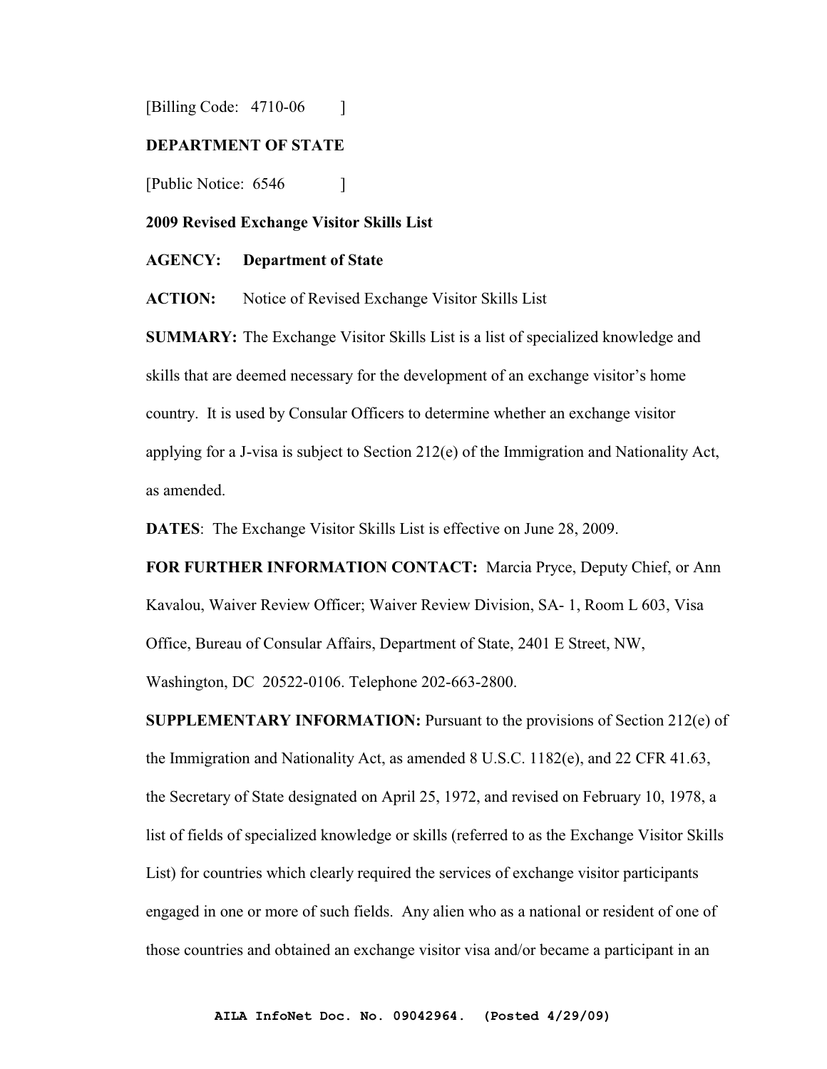[Billing Code: 4710-06 ]

**DEPARTMENT OF STATE**

[Public Notice: 6546 ]

**2009 Revised Exchange Visitor Skills List**

**AGENCY: Department of State**

**ACTION:** Notice of Revised Exchange Visitor Skills List

**SUMMARY:** The Exchange Visitor Skills List is a list of specialized knowledge and skills that are deemed necessary for the development of an exchange visitor's home country. It is used by Consular Officers to determine whether an exchange visitor applying for a J-visa is subject to Section 212(e) of the Immigration and Nationality Act, as amended.

**DATES**: The Exchange Visitor Skills List is effective on June 28, 2009.

**FOR FURTHER INFORMATION CONTACT:** Marcia Pryce, Deputy Chief, or Ann Kavalou, Waiver Review Officer; Waiver Review Division, SA- 1, Room L 603, Visa Office, Bureau of Consular Affairs, Department of State, 2401 E Street, NW, Washington, DC 20522-0106. Telephone 202-663-2800.

**SUPPLEMENTARY INFORMATION:** Pursuant to the provisions of Section 212(e) of the Immigration and Nationality Act, as amended 8 U.S.C. 1182(e), and 22 CFR 41.63, the Secretary of State designated on April 25, 1972, and revised on February 10, 1978, a list of fields of specialized knowledge or skills (referred to as the Exchange Visitor Skills List) for countries which clearly required the services of exchange visitor participants engaged in one or more of such fields. Any alien who as a national or resident of one of those countries and obtained an exchange visitor visa and/or became a participant in an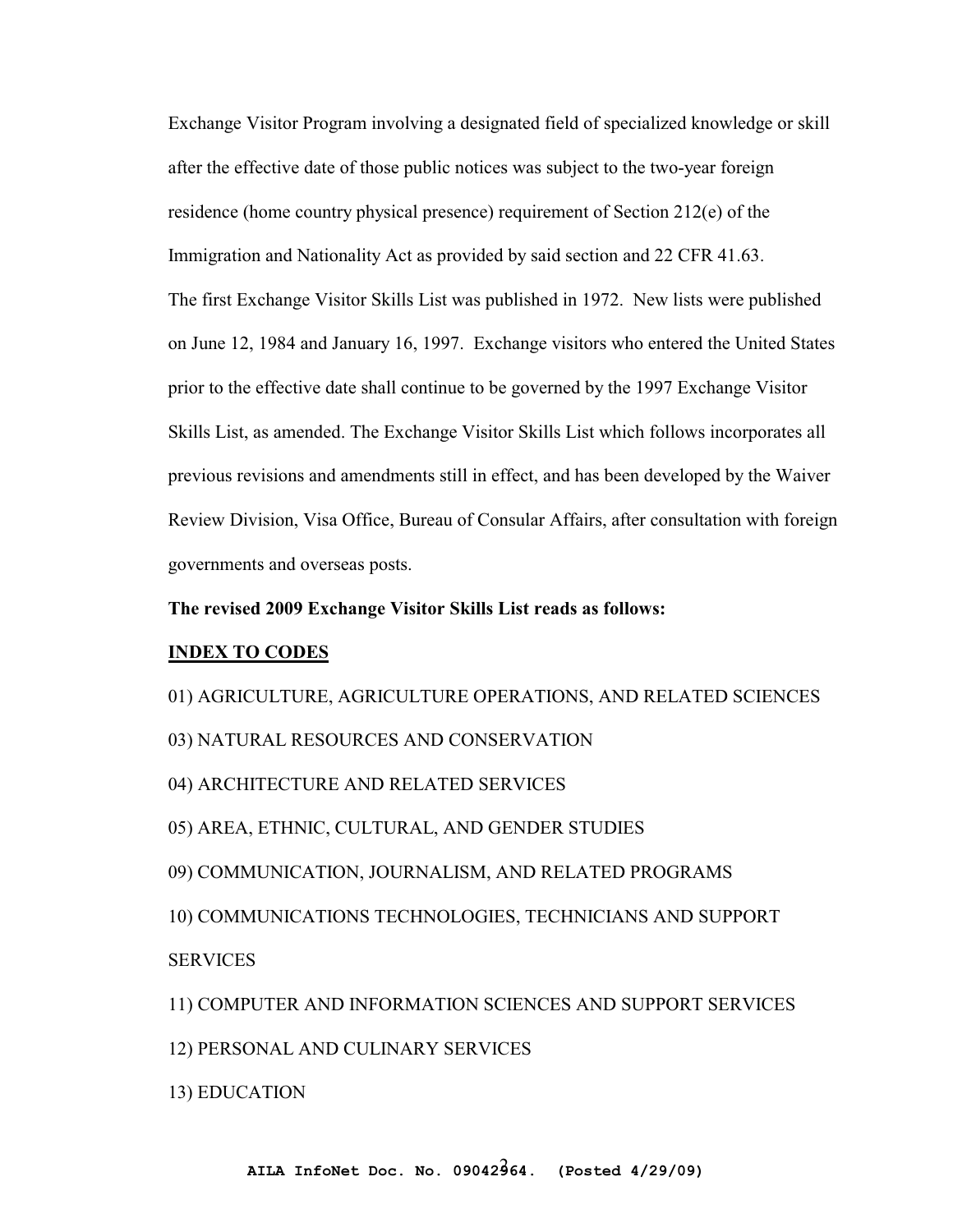Exchange Visitor Program involving a designated field of specialized knowledge or skill after the effective date of those public notices was subject to the two-year foreign residence (home country physical presence) requirement of Section 212(e) of the Immigration and Nationality Act as provided by said section and 22 CFR 41.63.

The first Exchange Visitor Skills List was published in 1972. New lists were published on June 12, 1984 and January 16, 1997. Exchange visitors who entered the United States prior to the effective date shall continue to be governed by the 1997 Exchange Visitor Skills List, as amended. The Exchange Visitor Skills List which follows incorporates all previous revisions and amendments still in effect, and has been developed by the Waiver Review Division, Visa Office, Bureau of Consular Affairs, after consultation with foreign governments and overseas posts.

**The revised 2009 Exchange Visitor Skills List reads as follows:**

**INDEX TO CODES**

01) AGRICULTURE, AGRICULTURE OPERATIONS, AND RELATED SCIENCES

03) NATURAL RESOURCES AND CONSERVATION

04) ARCHITECTURE AND RELATED SERVICES

05) AREA, ETHNIC, CULTURAL, AND GENDER STUDIES

09) COMMUNICATION, JOURNALISM, AND RELATED PROGRAMS

10) COMMUNICATIONS TECHNOLOGIES, TECHNICIANS AND SUPPORT SERVICES

11) COMPUTER AND INFORMATION SCIENCES AND SUPPORT SERVICES

12) PERSONAL AND CULINARY SERVICES

13) EDUCATION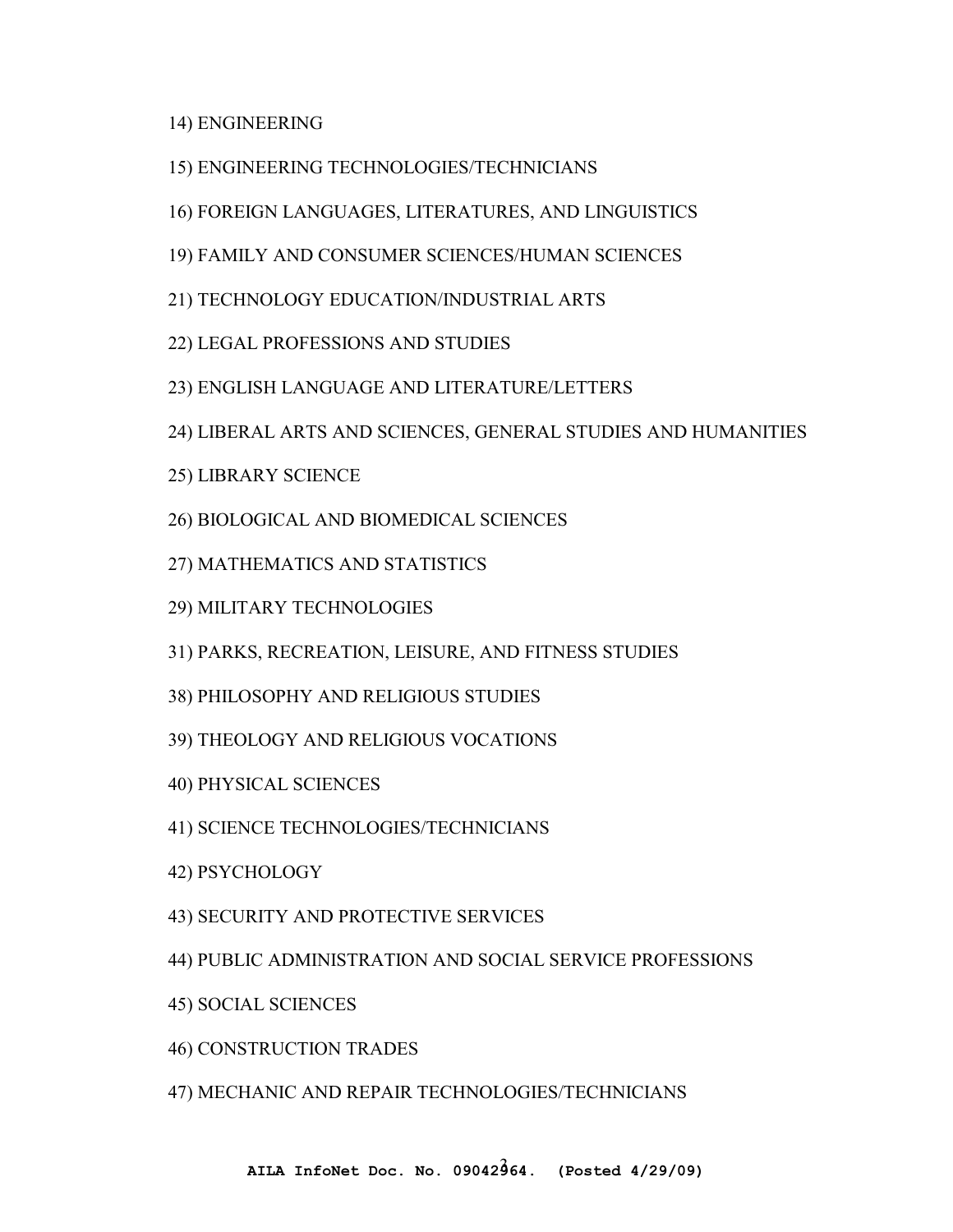14) ENGINEERING

15) ENGINEERING TECHNOLOGIES/TECHNICIANS

16) FOREIGN LANGUAGES, LITERATURES, AND LINGUISTICS

19) FAMILY AND CONSUMER SCIENCES/HUMAN SCIENCES

21) TECHNOLOGY EDUCATION/INDUSTRIAL ARTS

22) LEGAL PROFESSIONS AND STUDIES

23) ENGLISH LANGUAGE AND LITERATURE/LETTERS

24) LIBERAL ARTS AND SCIENCES, GENERAL STUDIES AND HUMANITIES

25) LIBRARY SCIENCE

26) BIOLOGICAL AND BIOMEDICAL SCIENCES

27) MATHEMATICS AND STATISTICS

29) MILITARY TECHNOLOGIES

31) PARKS, RECREATION, LEISURE, AND FITNESS STUDIES

38) PHILOSOPHY AND RELIGIOUS STUDIES

39) THEOLOGY AND RELIGIOUS VOCATIONS

40) PHYSICAL SCIENCES

41) SCIENCE TECHNOLOGIES/TECHNICIANS

42) PSYCHOLOGY

43) SECURITY AND PROTECTIVE SERVICES

44) PUBLIC ADMINISTRATION AND SOCIAL SERVICE PROFESSIONS

45) SOCIAL SCIENCES

46) CONSTRUCTION TRADES

47) MECHANIC AND REPAIR TECHNOLOGIES/TECHNICIANS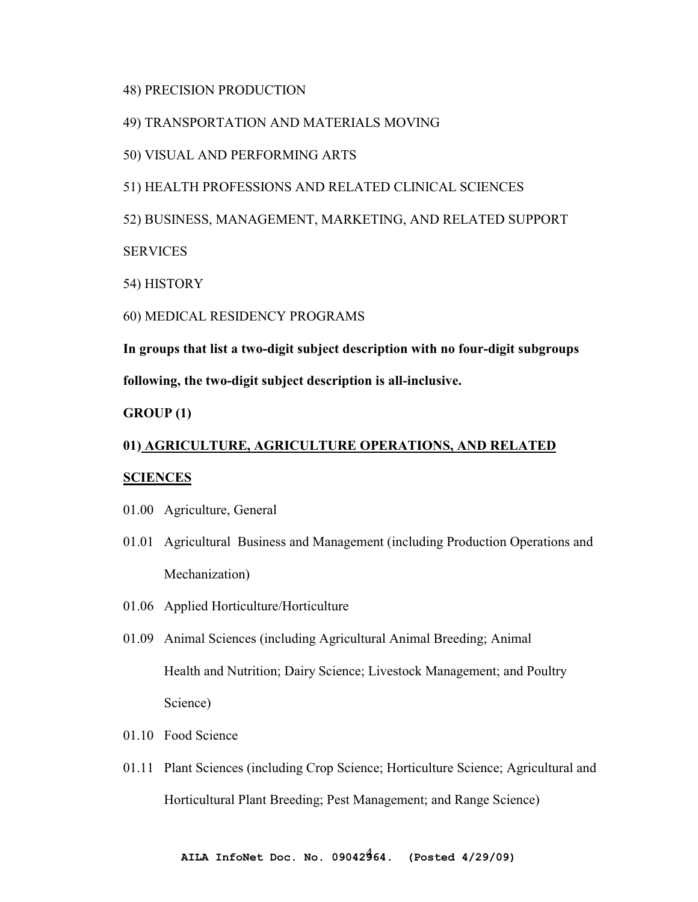48) PRECISION PRODUCTION

49) TRANSPORTATION AND MATERIALS MOVING

50) VISUAL AND PERFORMING ARTS

51) HEALTH PROFESSIONS AND RELATED CLINICAL SCIENCES

52) BUSINESS, MANAGEMENT, MARKETING, AND RELATED SUPPORT SERVICES

54) HISTORY

60) MEDICAL RESIDENCY PROGRAMS

**In groups that list a two-digit subject description with no four-digit subgroups following, the two-digit subject description is all-inclusive.**

**GROUP (1)**

**01) <u>AGRICULTURE, AGRICULTURE OPERATIONS, AND RELATED SCIENCES</u>**

01.00 Agriculture, General

01.01 Agricultural Business and Management (including Production Operations and Mechanization)

01.06 Applied Horticulture/Horticulture

01.09 Animal Sciences (including Agricultural Animal Breeding; Animal Health and Nutrition; Dairy Science; Livestock Management; and Poultry Science)

01.10 Food Science

01.11 Plant Sciences (including Crop Science; Horticulture Science; Agricultural and Horticultural Plant Breeding; Pest Management; and Range Science)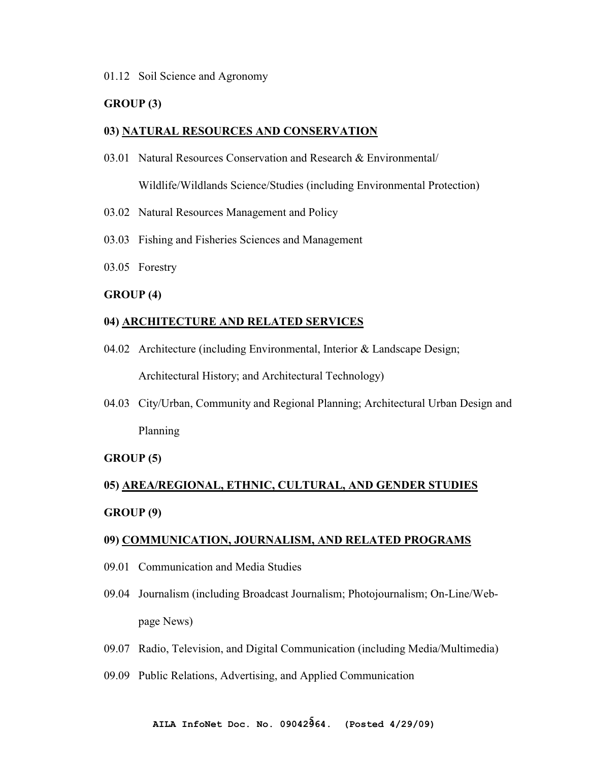01.12 Soil Science and Agronomy

**GROUP (3)**

**03) NATURAL RESOURCES AND CONSERVATION**

03.01 Natural Resources Conservation and Research & Environmental/ Wildlife/Wildlands Science/Studies (including Environmental Protection)

03.02 Natural Resources Management and Policy

03.03 Fishing and Fisheries Sciences and Management

03.05 Forestry

**GROUP (4)**

**04) ARCHITECTURE AND RELATED SERVICES**

04.02 Architecture (including Environmental, Interior & Landscape Design; Architectural History; and Architectural Technology)

04.03 City/Urban, Community and Regional Planning; Architectural Urban Design and Planning

**GROUP (5)**

**05) AREA/REGIONAL, ETHNIC, CULTURAL, AND GENDER STUDIES**

**GROUP (9)**

**09) COMMUNICATION, JOURNALISM, AND RELATED PROGRAMS**

09.01 Communication and Media Studies

09.04 Journalism (including Broadcast Journalism; Photojournalism; On-Line/Web-page News)

09.07 Radio, Television, and Digital Communication (including Media/Multimedia)

09.09 Public Relations, Advertising, and Applied Communication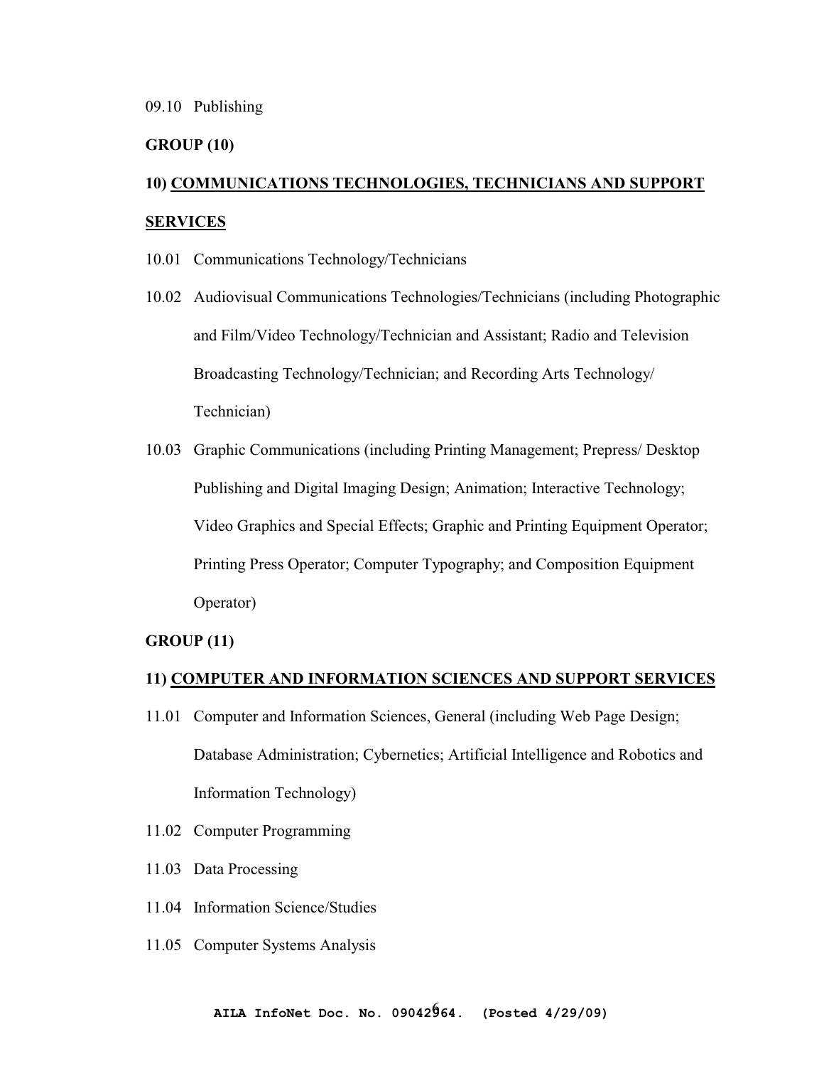09.10 Publishing

**GROUP (10)**

**10) COMMUNICATIONS TECHNOLOGIES, TECHNICIANS AND SUPPORT SERVICES**

10.01 Communications Technology/Technicians

10.02 Audiovisual Communications Technologies/Technicians (including Photographic and Film/Video Technology/Technician and Assistant; Radio and Television Broadcasting Technology/Technician; and Recording Arts Technology/Technician)

10.03 Graphic Communications (including Printing Management; Prepress/ Desktop Publishing and Digital Imaging Design; Animation; Interactive Technology; Video Graphics and Special Effects; Graphic and Printing Equipment Operator; Printing Press Operator; Computer Typography; and Composition Equipment Operator)

**GROUP (11)**

**11) COMPUTER AND INFORMATION SCIENCES AND SUPPORT SERVICES**

11.01 Computer and Information Sciences, General (including Web Page Design; Database Administration; Cybernetics; Artificial Intelligence and Robotics and Information Technology)

11.02 Computer Programming

11.03 Data Processing

11.04 Information Science/Studies

11.05 Computer Systems Analysis

**AILA InfoNet Doc. No. 09042964. (Posted 4/29/09)**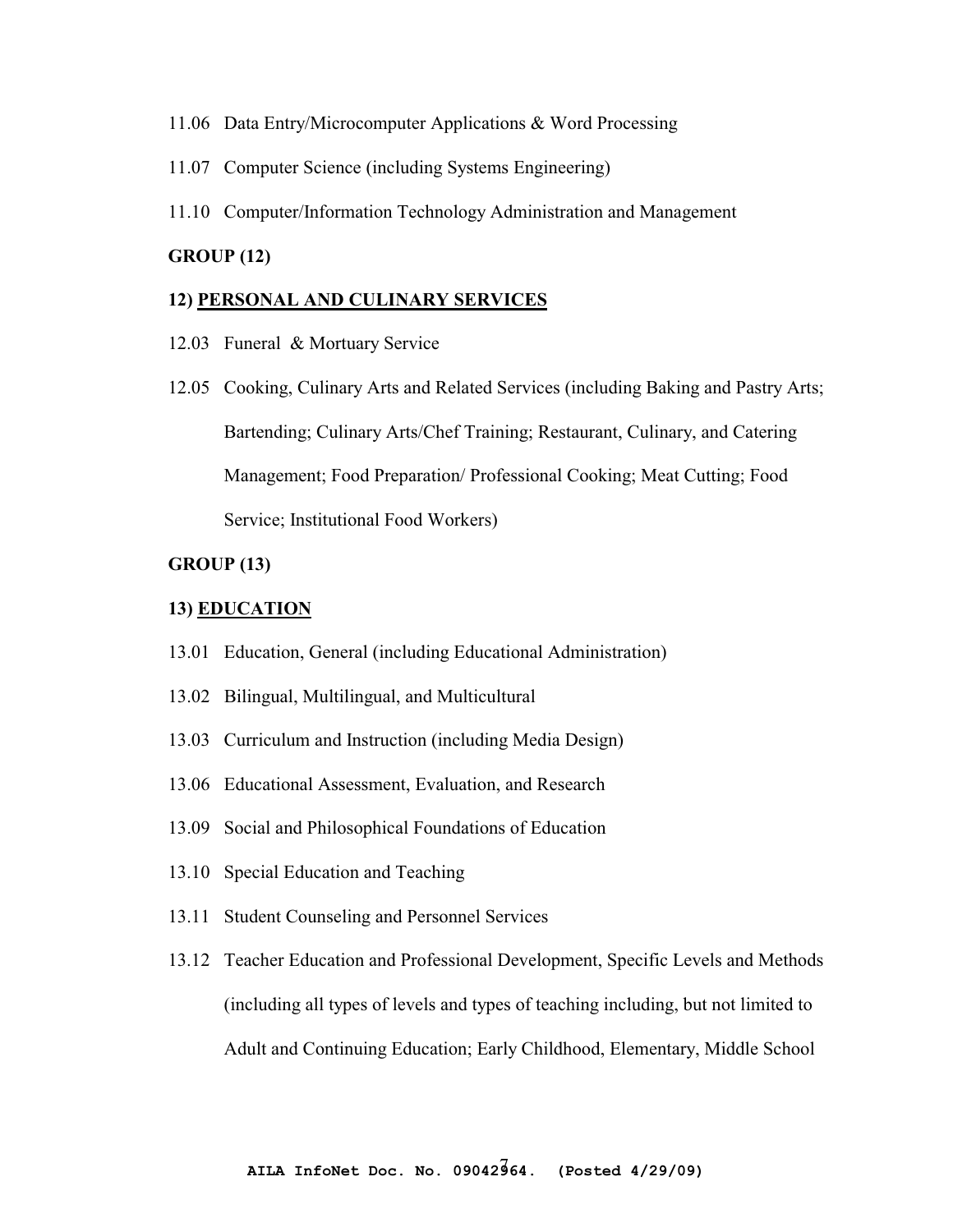11.06 Data Entry/Microcomputer Applications & Word Processing

11.07 Computer Science (including Systems Engineering)

11.10 Computer/Information Technology Administration and Management

**GROUP (12)**

**12) <u>PERSONAL AND CULINARY SERVICES</u>**

12.03 Funeral & Mortuary Service

12.05 Cooking, Culinary Arts and Related Services (including Baking and Pastry Arts; Bartending; Culinary Arts/Chef Training; Restaurant, Culinary, and Catering Management; Food Preparation/ Professional Cooking; Meat Cutting; Food Service; Institutional Food Workers)

**GROUP (13)**

**13) <u>EDUCATION</u>**

13.01 Education, General (including Educational Administration)

13.02 Bilingual, Multilingual, and Multicultural

13.03 Curriculum and Instruction (including Media Design)

13.06 Educational Assessment, Evaluation, and Research

13.09 Social and Philosophical Foundations of Education

13.10 Special Education and Teaching

13.11 Student Counseling and Personnel Services

13.12 Teacher Education and Professional Development, Specific Levels and Methods (including all types of levels and types of teaching including, but not limited to Adult and Continuing Education; Early Childhood, Elementary, Middle School

AILA InfoNet Doc. No. 09042964. (Posted 4/29/09)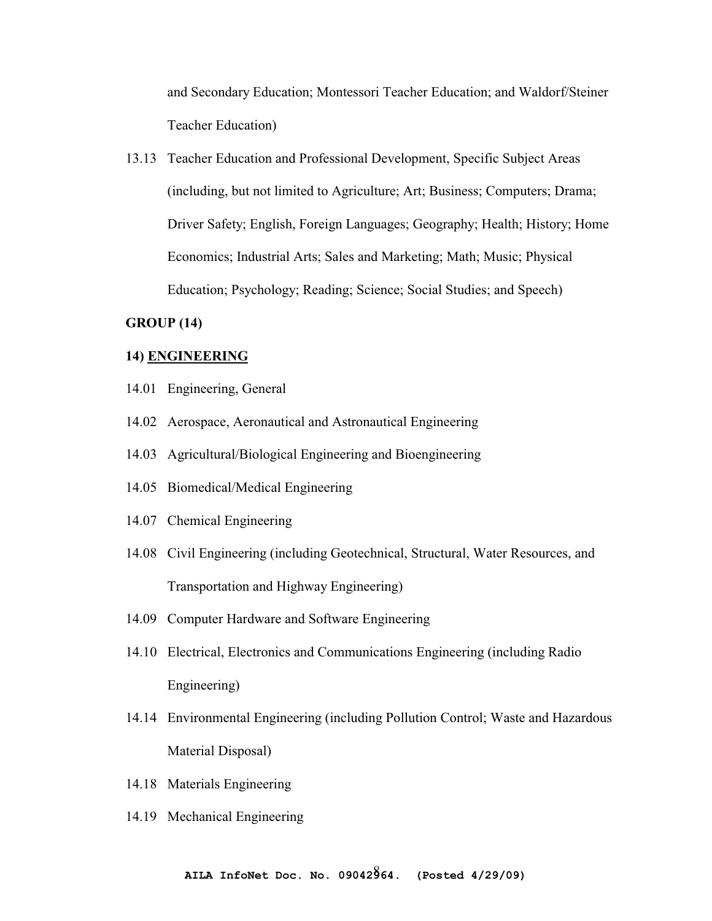and Secondary Education; Montessori Teacher Education; and Waldorf/Steiner Teacher Education)

13.13 Teacher Education and Professional Development, Specific Subject Areas (including, but not limited to Agriculture; Art; Business; Computers; Drama; Driver Safety; English, Foreign Languages; Geography; Health; History; Home Economics; Industrial Arts; Sales and Marketing; Math; Music; Physical Education; Psychology; Reading; Science; Social Studies; and Speech)

**GROUP (14)**

**14) <u>ENGINEERING</u>**

14.01 Engineering, General

14.02 Aerospace, Aeronautical and Astronautical Engineering

14.03 Agricultural/Biological Engineering and Bioengineering

14.05 Biomedical/Medical Engineering

14.07 Chemical Engineering

14.08 Civil Engineering (including Geotechnical, Structural, Water Resources, and Transportation and Highway Engineering)

14.09 Computer Hardware and Software Engineering

14.10 Electrical, Electronics and Communications Engineering (including Radio Engineering)

14.14 Environmental Engineering (including Pollution Control; Waste and Hazardous Material Disposal)

14.18 Materials Engineering

14.19 Mechanical Engineering

**AILA InfoNet Doc. No. 09042964. (Posted 4/29/09)**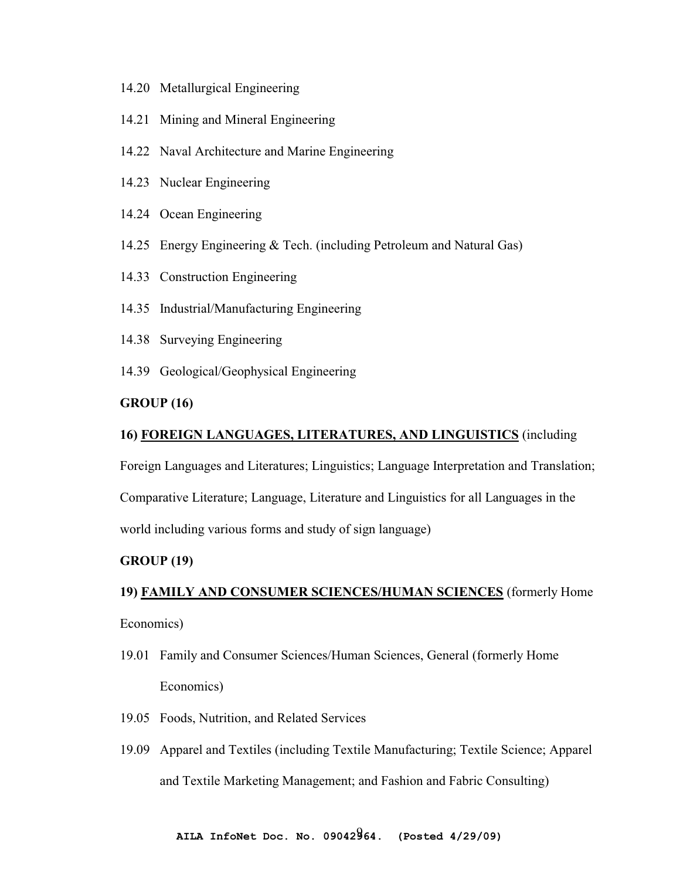14.20 Metallurgical Engineering

14.21 Mining and Mineral Engineering

14.22 Naval Architecture and Marine Engineering

14.23 Nuclear Engineering

14.24 Ocean Engineering

14.25 Energy Engineering & Tech. (including Petroleum and Natural Gas)

14.33 Construction Engineering

14.35 Industrial/Manufacturing Engineering

14.38 Surveying Engineering

14.39 Geological/Geophysical Engineering

**GROUP (16)**

**16) <u>FOREIGN LANGUAGES, LITERATURES, AND LINGUISTICS</u>** (including Foreign Languages and Literatures; Linguistics; Language Interpretation and Translation; Comparative Literature; Language, Literature and Linguistics for all Languages in the world including various forms and study of sign language)

**GROUP (19)**

**19) <u>FAMILY AND CONSUMER SCIENCES/HUMAN SCIENCES</u>** (formerly Home Economics)

19.01 Family and Consumer Sciences/Human Sciences, General (formerly Home Economics)

19.05 Foods, Nutrition, and Related Services

19.09 Apparel and Textiles (including Textile Manufacturing; Textile Science; Apparel and Textile Marketing Management; and Fashion and Fabric Consulting)

AILA InfoNet Doc. No. 09042964. (Posted 4/29/09)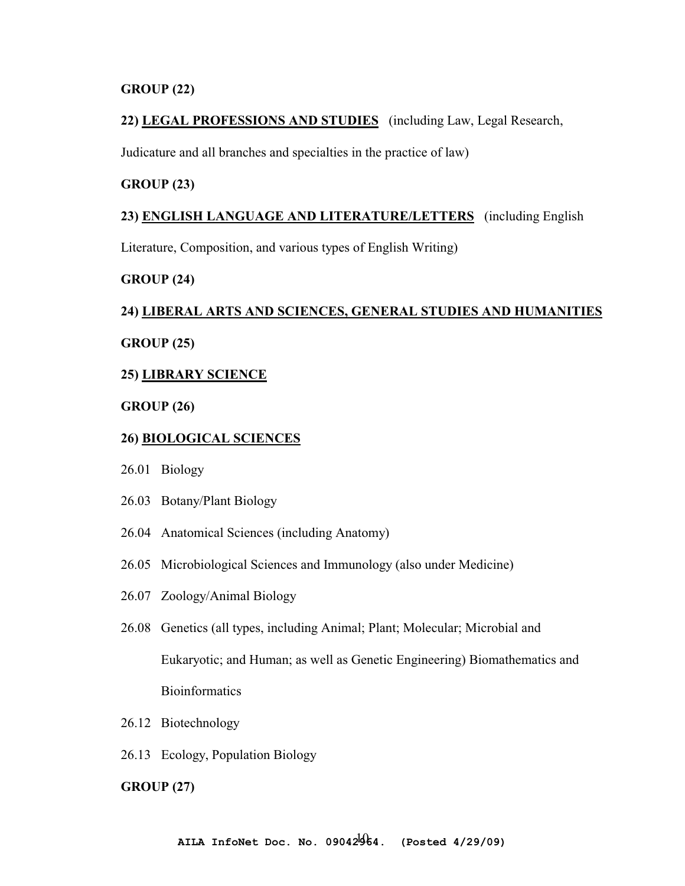**GROUP (22)**

**22) <u>LEGAL PROFESSIONS AND STUDIES</u>** (including Law, Legal Research, Judicature and all branches and specialties in the practice of law)

**GROUP (23)**

**23) <u>ENGLISH LANGUAGE AND LITERATURE/LETTERS</u>** (including English Literature, Composition, and various types of English Writing)

**GROUP (24)**

**24) <u>LIBERAL ARTS AND SCIENCES, GENERAL STUDIES AND HUMANITIES</u>**

**GROUP (25)**

**25) <u>LIBRARY SCIENCE</u>**

**GROUP (26)**

**26) <u>BIOLOGICAL SCIENCES</u>**

26.01 Biology

26.03 Botany/Plant Biology

26.04 Anatomical Sciences (including Anatomy)

26.05 Microbiological Sciences and Immunology (also under Medicine)

26.07 Zoology/Animal Biology

26.08 Genetics (all types, including Animal; Plant; Molecular; Microbial and Eukaryotic; and Human; as well as Genetic Engineering) Biomathematics and Bioinformatics

26.12 Biotechnology

26.13 Ecology, Population Biology

**GROUP (27)**

AILA InfoNet Doc. No. 09042964. (Posted 4/29/09)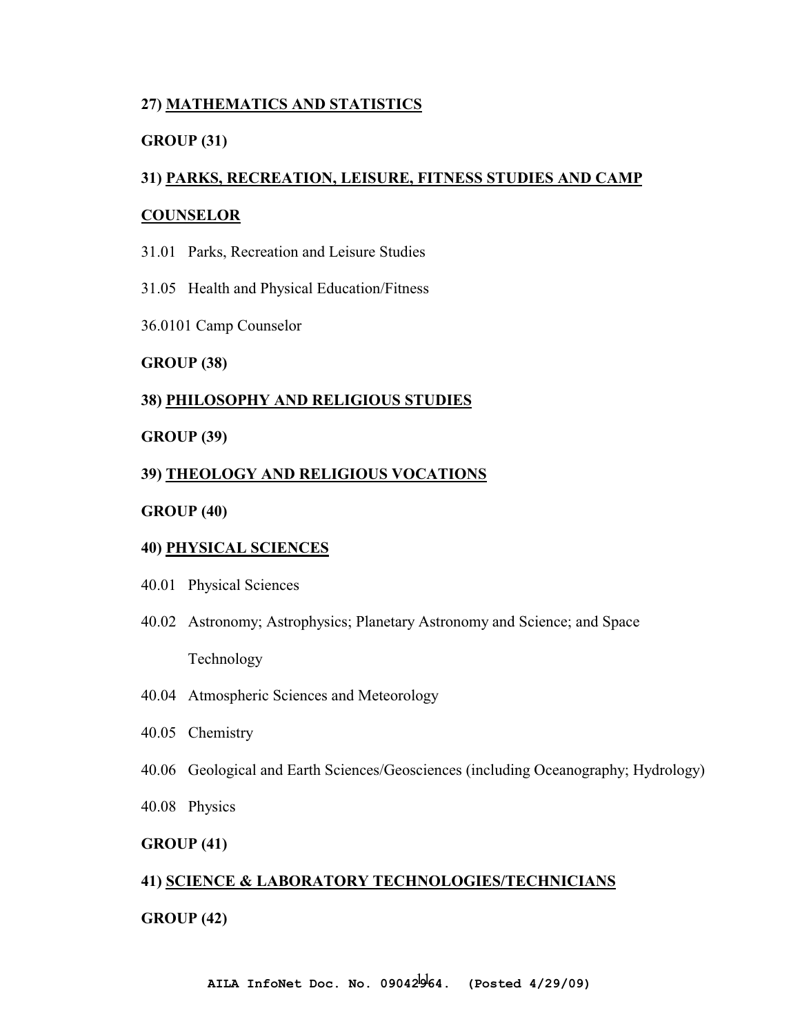**27) MATHEMATICS AND STATISTICS**

**GROUP (31)**

**31) PARKS, RECREATION, LEISURE, FITNESS STUDIES AND CAMP COUNSELOR**

31.01 Parks, Recreation and Leisure Studies

31.05 Health and Physical Education/Fitness

36.0101 Camp Counselor

**GROUP (38)**

**38) PHILOSOPHY AND RELIGIOUS STUDIES**

**GROUP (39)**

**39) THEOLOGY AND RELIGIOUS VOCATIONS**

**GROUP (40)**

**40) PHYSICAL SCIENCES**

40.01 Physical Sciences

40.02 Astronomy; Astrophysics; Planetary Astronomy and Science; and Space Technology

40.04 Atmospheric Sciences and Meteorology

40.05 Chemistry

40.06 Geological and Earth Sciences/Geosciences (including Oceanography; Hydrology)

40.08 Physics

**GROUP (41)**

**41) SCIENCE & LABORATORY TECHNOLOGIES/TECHNICIANS**

**GROUP (42)**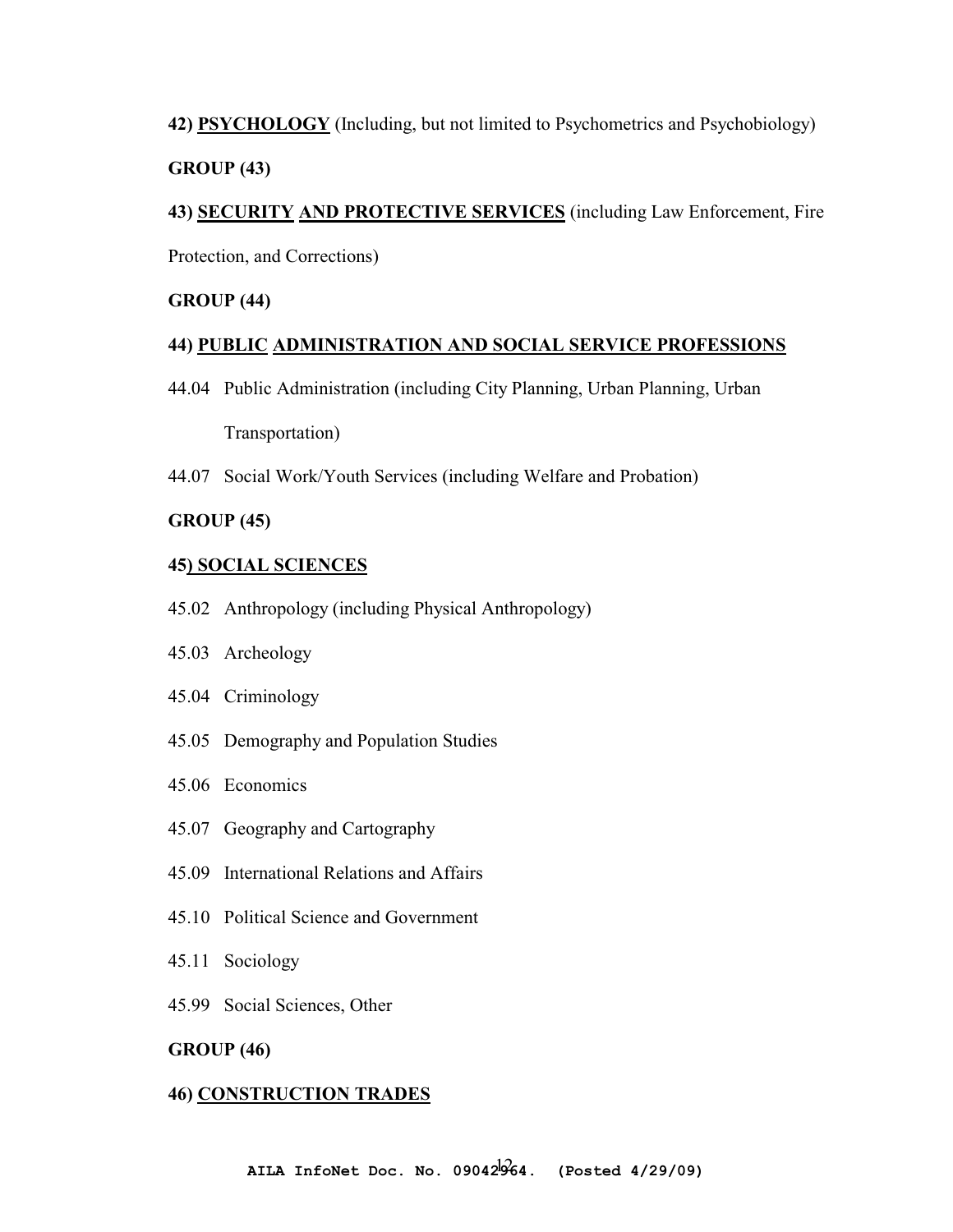**42) PSYCHOLOGY** (Including, but not limited to Psychometrics and Psychobiology)

**GROUP (43)**

**43) SECURITY AND PROTECTIVE SERVICES** (including Law Enforcement, Fire Protection, and Corrections)

**GROUP (44)**

**44) PUBLIC ADMINISTRATION AND SOCIAL SERVICE PROFESSIONS**

44.04 Public Administration (including City Planning, Urban Planning, Urban Transportation)

44.07 Social Work/Youth Services (including Welfare and Probation)

**GROUP (45)**

**45) SOCIAL SCIENCES**

45.02 Anthropology (including Physical Anthropology)

45.03 Archeology

45.04 Criminology

45.05 Demography and Population Studies

45.06 Economics

45.07 Geography and Cartography

45.09 International Relations and Affairs

45.10 Political Science and Government

45.11 Sociology

45.99 Social Sciences, Other

**GROUP (46)**

**46) CONSTRUCTION TRADES**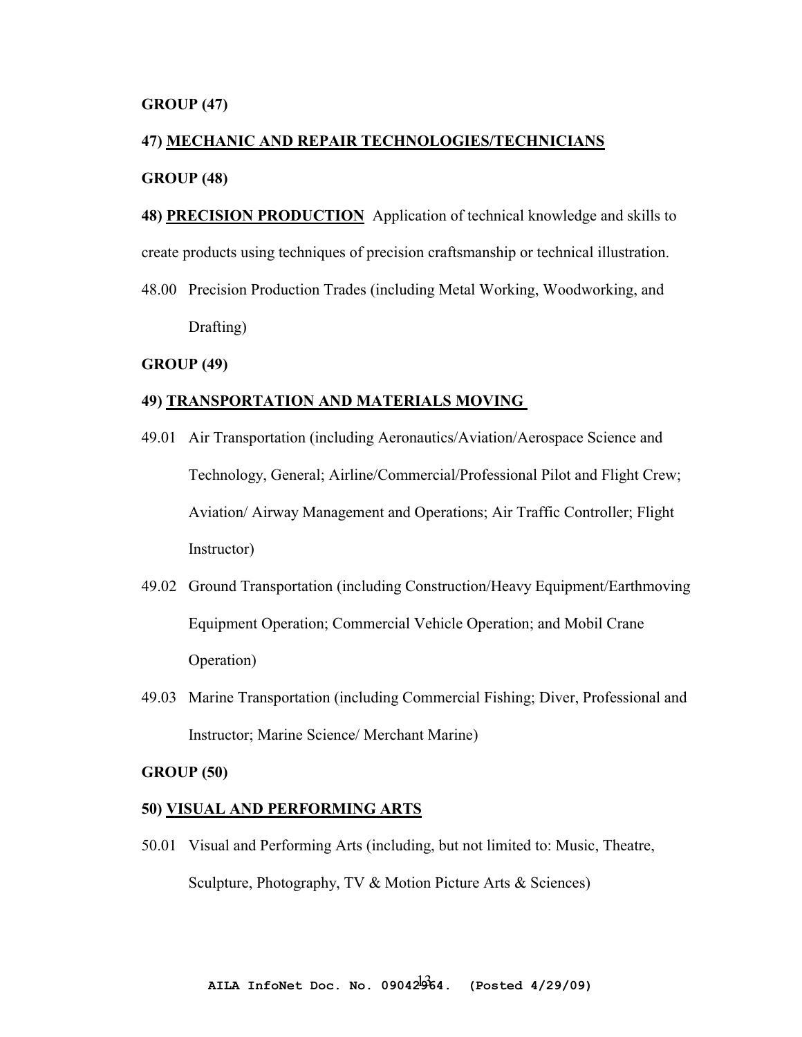**GROUP (47)**

**47) <u>MECHANIC AND REPAIR TECHNOLOGIES/TECHNICIANS</u>**

**GROUP (48)**

**48) <u>PRECISION PRODUCTION</u>** Application of technical knowledge and skills to create products using techniques of precision craftsmanship or technical illustration.

48.00 Precision Production Trades (including Metal Working, Woodworking, and Drafting)

**GROUP (49)**

**49) <u>TRANSPORTATION AND MATERIALS MOVING</u>**

49.01 Air Transportation (including Aeronautics/Aviation/Aerospace Science and Technology, General; Airline/Commercial/Professional Pilot and Flight Crew; Aviation/ Airway Management and Operations; Air Traffic Controller; Flight Instructor)

49.02 Ground Transportation (including Construction/Heavy Equipment/Earthmoving Equipment Operation; Commercial Vehicle Operation; and Mobil Crane Operation)

49.03 Marine Transportation (including Commercial Fishing; Diver, Professional and Instructor; Marine Science/ Merchant Marine)

**GROUP (50)**

**50) <u>VISUAL AND PERFORMING ARTS</u>**

50.01 Visual and Performing Arts (including, but not limited to: Music, Theatre, Sculpture, Photography, TV & Motion Picture Arts & Sciences)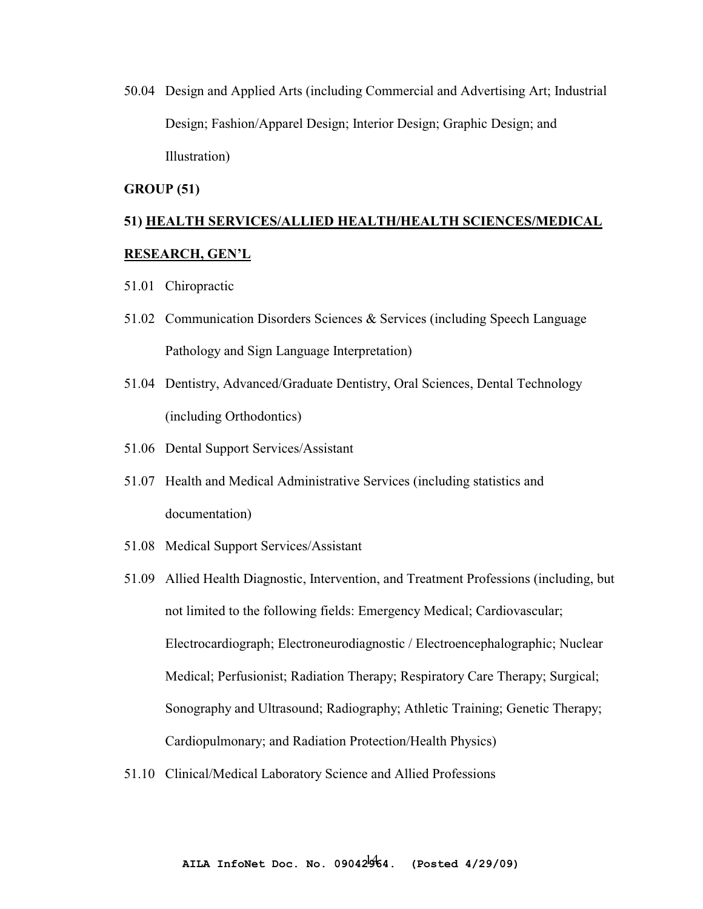50.04 Design and Applied Arts (including Commercial and Advertising Art; Industrial Design; Fashion/Apparel Design; Interior Design; Graphic Design; and Illustration)

**GROUP (51)**

**51) <u>HEALTH SERVICES/ALLIED HEALTH/HEALTH SCIENCES/MEDICAL RESEARCH, GEN'L</u>**

51.01 Chiropractic

51.02 Communication Disorders Sciences & Services (including Speech Language Pathology and Sign Language Interpretation)

51.04 Dentistry, Advanced/Graduate Dentistry, Oral Sciences, Dental Technology (including Orthodontics)

51.06 Dental Support Services/Assistant

51.07 Health and Medical Administrative Services (including statistics and documentation)

51.08 Medical Support Services/Assistant

51.09 Allied Health Diagnostic, Intervention, and Treatment Professions (including, but not limited to the following fields: Emergency Medical; Cardiovascular; Electrocardiograph; Electroneurodiagnostic / Electroencephalographic; Nuclear Medical; Perfusionist; Radiation Therapy; Respiratory Care Therapy; Surgical; Sonography and Ultrasound; Radiography; Athletic Training; Genetic Therapy; Cardiopulmonary; and Radiation Protection/Health Physics)

51.10 Clinical/Medical Laboratory Science and Allied Professions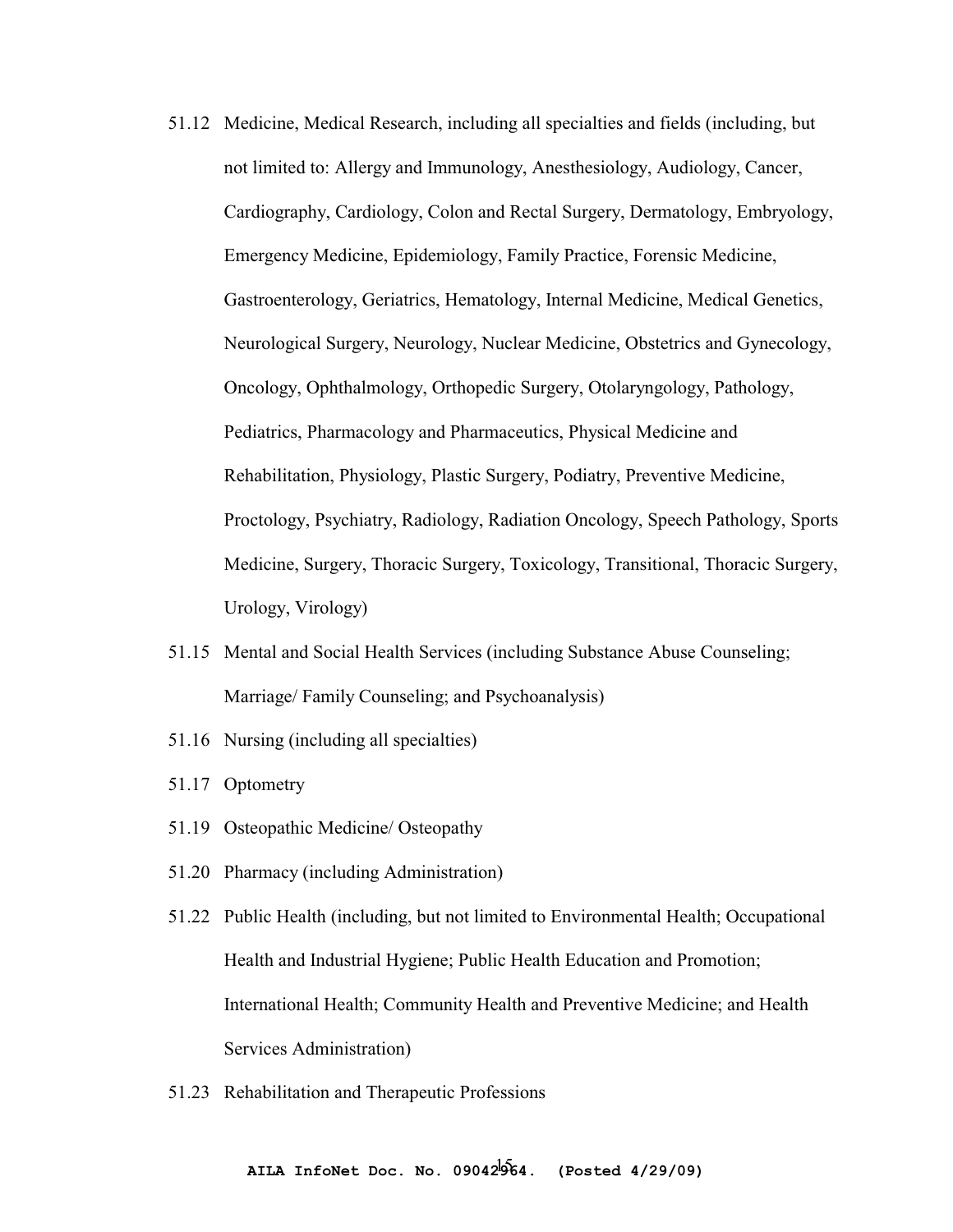51.12 Medicine, Medical Research, including all specialties and fields (including, but not limited to: Allergy and Immunology, Anesthesiology, Audiology, Cancer, Cardiography, Cardiology, Colon and Rectal Surgery, Dermatology, Embryology, Emergency Medicine, Epidemiology, Family Practice, Forensic Medicine, Gastroenterology, Geriatrics, Hematology, Internal Medicine, Medical Genetics, Neurological Surgery, Neurology, Nuclear Medicine, Obstetrics and Gynecology, Oncology, Ophthalmology, Orthopedic Surgery, Otolaryngology, Pathology, Pediatrics, Pharmacology and Pharmaceutics, Physical Medicine and Rehabilitation, Physiology, Plastic Surgery, Podiatry, Preventive Medicine, Proctology, Psychiatry, Radiology, Radiation Oncology, Speech Pathology, Sports Medicine, Surgery, Thoracic Surgery, Toxicology, Transitional, Thoracic Surgery, Urology, Virology)

51.15 Mental and Social Health Services (including Substance Abuse Counseling; Marriage/ Family Counseling; and Psychoanalysis)

51.16 Nursing (including all specialties)

51.17 Optometry

51.19 Osteopathic Medicine/ Osteopathy

51.20 Pharmacy (including Administration)

51.22 Public Health (including, but not limited to Environmental Health; Occupational Health and Industrial Hygiene; Public Health Education and Promotion; International Health; Community Health and Preventive Medicine; and Health Services Administration)

51.23 Rehabilitation and Therapeutic Professions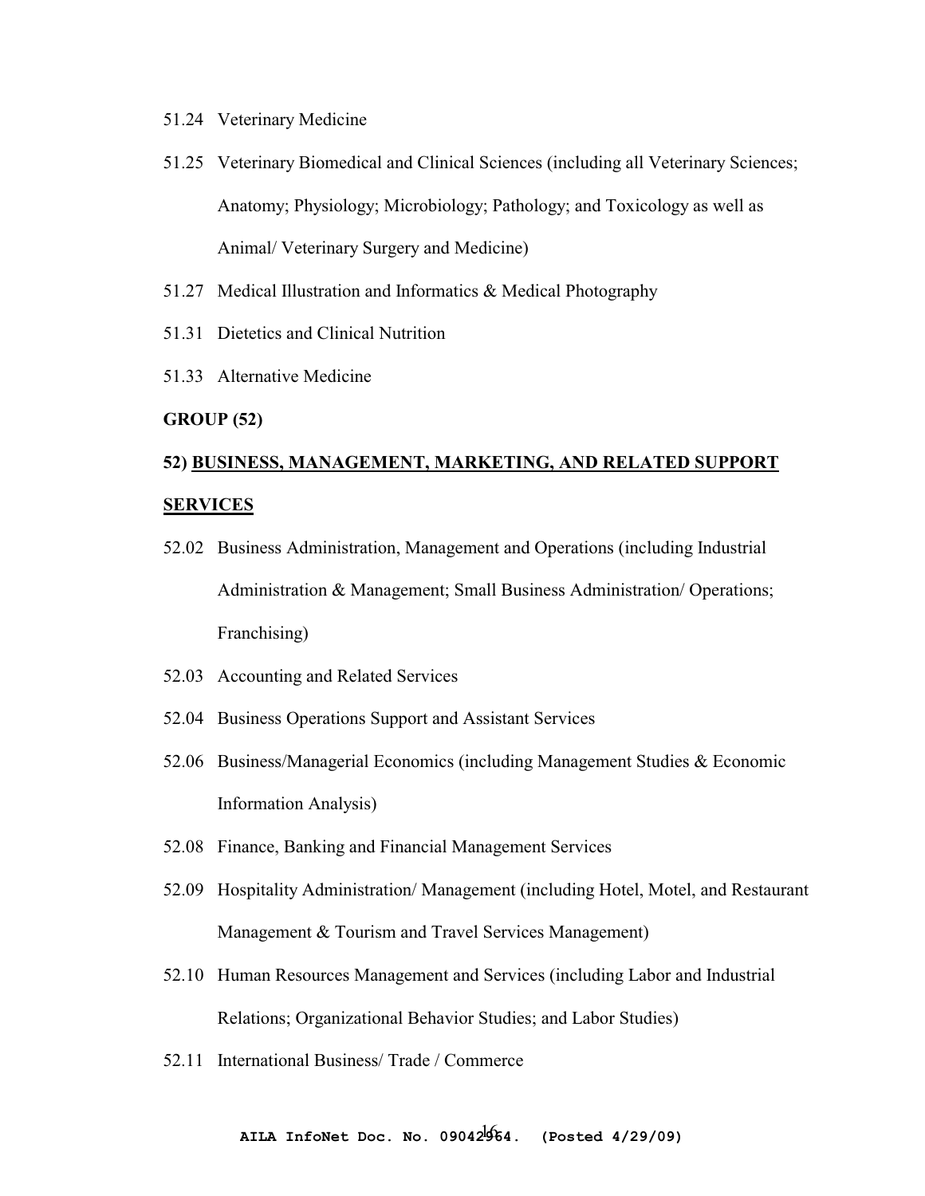51.24 Veterinary Medicine

51.25 Veterinary Biomedical and Clinical Sciences (including all Veterinary Sciences; Anatomy; Physiology; Microbiology; Pathology; and Toxicology as well as Animal/ Veterinary Surgery and Medicine)

51.27 Medical Illustration and Informatics & Medical Photography

51.31 Dietetics and Clinical Nutrition

51.33 Alternative Medicine

**GROUP (52)**

**52) <u>BUSINESS, MANAGEMENT, MARKETING, AND RELATED SUPPORT SERVICES</u>**

52.02 Business Administration, Management and Operations (including Industrial Administration & Management; Small Business Administration/ Operations; Franchising)

52.03 Accounting and Related Services

52.04 Business Operations Support and Assistant Services

52.06 Business/Managerial Economics (including Management Studies & Economic Information Analysis)

52.08 Finance, Banking and Financial Management Services

52.09 Hospitality Administration/ Management (including Hotel, Motel, and Restaurant Management & Tourism and Travel Services Management)

52.10 Human Resources Management and Services (including Labor and Industrial Relations; Organizational Behavior Studies; and Labor Studies)

52.11 International Business/ Trade / Commerce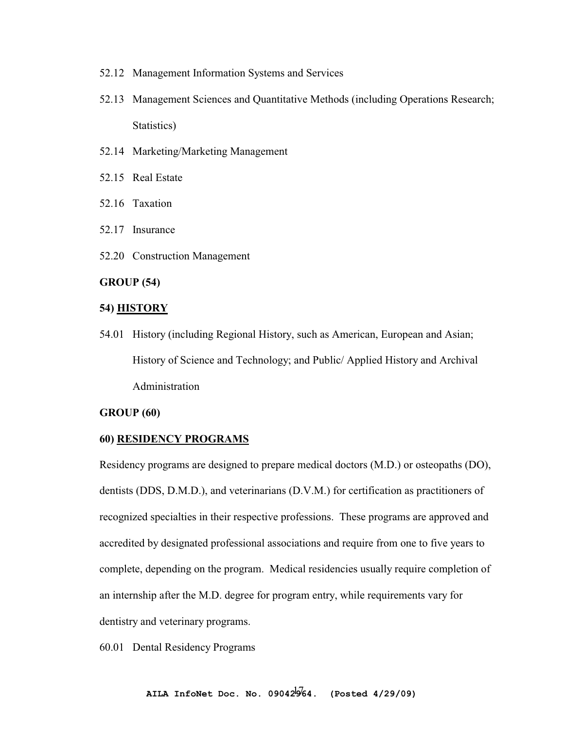52.12 Management Information Systems and Services

52.13 Management Sciences and Quantitative Methods (including Operations Research; Statistics)

52.14 Marketing/Marketing Management

52.15 Real Estate

52.16 Taxation

52.17 Insurance

52.20 Construction Management

**GROUP (54)**

**54) <u>HISTORY</u>**

54.01 History (including Regional History, such as American, European and Asian; History of Science and Technology; and Public/ Applied History and Archival Administration

**GROUP (60)**

**60) <u>RESIDENCY PROGRAMS</u>**

Residency programs are designed to prepare medical doctors (M.D.) or osteopaths (DO), dentists (DDS, D.M.D.), and veterinarians (D.V.M.) for certification as practitioners of recognized specialties in their respective professions. These programs are approved and accredited by designated professional associations and require from one to five years to complete, depending on the program. Medical residencies usually require completion of an internship after the M.D. degree for program entry, while requirements vary for dentistry and veterinary programs.

60.01 Dental Residency Programs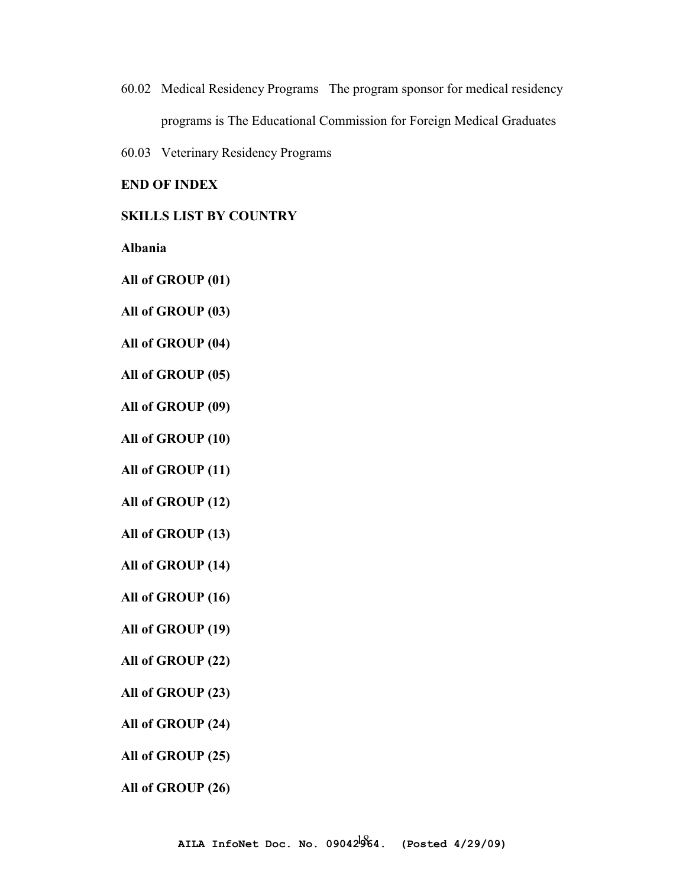60.02 Medical Residency Programs The program sponsor for medical residency programs is The Educational Commission for Foreign Medical Graduates

60.03 Veterinary Residency Programs

**END OF INDEX**

**SKILLS LIST BY COUNTRY**

**Albania**

**All of GROUP (01)**

**All of GROUP (03)**

**All of GROUP (04)**

**All of GROUP (05)**

**All of GROUP (09)**

**All of GROUP (10)**

**All of GROUP (11)**

**All of GROUP (12)**

**All of GROUP (13)**

**All of GROUP (14)**

**All of GROUP (16)**

**All of GROUP (19)**

**All of GROUP (22)**

**All of GROUP (23)**

**All of GROUP (24)**

**All of GROUP (25)**

**All of GROUP (26)**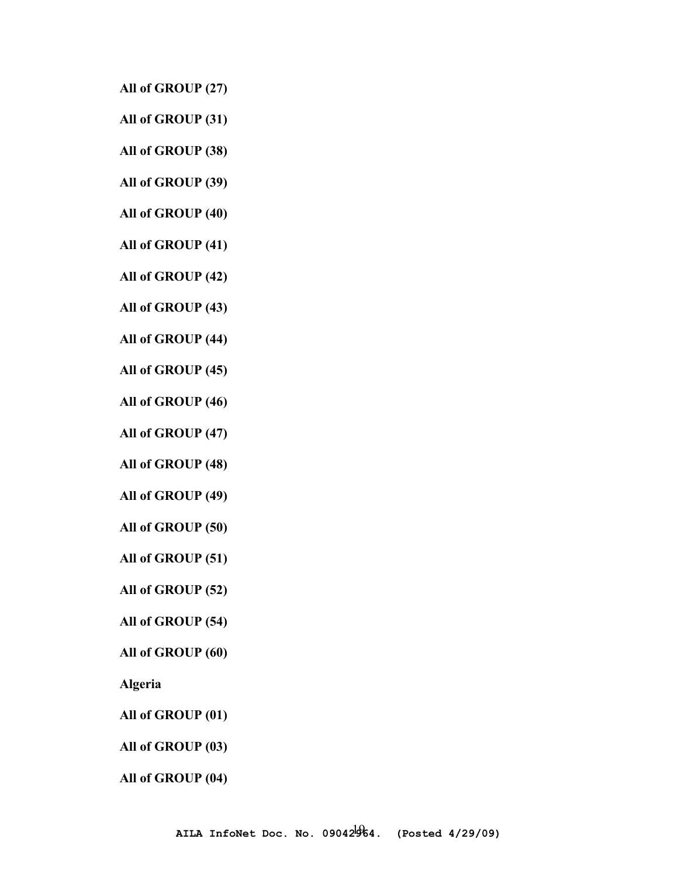**All of GROUP (27)**

**All of GROUP (31)**

**All of GROUP (38)**

**All of GROUP (39)**

**All of GROUP (40)**

**All of GROUP (41)**

**All of GROUP (42)**

**All of GROUP (43)**

**All of GROUP (44)**

**All of GROUP (45)**

**All of GROUP (46)**

**All of GROUP (47)**

**All of GROUP (48)**

**All of GROUP (49)**

**All of GROUP (50)**

**All of GROUP (51)**

**All of GROUP (52)**

**All of GROUP (54)**

**All of GROUP (60)**

**Algeria**

**All of GROUP (01)**

**All of GROUP (03)**

**All of GROUP (04)**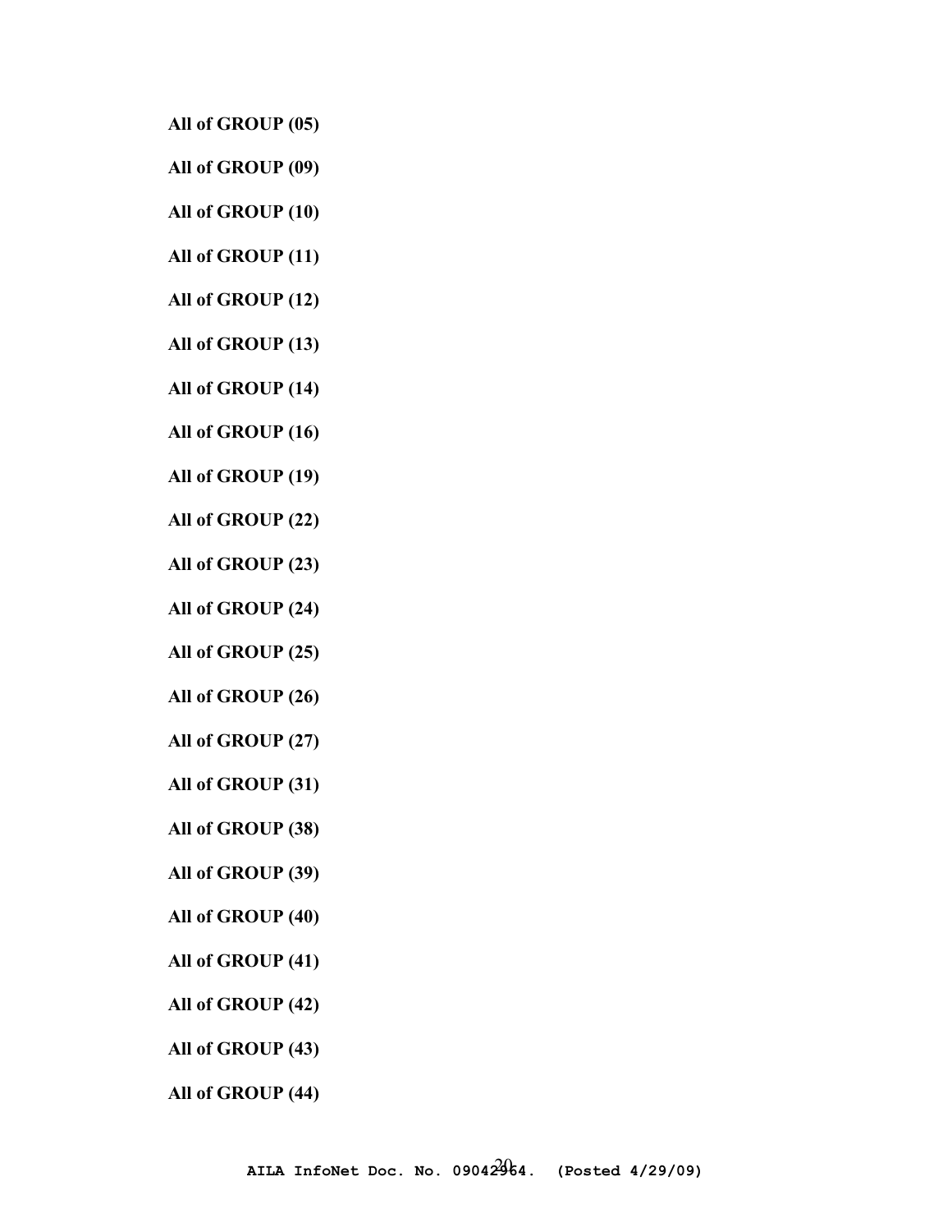**All of GROUP (05)**

**All of GROUP (09)**

**All of GROUP (10)**

**All of GROUP (11)**

**All of GROUP (12)**

**All of GROUP (13)**

**All of GROUP (14)**

**All of GROUP (16)**

**All of GROUP (19)**

**All of GROUP (22)**

**All of GROUP (23)**

**All of GROUP (24)**

**All of GROUP (25)**

**All of GROUP (26)**

**All of GROUP (27)**

**All of GROUP (31)**

**All of GROUP (38)**

**All of GROUP (39)**

**All of GROUP (40)**

**All of GROUP (41)**

**All of GROUP (42)**

**All of GROUP (43)**

**All of GROUP (44)**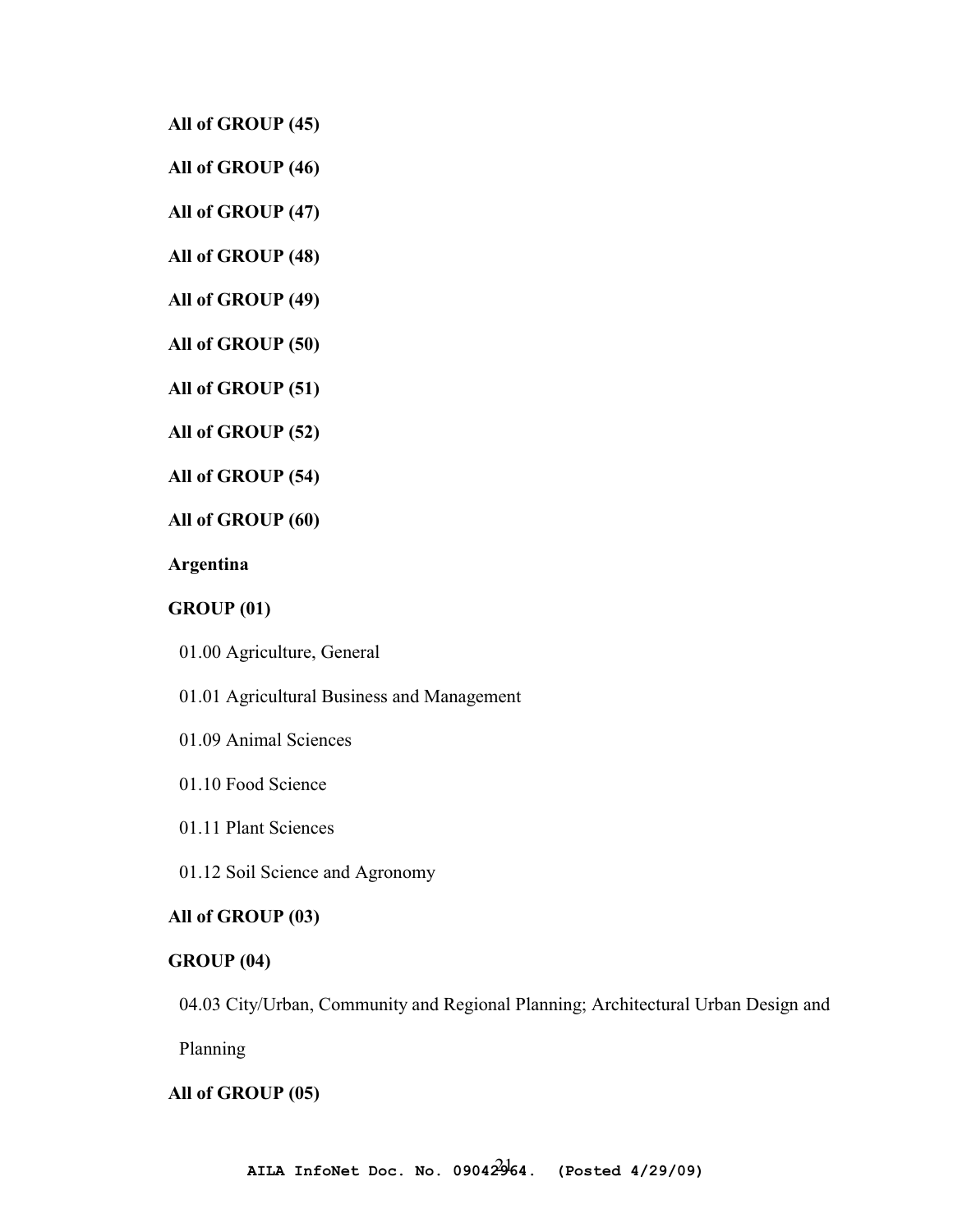**All of GROUP (45)**

**All of GROUP (46)**

**All of GROUP (47)**

**All of GROUP (48)**

**All of GROUP (49)**

**All of GROUP (50)**

**All of GROUP (51)**

**All of GROUP (52)**

**All of GROUP (54)**

**All of GROUP (60)**

**Argentina**

**GROUP (01)**

01.00 Agriculture, General

01.01 Agricultural Business and Management

01.09 Animal Sciences

01.10 Food Science

01.11 Plant Sciences

01.12 Soil Science and Agronomy

**All of GROUP (03)**

**GROUP (04)**

04.03 City/Urban, Community and Regional Planning; Architectural Urban Design and Planning

**All of GROUP (05)**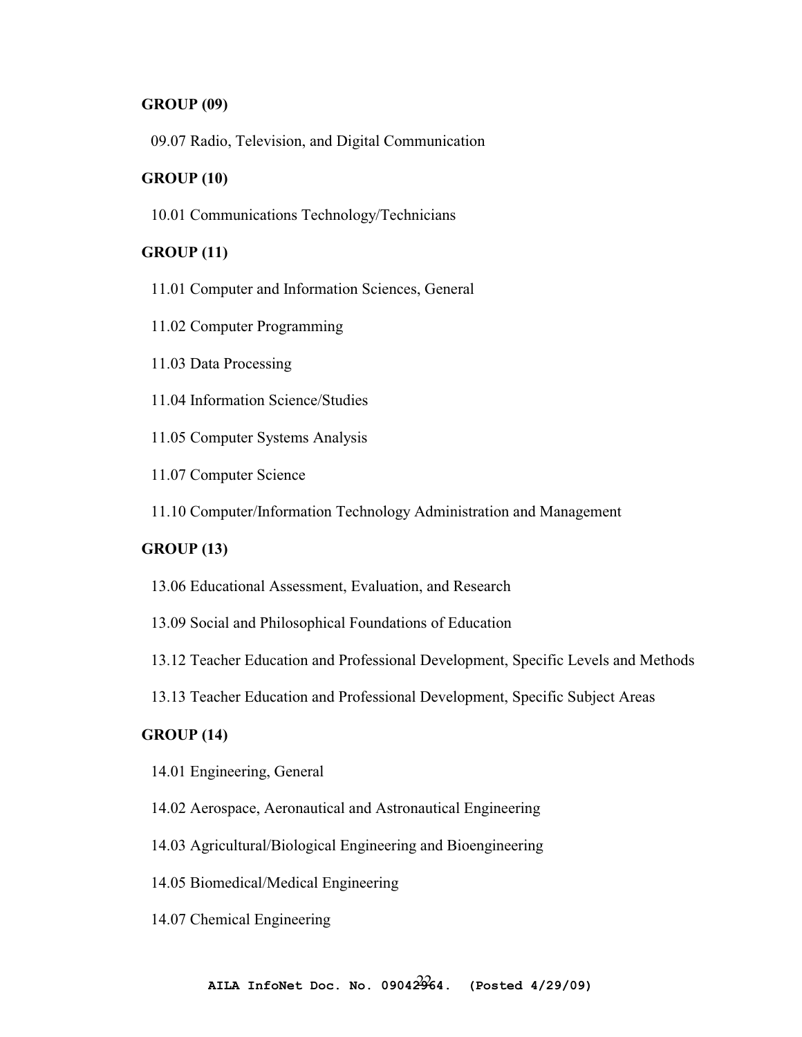**GROUP (09)**

09.07 Radio, Television, and Digital Communication

**GROUP (10)**

10.01 Communications Technology/Technicians

**GROUP (11)**

11.01 Computer and Information Sciences, General

11.02 Computer Programming

11.03 Data Processing

11.04 Information Science/Studies

11.05 Computer Systems Analysis

11.07 Computer Science

11.10 Computer/Information Technology Administration and Management

**GROUP (13)**

13.06 Educational Assessment, Evaluation, and Research

13.09 Social and Philosophical Foundations of Education

13.12 Teacher Education and Professional Development, Specific Levels and Methods

13.13 Teacher Education and Professional Development, Specific Subject Areas

**GROUP (14)**

14.01 Engineering, General

14.02 Aerospace, Aeronautical and Astronautical Engineering

14.03 Agricultural/Biological Engineering and Bioengineering

14.05 Biomedical/Medical Engineering

14.07 Chemical Engineering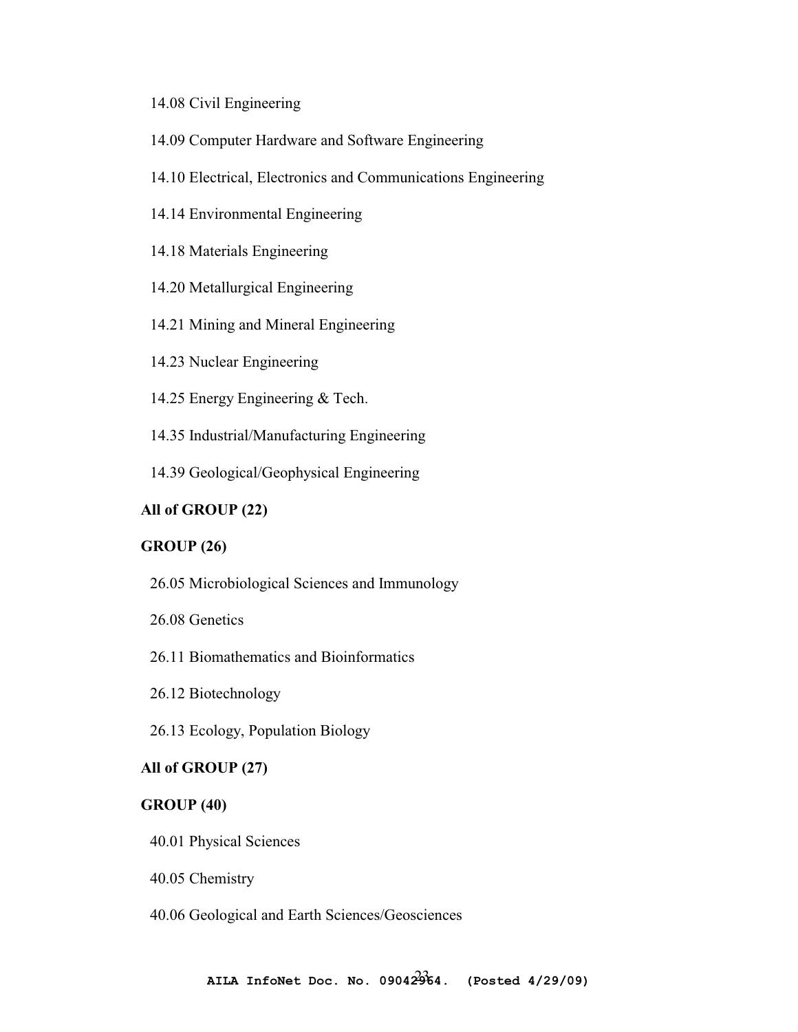14.08 Civil Engineering

14.09 Computer Hardware and Software Engineering

14.10 Electrical, Electronics and Communications Engineering

14.14 Environmental Engineering

14.18 Materials Engineering

14.20 Metallurgical Engineering

14.21 Mining and Mineral Engineering

14.23 Nuclear Engineering

14.25 Energy Engineering & Tech.

14.35 Industrial/Manufacturing Engineering

14.39 Geological/Geophysical Engineering

**All of GROUP (22)**

**GROUP (26)**

26.05 Microbiological Sciences and Immunology

26.08 Genetics

26.11 Biomathematics and Bioinformatics

26.12 Biotechnology

26.13 Ecology, Population Biology

**All of GROUP (27)**

**GROUP (40)**

40.01 Physical Sciences

40.05 Chemistry

40.06 Geological and Earth Sciences/Geosciences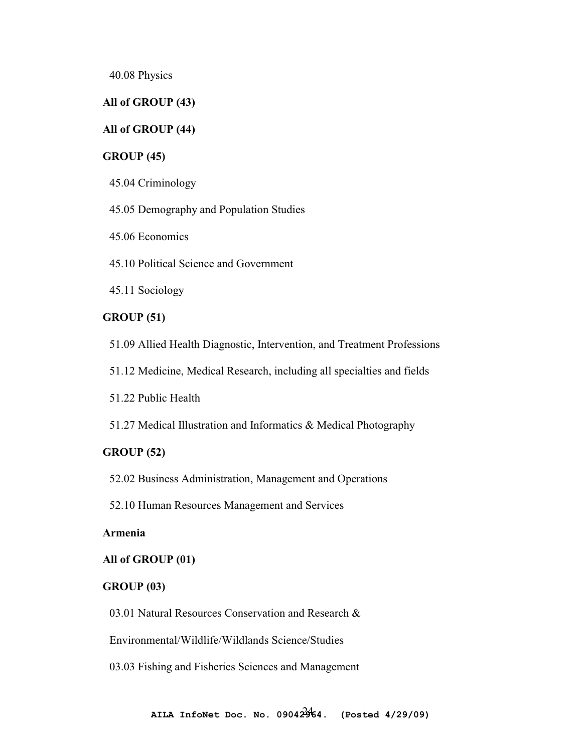40.08 Physics

**All of GROUP (43)**

**All of GROUP (44)**

**GROUP (45)**

45.04 Criminology

45.05 Demography and Population Studies

45.06 Economics

45.10 Political Science and Government

45.11 Sociology

**GROUP (51)**

51.09 Allied Health Diagnostic, Intervention, and Treatment Professions

51.12 Medicine, Medical Research, including all specialties and fields

51.22 Public Health

51.27 Medical Illustration and Informatics & Medical Photography

**GROUP (52)**

52.02 Business Administration, Management and Operations

52.10 Human Resources Management and Services

**Armenia**

**All of GROUP (01)**

**GROUP (03)**

03.01 Natural Resources Conservation and Research &

Environmental/Wildlife/Wildlands Science/Studies

03.03 Fishing and Fisheries Sciences and Management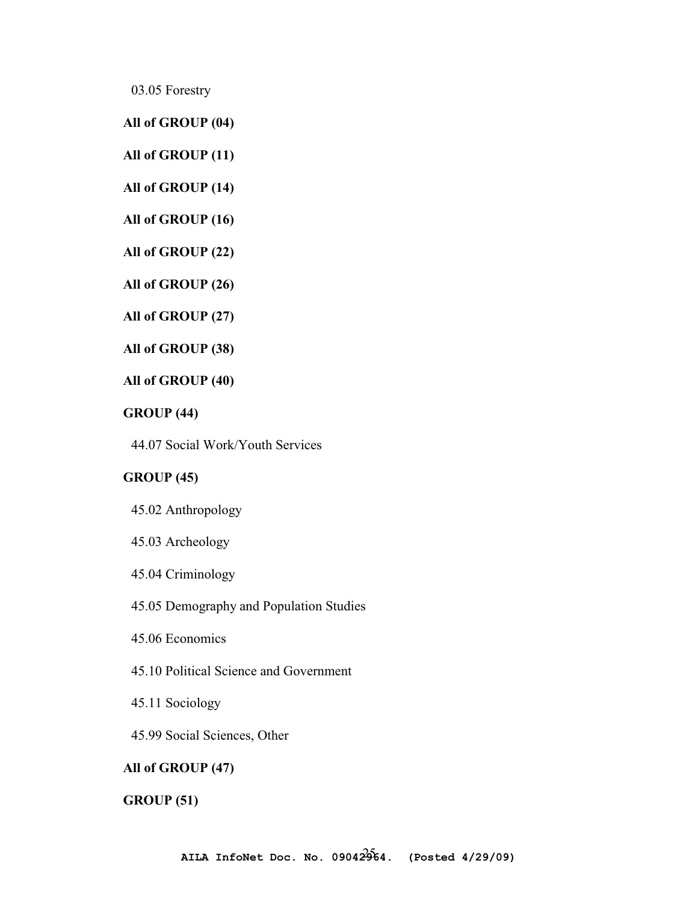03.05 Forestry

**All of GROUP (04)**

**All of GROUP (11)**

**All of GROUP (14)**

**All of GROUP (16)**

**All of GROUP (22)**

**All of GROUP (26)**

**All of GROUP (27)**

**All of GROUP (38)**

**All of GROUP (40)**

**GROUP (44)**

44.07 Social Work/Youth Services

**GROUP (45)**

45.02 Anthropology

45.03 Archeology

45.04 Criminology

45.05 Demography and Population Studies

45.06 Economics

45.10 Political Science and Government

45.11 Sociology

45.99 Social Sciences, Other

**All of GROUP (47)**

**GROUP (51)**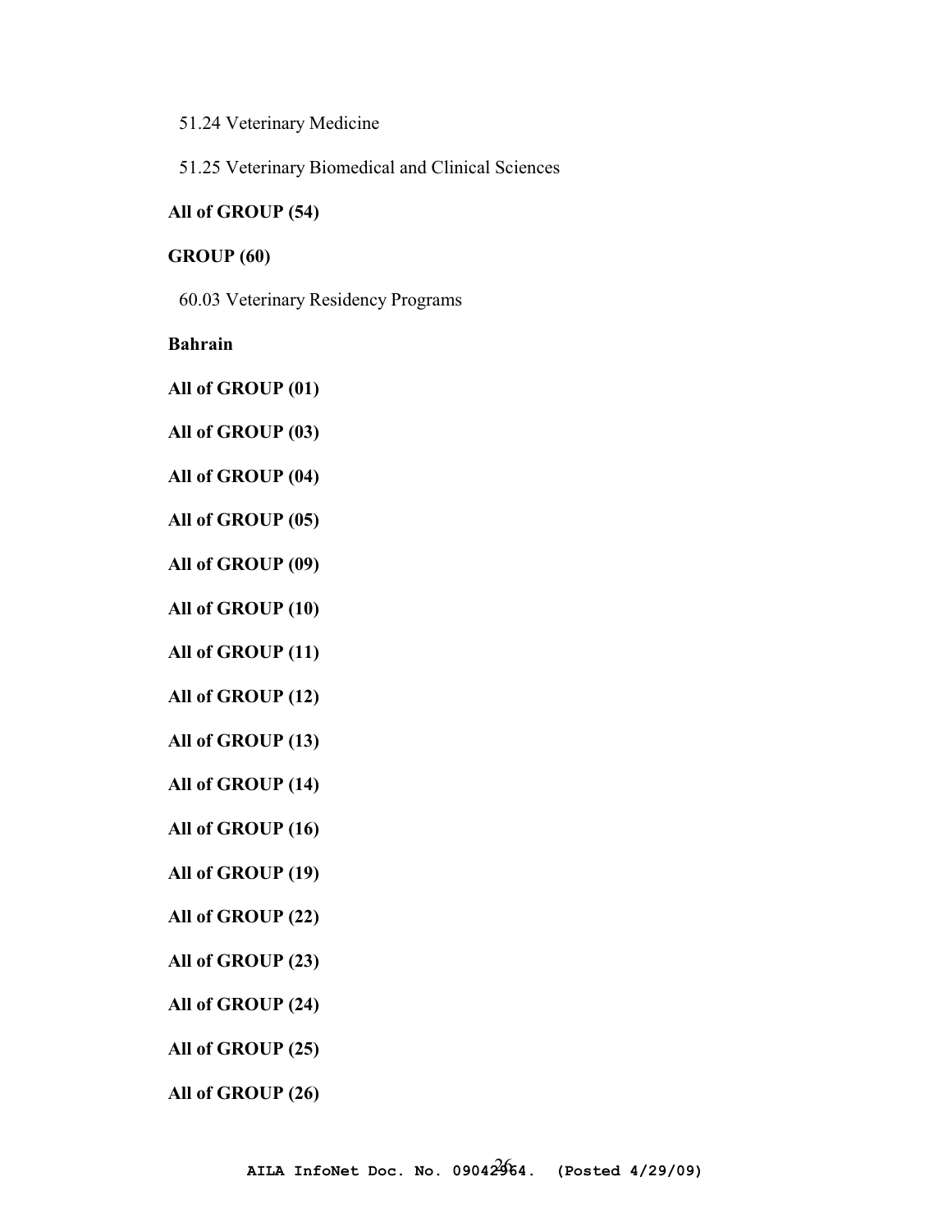51.24 Veterinary Medicine

51.25 Veterinary Biomedical and Clinical Sciences

**All of GROUP (54)**

**GROUP (60)**

60.03 Veterinary Residency Programs

**Bahrain**

**All of GROUP (01)**

**All of GROUP (03)**

**All of GROUP (04)**

**All of GROUP (05)**

**All of GROUP (09)**

**All of GROUP (10)**

**All of GROUP (11)**

**All of GROUP (12)**

**All of GROUP (13)**

**All of GROUP (14)**

**All of GROUP (16)**

**All of GROUP (19)**

**All of GROUP (22)**

**All of GROUP (23)**

**All of GROUP (24)**

**All of GROUP (25)**

**All of GROUP (26)**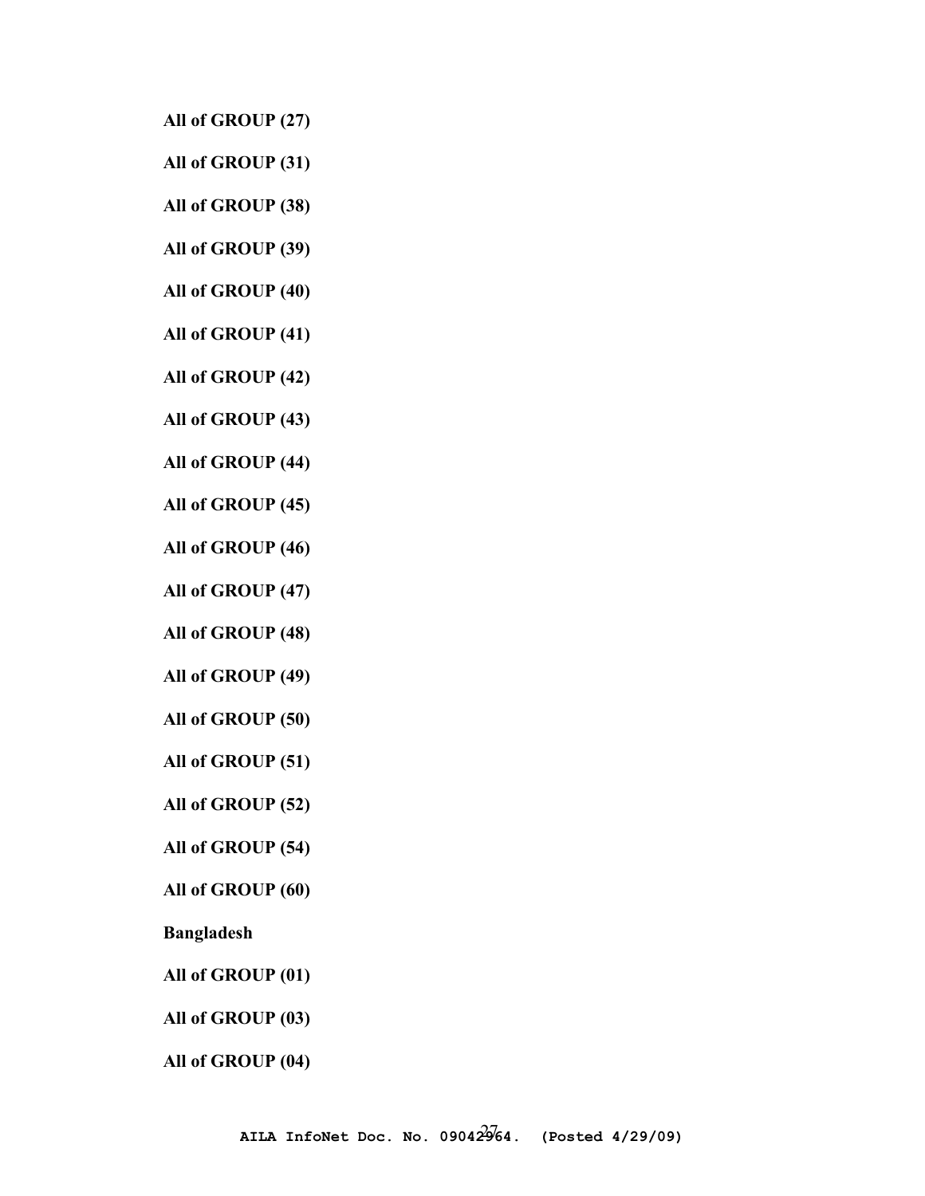**All of GROUP (27)**

**All of GROUP (31)**

**All of GROUP (38)**

**All of GROUP (39)**

**All of GROUP (40)**

**All of GROUP (41)**

**All of GROUP (42)**

**All of GROUP (43)**

**All of GROUP (44)**

**All of GROUP (45)**

**All of GROUP (46)**

**All of GROUP (47)**

**All of GROUP (48)**

**All of GROUP (49)**

**All of GROUP (50)**

**All of GROUP (51)**

**All of GROUP (52)**

**All of GROUP (54)**

**All of GROUP (60)**

**Bangladesh**

**All of GROUP (01)**

**All of GROUP (03)**

**All of GROUP (04)**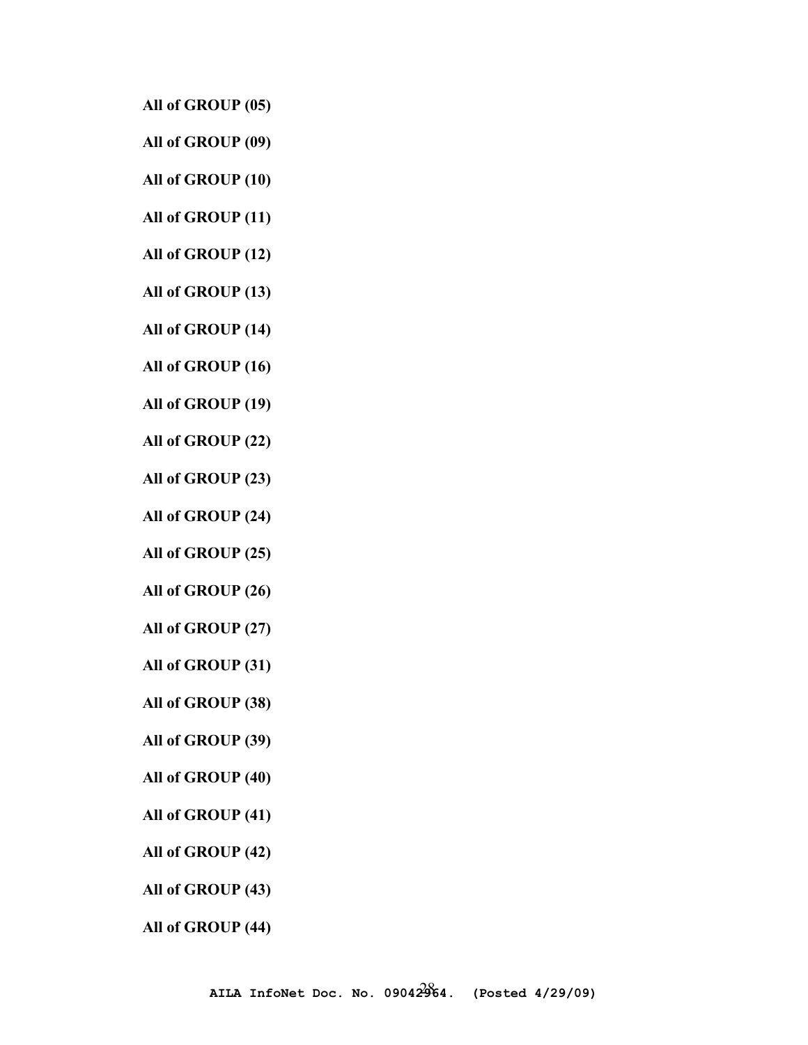**All of GROUP (05)**

**All of GROUP (09)**

**All of GROUP (10)**

**All of GROUP (11)**

**All of GROUP (12)**

**All of GROUP (13)**

**All of GROUP (14)**

**All of GROUP (16)**

**All of GROUP (19)**

**All of GROUP (22)**

**All of GROUP (23)**

**All of GROUP (24)**

**All of GROUP (25)**

**All of GROUP (26)**

**All of GROUP (27)**

**All of GROUP (31)**

**All of GROUP (38)**

**All of GROUP (39)**

**All of GROUP (40)**

**All of GROUP (41)**

**All of GROUP (42)**

**All of GROUP (43)**

**All of GROUP (44)**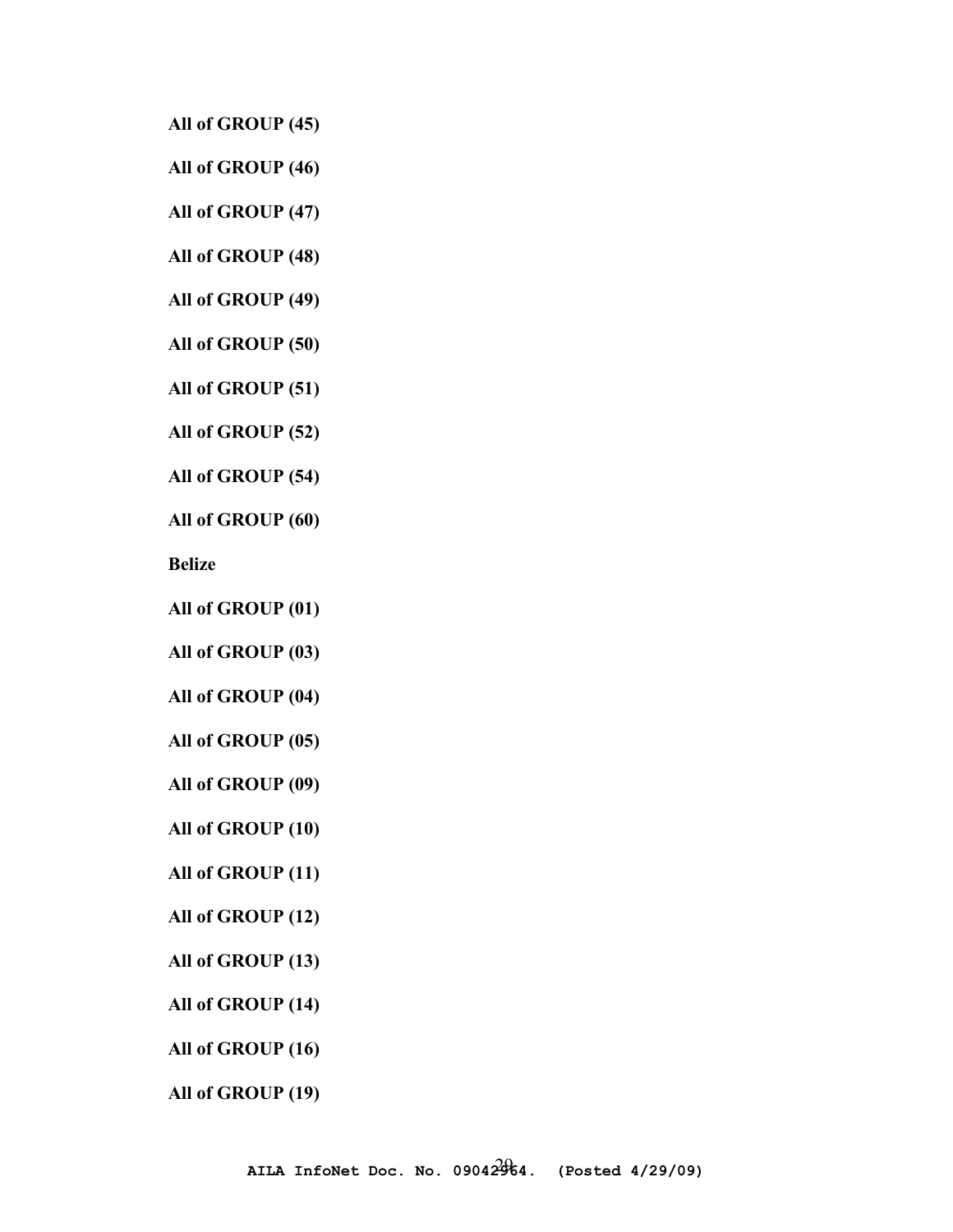**All of GROUP (45)**

**All of GROUP (46)**

**All of GROUP (47)**

**All of GROUP (48)**

**All of GROUP (49)**

**All of GROUP (50)**

**All of GROUP (51)**

**All of GROUP (52)**

**All of GROUP (54)**

**All of GROUP (60)**

**Belize**

**All of GROUP (01)**

**All of GROUP (03)**

**All of GROUP (04)**

**All of GROUP (05)**

**All of GROUP (09)**

**All of GROUP (10)**

**All of GROUP (11)**

**All of GROUP (12)**

**All of GROUP (13)**

**All of GROUP (14)**

**All of GROUP (16)**

**All of GROUP (19)**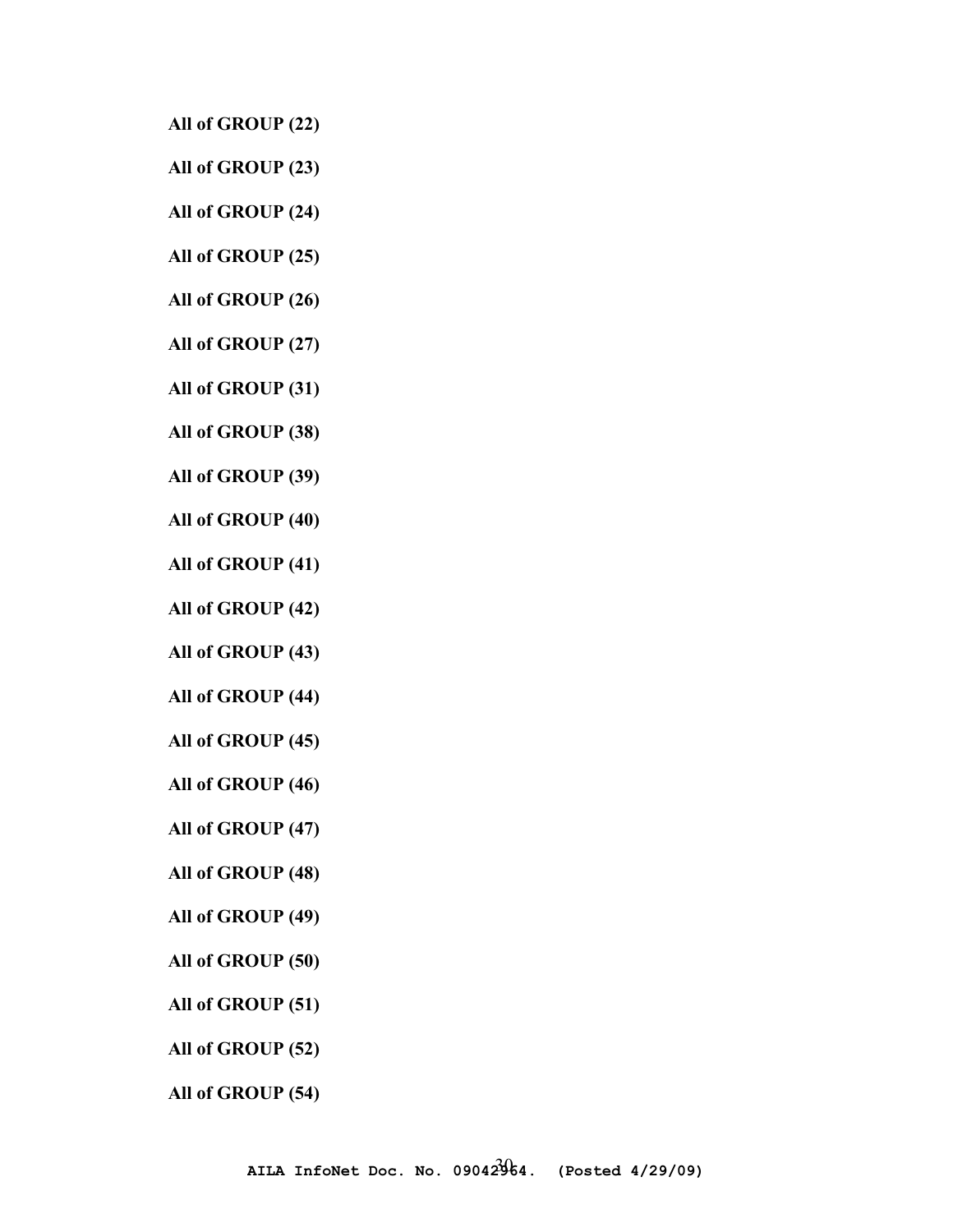**All of GROUP (22)**

**All of GROUP (23)**

**All of GROUP (24)**

**All of GROUP (25)**

**All of GROUP (26)**

**All of GROUP (27)**

**All of GROUP (31)**

**All of GROUP (38)**

**All of GROUP (39)**

**All of GROUP (40)**

**All of GROUP (41)**

**All of GROUP (42)**

**All of GROUP (43)**

**All of GROUP (44)**

**All of GROUP (45)**

**All of GROUP (46)**

**All of GROUP (47)**

**All of GROUP (48)**

**All of GROUP (49)**

**All of GROUP (50)**

**All of GROUP (51)**

**All of GROUP (52)**

**All of GROUP (54)**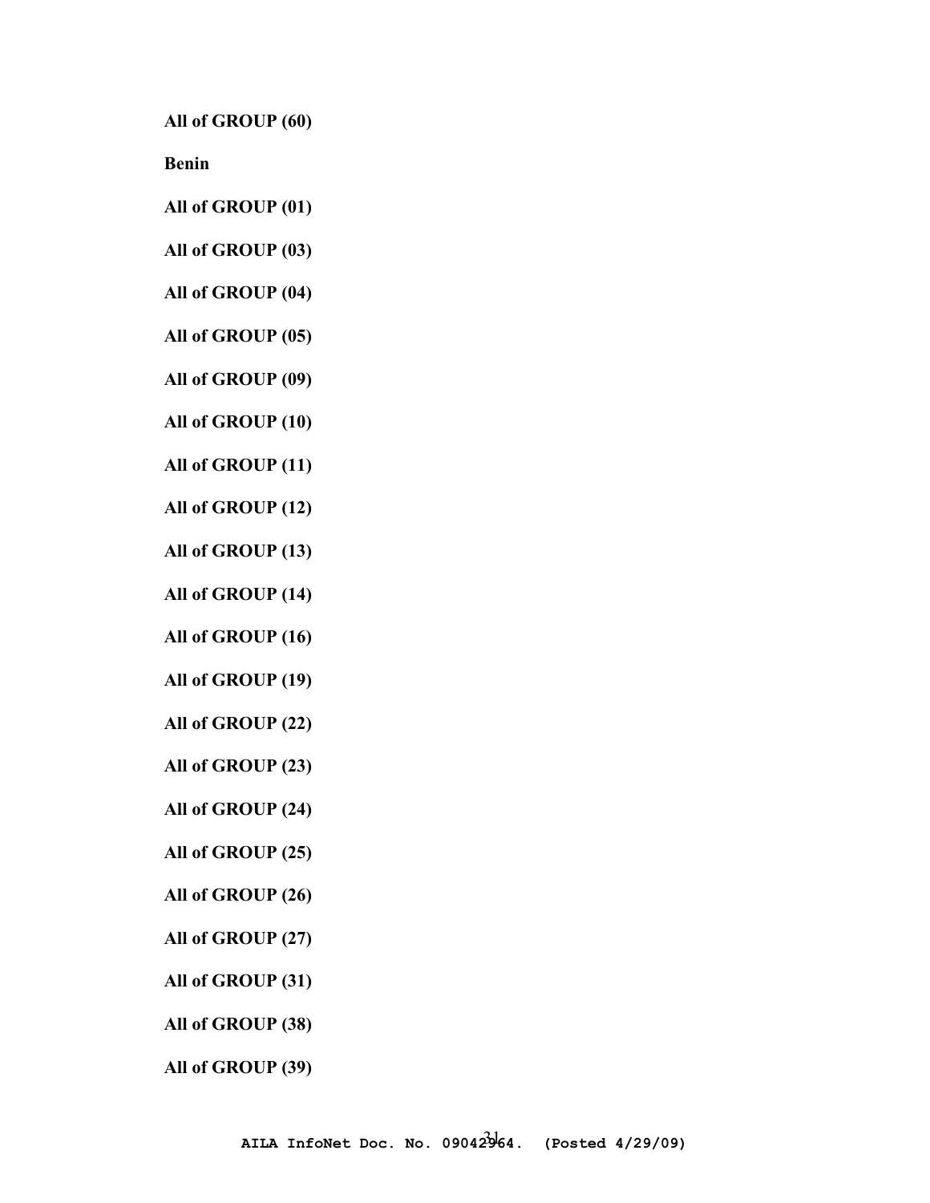**All of GROUP (60)**

**Benin**

**All of GROUP (01)**

**All of GROUP (03)**

**All of GROUP (04)**

**All of GROUP (05)**

**All of GROUP (09)**

**All of GROUP (10)**

**All of GROUP (11)**

**All of GROUP (12)**

**All of GROUP (13)**

**All of GROUP (14)**

**All of GROUP (16)**

**All of GROUP (19)**

**All of GROUP (22)**

**All of GROUP (23)**

**All of GROUP (24)**

**All of GROUP (25)**

**All of GROUP (26)**

**All of GROUP (27)**

**All of GROUP (31)**

**All of GROUP (38)**

**All of GROUP (39)**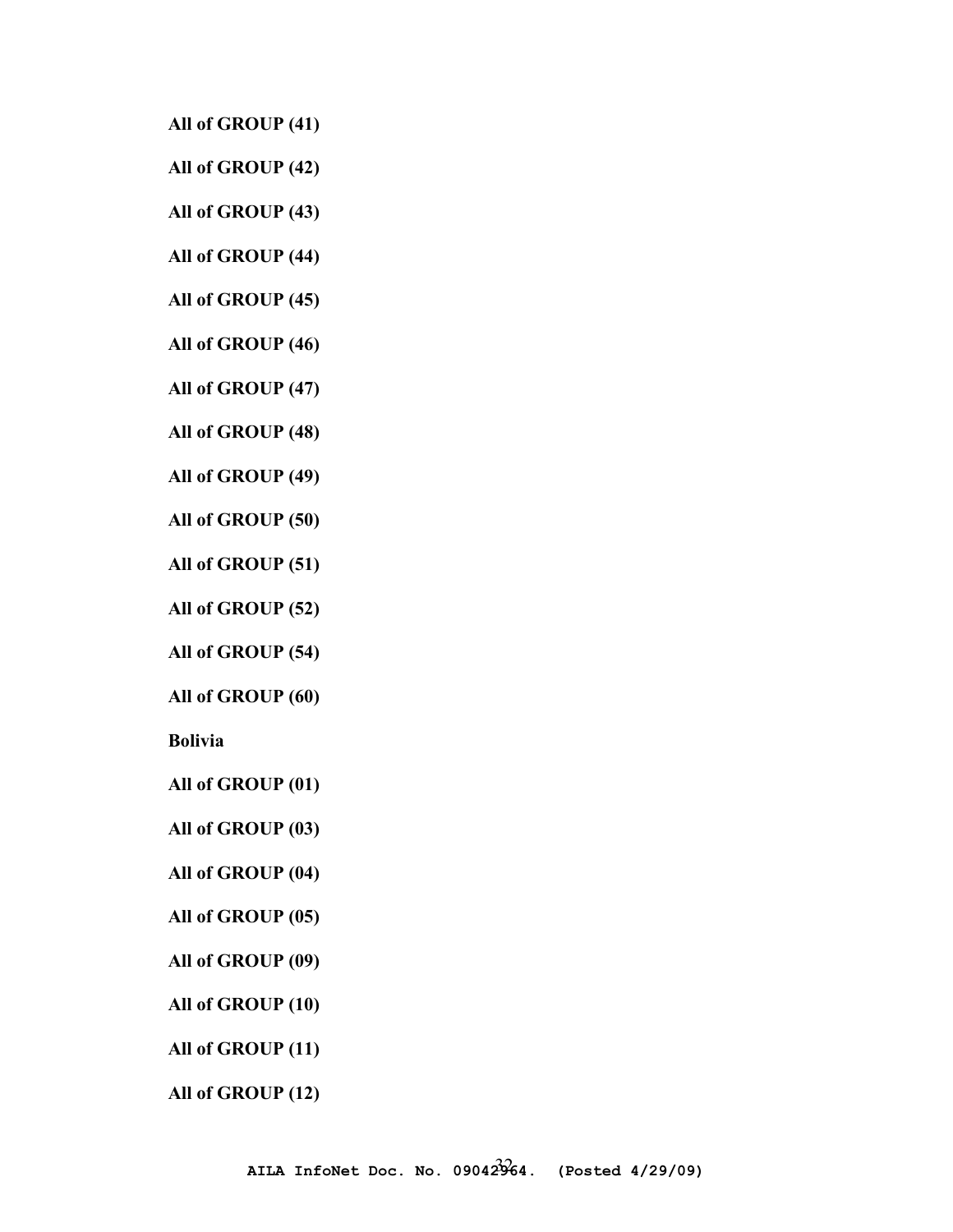**All of GROUP (41)**

**All of GROUP (42)**

**All of GROUP (43)**

**All of GROUP (44)**

**All of GROUP (45)**

**All of GROUP (46)**

**All of GROUP (47)**

**All of GROUP (48)**

**All of GROUP (49)**

**All of GROUP (50)**

**All of GROUP (51)**

**All of GROUP (52)**

**All of GROUP (54)**

**All of GROUP (60)**

**Bolivia**

**All of GROUP (01)**

**All of GROUP (03)**

**All of GROUP (04)**

**All of GROUP (05)**

**All of GROUP (09)**

**All of GROUP (10)**

**All of GROUP (11)**

**All of GROUP (12)**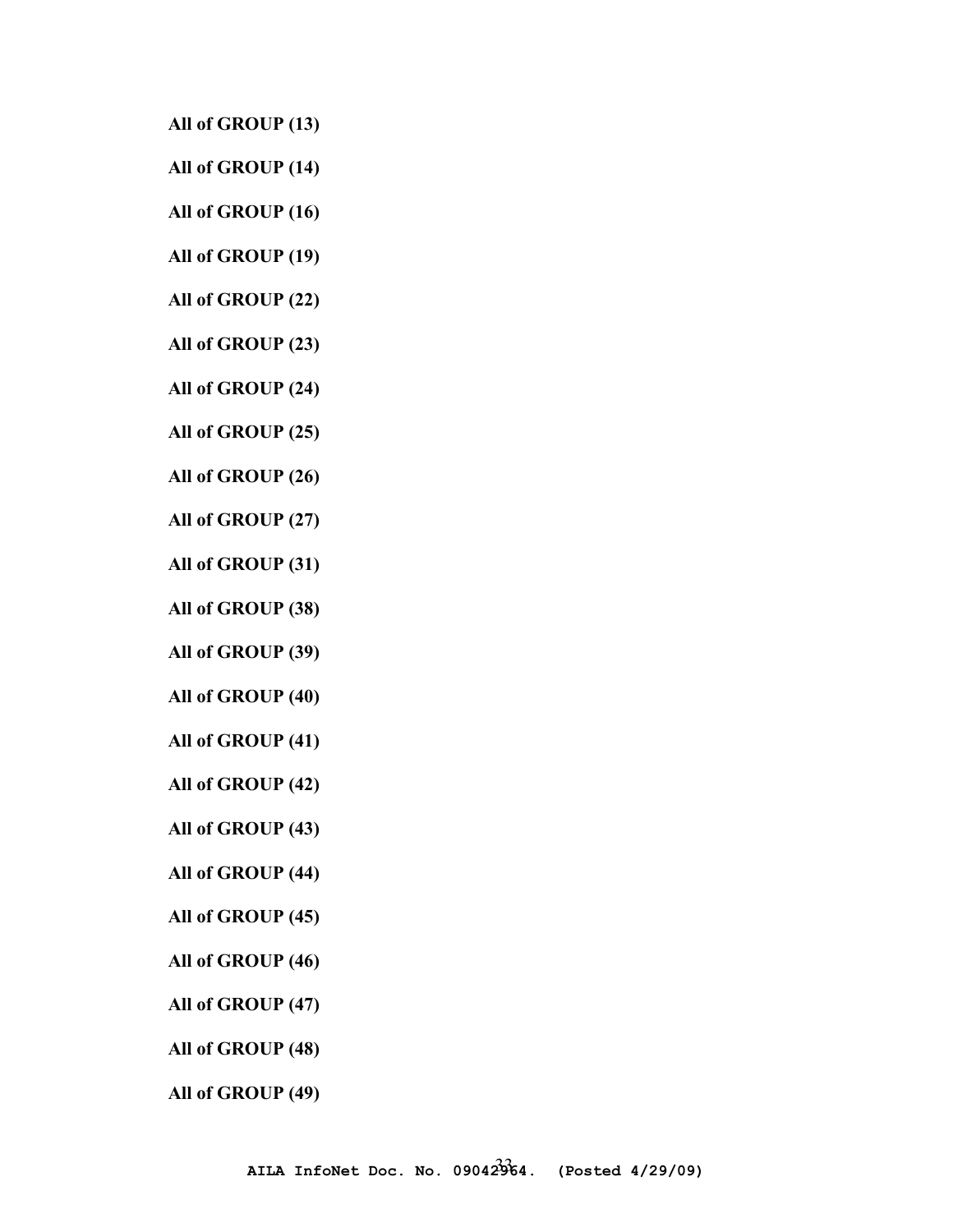**All of GROUP (13)**

**All of GROUP (14)**

**All of GROUP (16)**

**All of GROUP (19)**

**All of GROUP (22)**

**All of GROUP (23)**

**All of GROUP (24)**

**All of GROUP (25)**

**All of GROUP (26)**

**All of GROUP (27)**

**All of GROUP (31)**

**All of GROUP (38)**

**All of GROUP (39)**

**All of GROUP (40)**

**All of GROUP (41)**

**All of GROUP (42)**

**All of GROUP (43)**

**All of GROUP (44)**

**All of GROUP (45)**

**All of GROUP (46)**

**All of GROUP (47)**

**All of GROUP (48)**

**All of GROUP (49)**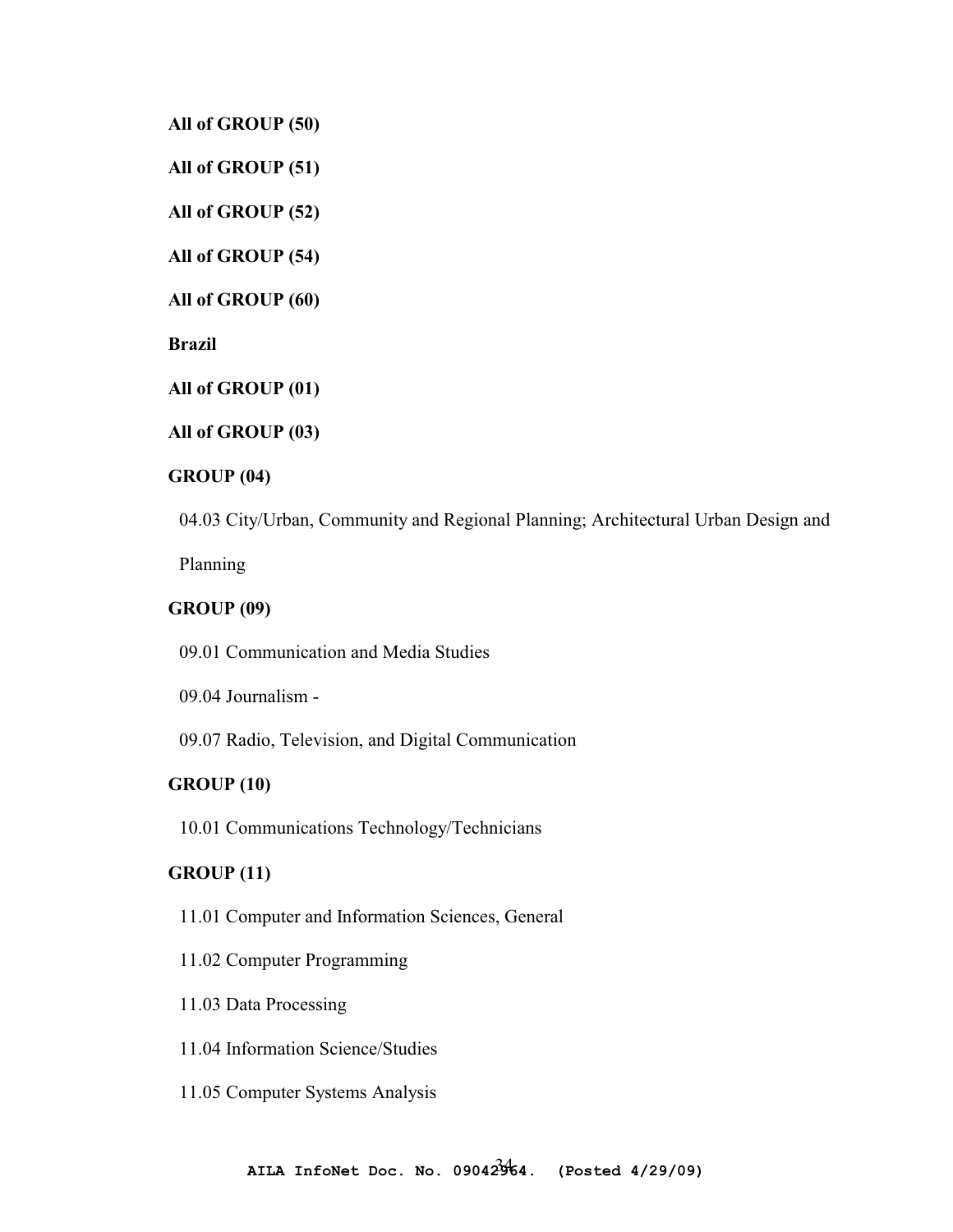**All of GROUP (50)**

**All of GROUP (51)**

**All of GROUP (52)**

**All of GROUP (54)**

**All of GROUP (60)**

**Brazil**

**All of GROUP (01)**

**All of GROUP (03)**

**GROUP (04)**

04.03 City/Urban, Community and Regional Planning; Architectural Urban Design and Planning

**GROUP (09)**

09.01 Communication and Media Studies

09.04 Journalism -

09.07 Radio, Television, and Digital Communication

**GROUP (10)**

10.01 Communications Technology/Technicians

**GROUP (11)**

11.01 Computer and Information Sciences, General

11.02 Computer Programming

11.03 Data Processing

11.04 Information Science/Studies

11.05 Computer Systems Analysis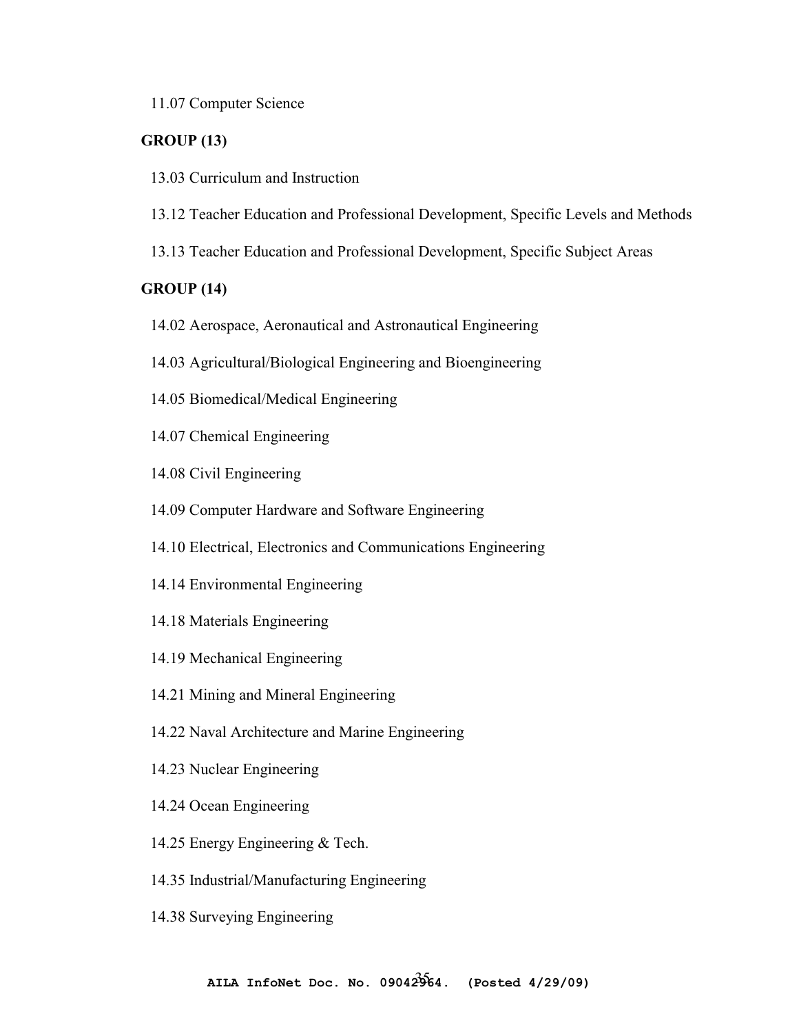11.07 Computer Science

**GROUP (13)**

13.03 Curriculum and Instruction

13.12 Teacher Education and Professional Development, Specific Levels and Methods

13.13 Teacher Education and Professional Development, Specific Subject Areas

**GROUP (14)**

14.02 Aerospace, Aeronautical and Astronautical Engineering

14.03 Agricultural/Biological Engineering and Bioengineering

14.05 Biomedical/Medical Engineering

14.07 Chemical Engineering

14.08 Civil Engineering

14.09 Computer Hardware and Software Engineering

14.10 Electrical, Electronics and Communications Engineering

14.14 Environmental Engineering

14.18 Materials Engineering

14.19 Mechanical Engineering

14.21 Mining and Mineral Engineering

14.22 Naval Architecture and Marine Engineering

14.23 Nuclear Engineering

14.24 Ocean Engineering

14.25 Energy Engineering & Tech.

14.35 Industrial/Manufacturing Engineering

14.38 Surveying Engineering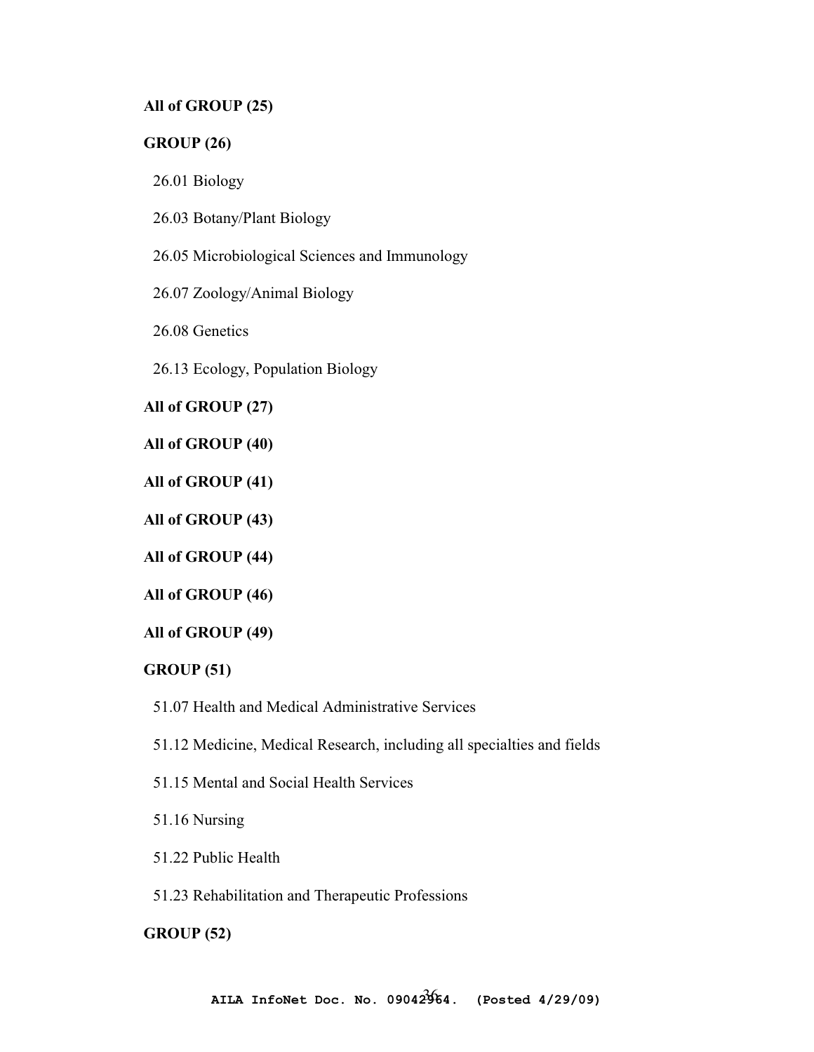**All of GROUP (25)**

**GROUP (26)**

26.01 Biology

26.03 Botany/Plant Biology

26.05 Microbiological Sciences and Immunology

26.07 Zoology/Animal Biology

26.08 Genetics

26.13 Ecology, Population Biology

**All of GROUP (27)**

**All of GROUP (40)**

**All of GROUP (41)**

**All of GROUP (43)**

**All of GROUP (44)**

**All of GROUP (46)**

**All of GROUP (49)**

**GROUP (51)**

51.07 Health and Medical Administrative Services

51.12 Medicine, Medical Research, including all specialties and fields

51.15 Mental and Social Health Services

51.16 Nursing

51.22 Public Health

51.23 Rehabilitation and Therapeutic Professions

**GROUP (52)**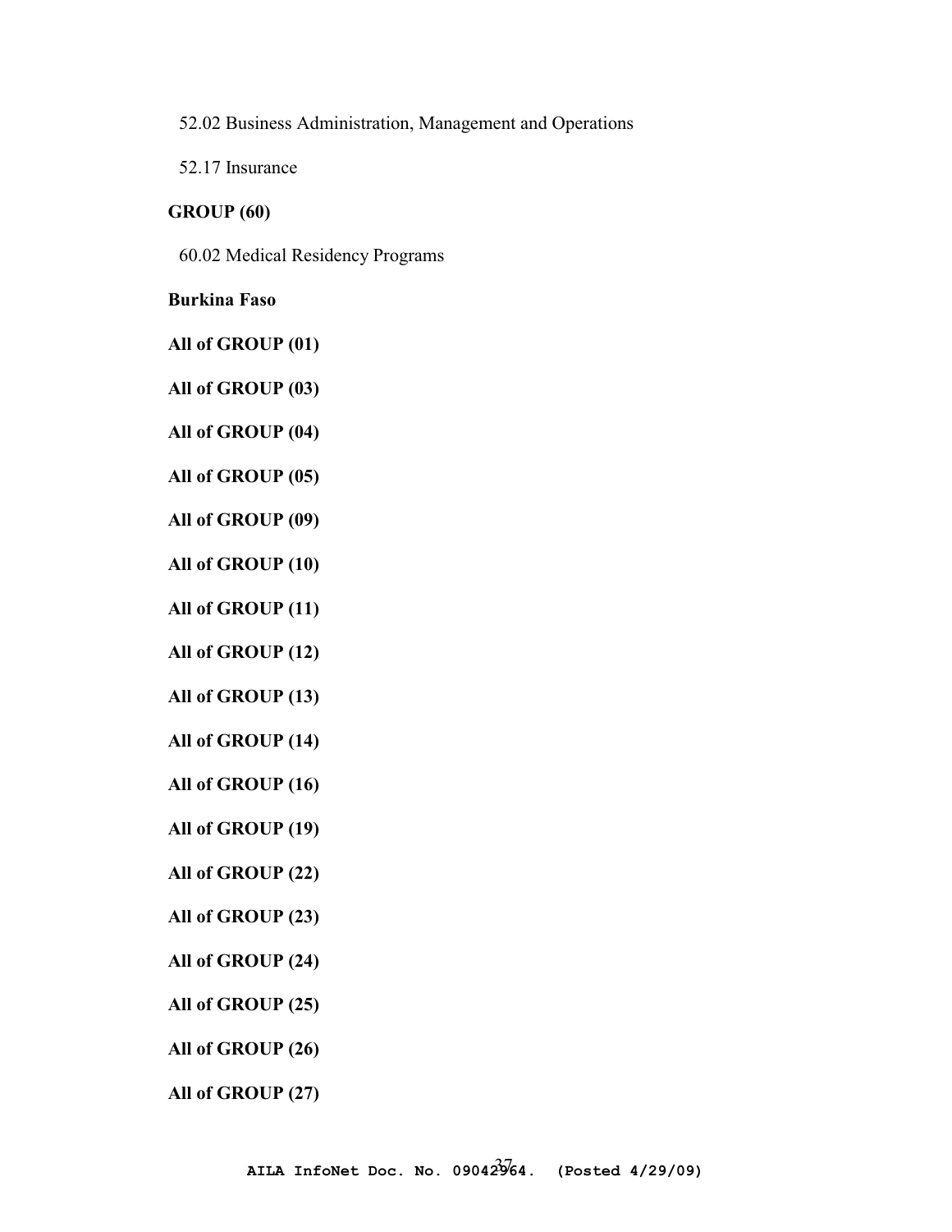52.02 Business Administration, Management and Operations

52.17 Insurance

**GROUP (60)**

60.02 Medical Residency Programs

**Burkina Faso**

**All of GROUP (01)**

**All of GROUP (03)**

**All of GROUP (04)**

**All of GROUP (05)**

**All of GROUP (09)**

**All of GROUP (10)**

**All of GROUP (11)**

**All of GROUP (12)**

**All of GROUP (13)**

**All of GROUP (14)**

**All of GROUP (16)**

**All of GROUP (19)**

**All of GROUP (22)**

**All of GROUP (23)**

**All of GROUP (24)**

**All of GROUP (25)**

**All of GROUP (26)**

**All of GROUP (27)**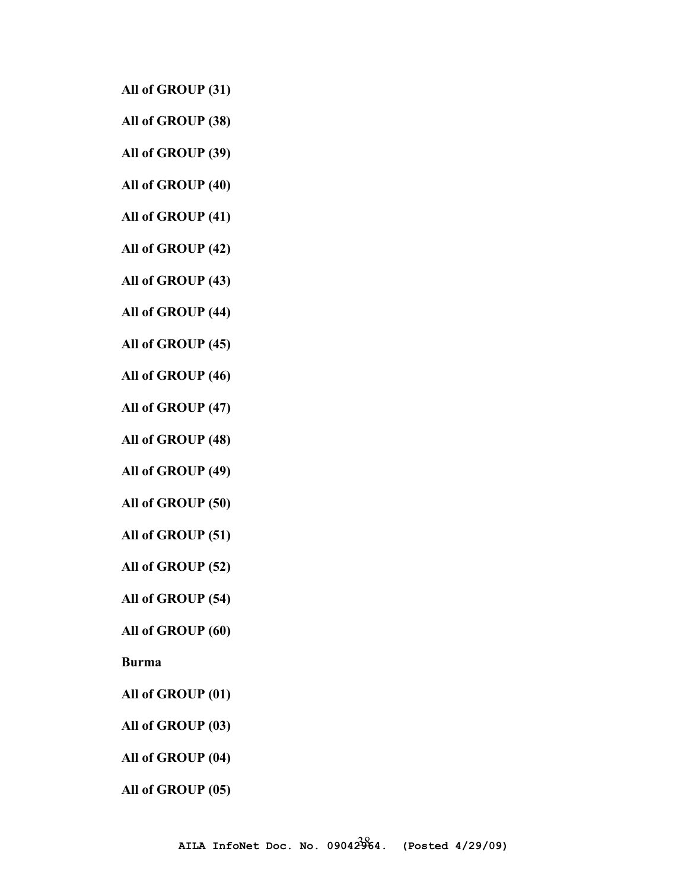**All of GROUP (31)**

**All of GROUP (38)**

**All of GROUP (39)**

**All of GROUP (40)**

**All of GROUP (41)**

**All of GROUP (42)**

**All of GROUP (43)**

**All of GROUP (44)**

**All of GROUP (45)**

**All of GROUP (46)**

**All of GROUP (47)**

**All of GROUP (48)**

**All of GROUP (49)**

**All of GROUP (50)**

**All of GROUP (51)**

**All of GROUP (52)**

**All of GROUP (54)**

**All of GROUP (60)**

**Burma**

**All of GROUP (01)**

**All of GROUP (03)**

**All of GROUP (04)**

**All of GROUP (05)**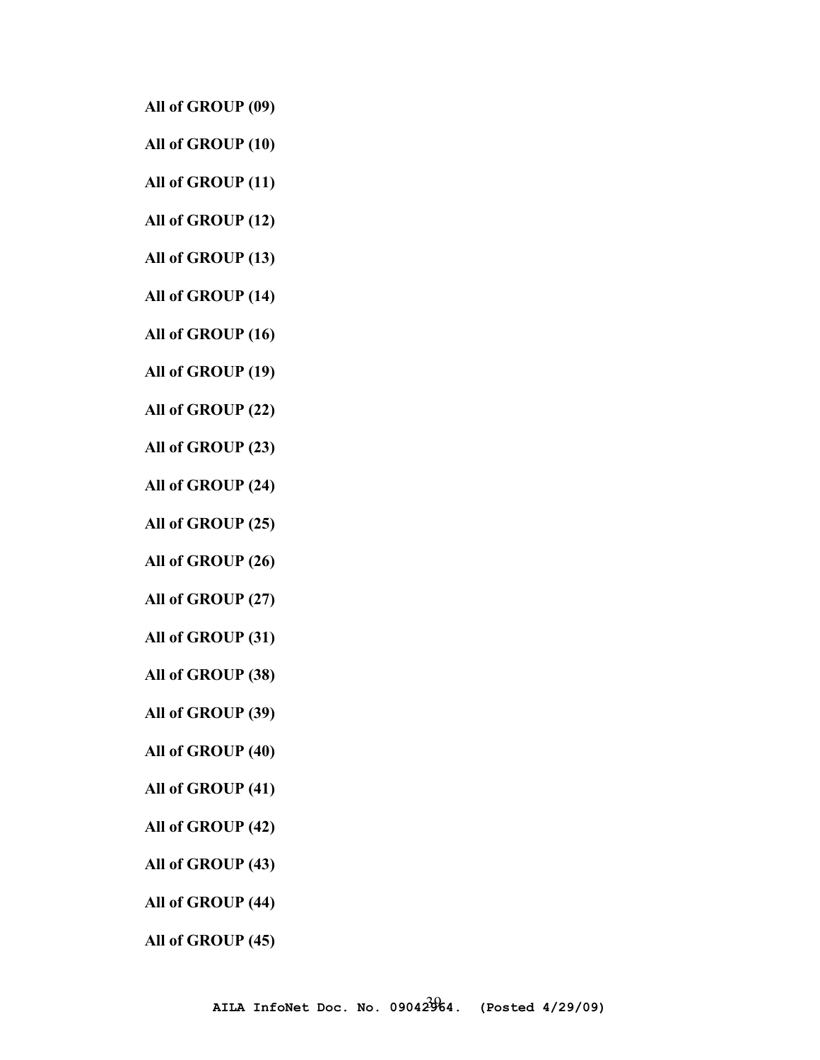**All of GROUP (09)**

**All of GROUP (10)**

**All of GROUP (11)**

**All of GROUP (12)**

**All of GROUP (13)**

**All of GROUP (14)**

**All of GROUP (16)**

**All of GROUP (19)**

**All of GROUP (22)**

**All of GROUP (23)**

**All of GROUP (24)**

**All of GROUP (25)**

**All of GROUP (26)**

**All of GROUP (27)**

**All of GROUP (31)**

**All of GROUP (38)**

**All of GROUP (39)**

**All of GROUP (40)**

**All of GROUP (41)**

**All of GROUP (42)**

**All of GROUP (43)**

**All of GROUP (44)**

**All of GROUP (45)**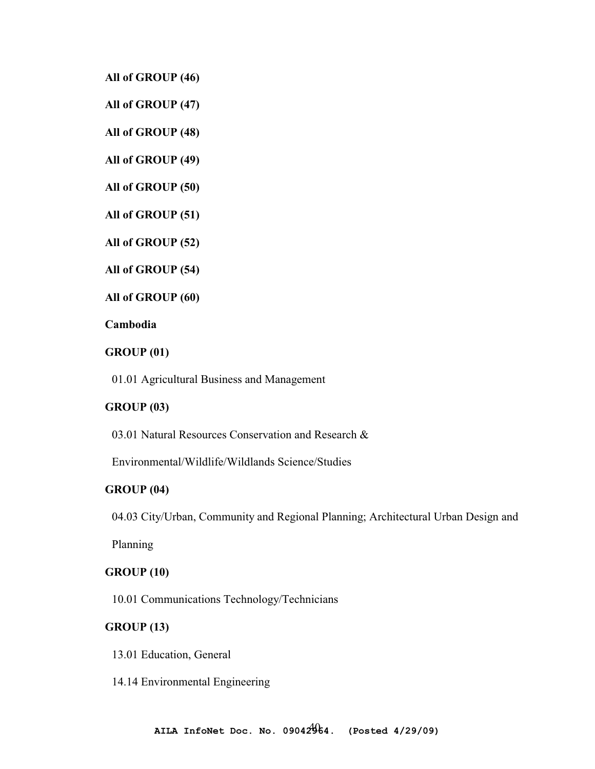**All of GROUP (46)**

**All of GROUP (47)**

**All of GROUP (48)**

**All of GROUP (49)**

**All of GROUP (50)**

**All of GROUP (51)**

**All of GROUP (52)**

**All of GROUP (54)**

**All of GROUP (60)**

**Cambodia**

**GROUP (01)**

01.01 Agricultural Business and Management

**GROUP (03)**

03.01 Natural Resources Conservation and Research & Environmental/Wildlife/Wildlands Science/Studies

**GROUP (04)**

04.03 City/Urban, Community and Regional Planning; Architectural Urban Design and Planning

**GROUP (10)**

10.01 Communications Technology/Technicians

**GROUP (13)**

13.01 Education, General

14.14 Environmental Engineering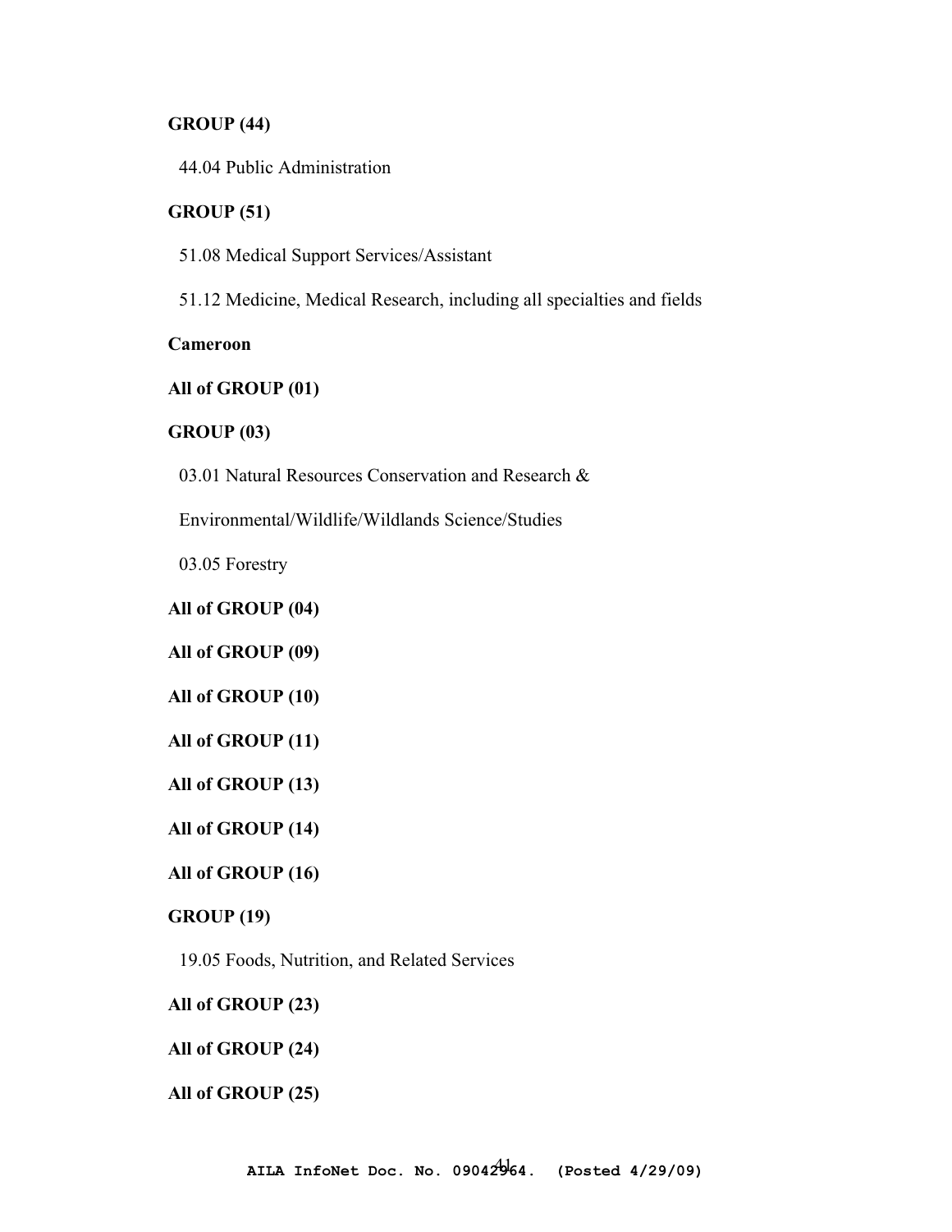**GROUP (44)**

44.04 Public Administration

**GROUP (51)**

51.08 Medical Support Services/Assistant

51.12 Medicine, Medical Research, including all specialties and fields

**Cameroon**

**All of GROUP (01)**

**GROUP (03)**

03.01 Natural Resources Conservation and Research &

Environmental/Wildlife/Wildlands Science/Studies

03.05 Forestry

**All of GROUP (04)**

**All of GROUP (09)**

**All of GROUP (10)**

**All of GROUP (11)**

**All of GROUP (13)**

**All of GROUP (14)**

**All of GROUP (16)**

**GROUP (19)**

19.05 Foods, Nutrition, and Related Services

**All of GROUP (23)**

**All of GROUP (24)**

**All of GROUP (25)**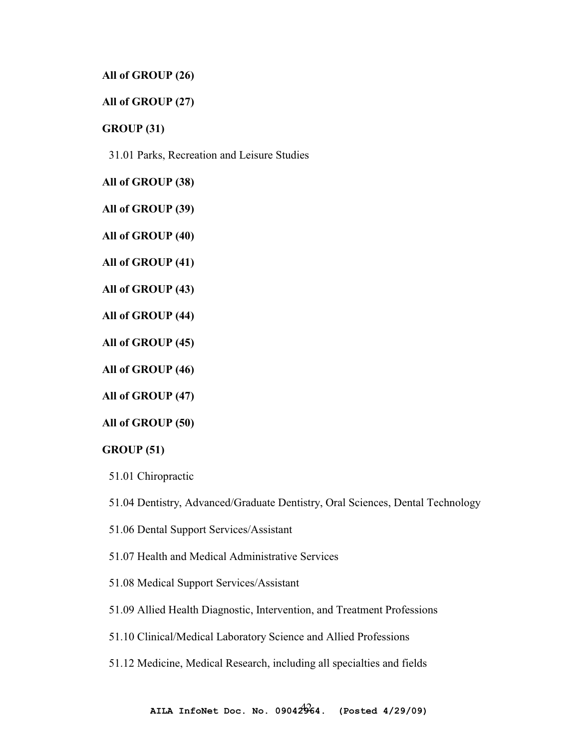**All of GROUP (26)**

**All of GROUP (27)**

**GROUP (31)**

31.01 Parks, Recreation and Leisure Studies

**All of GROUP (38)**

**All of GROUP (39)**

**All of GROUP (40)**

**All of GROUP (41)**

**All of GROUP (43)**

**All of GROUP (44)**

**All of GROUP (45)**

**All of GROUP (46)**

**All of GROUP (47)**

**All of GROUP (50)**

**GROUP (51)**

51.01 Chiropractic

51.04 Dentistry, Advanced/Graduate Dentistry, Oral Sciences, Dental Technology

51.06 Dental Support Services/Assistant

51.07 Health and Medical Administrative Services

51.08 Medical Support Services/Assistant

51.09 Allied Health Diagnostic, Intervention, and Treatment Professions

51.10 Clinical/Medical Laboratory Science and Allied Professions

51.12 Medicine, Medical Research, including all specialties and fields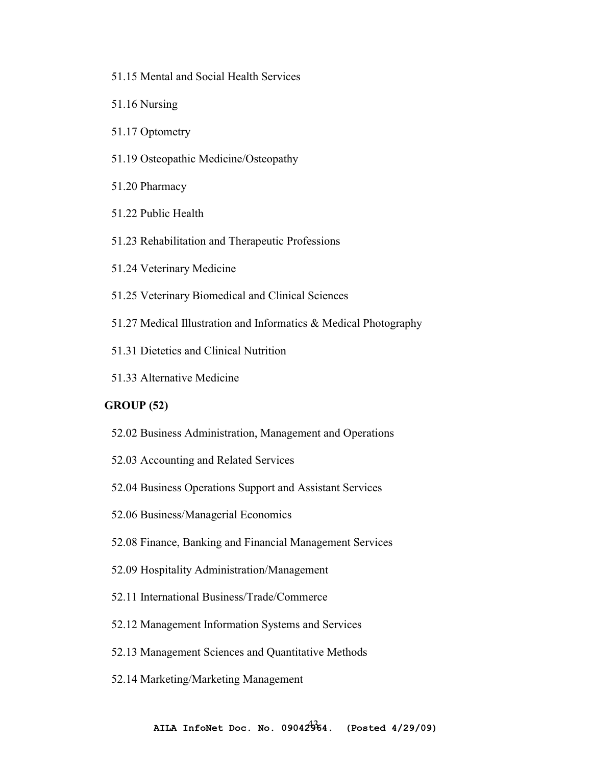51.15 Mental and Social Health Services

51.16 Nursing

51.17 Optometry

51.19 Osteopathic Medicine/Osteopathy

51.20 Pharmacy

51.22 Public Health

51.23 Rehabilitation and Therapeutic Professions

51.24 Veterinary Medicine

51.25 Veterinary Biomedical and Clinical Sciences

51.27 Medical Illustration and Informatics & Medical Photography

51.31 Dietetics and Clinical Nutrition

51.33 Alternative Medicine

**GROUP (52)**

52.02 Business Administration, Management and Operations

52.03 Accounting and Related Services

52.04 Business Operations Support and Assistant Services

52.06 Business/Managerial Economics

52.08 Finance, Banking and Financial Management Services

52.09 Hospitality Administration/Management

52.11 International Business/Trade/Commerce

52.12 Management Information Systems and Services

52.13 Management Sciences and Quantitative Methods

52.14 Marketing/Marketing Management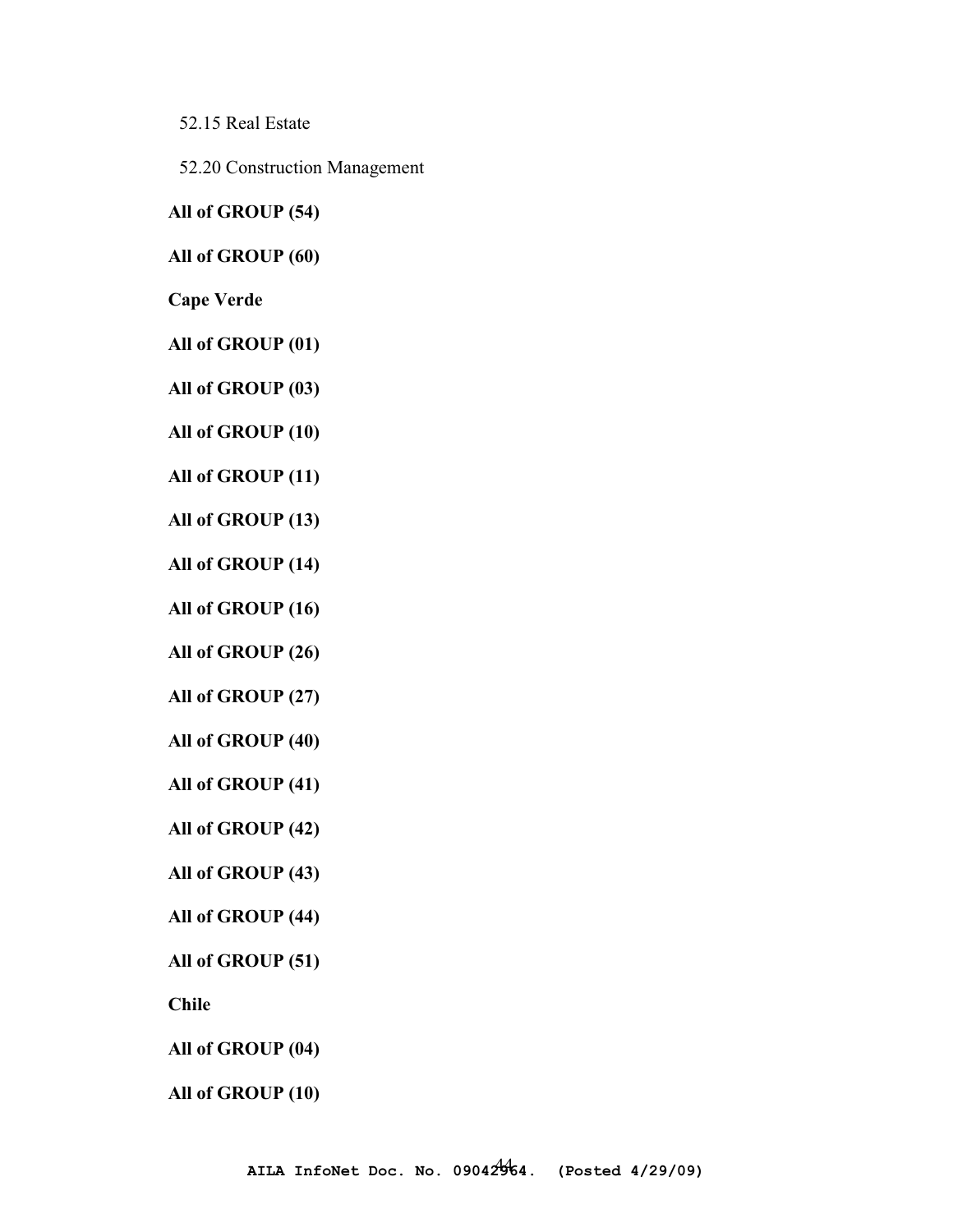52.15 Real Estate

52.20 Construction Management

**All of GROUP (54)**

**All of GROUP (60)**

**Cape Verde**

**All of GROUP (01)**

**All of GROUP (03)**

**All of GROUP (10)**

**All of GROUP (11)**

**All of GROUP (13)**

**All of GROUP (14)**

**All of GROUP (16)**

**All of GROUP (26)**

**All of GROUP (27)**

**All of GROUP (40)**

**All of GROUP (41)**

**All of GROUP (42)**

**All of GROUP (43)**

**All of GROUP (44)**

**All of GROUP (51)**

**Chile**

**All of GROUP (04)**

**All of GROUP (10)**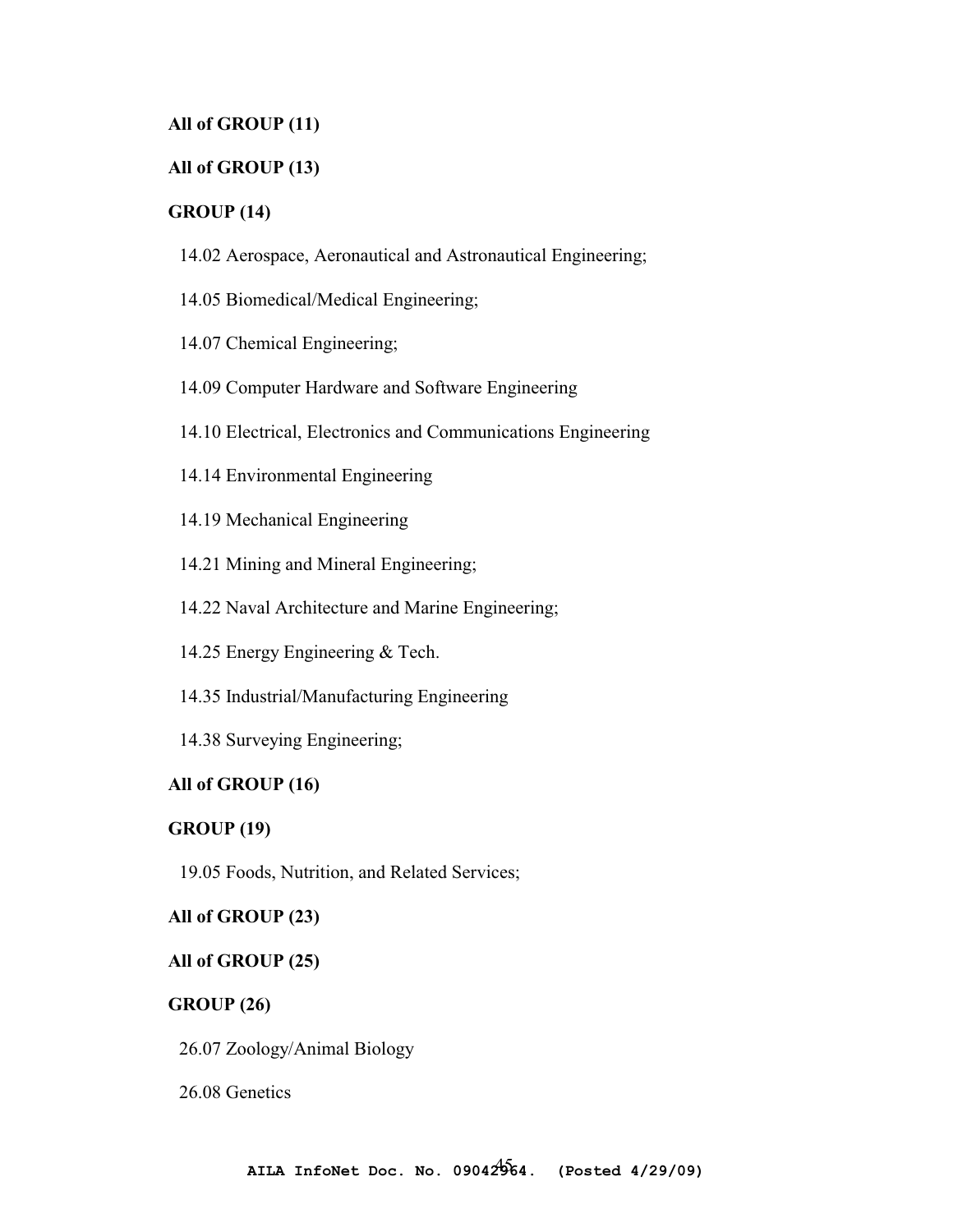**All of GROUP (11)**

**All of GROUP (13)**

**GROUP (14)**

14.02 Aerospace, Aeronautical and Astronautical Engineering;

14.05 Biomedical/Medical Engineering;

14.07 Chemical Engineering;

14.09 Computer Hardware and Software Engineering

14.10 Electrical, Electronics and Communications Engineering

14.14 Environmental Engineering

14.19 Mechanical Engineering

14.21 Mining and Mineral Engineering;

14.22 Naval Architecture and Marine Engineering;

14.25 Energy Engineering & Tech.

14.35 Industrial/Manufacturing Engineering

14.38 Surveying Engineering;

**All of GROUP (16)**

**GROUP (19)**

19.05 Foods, Nutrition, and Related Services;

**All of GROUP (23)**

**All of GROUP (25)**

**GROUP (26)**

26.07 Zoology/Animal Biology

26.08 Genetics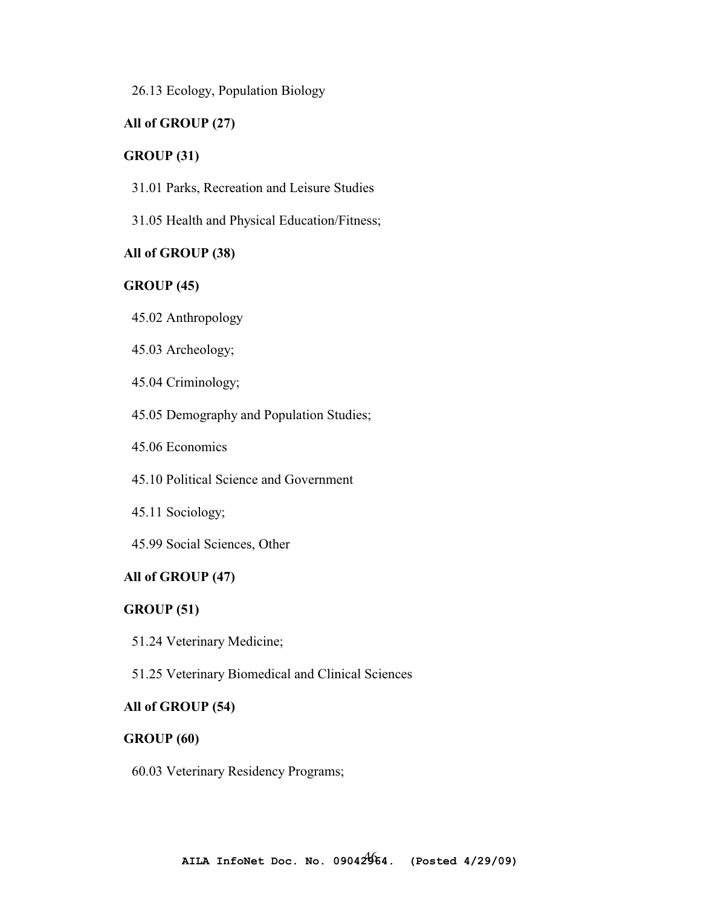26.13 Ecology, Population Biology

**All of GROUP (27)**

**GROUP (31)**

31.01 Parks, Recreation and Leisure Studies

31.05 Health and Physical Education/Fitness;

**All of GROUP (38)**

**GROUP (45)**

45.02 Anthropology

45.03 Archeology;

45.04 Criminology;

45.05 Demography and Population Studies;

45.06 Economics

45.10 Political Science and Government

45.11 Sociology;

45.99 Social Sciences, Other

**All of GROUP (47)**

**GROUP (51)**

51.24 Veterinary Medicine;

51.25 Veterinary Biomedical and Clinical Sciences

**All of GROUP (54)**

**GROUP (60)**

60.03 Veterinary Residency Programs;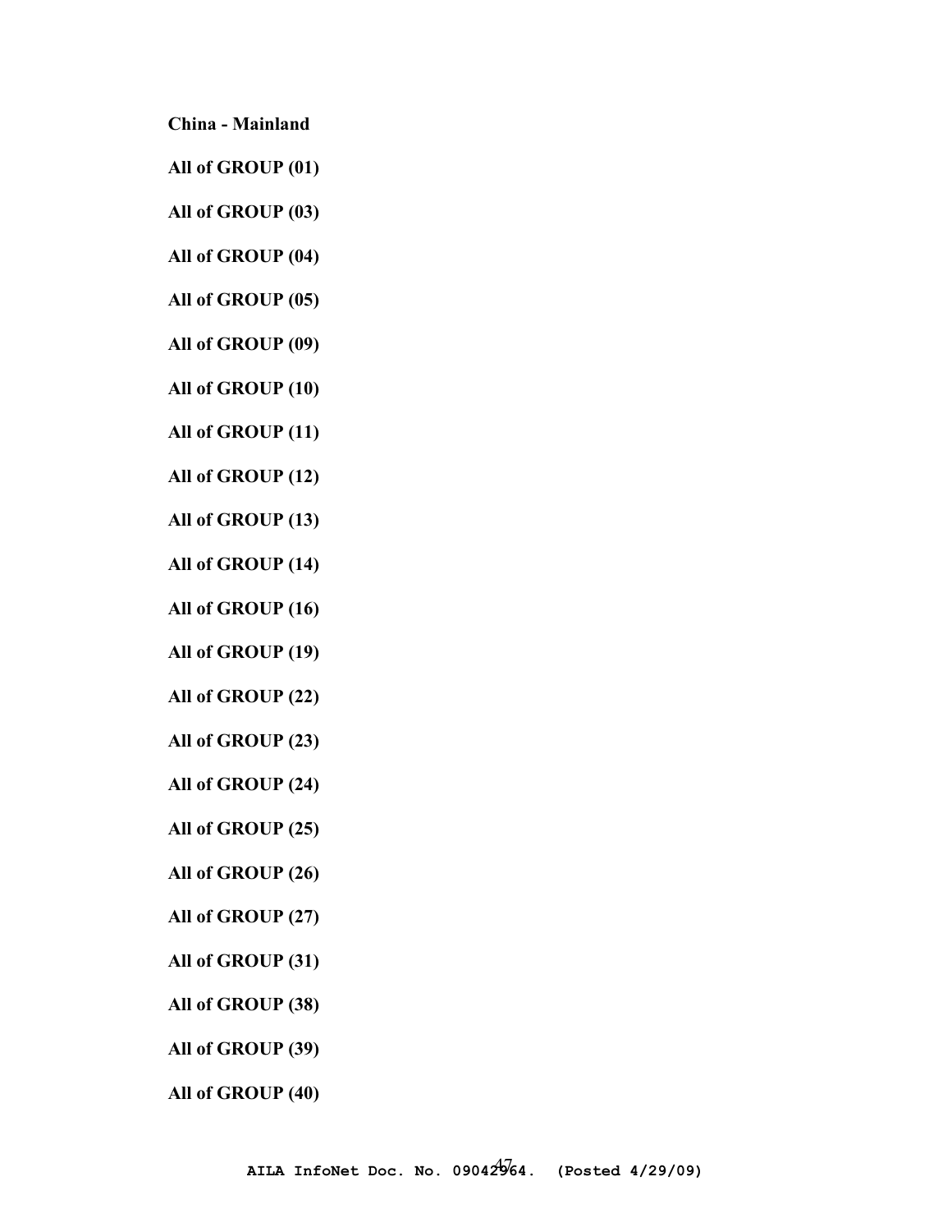**China - Mainland**

**All of GROUP (01)**

**All of GROUP (03)**

**All of GROUP (04)**

**All of GROUP (05)**

**All of GROUP (09)**

**All of GROUP (10)**

**All of GROUP (11)**

**All of GROUP (12)**

**All of GROUP (13)**

**All of GROUP (14)**

**All of GROUP (16)**

**All of GROUP (19)**

**All of GROUP (22)**

**All of GROUP (23)**

**All of GROUP (24)**

**All of GROUP (25)**

**All of GROUP (26)**

**All of GROUP (27)**

**All of GROUP (31)**

**All of GROUP (38)**

**All of GROUP (39)**

**All of GROUP (40)**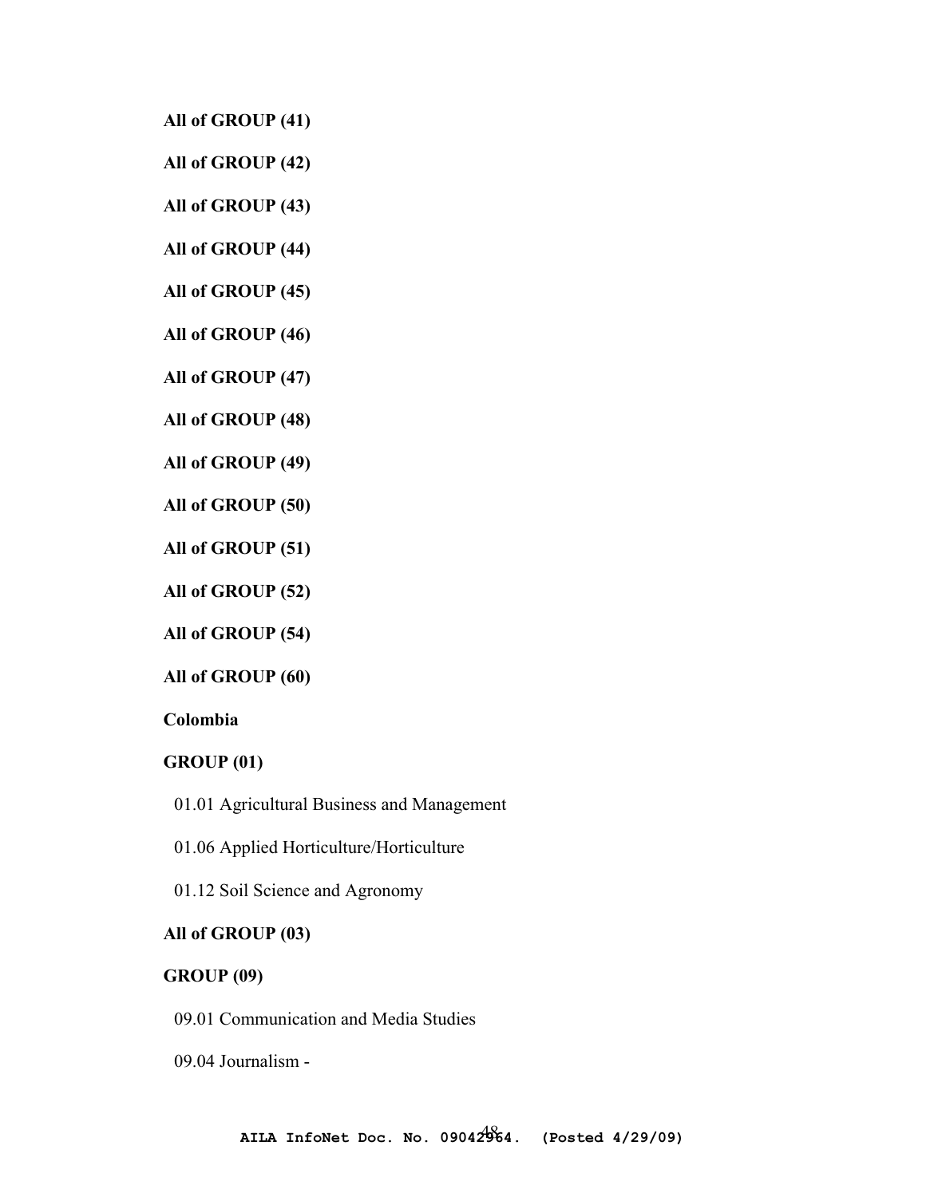**All of GROUP (41)**

**All of GROUP (42)**

**All of GROUP (43)**

**All of GROUP (44)**

**All of GROUP (45)**

**All of GROUP (46)**

**All of GROUP (47)**

**All of GROUP (48)**

**All of GROUP (49)**

**All of GROUP (50)**

**All of GROUP (51)**

**All of GROUP (52)**

**All of GROUP (54)**

**All of GROUP (60)**

**Colombia**

**GROUP (01)**

01.01 Agricultural Business and Management

01.06 Applied Horticulture/Horticulture

01.12 Soil Science and Agronomy

**All of GROUP (03)**

**GROUP (09)**

09.01 Communication and Media Studies

09.04 Journalism -

**AILA InfoNet Doc. No. 09042964. (Posted 4/29/09)**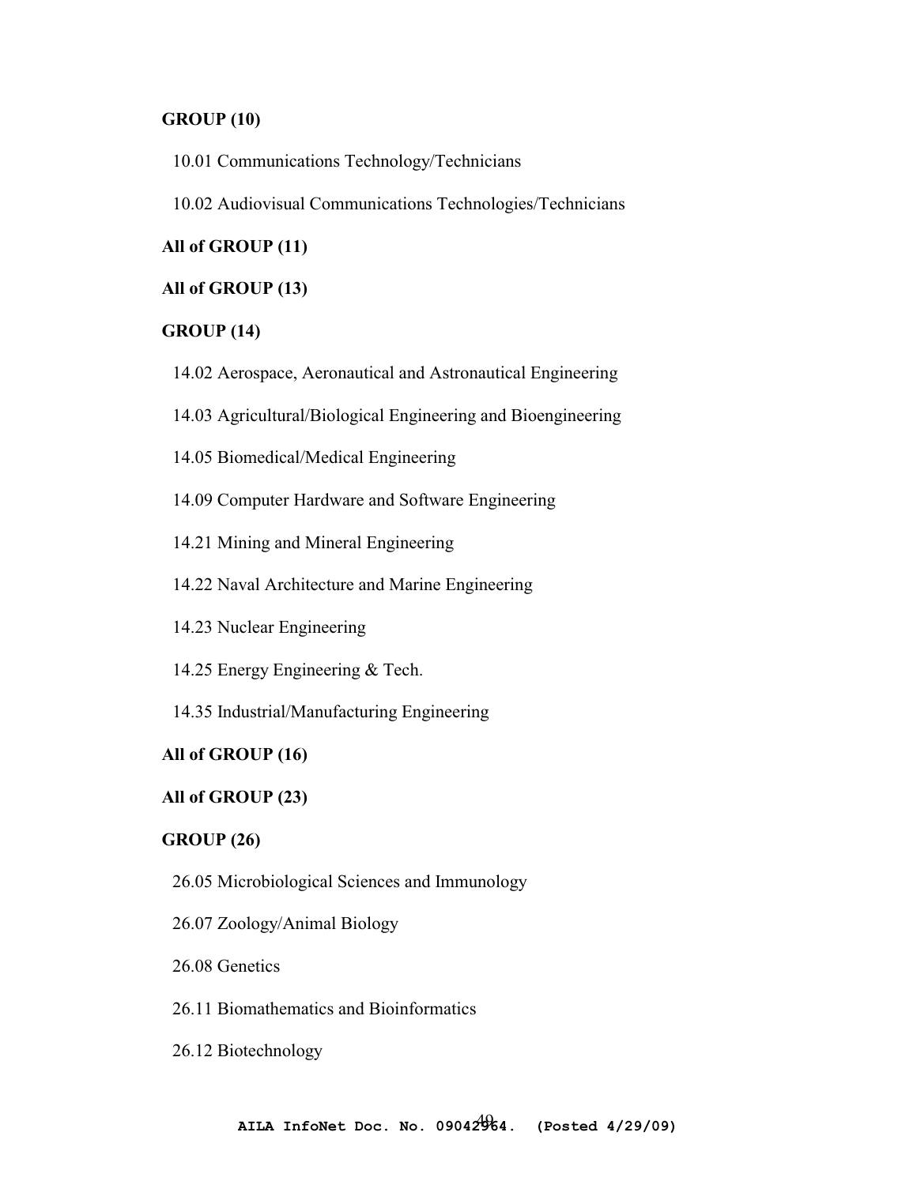**GROUP (10)**

10.01 Communications Technology/Technicians

10.02 Audiovisual Communications Technologies/Technicians

**All of GROUP (11)**

**All of GROUP (13)**

**GROUP (14)**

14.02 Aerospace, Aeronautical and Astronautical Engineering

14.03 Agricultural/Biological Engineering and Bioengineering

14.05 Biomedical/Medical Engineering

14.09 Computer Hardware and Software Engineering

14.21 Mining and Mineral Engineering

14.22 Naval Architecture and Marine Engineering

14.23 Nuclear Engineering

14.25 Energy Engineering & Tech.

14.35 Industrial/Manufacturing Engineering

**All of GROUP (16)**

**All of GROUP (23)**

**GROUP (26)**

26.05 Microbiological Sciences and Immunology

26.07 Zoology/Animal Biology

26.08 Genetics

26.11 Biomathematics and Bioinformatics

26.12 Biotechnology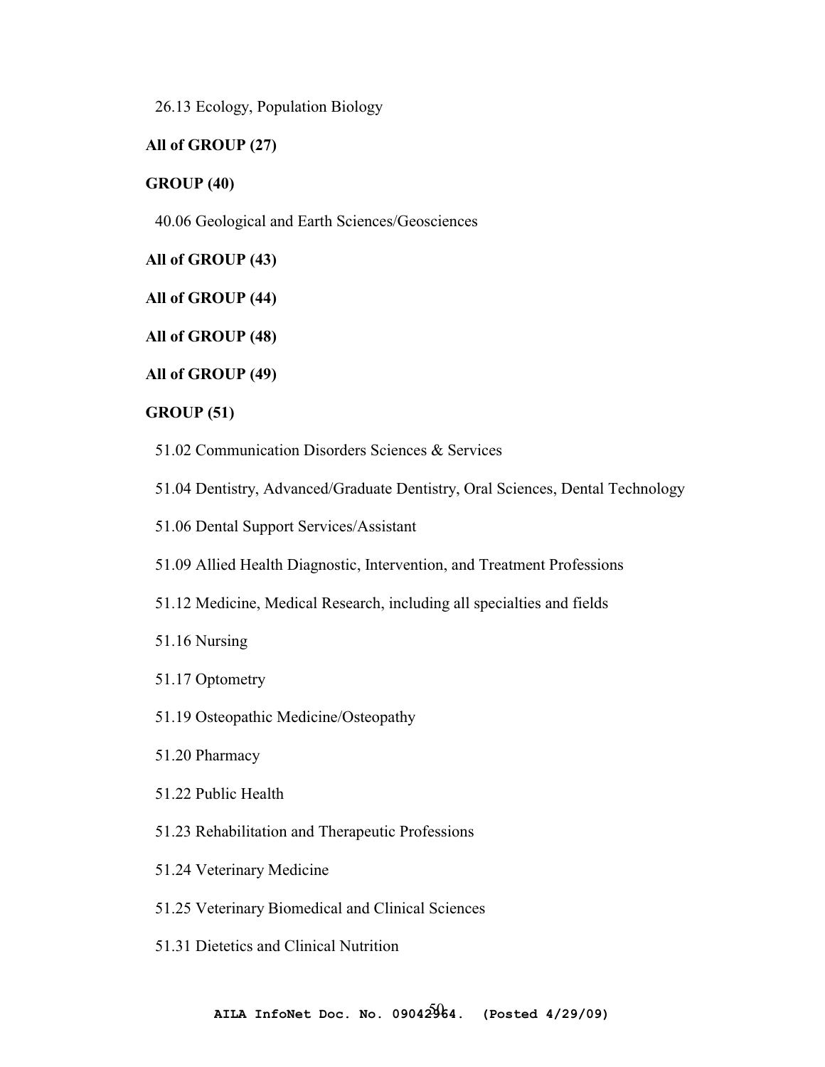26.13 Ecology, Population Biology

**All of GROUP (27)**

**GROUP (40)**

40.06 Geological and Earth Sciences/Geosciences

**All of GROUP (43)**

**All of GROUP (44)**

**All of GROUP (48)**

**All of GROUP (49)**

**GROUP (51)**

51.02 Communication Disorders Sciences & Services

51.04 Dentistry, Advanced/Graduate Dentistry, Oral Sciences, Dental Technology

51.06 Dental Support Services/Assistant

51.09 Allied Health Diagnostic, Intervention, and Treatment Professions

51.12 Medicine, Medical Research, including all specialties and fields

51.16 Nursing

51.17 Optometry

51.19 Osteopathic Medicine/Osteopathy

51.20 Pharmacy

51.22 Public Health

51.23 Rehabilitation and Therapeutic Professions

51.24 Veterinary Medicine

51.25 Veterinary Biomedical and Clinical Sciences

51.31 Dietetics and Clinical Nutrition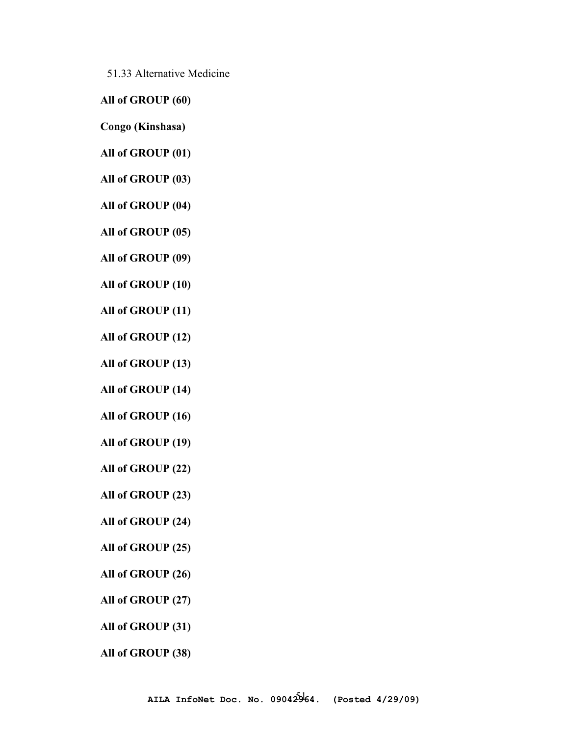51.33 Alternative Medicine

**All of GROUP (60)**

**Congo (Kinshasa)**

**All of GROUP (01)**

**All of GROUP (03)**

**All of GROUP (04)**

**All of GROUP (05)**

**All of GROUP (09)**

**All of GROUP (10)**

**All of GROUP (11)**

**All of GROUP (12)**

**All of GROUP (13)**

**All of GROUP (14)**

**All of GROUP (16)**

**All of GROUP (19)**

**All of GROUP (22)**

**All of GROUP (23)**

**All of GROUP (24)**

**All of GROUP (25)**

**All of GROUP (26)**

**All of GROUP (27)**

**All of GROUP (31)**

**All of GROUP (38)**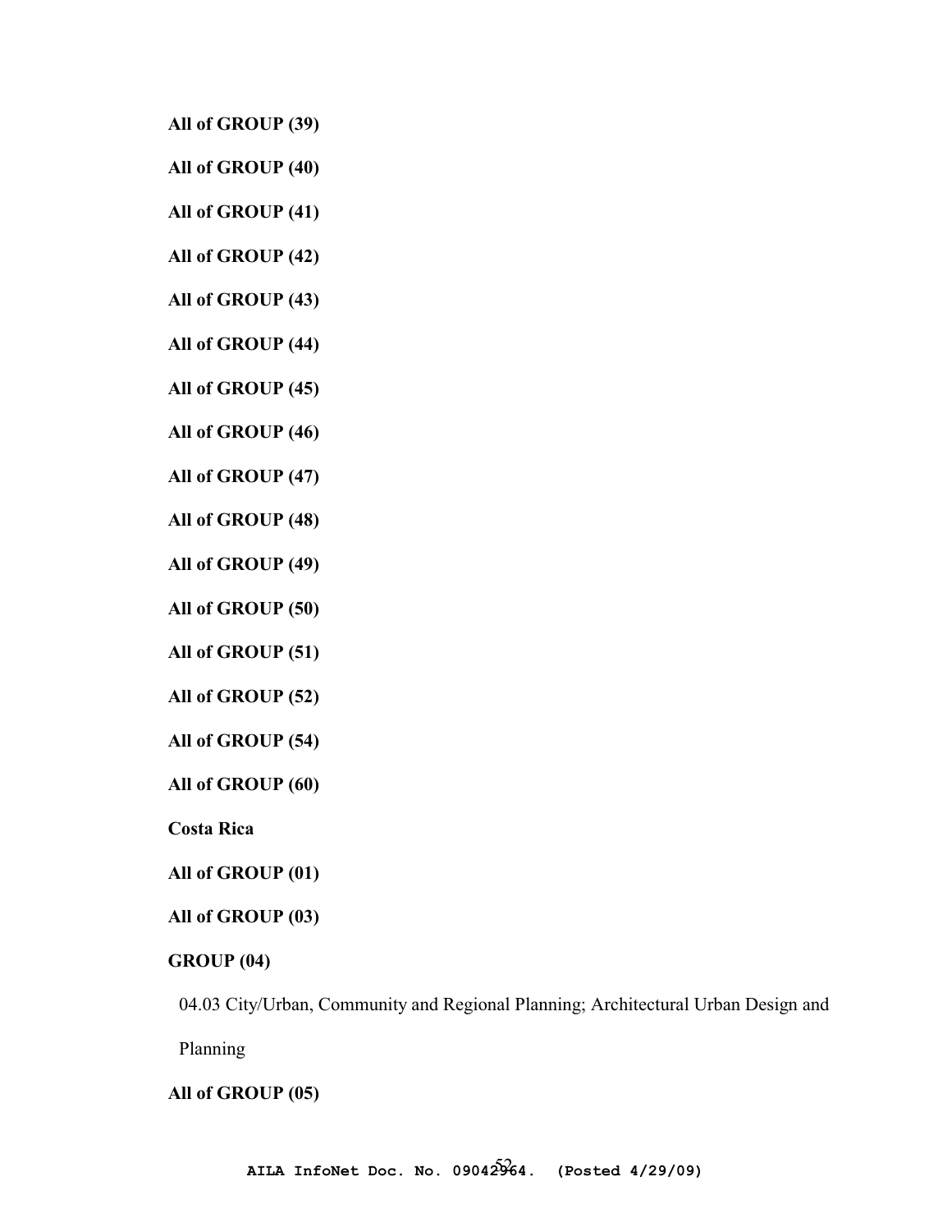**All of GROUP (39)**

**All of GROUP (40)**

**All of GROUP (41)**

**All of GROUP (42)**

**All of GROUP (43)**

**All of GROUP (44)**

**All of GROUP (45)**

**All of GROUP (46)**

**All of GROUP (47)**

**All of GROUP (48)**

**All of GROUP (49)**

**All of GROUP (50)**

**All of GROUP (51)**

**All of GROUP (52)**

**All of GROUP (54)**

**All of GROUP (60)**

**Costa Rica**

**All of GROUP (01)**

**All of GROUP (03)**

**GROUP (04)**

04.03 City/Urban, Community and Regional Planning; Architectural Urban Design and Planning

**All of GROUP (05)**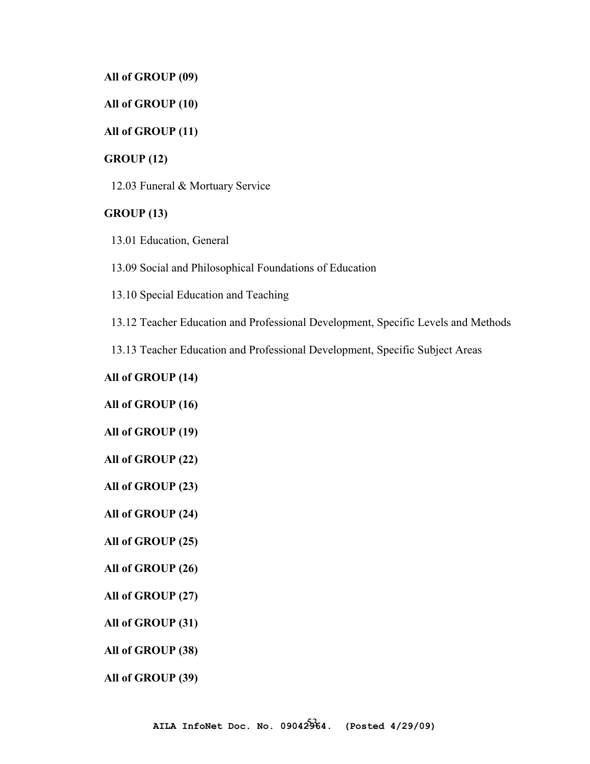**All of GROUP (09)**

**All of GROUP (10)**

**All of GROUP (11)**

**GROUP (12)**

12.03 Funeral & Mortuary Service

**GROUP (13)**

13.01 Education, General

13.09 Social and Philosophical Foundations of Education

13.10 Special Education and Teaching

13.12 Teacher Education and Professional Development, Specific Levels and Methods

13.13 Teacher Education and Professional Development, Specific Subject Areas

**All of GROUP (14)**

**All of GROUP (16)**

**All of GROUP (19)**

**All of GROUP (22)**

**All of GROUP (23)**

**All of GROUP (24)**

**All of GROUP (25)**

**All of GROUP (26)**

**All of GROUP (27)**

**All of GROUP (31)**

**All of GROUP (38)**

**All of GROUP (39)**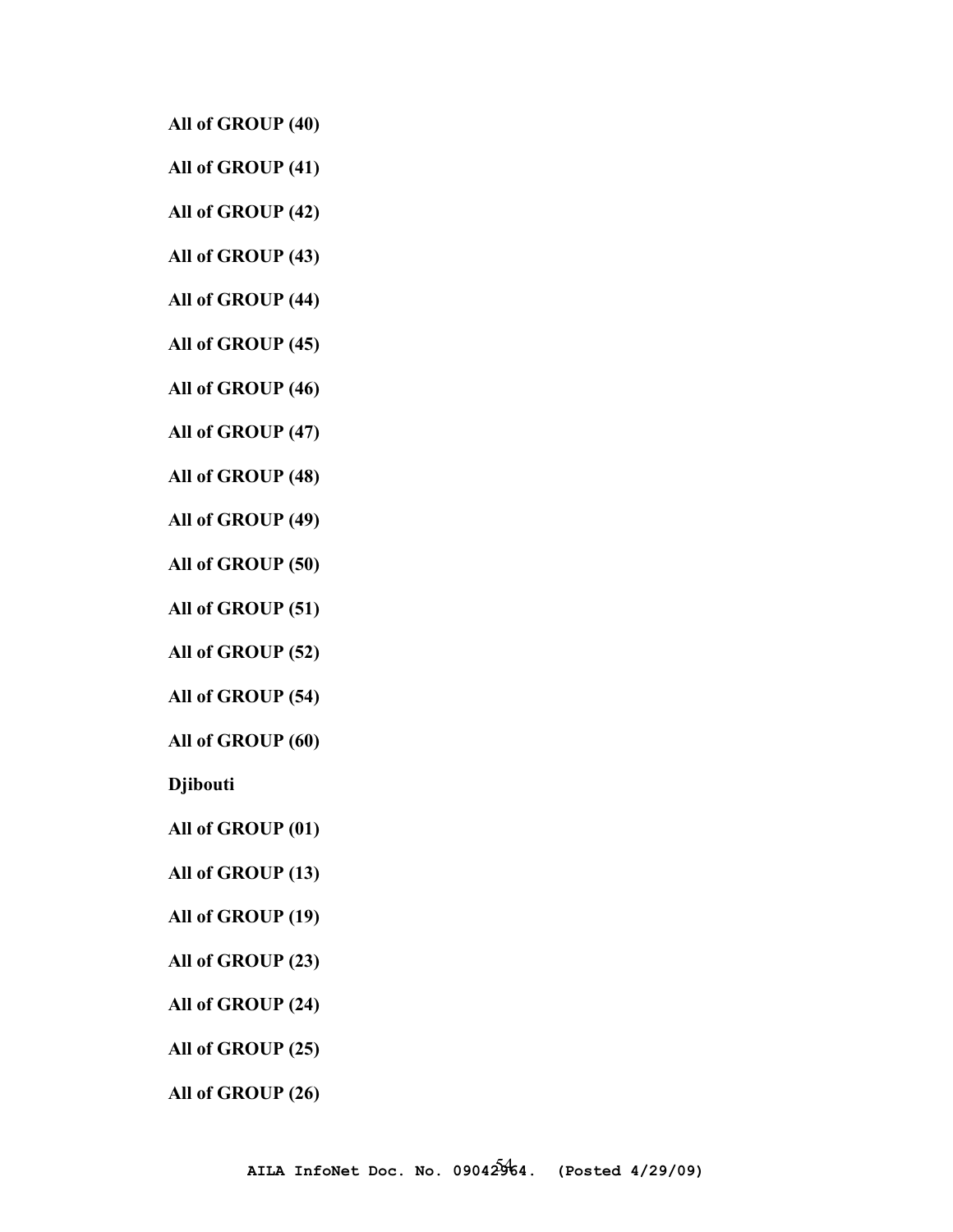**All of GROUP (40)**

**All of GROUP (41)**

**All of GROUP (42)**

**All of GROUP (43)**

**All of GROUP (44)**

**All of GROUP (45)**

**All of GROUP (46)**

**All of GROUP (47)**

**All of GROUP (48)**

**All of GROUP (49)**

**All of GROUP (50)**

**All of GROUP (51)**

**All of GROUP (52)**

**All of GROUP (54)**

**All of GROUP (60)**

**Djibouti**

**All of GROUP (01)**

**All of GROUP (13)**

**All of GROUP (19)**

**All of GROUP (23)**

**All of GROUP (24)**

**All of GROUP (25)**

**All of GROUP (26)**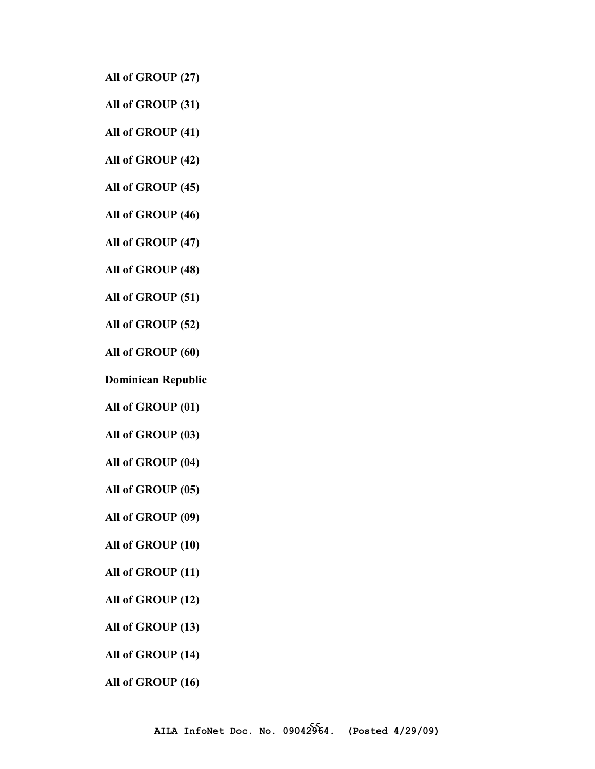**All of GROUP (27)**

**All of GROUP (31)**

**All of GROUP (41)**

**All of GROUP (42)**

**All of GROUP (45)**

**All of GROUP (46)**

**All of GROUP (47)**

**All of GROUP (48)**

**All of GROUP (51)**

**All of GROUP (52)**

**All of GROUP (60)**

**Dominican Republic**

**All of GROUP (01)**

**All of GROUP (03)**

**All of GROUP (04)**

**All of GROUP (05)**

**All of GROUP (09)**

**All of GROUP (10)**

**All of GROUP (11)**

**All of GROUP (12)**

**All of GROUP (13)**

**All of GROUP (14)**

**All of GROUP (16)**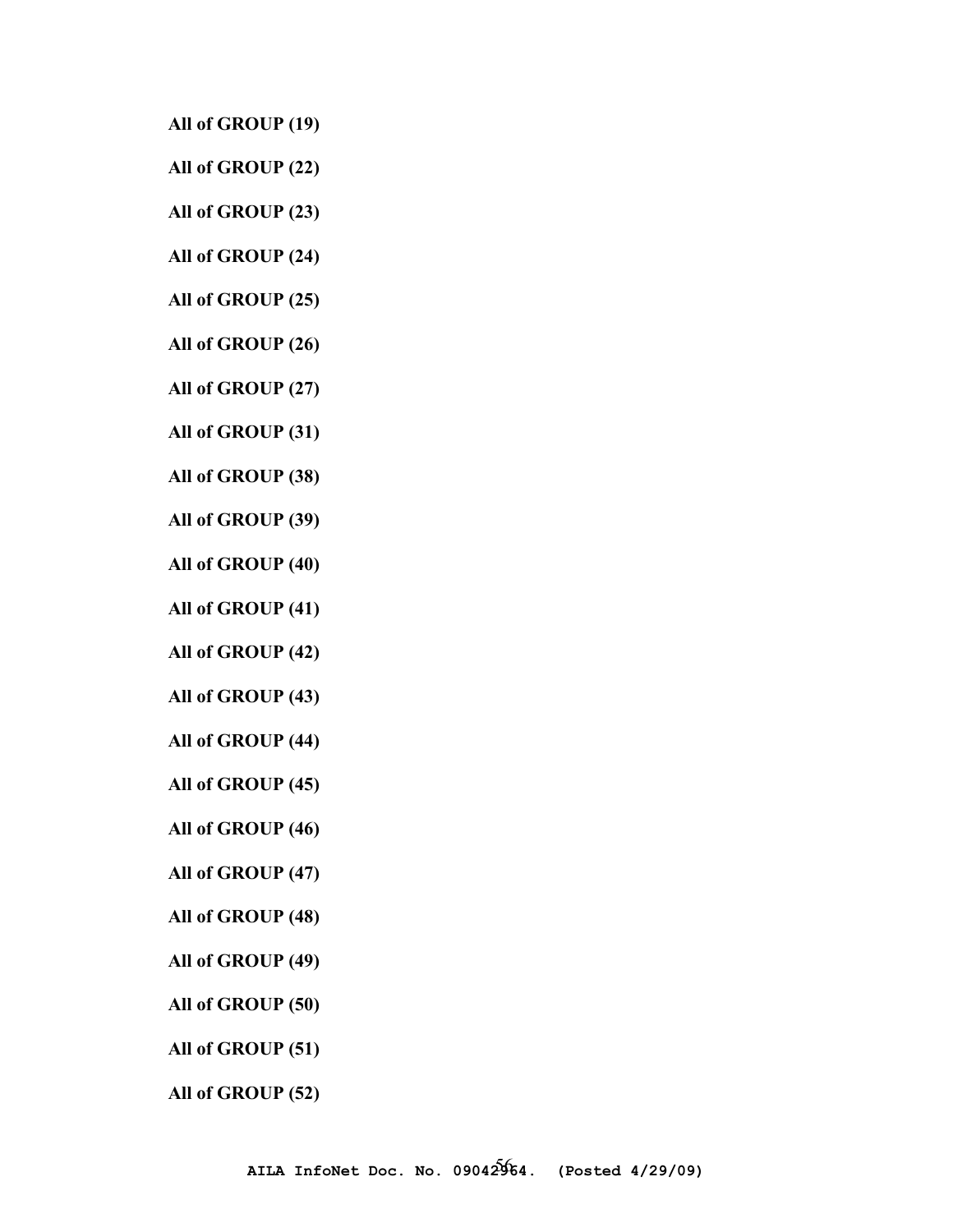**All of GROUP (19)**

**All of GROUP (22)**

**All of GROUP (23)**

**All of GROUP (24)**

**All of GROUP (25)**

**All of GROUP (26)**

**All of GROUP (27)**

**All of GROUP (31)**

**All of GROUP (38)**

**All of GROUP (39)**

**All of GROUP (40)**

**All of GROUP (41)**

**All of GROUP (42)**

**All of GROUP (43)**

**All of GROUP (44)**

**All of GROUP (45)**

**All of GROUP (46)**

**All of GROUP (47)**

**All of GROUP (48)**

**All of GROUP (49)**

**All of GROUP (50)**

**All of GROUP (51)**

**All of GROUP (52)**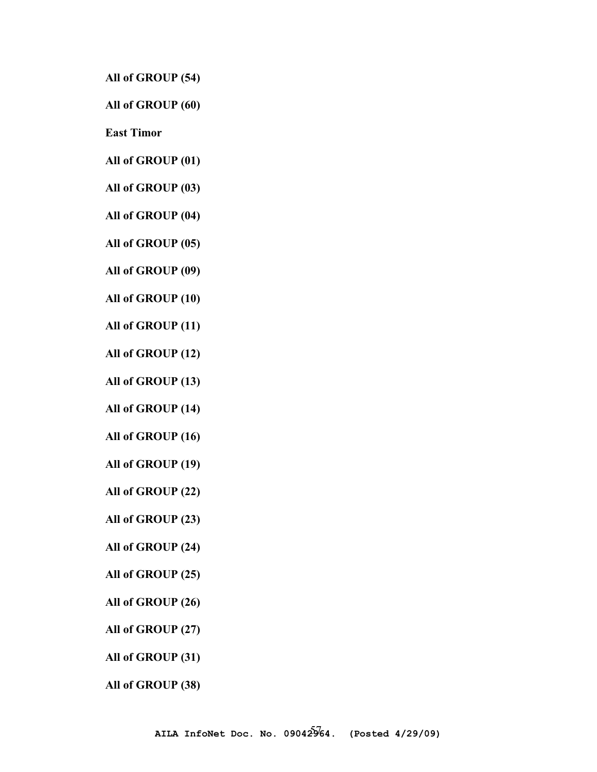**All of GROUP (54)**

**All of GROUP (60)**

**East Timor**

**All of GROUP (01)**

**All of GROUP (03)**

**All of GROUP (04)**

**All of GROUP (05)**

**All of GROUP (09)**

**All of GROUP (10)**

**All of GROUP (11)**

**All of GROUP (12)**

**All of GROUP (13)**

**All of GROUP (14)**

**All of GROUP (16)**

**All of GROUP (19)**

**All of GROUP (22)**

**All of GROUP (23)**

**All of GROUP (24)**

**All of GROUP (25)**

**All of GROUP (26)**

**All of GROUP (27)**

**All of GROUP (31)**

**All of GROUP (38)**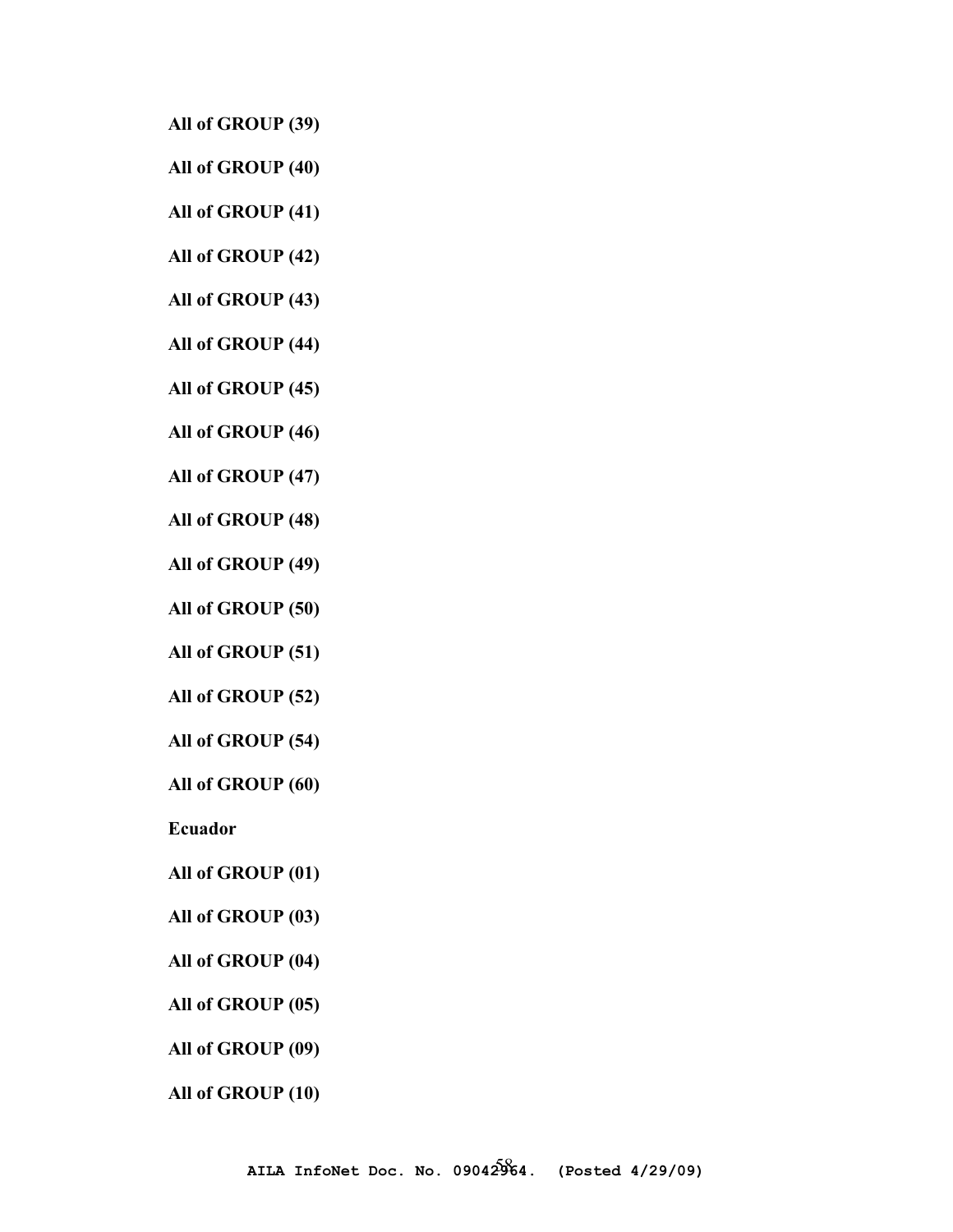**All of GROUP (39)**

**All of GROUP (40)**

**All of GROUP (41)**

**All of GROUP (42)**

**All of GROUP (43)**

**All of GROUP (44)**

**All of GROUP (45)**

**All of GROUP (46)**

**All of GROUP (47)**

**All of GROUP (48)**

**All of GROUP (49)**

**All of GROUP (50)**

**All of GROUP (51)**

**All of GROUP (52)**

**All of GROUP (54)**

**All of GROUP (60)**

**Ecuador**

**All of GROUP (01)**

**All of GROUP (03)**

**All of GROUP (04)**

**All of GROUP (05)**

**All of GROUP (09)**

**All of GROUP (10)**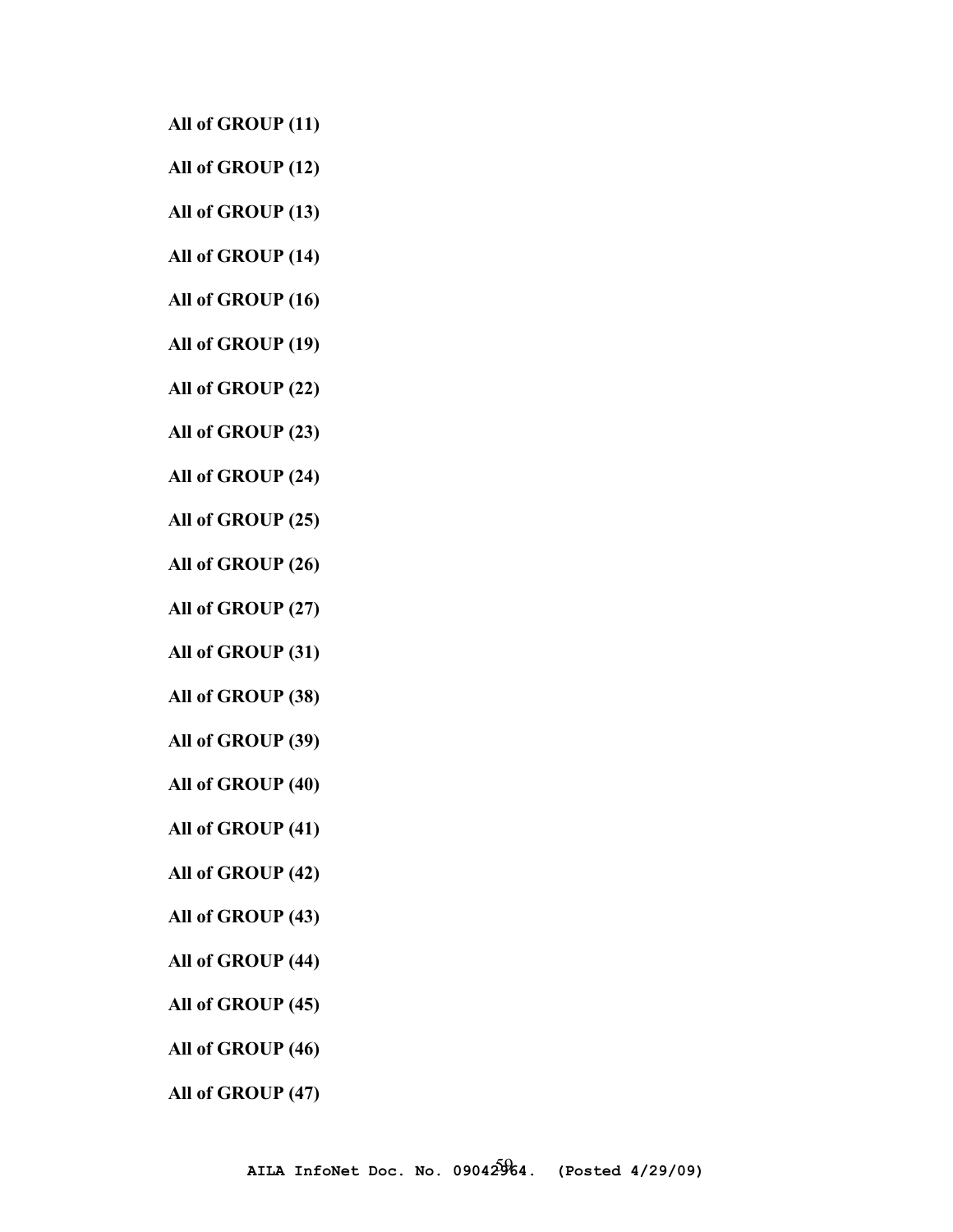**All of GROUP (11)**

**All of GROUP (12)**

**All of GROUP (13)**

**All of GROUP (14)**

**All of GROUP (16)**

**All of GROUP (19)**

**All of GROUP (22)**

**All of GROUP (23)**

**All of GROUP (24)**

**All of GROUP (25)**

**All of GROUP (26)**

**All of GROUP (27)**

**All of GROUP (31)**

**All of GROUP (38)**

**All of GROUP (39)**

**All of GROUP (40)**

**All of GROUP (41)**

**All of GROUP (42)**

**All of GROUP (43)**

**All of GROUP (44)**

**All of GROUP (45)**

**All of GROUP (46)**

**All of GROUP (47)**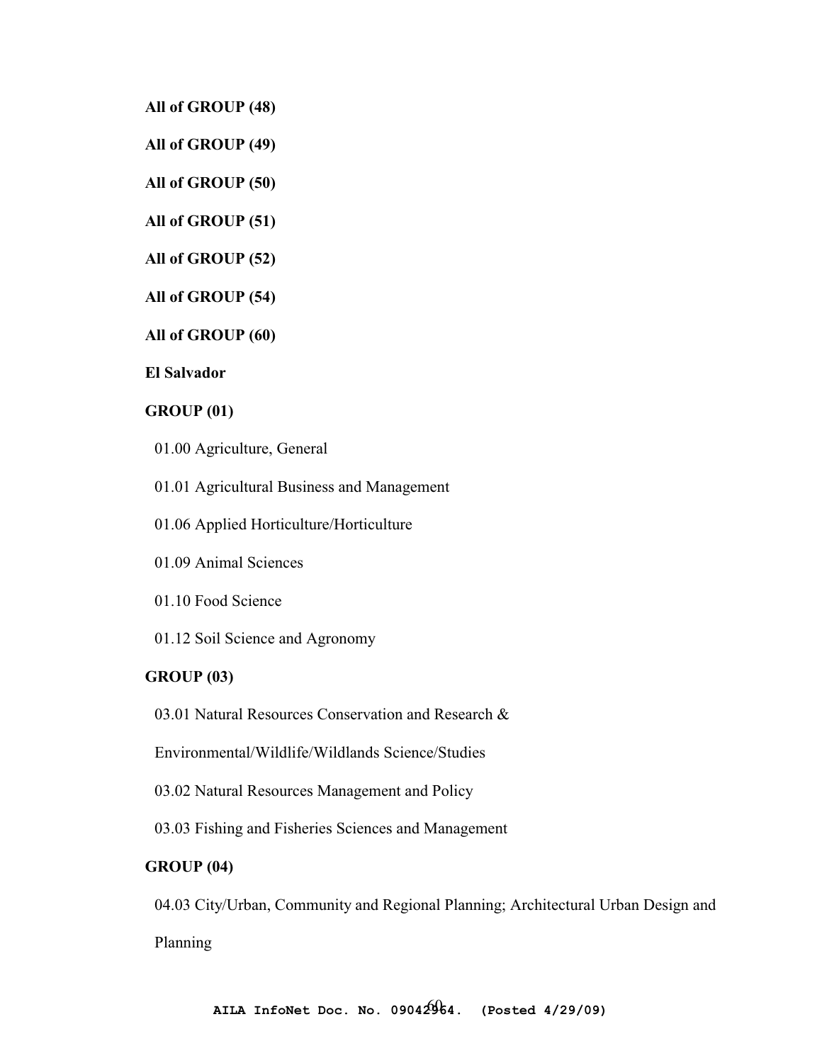**All of GROUP (48)**

**All of GROUP (49)**

**All of GROUP (50)**

**All of GROUP (51)**

**All of GROUP (52)**

**All of GROUP (54)**

**All of GROUP (60)**

**El Salvador**

**GROUP (01)**

01.00 Agriculture, General

01.01 Agricultural Business and Management

01.06 Applied Horticulture/Horticulture

01.09 Animal Sciences

01.10 Food Science

01.12 Soil Science and Agronomy

**GROUP (03)**

03.01 Natural Resources Conservation and Research & Environmental/Wildlife/Wildlands Science/Studies

03.02 Natural Resources Management and Policy

03.03 Fishing and Fisheries Sciences and Management

**GROUP (04)**

04.03 City/Urban, Community and Regional Planning; Architectural Urban Design and Planning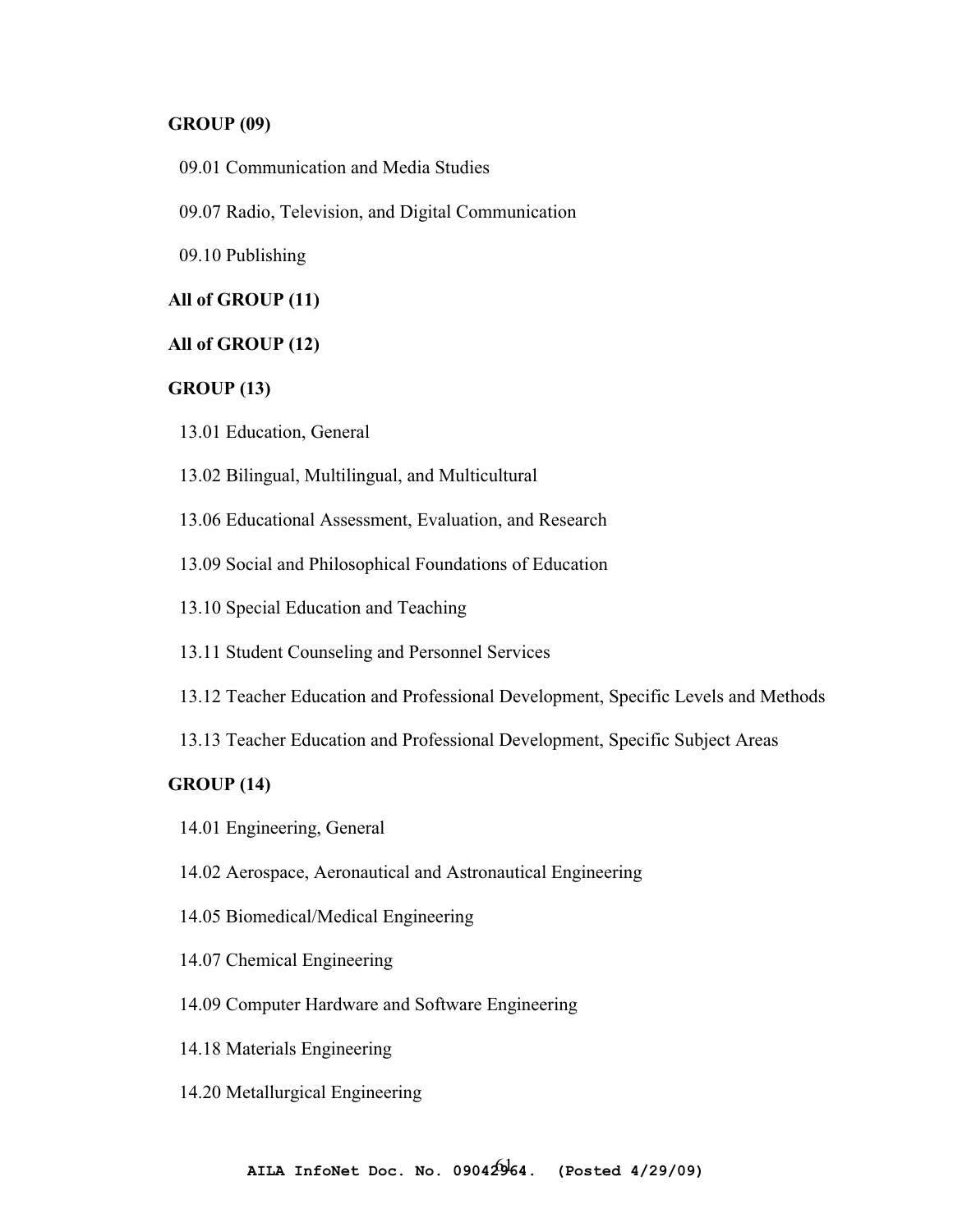**GROUP (09)**

09.01 Communication and Media Studies

09.07 Radio, Television, and Digital Communication

09.10 Publishing

**All of GROUP (11)**

**All of GROUP (12)**

**GROUP (13)**

13.01 Education, General

13.02 Bilingual, Multilingual, and Multicultural

13.06 Educational Assessment, Evaluation, and Research

13.09 Social and Philosophical Foundations of Education

13.10 Special Education and Teaching

13.11 Student Counseling and Personnel Services

13.12 Teacher Education and Professional Development, Specific Levels and Methods

13.13 Teacher Education and Professional Development, Specific Subject Areas

**GROUP (14)**

14.01 Engineering, General

14.02 Aerospace, Aeronautical and Astronautical Engineering

14.05 Biomedical/Medical Engineering

14.07 Chemical Engineering

14.09 Computer Hardware and Software Engineering

14.18 Materials Engineering

14.20 Metallurgical Engineering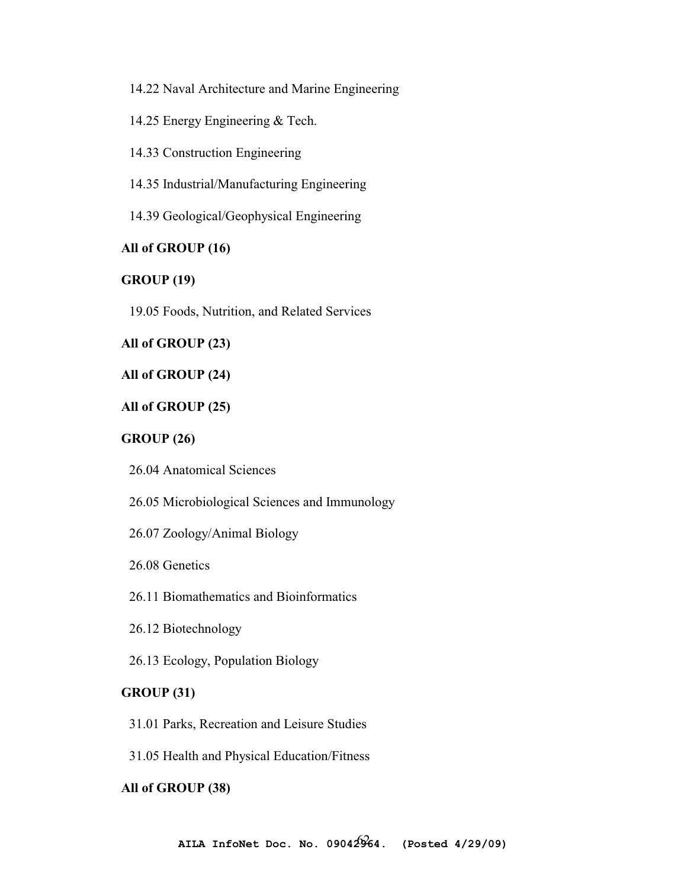14.22 Naval Architecture and Marine Engineering

14.25 Energy Engineering & Tech.

14.33 Construction Engineering

14.35 Industrial/Manufacturing Engineering

14.39 Geological/Geophysical Engineering

**All of GROUP (16)**

**GROUP (19)**

19.05 Foods, Nutrition, and Related Services

**All of GROUP (23)**

**All of GROUP (24)**

**All of GROUP (25)**

**GROUP (26)**

26.04 Anatomical Sciences

26.05 Microbiological Sciences and Immunology

26.07 Zoology/Animal Biology

26.08 Genetics

26.11 Biomathematics and Bioinformatics

26.12 Biotechnology

26.13 Ecology, Population Biology

**GROUP (31)**

31.01 Parks, Recreation and Leisure Studies

31.05 Health and Physical Education/Fitness

**All of GROUP (38)**

AILA InfoNet Doc. No. 09042964. (Posted 4/29/09)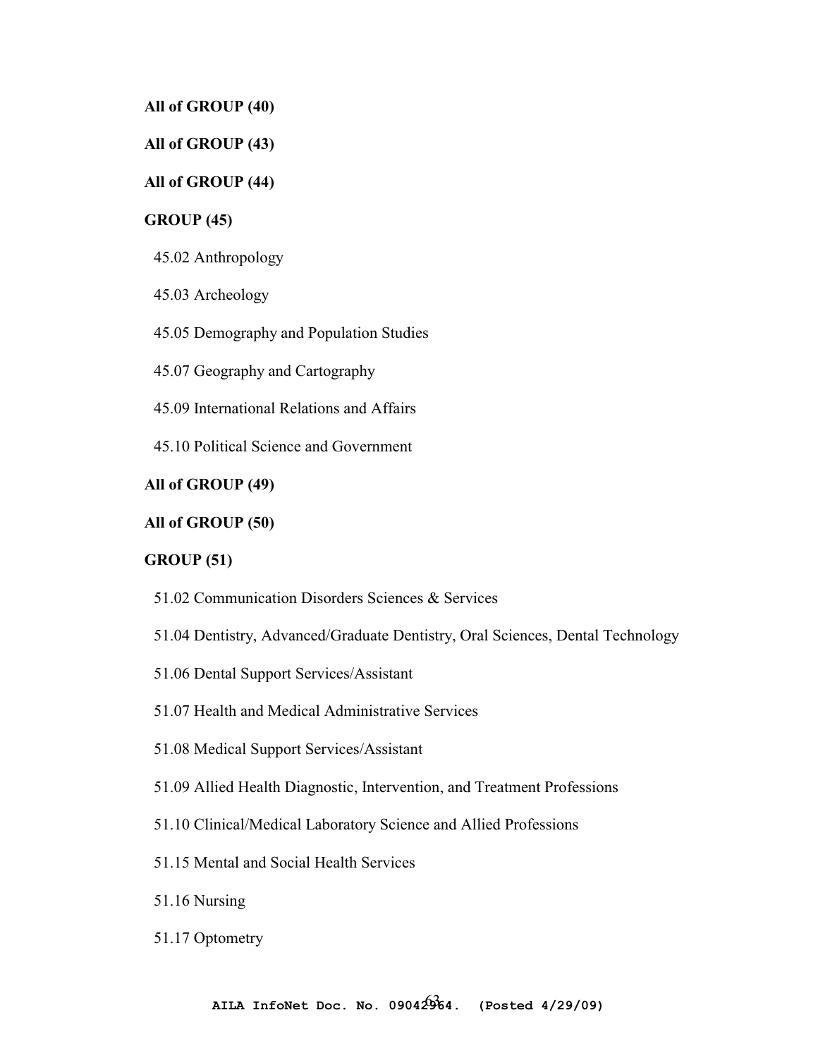**All of GROUP (40)**

**All of GROUP (43)**

**All of GROUP (44)**

**GROUP (45)**

45.02 Anthropology

45.03 Archeology

45.05 Demography and Population Studies

45.07 Geography and Cartography

45.09 International Relations and Affairs

45.10 Political Science and Government

**All of GROUP (49)**

**All of GROUP (50)**

**GROUP (51)**

51.02 Communication Disorders Sciences & Services

51.04 Dentistry, Advanced/Graduate Dentistry, Oral Sciences, Dental Technology

51.06 Dental Support Services/Assistant

51.07 Health and Medical Administrative Services

51.08 Medical Support Services/Assistant

51.09 Allied Health Diagnostic, Intervention, and Treatment Professions

51.10 Clinical/Medical Laboratory Science and Allied Professions

51.15 Mental and Social Health Services

51.16 Nursing

51.17 Optometry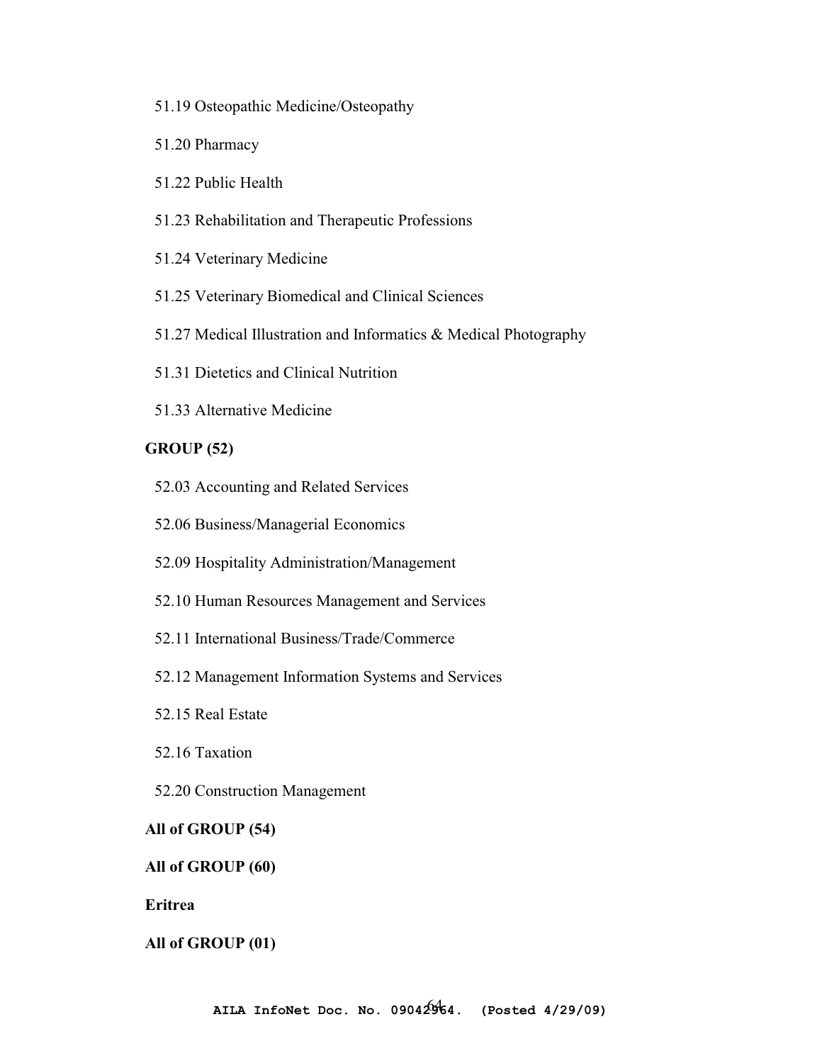51.19 Osteopathic Medicine/Osteopathy

51.20 Pharmacy

51.22 Public Health

51.23 Rehabilitation and Therapeutic Professions

51.24 Veterinary Medicine

51.25 Veterinary Biomedical and Clinical Sciences

51.27 Medical Illustration and Informatics & Medical Photography

51.31 Dietetics and Clinical Nutrition

51.33 Alternative Medicine

**GROUP (52)**

52.03 Accounting and Related Services

52.06 Business/Managerial Economics

52.09 Hospitality Administration/Management

52.10 Human Resources Management and Services

52.11 International Business/Trade/Commerce

52.12 Management Information Systems and Services

52.15 Real Estate

52.16 Taxation

52.20 Construction Management

**All of GROUP (54)**

**All of GROUP (60)**

**Eritrea**

**All of GROUP (01)**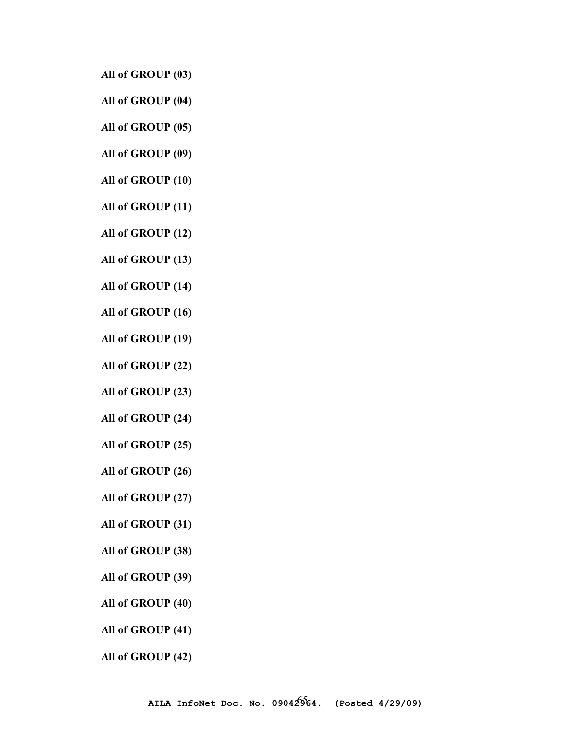**All of GROUP (03)**

**All of GROUP (04)**

**All of GROUP (05)**

**All of GROUP (09)**

**All of GROUP (10)**

**All of GROUP (11)**

**All of GROUP (12)**

**All of GROUP (13)**

**All of GROUP (14)**

**All of GROUP (16)**

**All of GROUP (19)**

**All of GROUP (22)**

**All of GROUP (23)**

**All of GROUP (24)**

**All of GROUP (25)**

**All of GROUP (26)**

**All of GROUP (27)**

**All of GROUP (31)**

**All of GROUP (38)**

**All of GROUP (39)**

**All of GROUP (40)**

**All of GROUP (41)**

**All of GROUP (42)**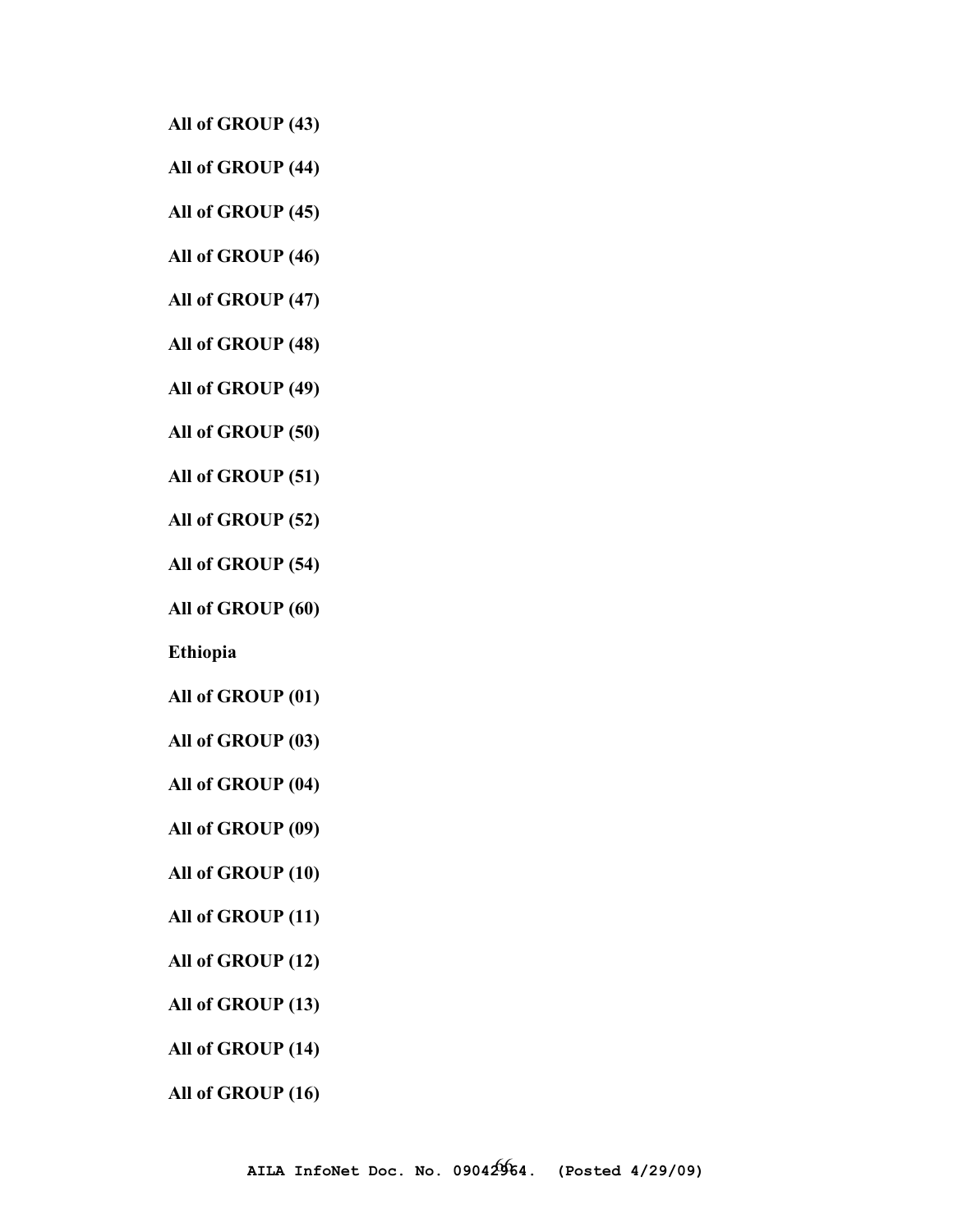**All of GROUP (43)**

**All of GROUP (44)**

**All of GROUP (45)**

**All of GROUP (46)**

**All of GROUP (47)**

**All of GROUP (48)**

**All of GROUP (49)**

**All of GROUP (50)**

**All of GROUP (51)**

**All of GROUP (52)**

**All of GROUP (54)**

**All of GROUP (60)**

**Ethiopia**

**All of GROUP (01)**

**All of GROUP (03)**

**All of GROUP (04)**

**All of GROUP (09)**

**All of GROUP (10)**

**All of GROUP (11)**

**All of GROUP (12)**

**All of GROUP (13)**

**All of GROUP (14)**

**All of GROUP (16)**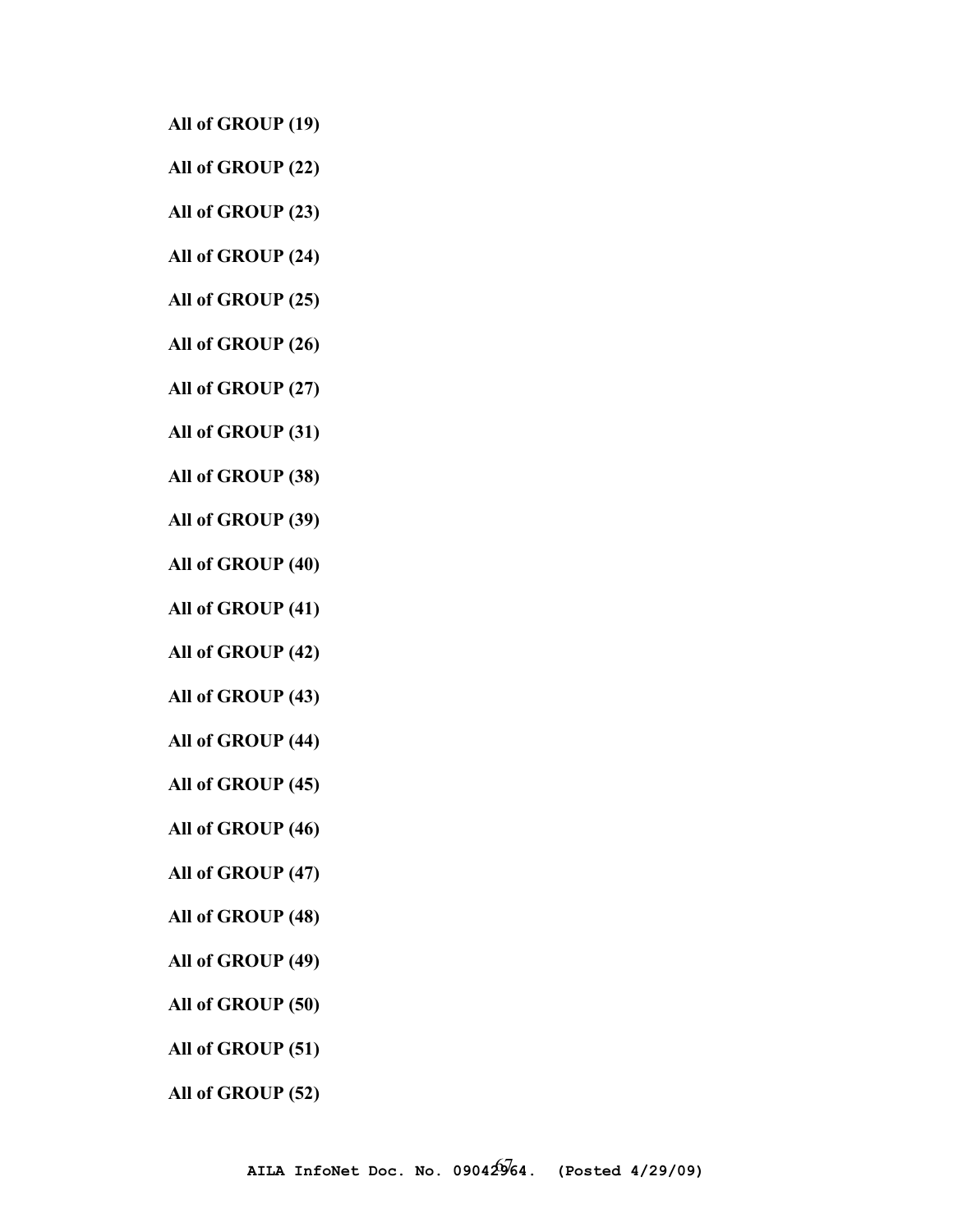**All of GROUP (19)**

**All of GROUP (22)**

**All of GROUP (23)**

**All of GROUP (24)**

**All of GROUP (25)**

**All of GROUP (26)**

**All of GROUP (27)**

**All of GROUP (31)**

**All of GROUP (38)**

**All of GROUP (39)**

**All of GROUP (40)**

**All of GROUP (41)**

**All of GROUP (42)**

**All of GROUP (43)**

**All of GROUP (44)**

**All of GROUP (45)**

**All of GROUP (46)**

**All of GROUP (47)**

**All of GROUP (48)**

**All of GROUP (49)**

**All of GROUP (50)**

**All of GROUP (51)**

**All of GROUP (52)**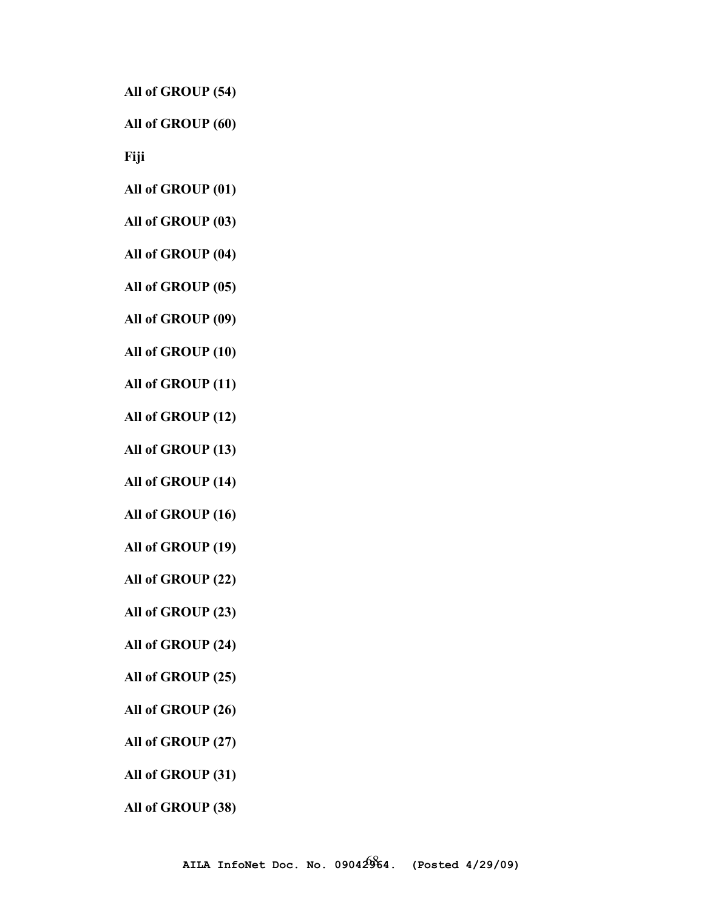**All of GROUP (54)**

**All of GROUP (60)**

**Fiji**

**All of GROUP (01)**

**All of GROUP (03)**

**All of GROUP (04)**

**All of GROUP (05)**

**All of GROUP (09)**

**All of GROUP (10)**

**All of GROUP (11)**

**All of GROUP (12)**

**All of GROUP (13)**

**All of GROUP (14)**

**All of GROUP (16)**

**All of GROUP (19)**

**All of GROUP (22)**

**All of GROUP (23)**

**All of GROUP (24)**

**All of GROUP (25)**

**All of GROUP (26)**

**All of GROUP (27)**

**All of GROUP (31)**

**All of GROUP (38)**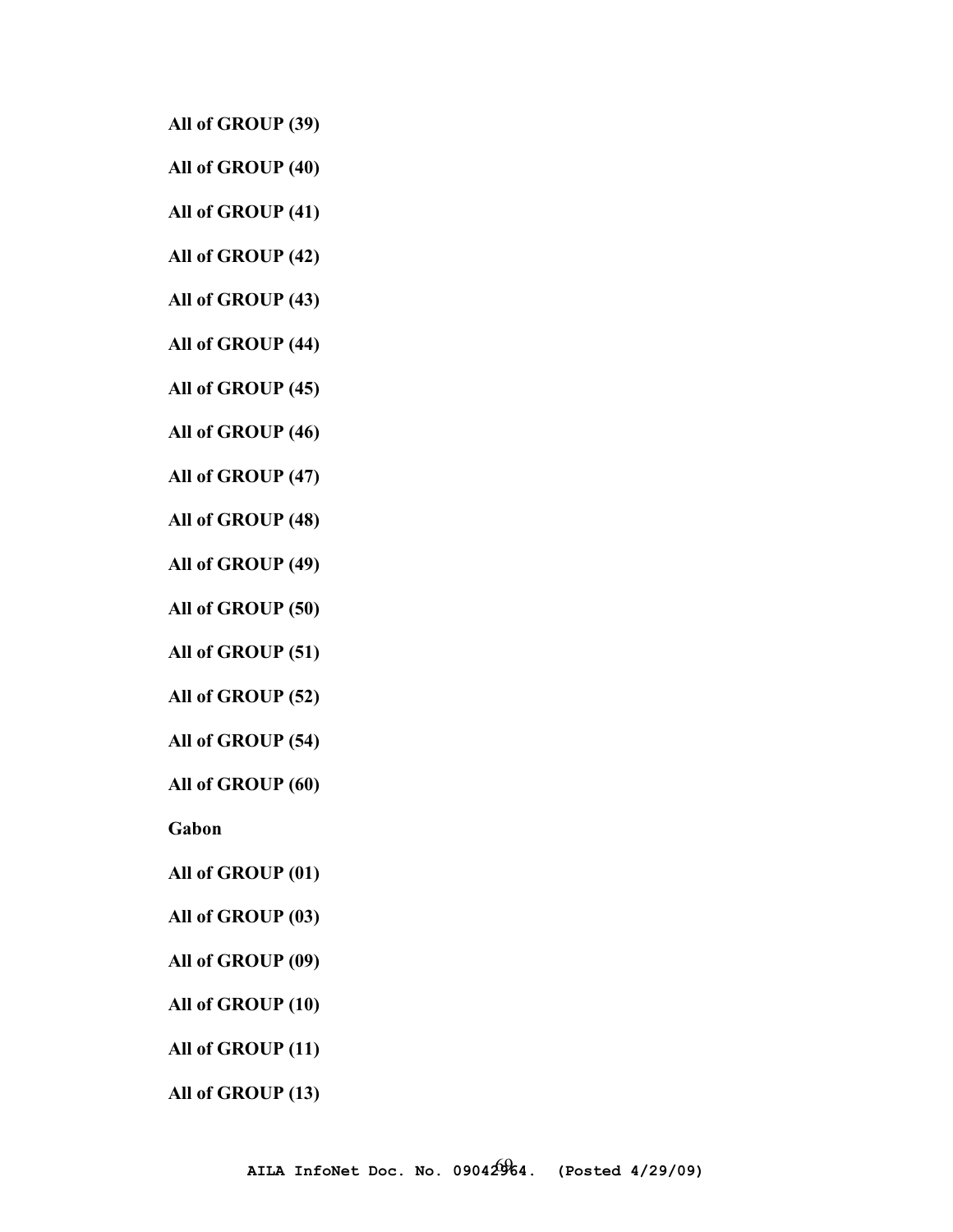**All of GROUP (39)**

**All of GROUP (40)**

**All of GROUP (41)**

**All of GROUP (42)**

**All of GROUP (43)**

**All of GROUP (44)**

**All of GROUP (45)**

**All of GROUP (46)**

**All of GROUP (47)**

**All of GROUP (48)**

**All of GROUP (49)**

**All of GROUP (50)**

**All of GROUP (51)**

**All of GROUP (52)**

**All of GROUP (54)**

**All of GROUP (60)**

**Gabon**

**All of GROUP (01)**

**All of GROUP (03)**

**All of GROUP (09)**

**All of GROUP (10)**

**All of GROUP (11)**

**All of GROUP (13)**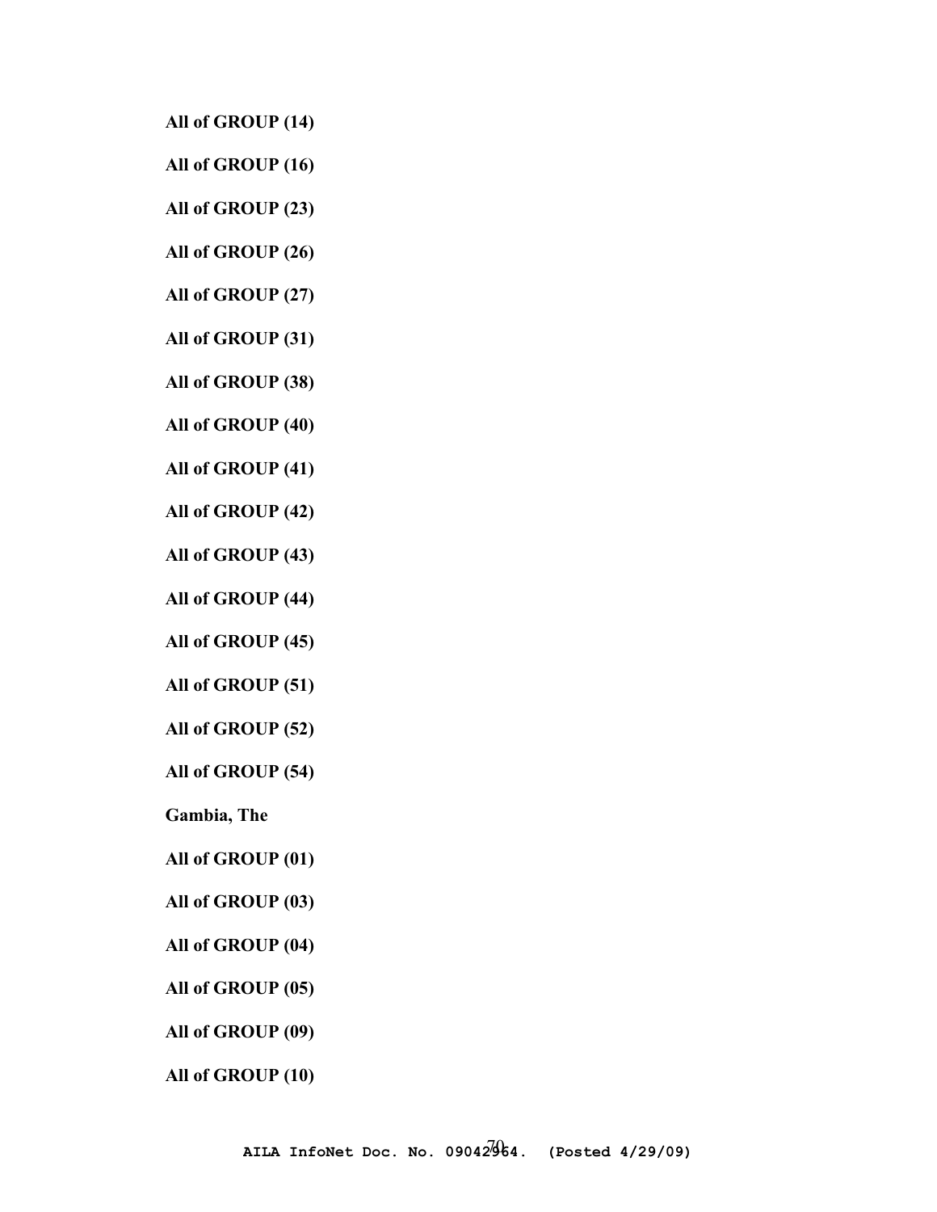**All of GROUP (14)**

**All of GROUP (16)**

**All of GROUP (23)**

**All of GROUP (26)**

**All of GROUP (27)**

**All of GROUP (31)**

**All of GROUP (38)**

**All of GROUP (40)**

**All of GROUP (41)**

**All of GROUP (42)**

**All of GROUP (43)**

**All of GROUP (44)**

**All of GROUP (45)**

**All of GROUP (51)**

**All of GROUP (52)**

**All of GROUP (54)**

**Gambia, The**

**All of GROUP (01)**

**All of GROUP (03)**

**All of GROUP (04)**

**All of GROUP (05)**

**All of GROUP (09)**

**All of GROUP (10)**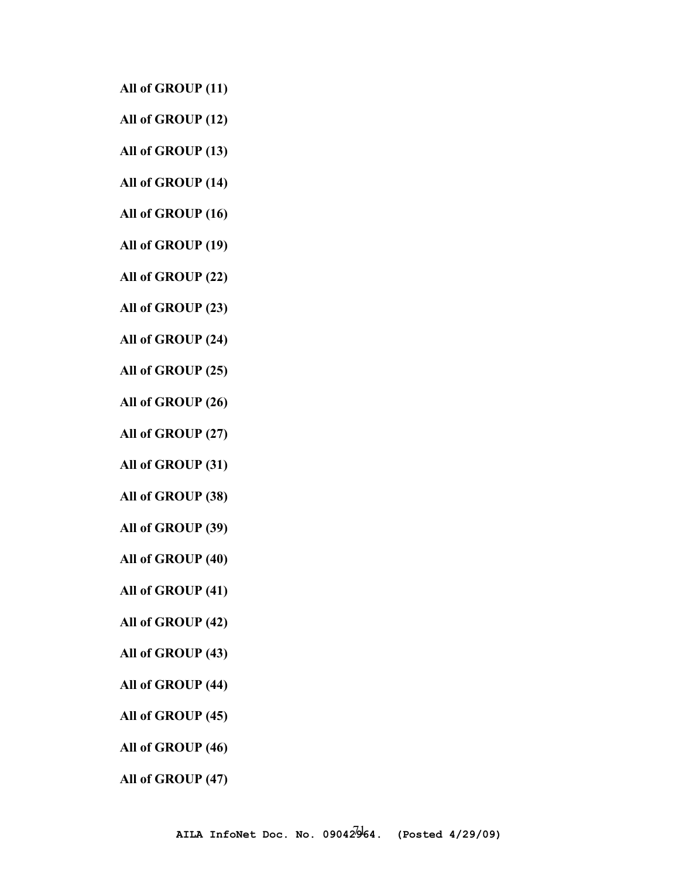**All of GROUP (11)**

**All of GROUP (12)**

**All of GROUP (13)**

**All of GROUP (14)**

**All of GROUP (16)**

**All of GROUP (19)**

**All of GROUP (22)**

**All of GROUP (23)**

**All of GROUP (24)**

**All of GROUP (25)**

**All of GROUP (26)**

**All of GROUP (27)**

**All of GROUP (31)**

**All of GROUP (38)**

**All of GROUP (39)**

**All of GROUP (40)**

**All of GROUP (41)**

**All of GROUP (42)**

**All of GROUP (43)**

**All of GROUP (44)**

**All of GROUP (45)**

**All of GROUP (46)**

**All of GROUP (47)**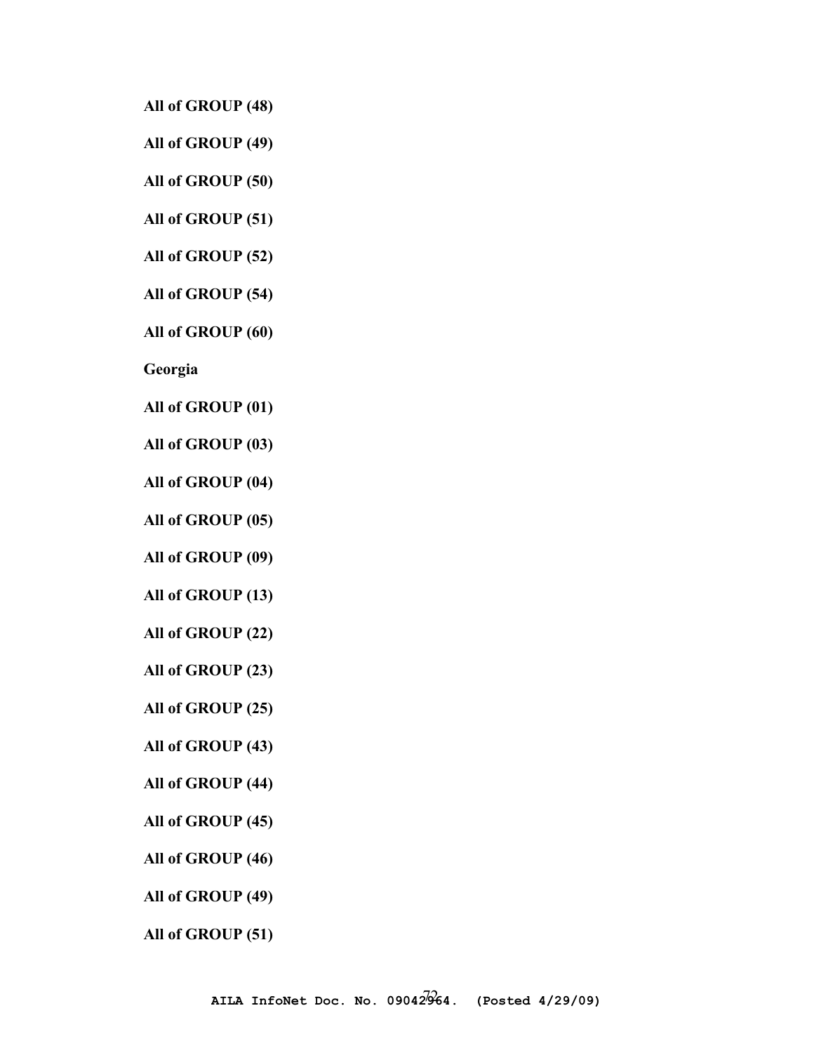**All of GROUP (48)**

**All of GROUP (49)**

**All of GROUP (50)**

**All of GROUP (51)**

**All of GROUP (52)**

**All of GROUP (54)**

**All of GROUP (60)**

**Georgia**

**All of GROUP (01)**

**All of GROUP (03)**

**All of GROUP (04)**

**All of GROUP (05)**

**All of GROUP (09)**

**All of GROUP (13)**

**All of GROUP (22)**

**All of GROUP (23)**

**All of GROUP (25)**

**All of GROUP (43)**

**All of GROUP (44)**

**All of GROUP (45)**

**All of GROUP (46)**

**All of GROUP (49)**

**All of GROUP (51)**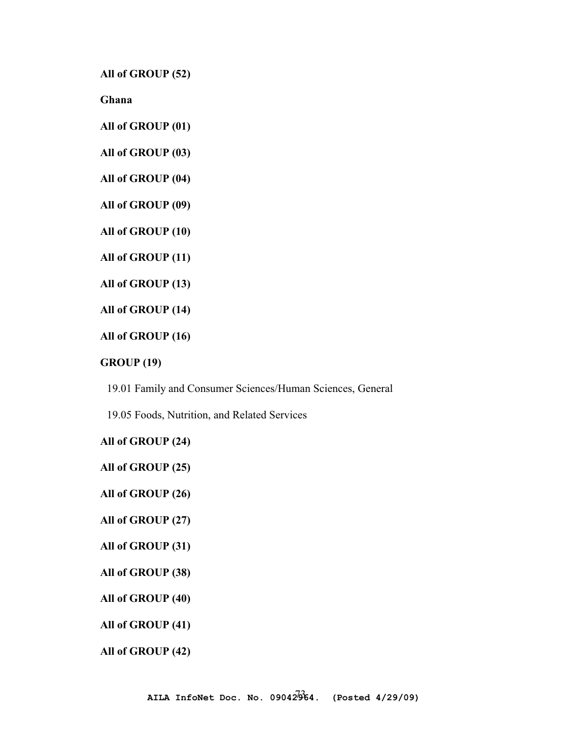**All of GROUP (52)**

**Ghana**

**All of GROUP (01)**

**All of GROUP (03)**

**All of GROUP (04)**

**All of GROUP (09)**

**All of GROUP (10)**

**All of GROUP (11)**

**All of GROUP (13)**

**All of GROUP (14)**

**All of GROUP (16)**

**GROUP (19)**

19.01 Family and Consumer Sciences/Human Sciences, General

19.05 Foods, Nutrition, and Related Services

**All of GROUP (24)**

**All of GROUP (25)**

**All of GROUP (26)**

**All of GROUP (27)**

**All of GROUP (31)**

**All of GROUP (38)**

**All of GROUP (40)**

**All of GROUP (41)**

**All of GROUP (42)**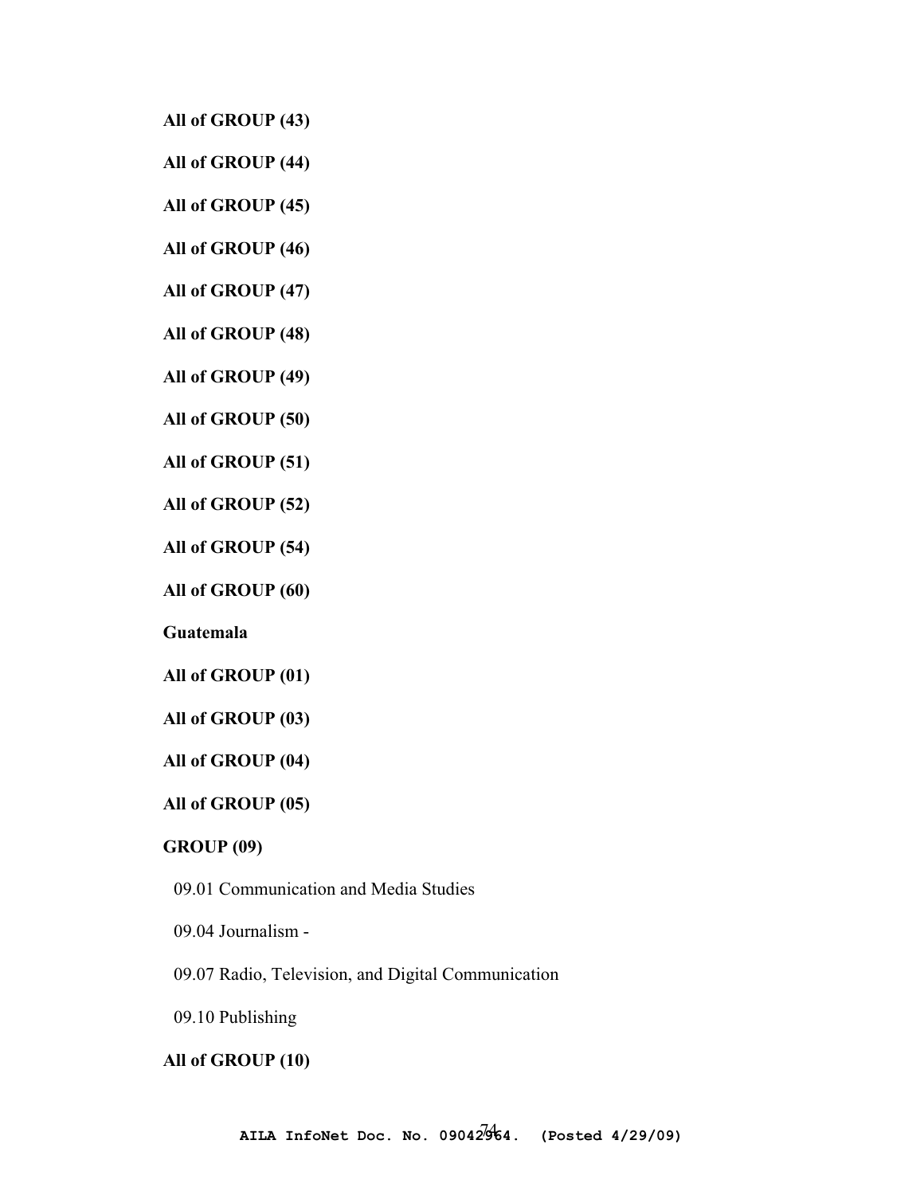**All of GROUP (43)**

**All of GROUP (44)**

**All of GROUP (45)**

**All of GROUP (46)**

**All of GROUP (47)**

**All of GROUP (48)**

**All of GROUP (49)**

**All of GROUP (50)**

**All of GROUP (51)**

**All of GROUP (52)**

**All of GROUP (54)**

**All of GROUP (60)**

**Guatemala**

**All of GROUP (01)**

**All of GROUP (03)**

**All of GROUP (04)**

**All of GROUP (05)**

**GROUP (09)**

09.01 Communication and Media Studies

09.04 Journalism -

09.07 Radio, Television, and Digital Communication

09.10 Publishing

**All of GROUP (10)**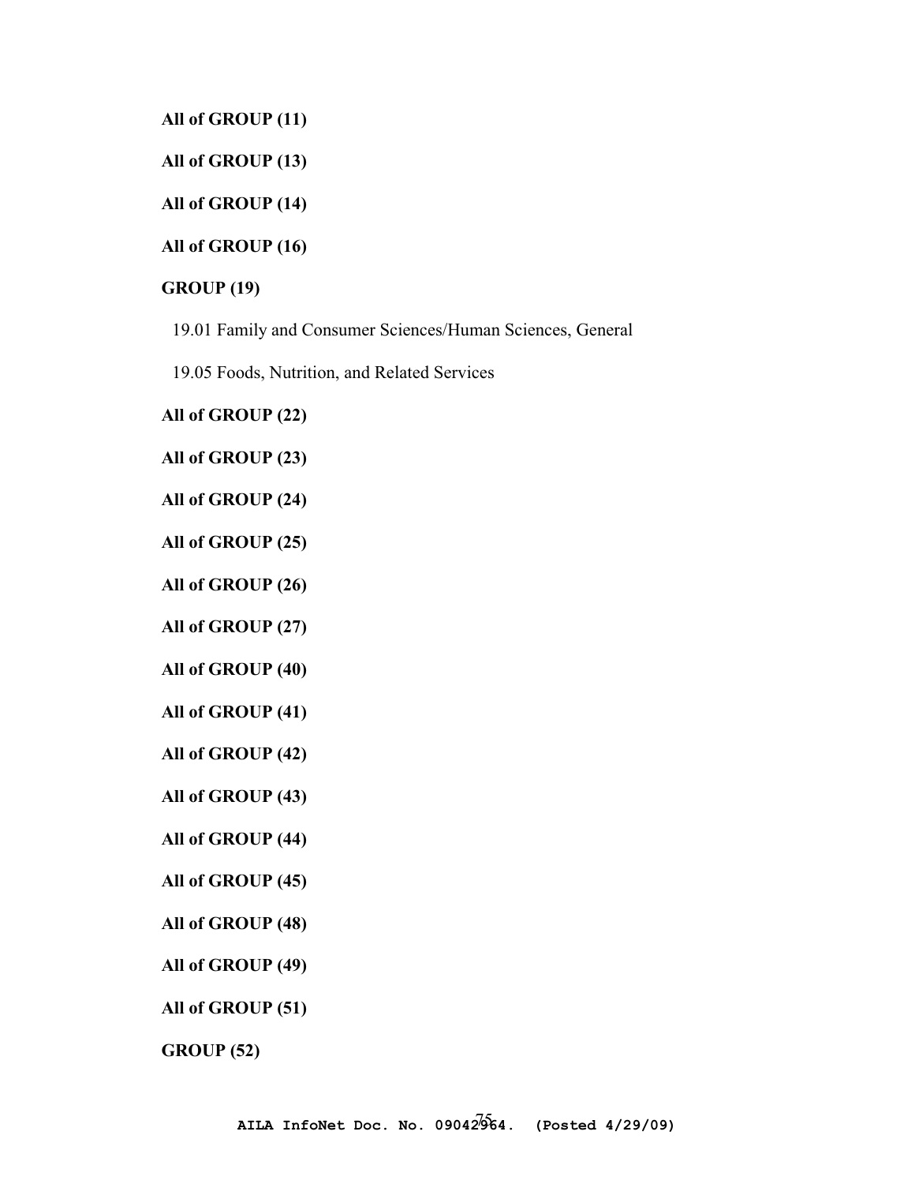**All of GROUP (11)**

**All of GROUP (13)**

**All of GROUP (14)**

**All of GROUP (16)**

**GROUP (19)**

19.01 Family and Consumer Sciences/Human Sciences, General

19.05 Foods, Nutrition, and Related Services

**All of GROUP (22)**

**All of GROUP (23)**

**All of GROUP (24)**

**All of GROUP (25)**

**All of GROUP (26)**

**All of GROUP (27)**

**All of GROUP (40)**

**All of GROUP (41)**

**All of GROUP (42)**

**All of GROUP (43)**

**All of GROUP (44)**

**All of GROUP (45)**

**All of GROUP (48)**

**All of GROUP (49)**

**All of GROUP (51)**

**GROUP (52)**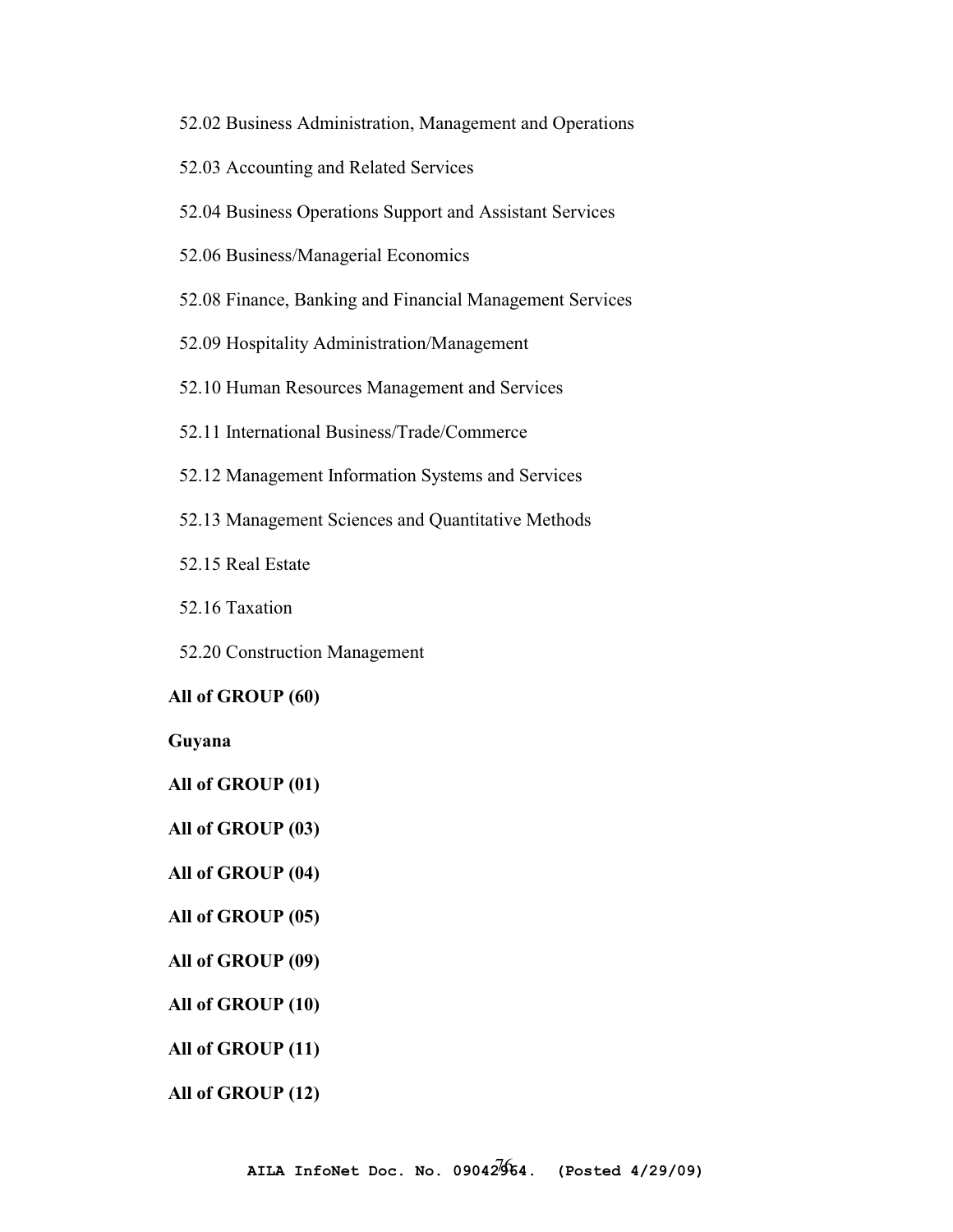52.02 Business Administration, Management and Operations

52.03 Accounting and Related Services

52.04 Business Operations Support and Assistant Services

52.06 Business/Managerial Economics

52.08 Finance, Banking and Financial Management Services

52.09 Hospitality Administration/Management

52.10 Human Resources Management and Services

52.11 International Business/Trade/Commerce

52.12 Management Information Systems and Services

52.13 Management Sciences and Quantitative Methods

52.15 Real Estate

52.16 Taxation

52.20 Construction Management

**All of GROUP (60)**

**Guyana**

**All of GROUP (01)**

**All of GROUP (03)**

**All of GROUP (04)**

**All of GROUP (05)**

**All of GROUP (09)**

**All of GROUP (10)**

**All of GROUP (11)**

**All of GROUP (12)**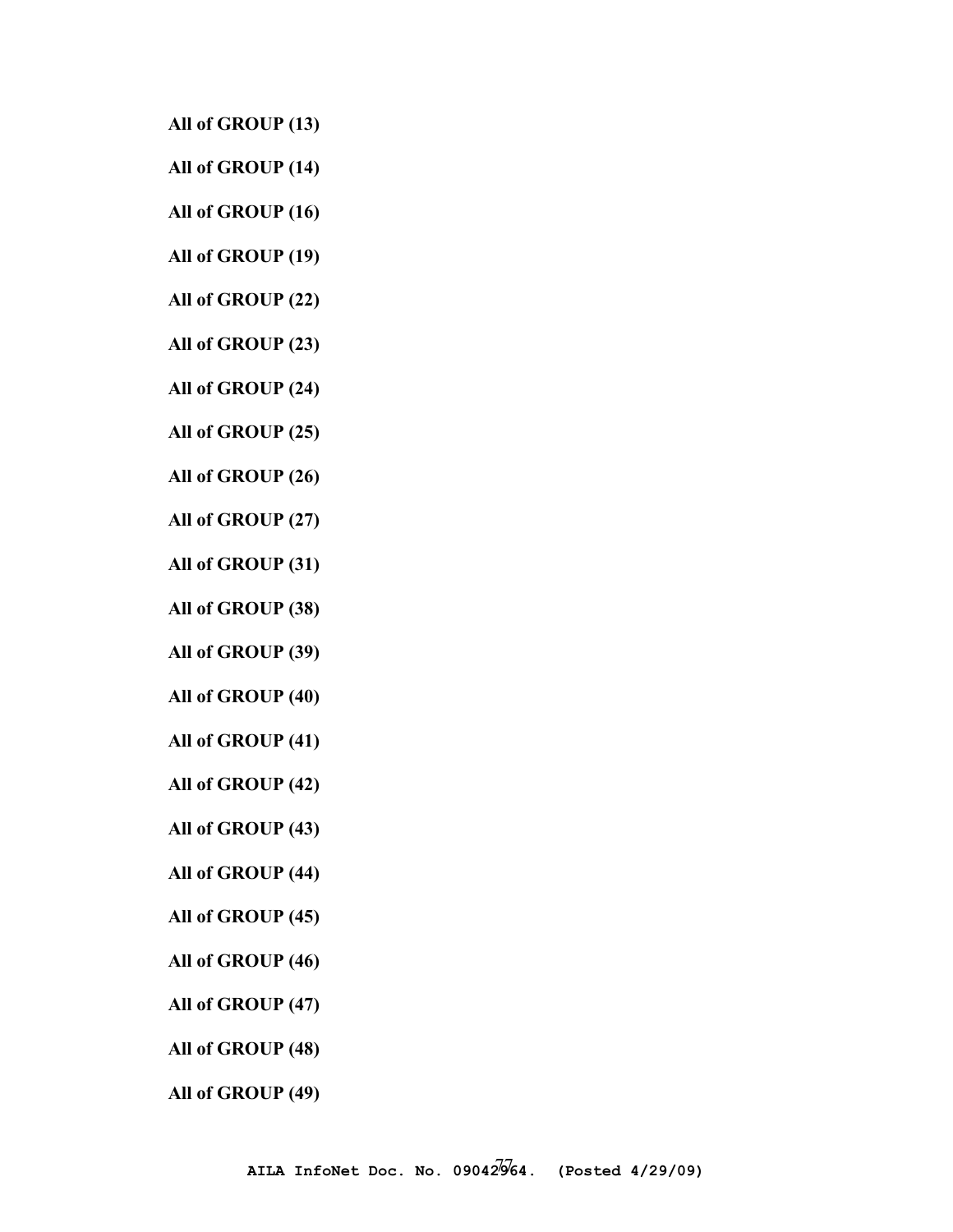**All of GROUP (13)**

**All of GROUP (14)**

**All of GROUP (16)**

**All of GROUP (19)**

**All of GROUP (22)**

**All of GROUP (23)**

**All of GROUP (24)**

**All of GROUP (25)**

**All of GROUP (26)**

**All of GROUP (27)**

**All of GROUP (31)**

**All of GROUP (38)**

**All of GROUP (39)**

**All of GROUP (40)**

**All of GROUP (41)**

**All of GROUP (42)**

**All of GROUP (43)**

**All of GROUP (44)**

**All of GROUP (45)**

**All of GROUP (46)**

**All of GROUP (47)**

**All of GROUP (48)**

**All of GROUP (49)**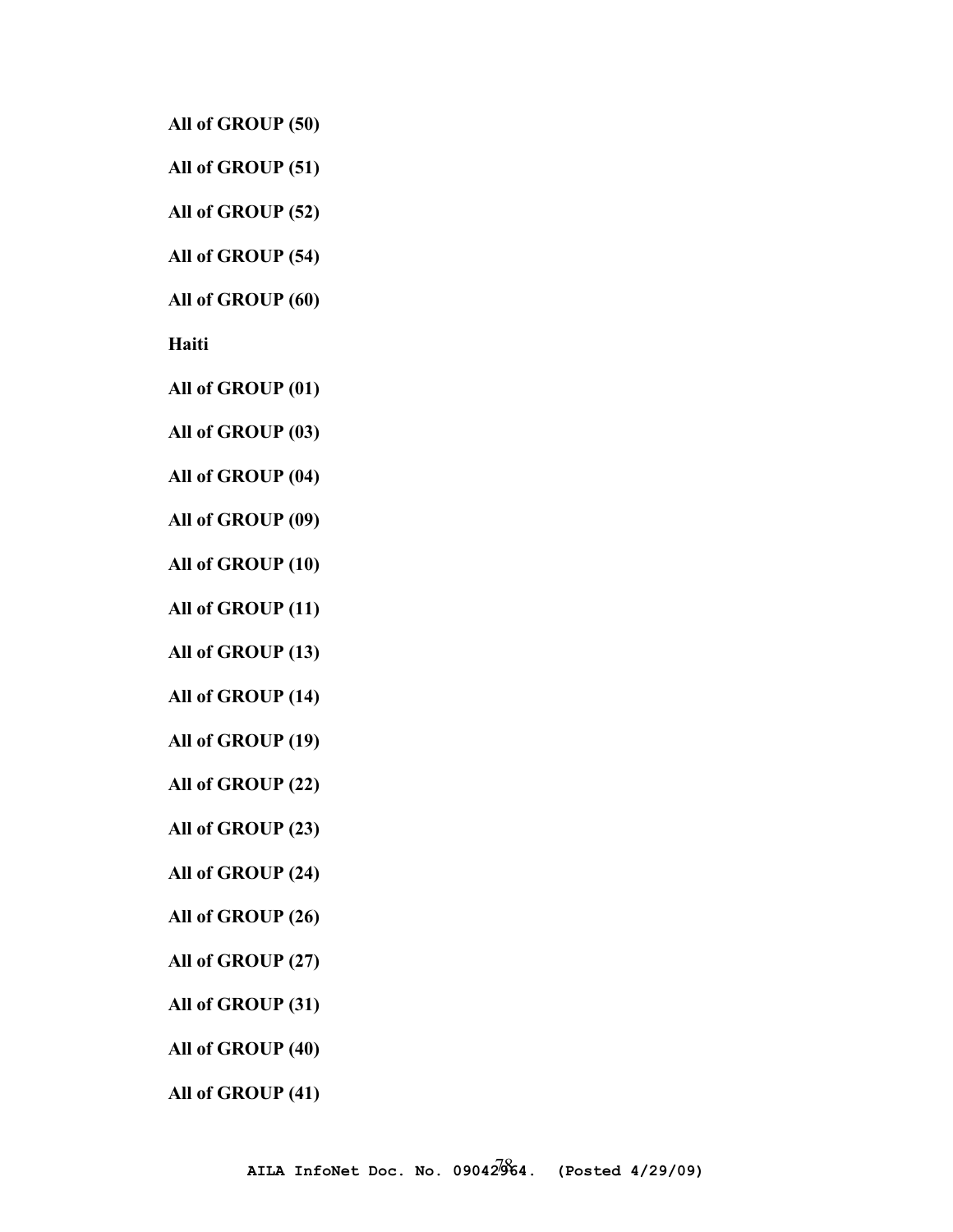**All of GROUP (50)**

**All of GROUP (51)**

**All of GROUP (52)**

**All of GROUP (54)**

**All of GROUP (60)**

**Haiti**

**All of GROUP (01)**

**All of GROUP (03)**

**All of GROUP (04)**

**All of GROUP (09)**

**All of GROUP (10)**

**All of GROUP (11)**

**All of GROUP (13)**

**All of GROUP (14)**

**All of GROUP (19)**

**All of GROUP (22)**

**All of GROUP (23)**

**All of GROUP (24)**

**All of GROUP (26)**

**All of GROUP (27)**

**All of GROUP (31)**

**All of GROUP (40)**

**All of GROUP (41)**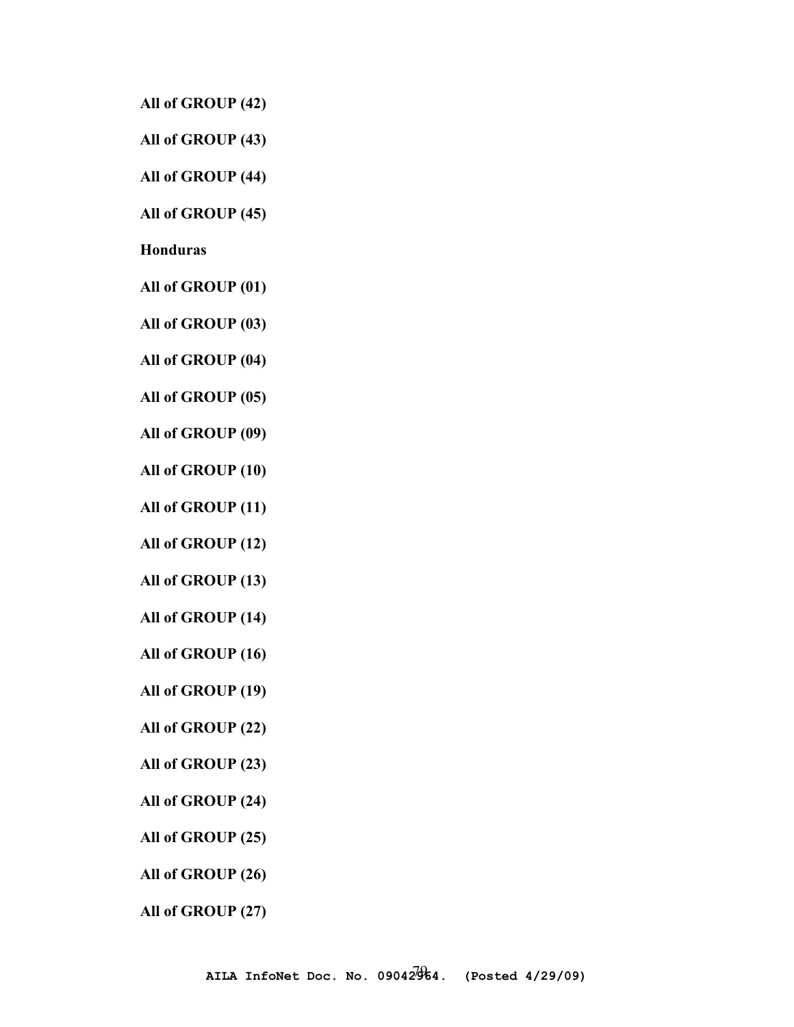**All of GROUP (42)**

**All of GROUP (43)**

**All of GROUP (44)**

**All of GROUP (45)**

**Honduras**

**All of GROUP (01)**

**All of GROUP (03)**

**All of GROUP (04)**

**All of GROUP (05)**

**All of GROUP (09)**

**All of GROUP (10)**

**All of GROUP (11)**

**All of GROUP (12)**

**All of GROUP (13)**

**All of GROUP (14)**

**All of GROUP (16)**

**All of GROUP (19)**

**All of GROUP (22)**

**All of GROUP (23)**

**All of GROUP (24)**

**All of GROUP (25)**

**All of GROUP (26)**

**All of GROUP (27)**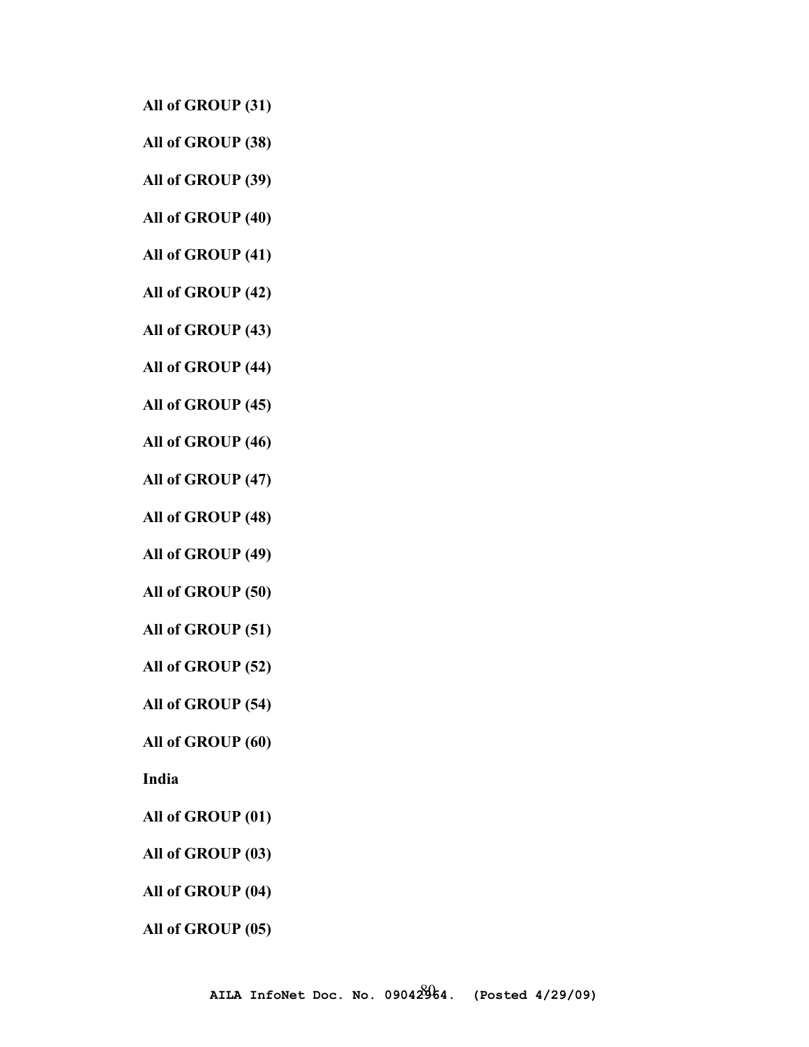**All of GROUP (31)**

**All of GROUP (38)**

**All of GROUP (39)**

**All of GROUP (40)**

**All of GROUP (41)**

**All of GROUP (42)**

**All of GROUP (43)**

**All of GROUP (44)**

**All of GROUP (45)**

**All of GROUP (46)**

**All of GROUP (47)**

**All of GROUP (48)**

**All of GROUP (49)**

**All of GROUP (50)**

**All of GROUP (51)**

**All of GROUP (52)**

**All of GROUP (54)**

**All of GROUP (60)**

**India**

**All of GROUP (01)**

**All of GROUP (03)**

**All of GROUP (04)**

**All of GROUP (05)**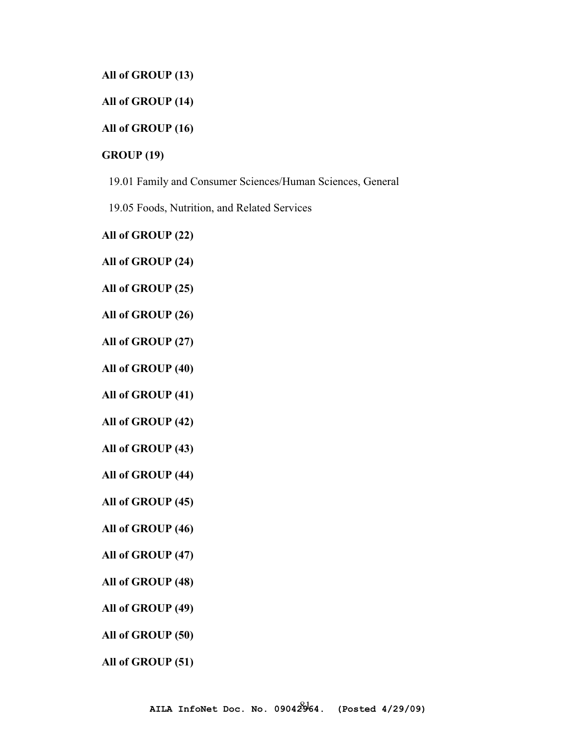**All of GROUP (13)**

**All of GROUP (14)**

**All of GROUP (16)**

**GROUP (19)**

19.01 Family and Consumer Sciences/Human Sciences, General

19.05 Foods, Nutrition, and Related Services

**All of GROUP (22)**

**All of GROUP (24)**

**All of GROUP (25)**

**All of GROUP (26)**

**All of GROUP (27)**

**All of GROUP (40)**

**All of GROUP (41)**

**All of GROUP (42)**

**All of GROUP (43)**

**All of GROUP (44)**

**All of GROUP (45)**

**All of GROUP (46)**

**All of GROUP (47)**

**All of GROUP (48)**

**All of GROUP (49)**

**All of GROUP (50)**

**All of GROUP (51)**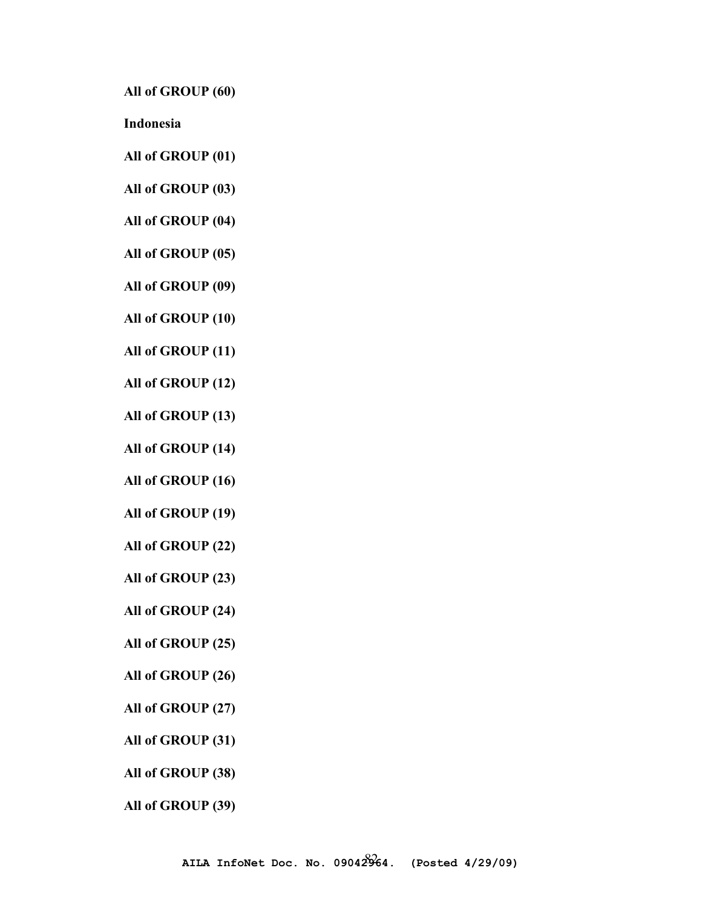**All of GROUP (60)**

**Indonesia**

**All of GROUP (01)**

**All of GROUP (03)**

**All of GROUP (04)**

**All of GROUP (05)**

**All of GROUP (09)**

**All of GROUP (10)**

**All of GROUP (11)**

**All of GROUP (12)**

**All of GROUP (13)**

**All of GROUP (14)**

**All of GROUP (16)**

**All of GROUP (19)**

**All of GROUP (22)**

**All of GROUP (23)**

**All of GROUP (24)**

**All of GROUP (25)**

**All of GROUP (26)**

**All of GROUP (27)**

**All of GROUP (31)**

**All of GROUP (38)**

**All of GROUP (39)**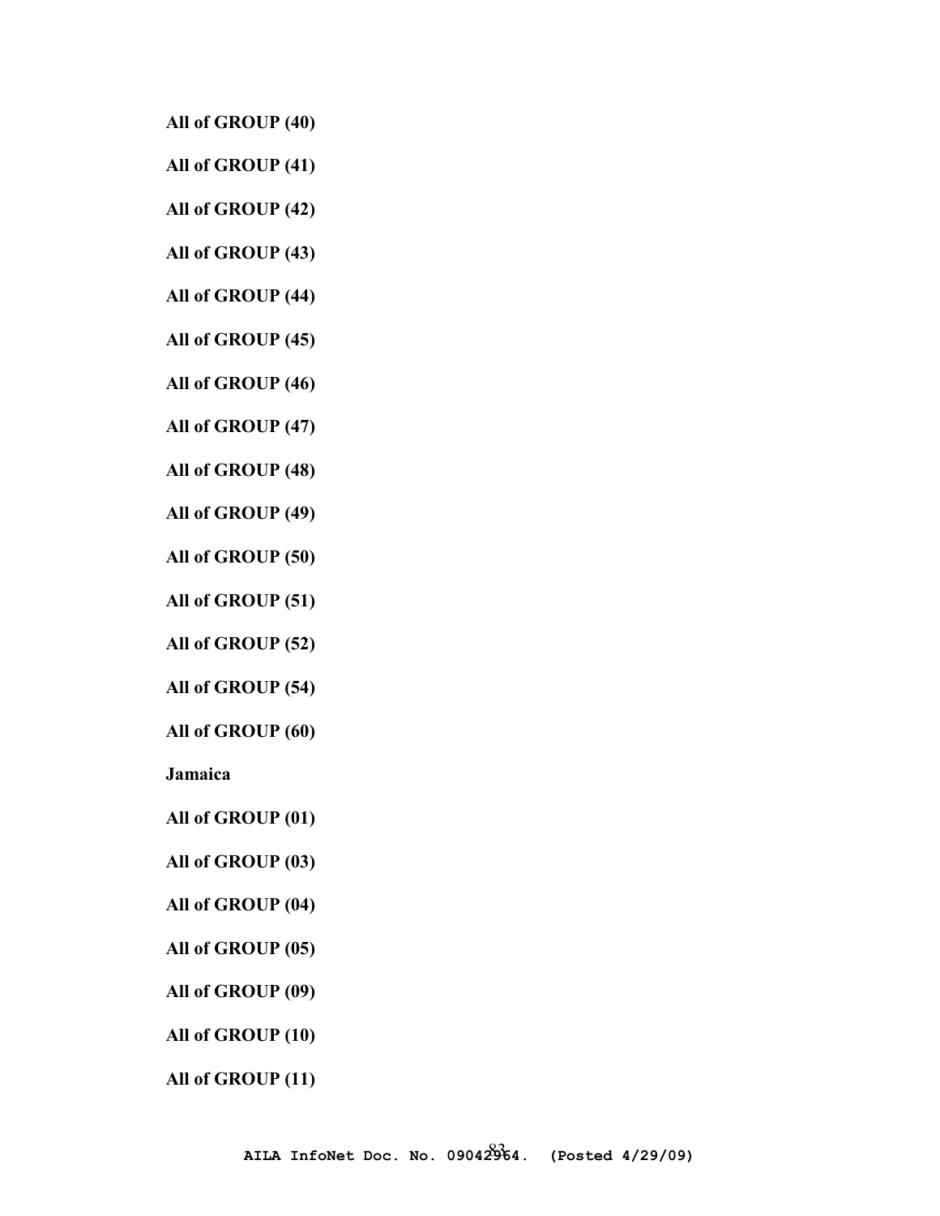**All of GROUP (40)**

**All of GROUP (41)**

**All of GROUP (42)**

**All of GROUP (43)**

**All of GROUP (44)**

**All of GROUP (45)**

**All of GROUP (46)**

**All of GROUP (47)**

**All of GROUP (48)**

**All of GROUP (49)**

**All of GROUP (50)**

**All of GROUP (51)**

**All of GROUP (52)**

**All of GROUP (54)**

**All of GROUP (60)**

**Jamaica**

**All of GROUP (01)**

**All of GROUP (03)**

**All of GROUP (04)**

**All of GROUP (05)**

**All of GROUP (09)**

**All of GROUP (10)**

**All of GROUP (11)**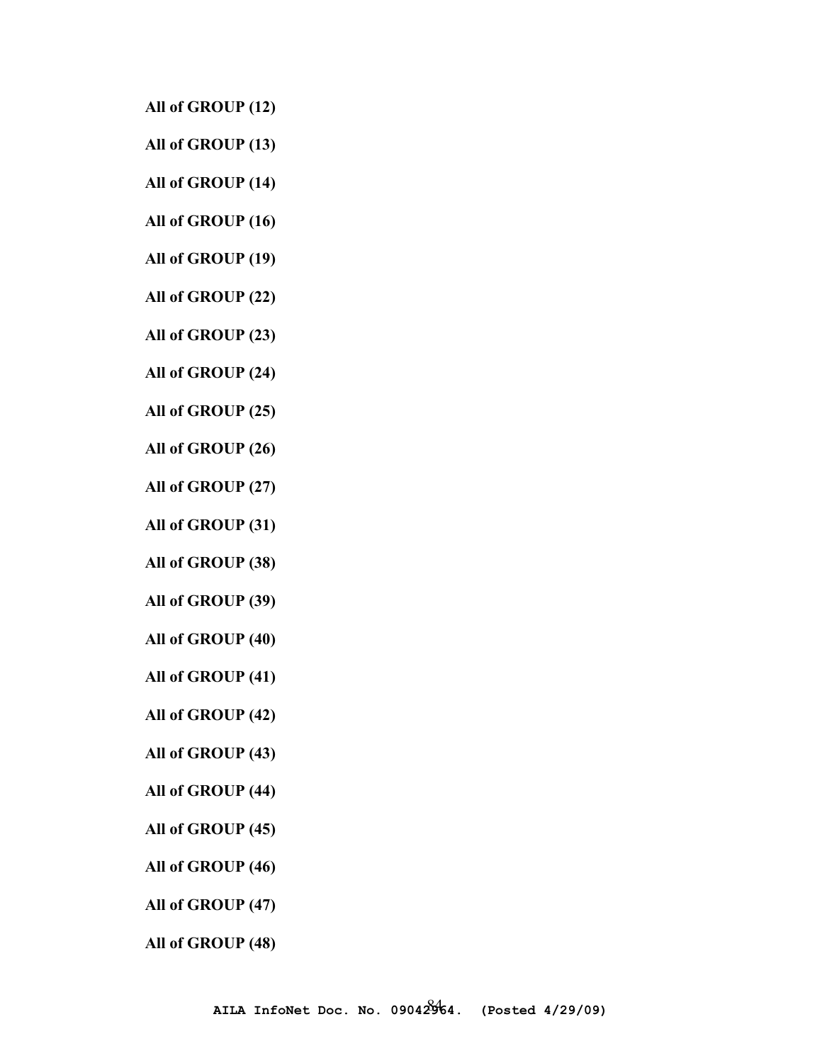**All of GROUP (12)**

**All of GROUP (13)**

**All of GROUP (14)**

**All of GROUP (16)**

**All of GROUP (19)**

**All of GROUP (22)**

**All of GROUP (23)**

**All of GROUP (24)**

**All of GROUP (25)**

**All of GROUP (26)**

**All of GROUP (27)**

**All of GROUP (31)**

**All of GROUP (38)**

**All of GROUP (39)**

**All of GROUP (40)**

**All of GROUP (41)**

**All of GROUP (42)**

**All of GROUP (43)**

**All of GROUP (44)**

**All of GROUP (45)**

**All of GROUP (46)**

**All of GROUP (47)**

**All of GROUP (48)**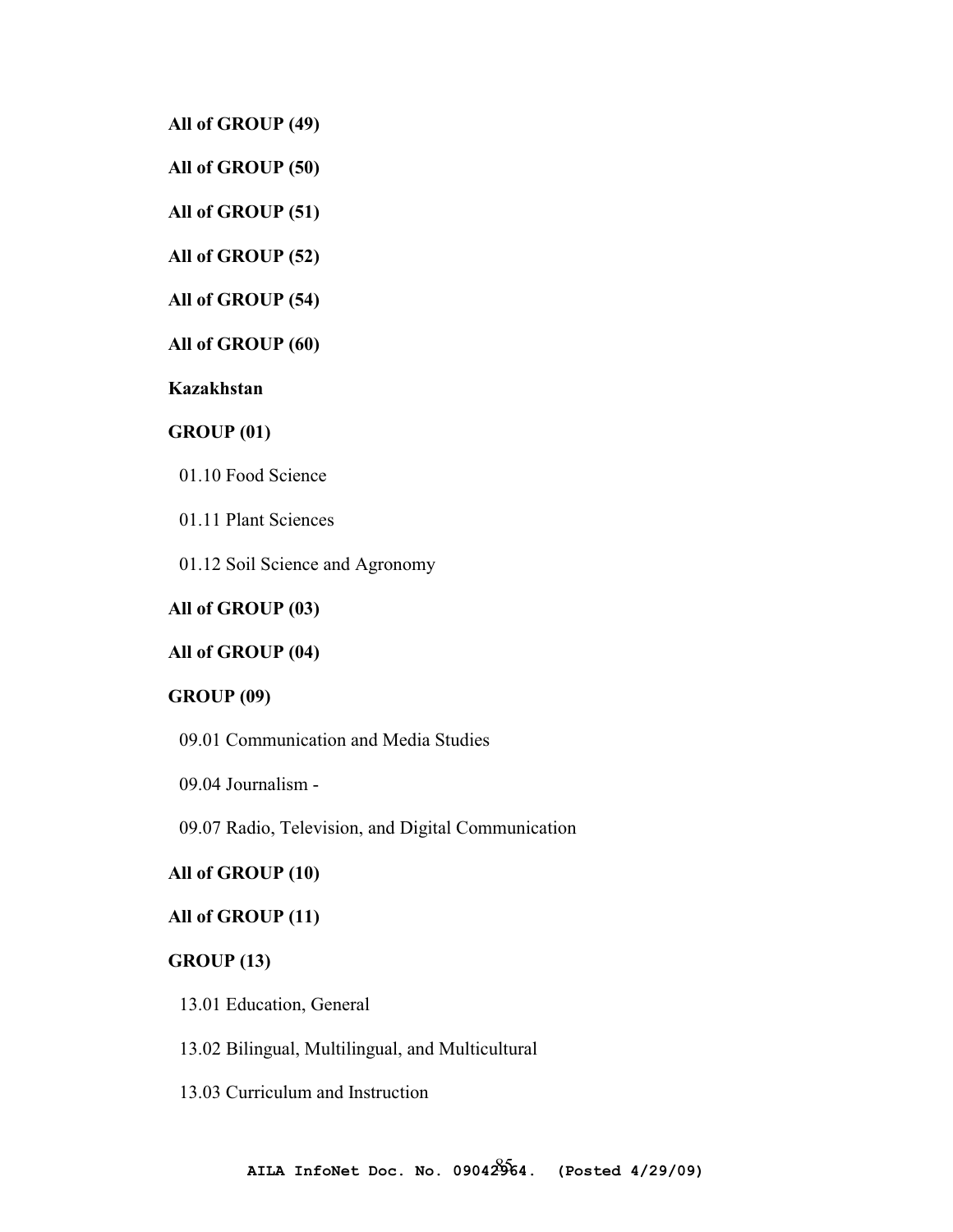**All of GROUP (49)**

**All of GROUP (50)**

**All of GROUP (51)**

**All of GROUP (52)**

**All of GROUP (54)**

**All of GROUP (60)**

**Kazakhstan**

**GROUP (01)**

01.10 Food Science

01.11 Plant Sciences

01.12 Soil Science and Agronomy

**All of GROUP (03)**

**All of GROUP (04)**

**GROUP (09)**

09.01 Communication and Media Studies

09.04 Journalism -

09.07 Radio, Television, and Digital Communication

**All of GROUP (10)**

**All of GROUP (11)**

**GROUP (13)**

13.01 Education, General

13.02 Bilingual, Multilingual, and Multicultural

13.03 Curriculum and Instruction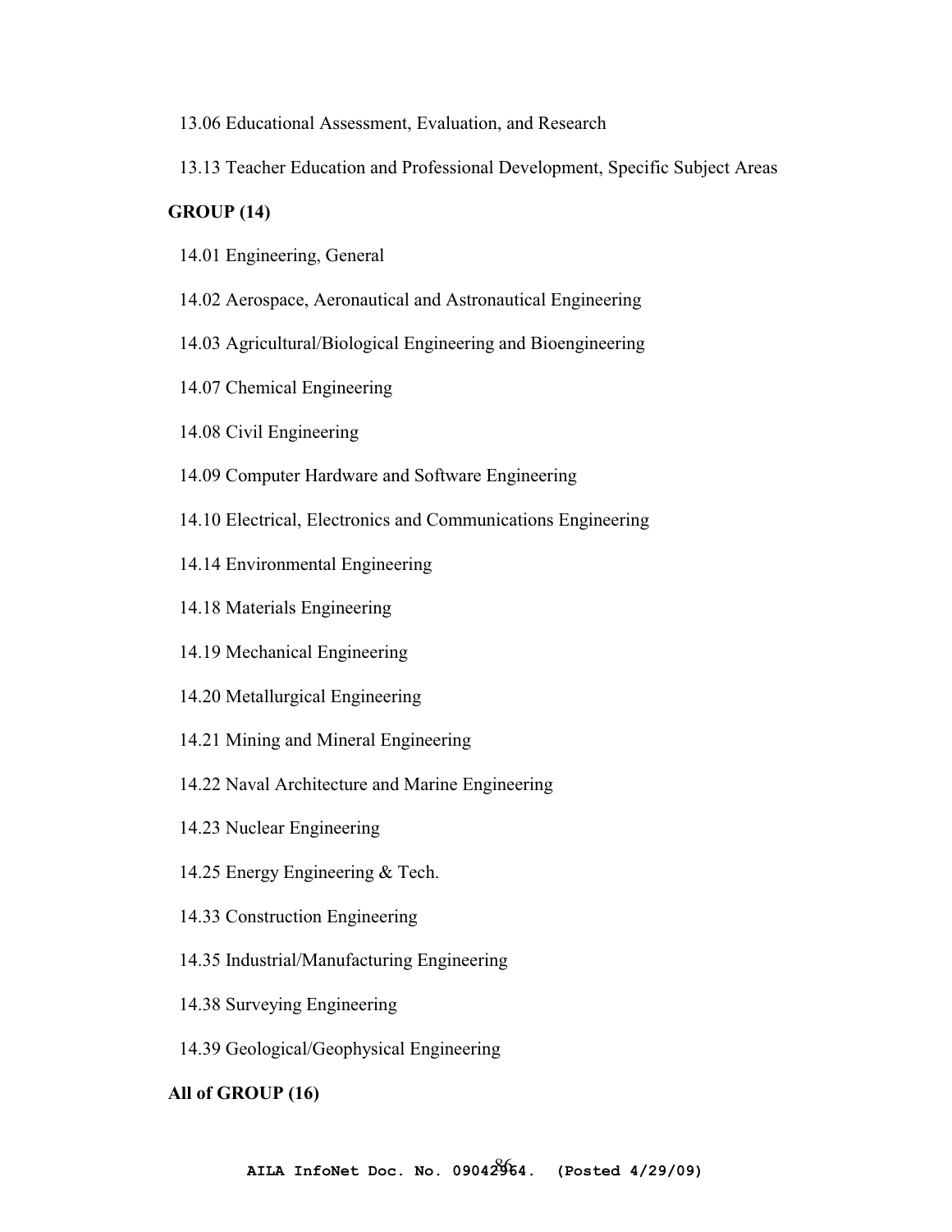13.06 Educational Assessment, Evaluation, and Research

13.13 Teacher Education and Professional Development, Specific Subject Areas

**GROUP (14)**

14.01 Engineering, General

14.02 Aerospace, Aeronautical and Astronautical Engineering

14.03 Agricultural/Biological Engineering and Bioengineering

14.07 Chemical Engineering

14.08 Civil Engineering

14.09 Computer Hardware and Software Engineering

14.10 Electrical, Electronics and Communications Engineering

14.14 Environmental Engineering

14.18 Materials Engineering

14.19 Mechanical Engineering

14.20 Metallurgical Engineering

14.21 Mining and Mineral Engineering

14.22 Naval Architecture and Marine Engineering

14.23 Nuclear Engineering

14.25 Energy Engineering & Tech.

14.33 Construction Engineering

14.35 Industrial/Manufacturing Engineering

14.38 Surveying Engineering

14.39 Geological/Geophysical Engineering

**All of GROUP (16)**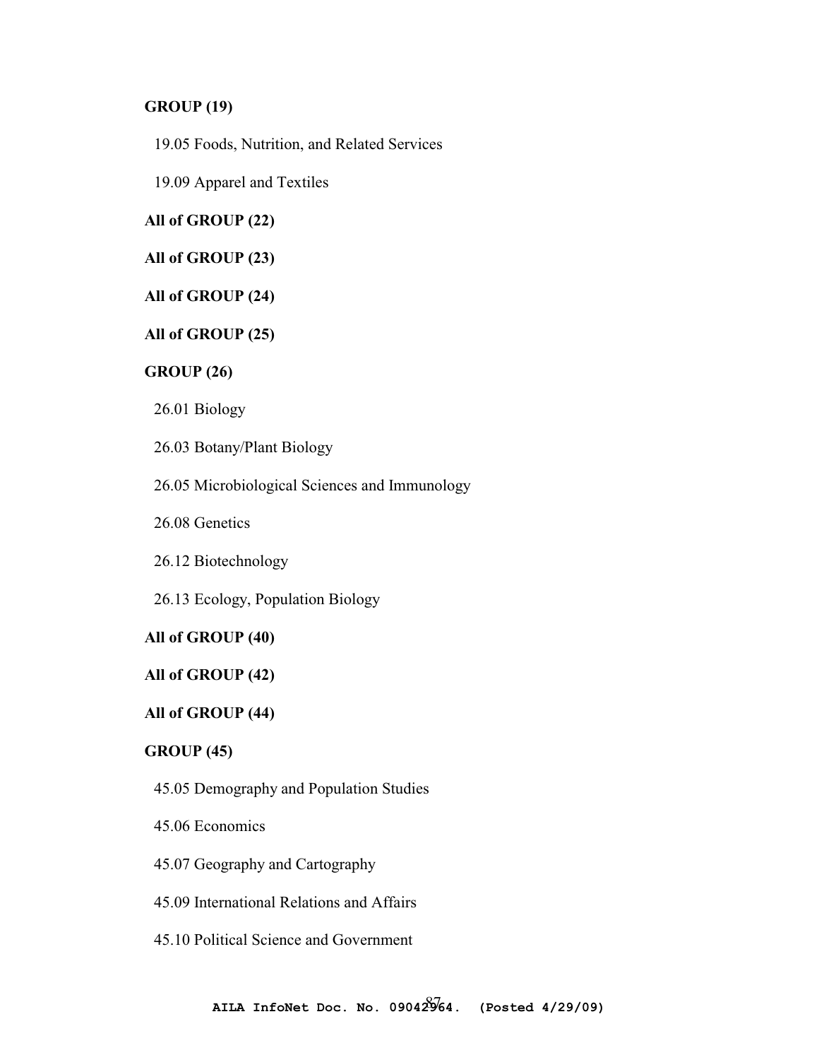**GROUP (19)**

19.05 Foods, Nutrition, and Related Services

19.09 Apparel and Textiles

**All of GROUP (22)**

**All of GROUP (23)**

**All of GROUP (24)**

**All of GROUP (25)**

**GROUP (26)**

26.01 Biology

26.03 Botany/Plant Biology

26.05 Microbiological Sciences and Immunology

26.08 Genetics

26.12 Biotechnology

26.13 Ecology, Population Biology

**All of GROUP (40)**

**All of GROUP (42)**

**All of GROUP (44)**

**GROUP (45)**

45.05 Demography and Population Studies

45.06 Economics

45.07 Geography and Cartography

45.09 International Relations and Affairs

45.10 Political Science and Government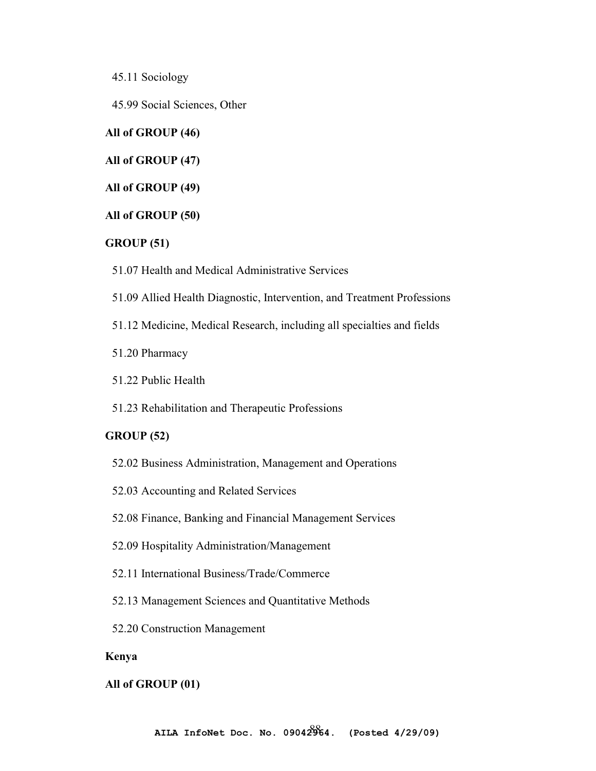45.11 Sociology

45.99 Social Sciences, Other

**All of GROUP (46)**

**All of GROUP (47)**

**All of GROUP (49)**

**All of GROUP (50)**

**GROUP (51)**

51.07 Health and Medical Administrative Services

51.09 Allied Health Diagnostic, Intervention, and Treatment Professions

51.12 Medicine, Medical Research, including all specialties and fields

51.20 Pharmacy

51.22 Public Health

51.23 Rehabilitation and Therapeutic Professions

**GROUP (52)**

52.02 Business Administration, Management and Operations

52.03 Accounting and Related Services

52.08 Finance, Banking and Financial Management Services

52.09 Hospitality Administration/Management

52.11 International Business/Trade/Commerce

52.13 Management Sciences and Quantitative Methods

52.20 Construction Management

**Kenya**

**All of GROUP (01)**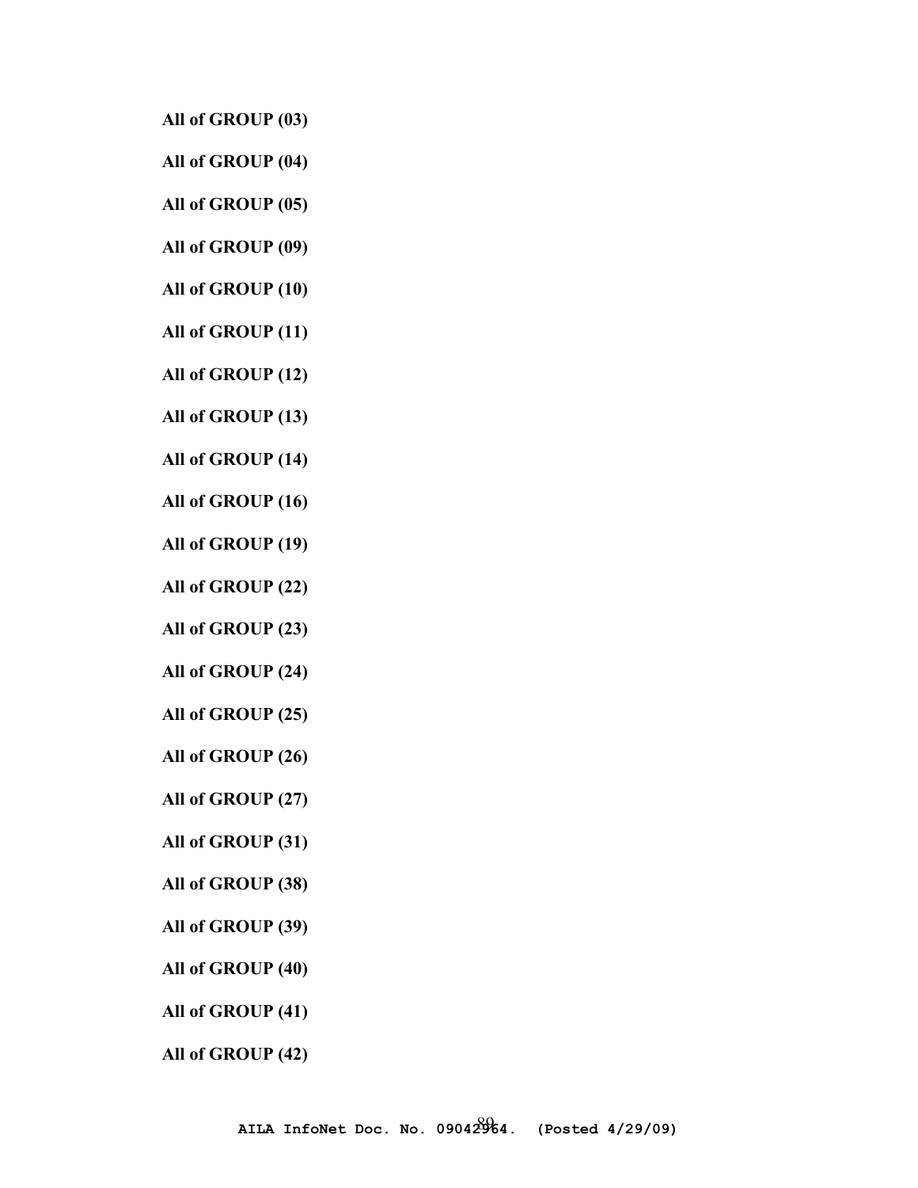**All of GROUP (03)**

**All of GROUP (04)**

**All of GROUP (05)**

**All of GROUP (09)**

**All of GROUP (10)**

**All of GROUP (11)**

**All of GROUP (12)**

**All of GROUP (13)**

**All of GROUP (14)**

**All of GROUP (16)**

**All of GROUP (19)**

**All of GROUP (22)**

**All of GROUP (23)**

**All of GROUP (24)**

**All of GROUP (25)**

**All of GROUP (26)**

**All of GROUP (27)**

**All of GROUP (31)**

**All of GROUP (38)**

**All of GROUP (39)**

**All of GROUP (40)**

**All of GROUP (41)**

**All of GROUP (42)**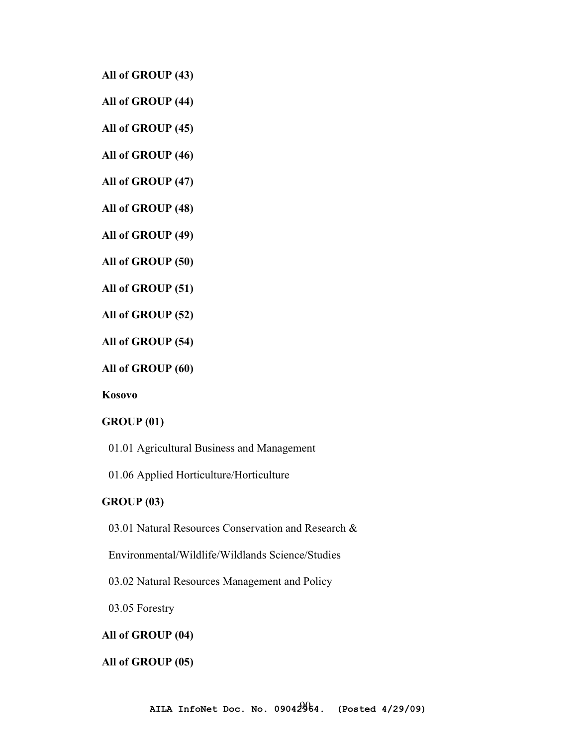**All of GROUP (43)**

**All of GROUP (44)**

**All of GROUP (45)**

**All of GROUP (46)**

**All of GROUP (47)**

**All of GROUP (48)**

**All of GROUP (49)**

**All of GROUP (50)**

**All of GROUP (51)**

**All of GROUP (52)**

**All of GROUP (54)**

**All of GROUP (60)**

**Kosovo**

**GROUP (01)**

01.01 Agricultural Business and Management

01.06 Applied Horticulture/Horticulture

**GROUP (03)**

03.01 Natural Resources Conservation and Research &

Environmental/Wildlife/Wildlands Science/Studies

03.02 Natural Resources Management and Policy

03.05 Forestry

**All of GROUP (04)**

**All of GROUP (05)**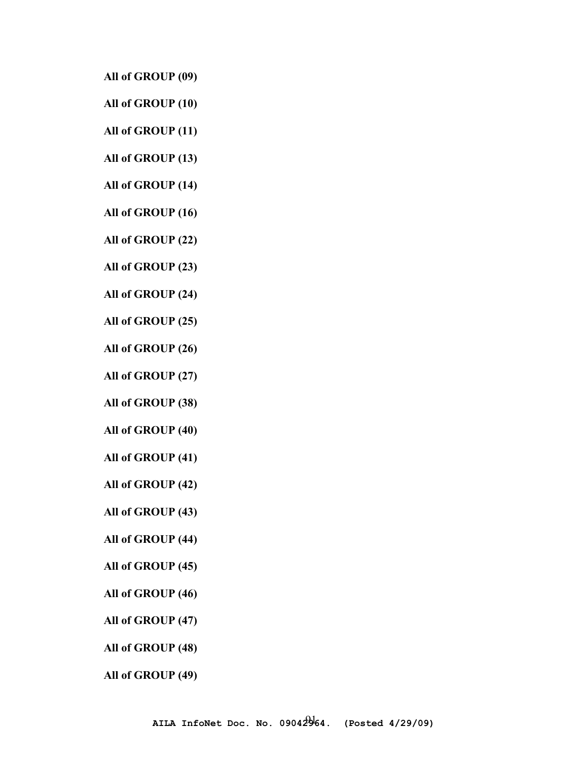**All of GROUP (09)**

**All of GROUP (10)**

**All of GROUP (11)**

**All of GROUP (13)**

**All of GROUP (14)**

**All of GROUP (16)**

**All of GROUP (22)**

**All of GROUP (23)**

**All of GROUP (24)**

**All of GROUP (25)**

**All of GROUP (26)**

**All of GROUP (27)**

**All of GROUP (38)**

**All of GROUP (40)**

**All of GROUP (41)**

**All of GROUP (42)**

**All of GROUP (43)**

**All of GROUP (44)**

**All of GROUP (45)**

**All of GROUP (46)**

**All of GROUP (47)**

**All of GROUP (48)**

**All of GROUP (49)**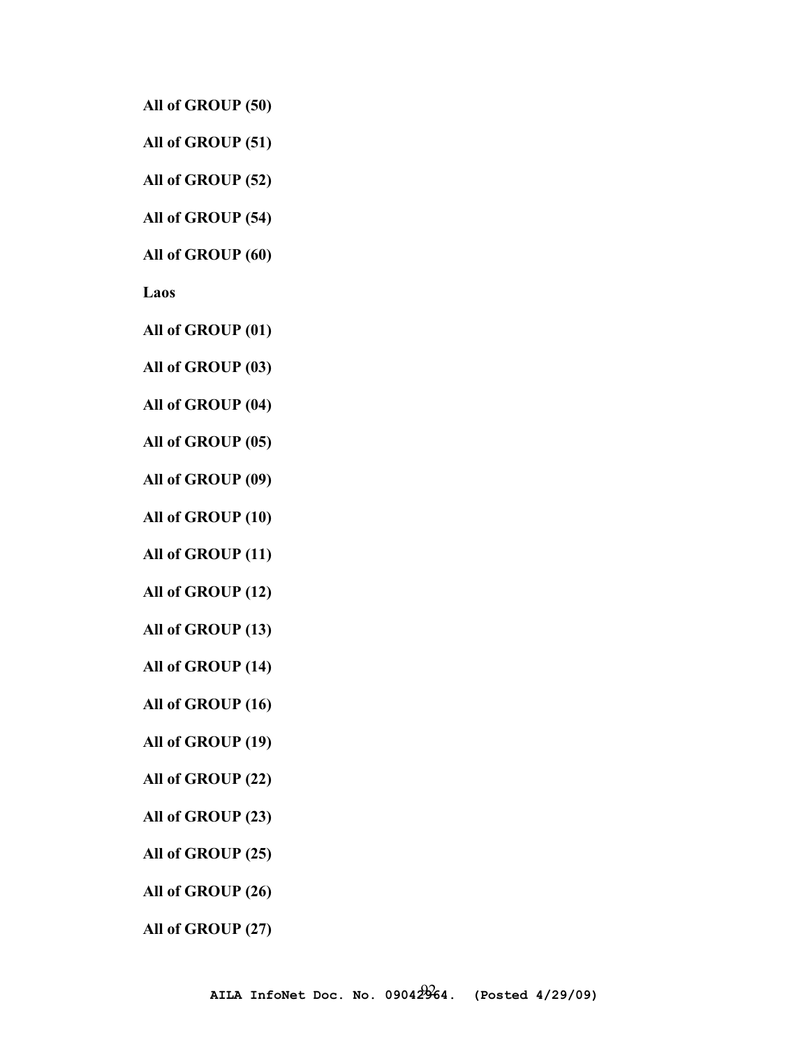**All of GROUP (50)**

**All of GROUP (51)**

**All of GROUP (52)**

**All of GROUP (54)**

**All of GROUP (60)**

**Laos**

**All of GROUP (01)**

**All of GROUP (03)**

**All of GROUP (04)**

**All of GROUP (05)**

**All of GROUP (09)**

**All of GROUP (10)**

**All of GROUP (11)**

**All of GROUP (12)**

**All of GROUP (13)**

**All of GROUP (14)**

**All of GROUP (16)**

**All of GROUP (19)**

**All of GROUP (22)**

**All of GROUP (23)**

**All of GROUP (25)**

**All of GROUP (26)**

**All of GROUP (27)**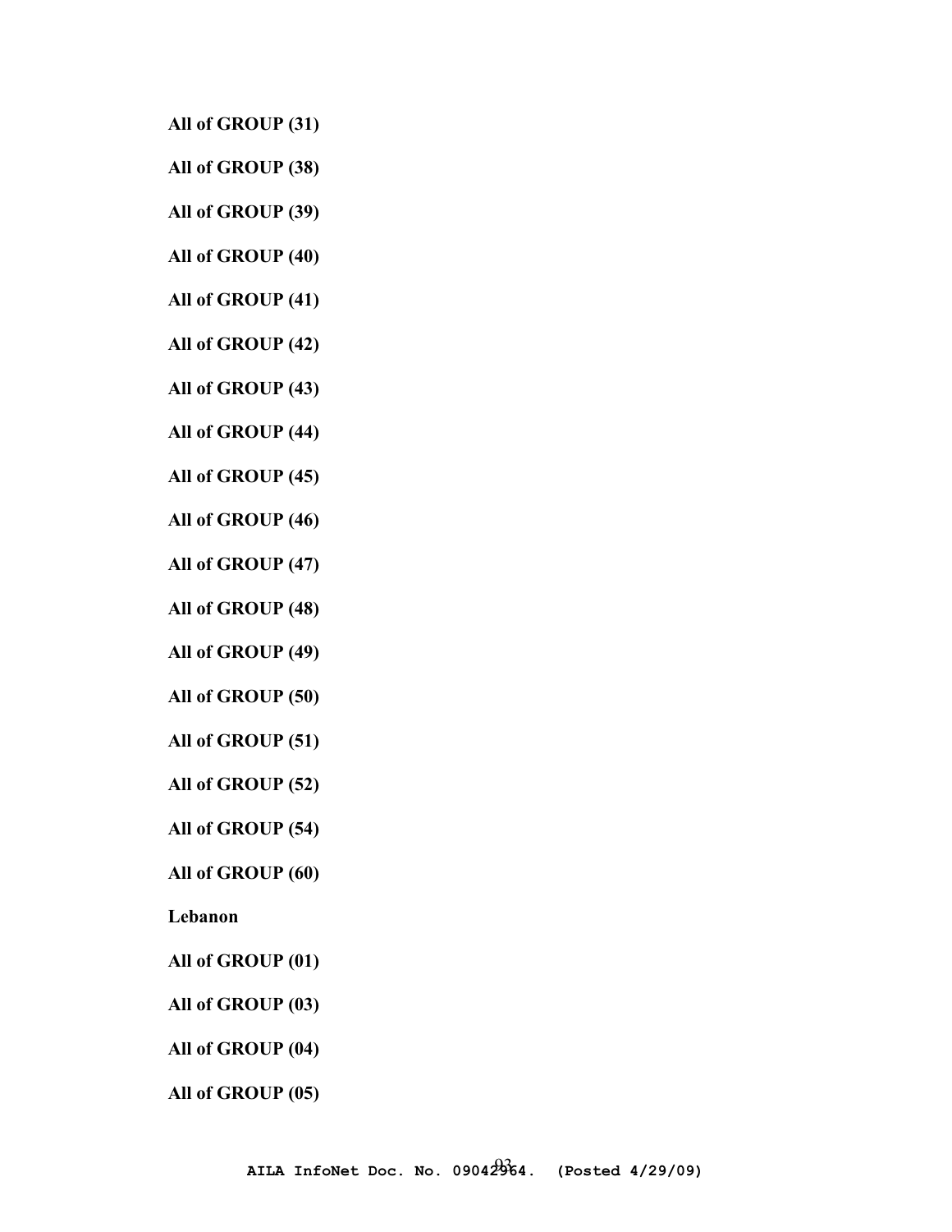**All of GROUP (31)**

**All of GROUP (38)**

**All of GROUP (39)**

**All of GROUP (40)**

**All of GROUP (41)**

**All of GROUP (42)**

**All of GROUP (43)**

**All of GROUP (44)**

**All of GROUP (45)**

**All of GROUP (46)**

**All of GROUP (47)**

**All of GROUP (48)**

**All of GROUP (49)**

**All of GROUP (50)**

**All of GROUP (51)**

**All of GROUP (52)**

**All of GROUP (54)**

**All of GROUP (60)**

**Lebanon**

**All of GROUP (01)**

**All of GROUP (03)**

**All of GROUP (04)**

**All of GROUP (05)**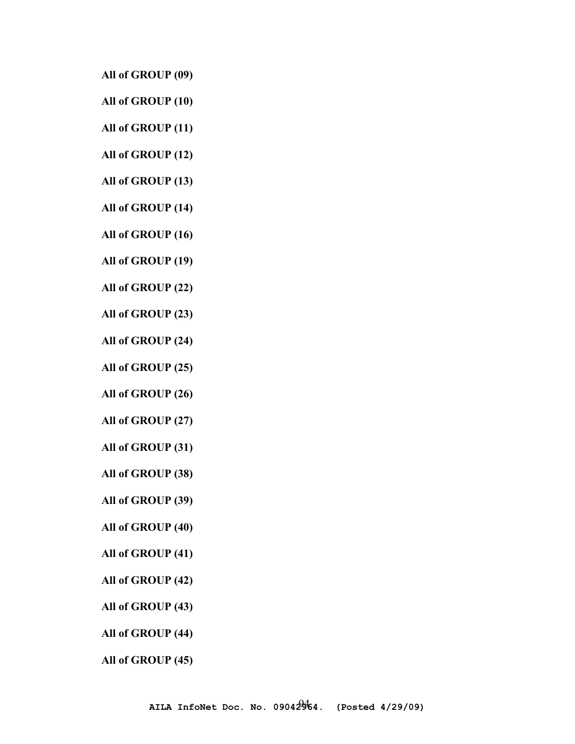**All of GROUP (09)**

**All of GROUP (10)**

**All of GROUP (11)**

**All of GROUP (12)**

**All of GROUP (13)**

**All of GROUP (14)**

**All of GROUP (16)**

**All of GROUP (19)**

**All of GROUP (22)**

**All of GROUP (23)**

**All of GROUP (24)**

**All of GROUP (25)**

**All of GROUP (26)**

**All of GROUP (27)**

**All of GROUP (31)**

**All of GROUP (38)**

**All of GROUP (39)**

**All of GROUP (40)**

**All of GROUP (41)**

**All of GROUP (42)**

**All of GROUP (43)**

**All of GROUP (44)**

**All of GROUP (45)**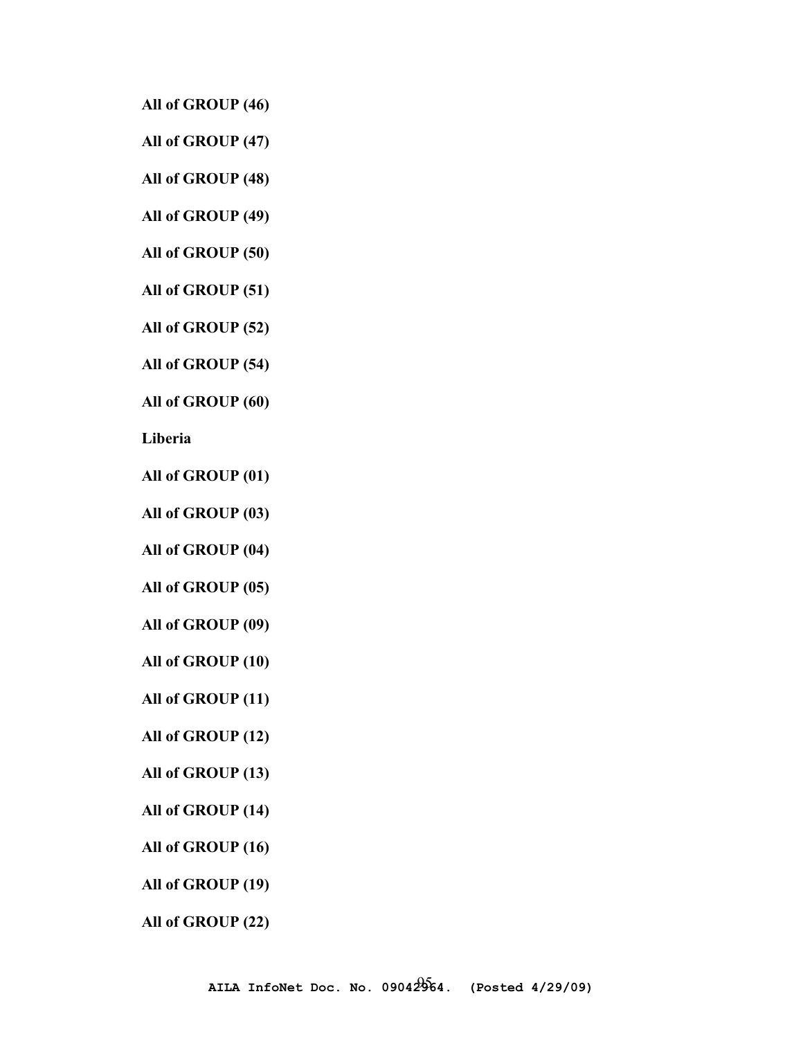**All of GROUP (46)**

**All of GROUP (47)**

**All of GROUP (48)**

**All of GROUP (49)**

**All of GROUP (50)**

**All of GROUP (51)**

**All of GROUP (52)**

**All of GROUP (54)**

**All of GROUP (60)**

**Liberia**

**All of GROUP (01)**

**All of GROUP (03)**

**All of GROUP (04)**

**All of GROUP (05)**

**All of GROUP (09)**

**All of GROUP (10)**

**All of GROUP (11)**

**All of GROUP (12)**

**All of GROUP (13)**

**All of GROUP (14)**

**All of GROUP (16)**

**All of GROUP (19)**

**All of GROUP (22)**

**AILA InfoNet Doc. No. 09042964. (Posted 4/29/09)**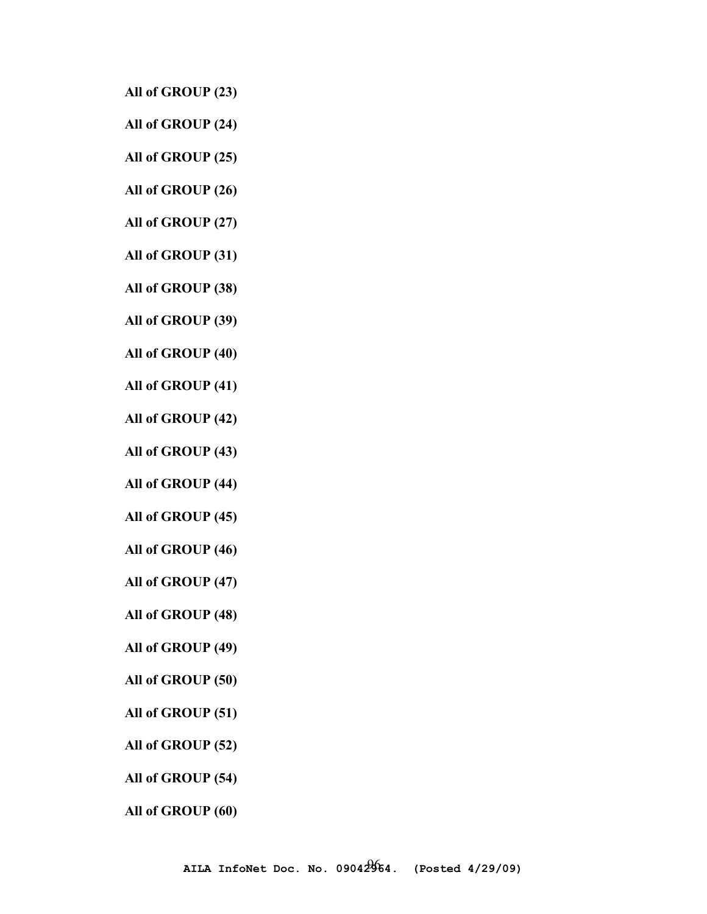**All of GROUP (23)**

**All of GROUP (24)**

**All of GROUP (25)**

**All of GROUP (26)**

**All of GROUP (27)**

**All of GROUP (31)**

**All of GROUP (38)**

**All of GROUP (39)**

**All of GROUP (40)**

**All of GROUP (41)**

**All of GROUP (42)**

**All of GROUP (43)**

**All of GROUP (44)**

**All of GROUP (45)**

**All of GROUP (46)**

**All of GROUP (47)**

**All of GROUP (48)**

**All of GROUP (49)**

**All of GROUP (50)**

**All of GROUP (51)**

**All of GROUP (52)**

**All of GROUP (54)**

**All of GROUP (60)**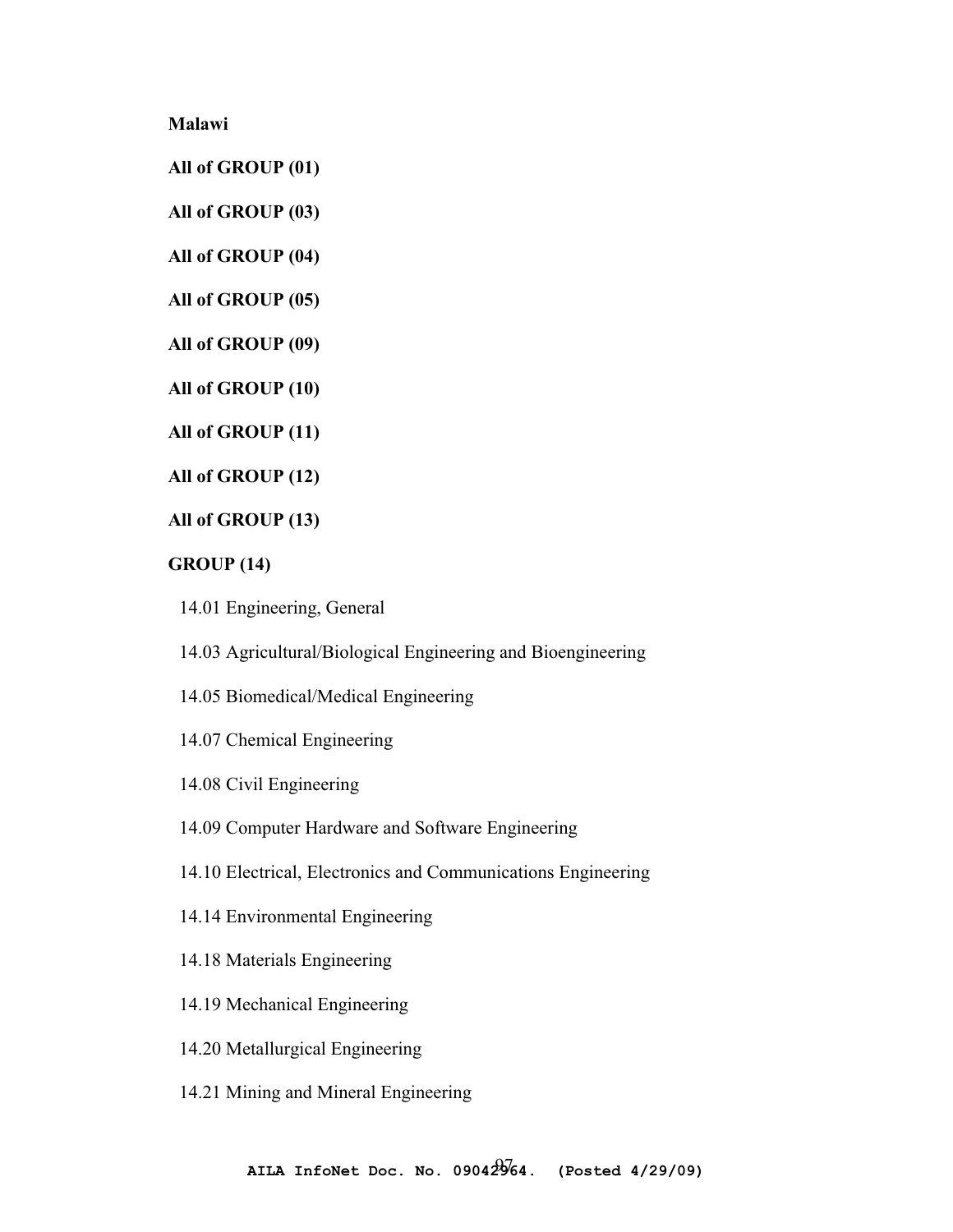**Malawi**

**All of GROUP (01)**

**All of GROUP (03)**

**All of GROUP (04)**

**All of GROUP (05)**

**All of GROUP (09)**

**All of GROUP (10)**

**All of GROUP (11)**

**All of GROUP (12)**

**All of GROUP (13)**

**GROUP (14)**

14.01 Engineering, General

14.03 Agricultural/Biological Engineering and Bioengineering

14.05 Biomedical/Medical Engineering

14.07 Chemical Engineering

14.08 Civil Engineering

14.09 Computer Hardware and Software Engineering

14.10 Electrical, Electronics and Communications Engineering

14.14 Environmental Engineering

14.18 Materials Engineering

14.19 Mechanical Engineering

14.20 Metallurgical Engineering

14.21 Mining and Mineral Engineering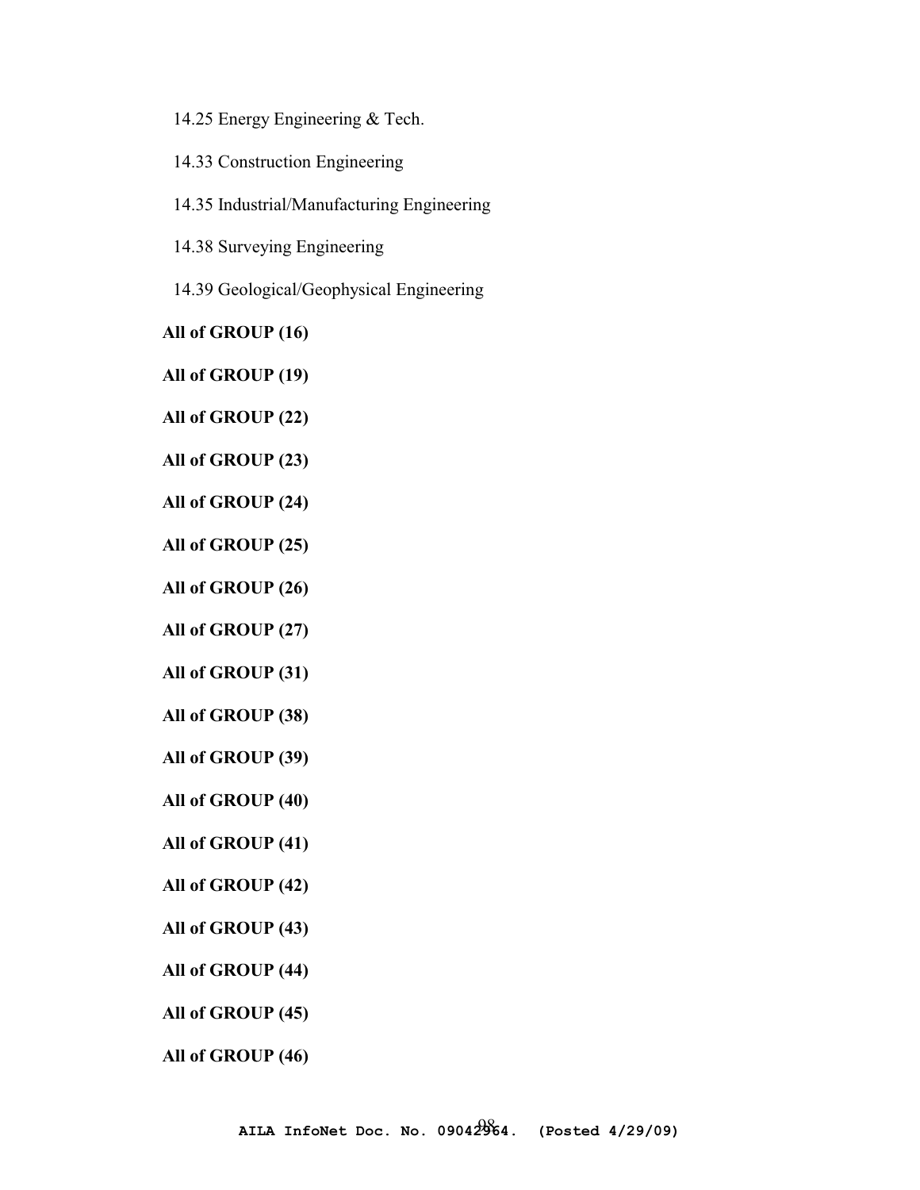14.25 Energy Engineering & Tech.

14.33 Construction Engineering

14.35 Industrial/Manufacturing Engineering

14.38 Surveying Engineering

14.39 Geological/Geophysical Engineering

**All of GROUP (16)**

**All of GROUP (19)**

**All of GROUP (22)**

**All of GROUP (23)**

**All of GROUP (24)**

**All of GROUP (25)**

**All of GROUP (26)**

**All of GROUP (27)**

**All of GROUP (31)**

**All of GROUP (38)**

**All of GROUP (39)**

**All of GROUP (40)**

**All of GROUP (41)**

**All of GROUP (42)**

**All of GROUP (43)**

**All of GROUP (44)**

**All of GROUP (45)**

**All of GROUP (46)**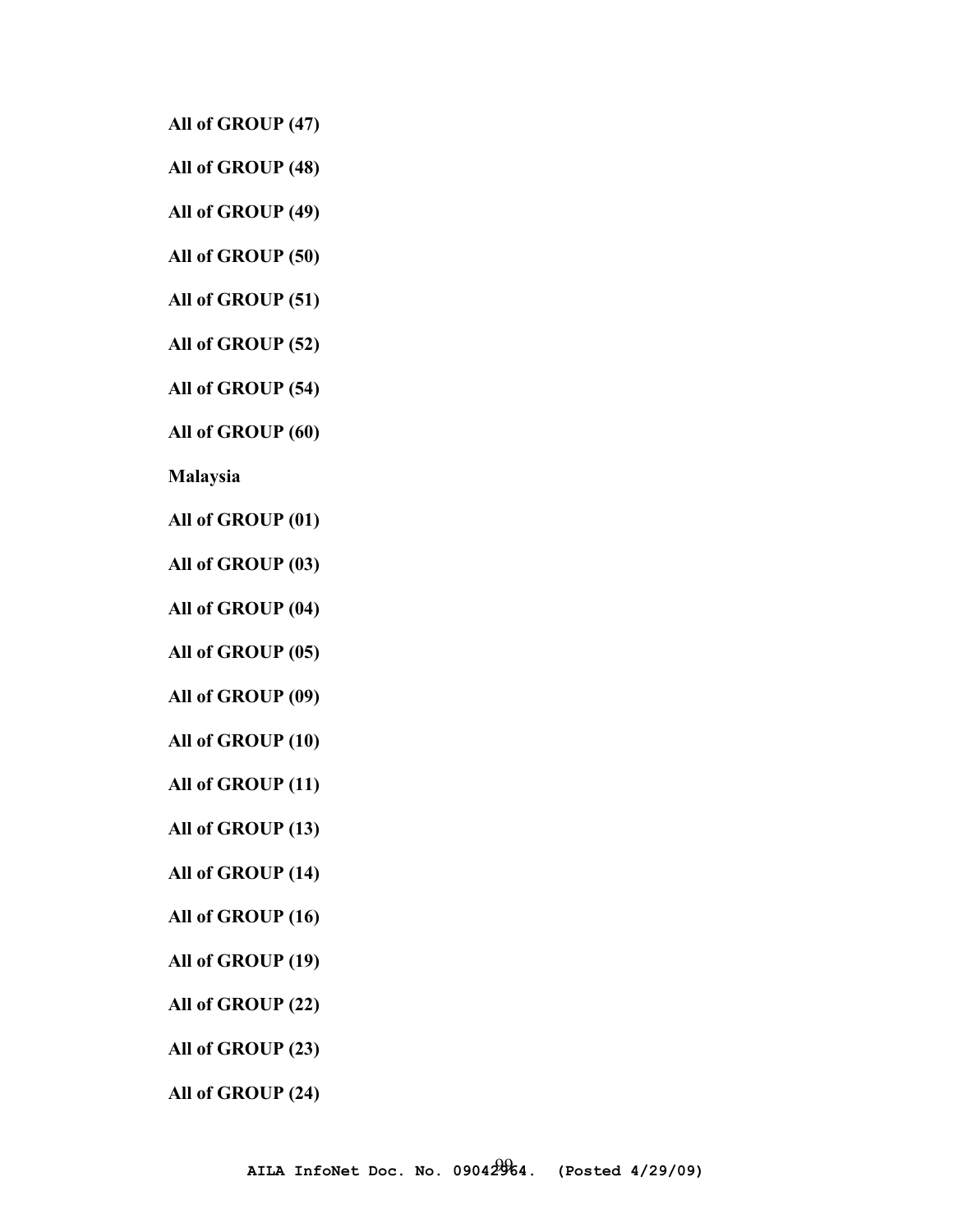**All of GROUP (47)**

**All of GROUP (48)**

**All of GROUP (49)**

**All of GROUP (50)**

**All of GROUP (51)**

**All of GROUP (52)**

**All of GROUP (54)**

**All of GROUP (60)**

**Malaysia**

**All of GROUP (01)**

**All of GROUP (03)**

**All of GROUP (04)**

**All of GROUP (05)**

**All of GROUP (09)**

**All of GROUP (10)**

**All of GROUP (11)**

**All of GROUP (13)**

**All of GROUP (14)**

**All of GROUP (16)**

**All of GROUP (19)**

**All of GROUP (22)**

**All of GROUP (23)**

**All of GROUP (24)**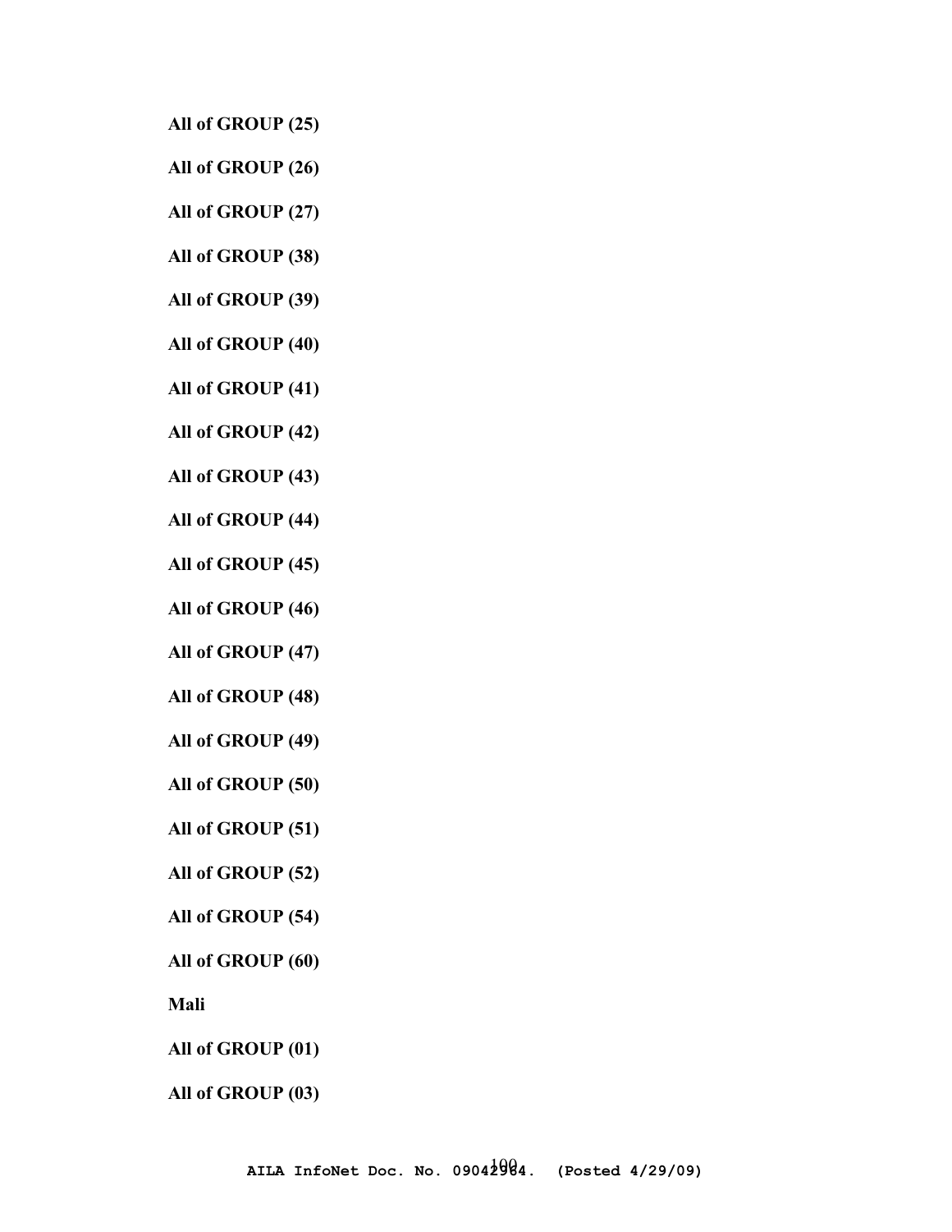**All of GROUP (25)**

**All of GROUP (26)**

**All of GROUP (27)**

**All of GROUP (38)**

**All of GROUP (39)**

**All of GROUP (40)**

**All of GROUP (41)**

**All of GROUP (42)**

**All of GROUP (43)**

**All of GROUP (44)**

**All of GROUP (45)**

**All of GROUP (46)**

**All of GROUP (47)**

**All of GROUP (48)**

**All of GROUP (49)**

**All of GROUP (50)**

**All of GROUP (51)**

**All of GROUP (52)**

**All of GROUP (54)**

**All of GROUP (60)**

**Mali**

**All of GROUP (01)**

**All of GROUP (03)**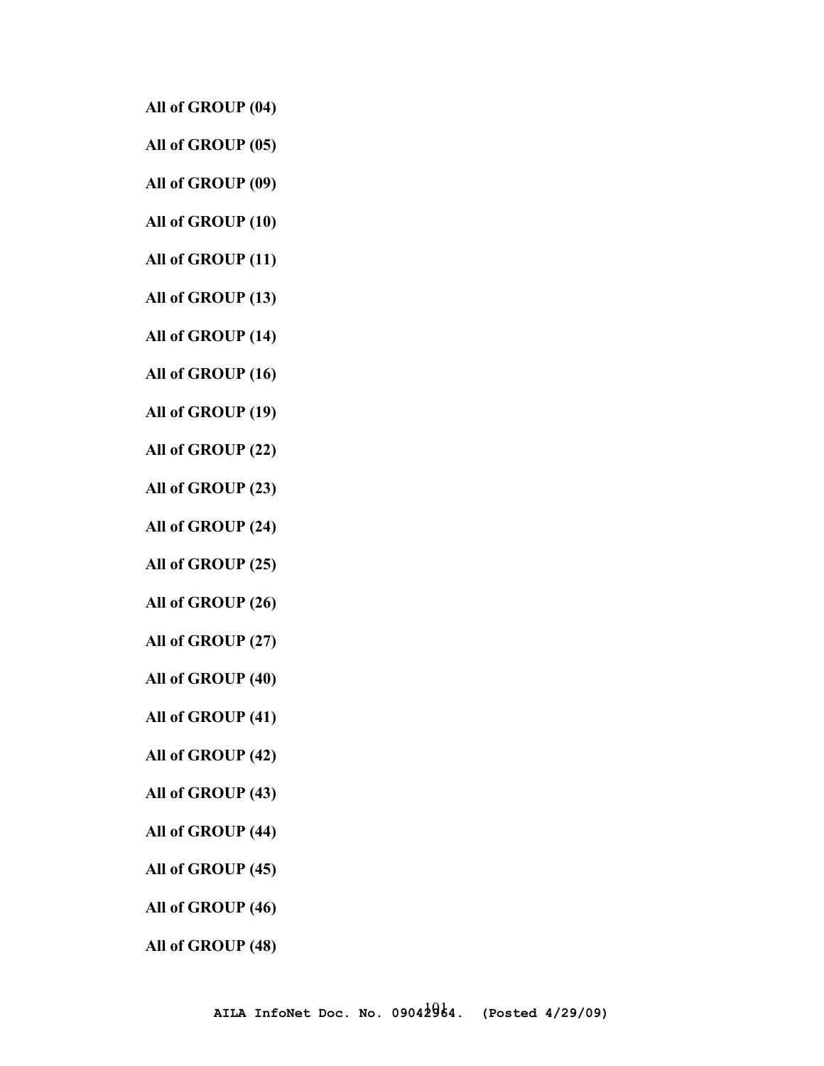**All of GROUP (04)**

**All of GROUP (05)**

**All of GROUP (09)**

**All of GROUP (10)**

**All of GROUP (11)**

**All of GROUP (13)**

**All of GROUP (14)**

**All of GROUP (16)**

**All of GROUP (19)**

**All of GROUP (22)**

**All of GROUP (23)**

**All of GROUP (24)**

**All of GROUP (25)**

**All of GROUP (26)**

**All of GROUP (27)**

**All of GROUP (40)**

**All of GROUP (41)**

**All of GROUP (42)**

**All of GROUP (43)**

**All of GROUP (44)**

**All of GROUP (45)**

**All of GROUP (46)**

**All of GROUP (48)**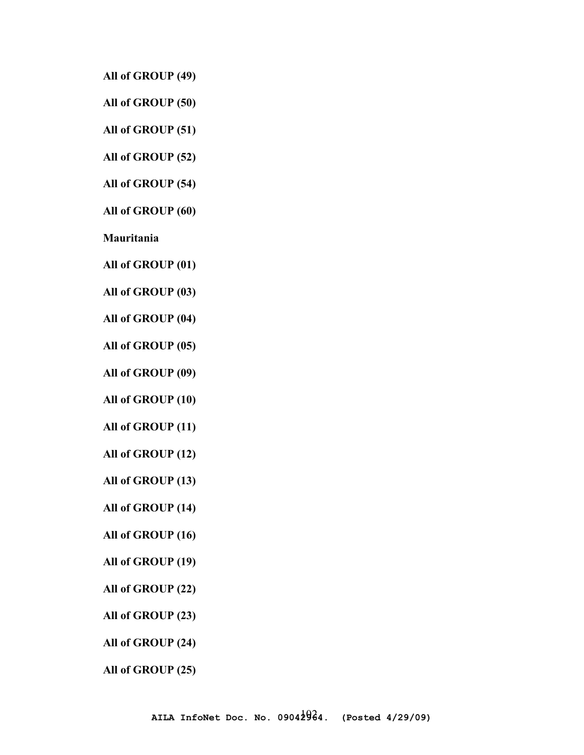**All of GROUP (49)**

**All of GROUP (50)**

**All of GROUP (51)**

**All of GROUP (52)**

**All of GROUP (54)**

**All of GROUP (60)**

**Mauritania**

**All of GROUP (01)**

**All of GROUP (03)**

**All of GROUP (04)**

**All of GROUP (05)**

**All of GROUP (09)**

**All of GROUP (10)**

**All of GROUP (11)**

**All of GROUP (12)**

**All of GROUP (13)**

**All of GROUP (14)**

**All of GROUP (16)**

**All of GROUP (19)**

**All of GROUP (22)**

**All of GROUP (23)**

**All of GROUP (24)**

**All of GROUP (25)**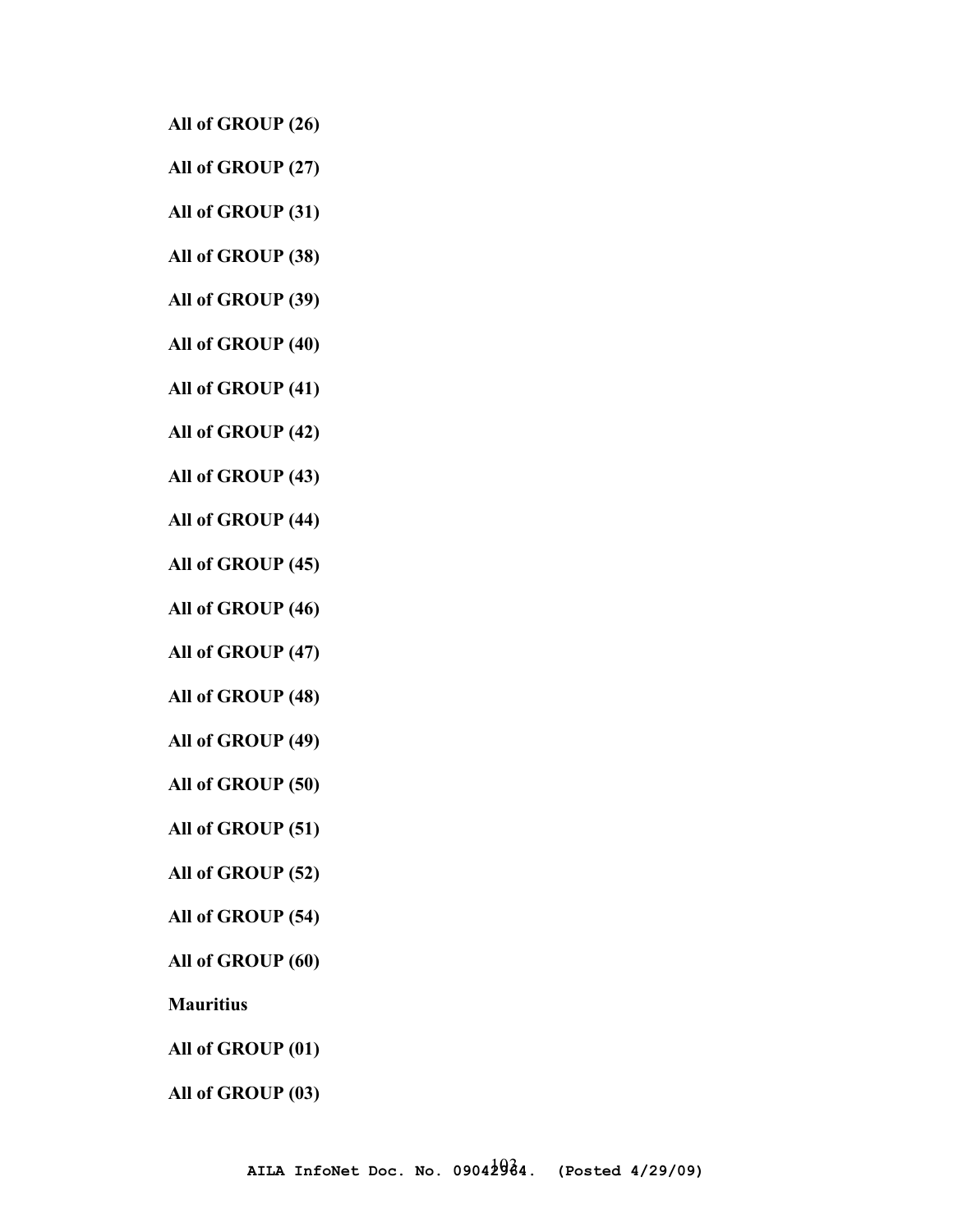**All of GROUP (26)**

**All of GROUP (27)**

**All of GROUP (31)**

**All of GROUP (38)**

**All of GROUP (39)**

**All of GROUP (40)**

**All of GROUP (41)**

**All of GROUP (42)**

**All of GROUP (43)**

**All of GROUP (44)**

**All of GROUP (45)**

**All of GROUP (46)**

**All of GROUP (47)**

**All of GROUP (48)**

**All of GROUP (49)**

**All of GROUP (50)**

**All of GROUP (51)**

**All of GROUP (52)**

**All of GROUP (54)**

**All of GROUP (60)**

**Mauritius**

**All of GROUP (01)**

**All of GROUP (03)**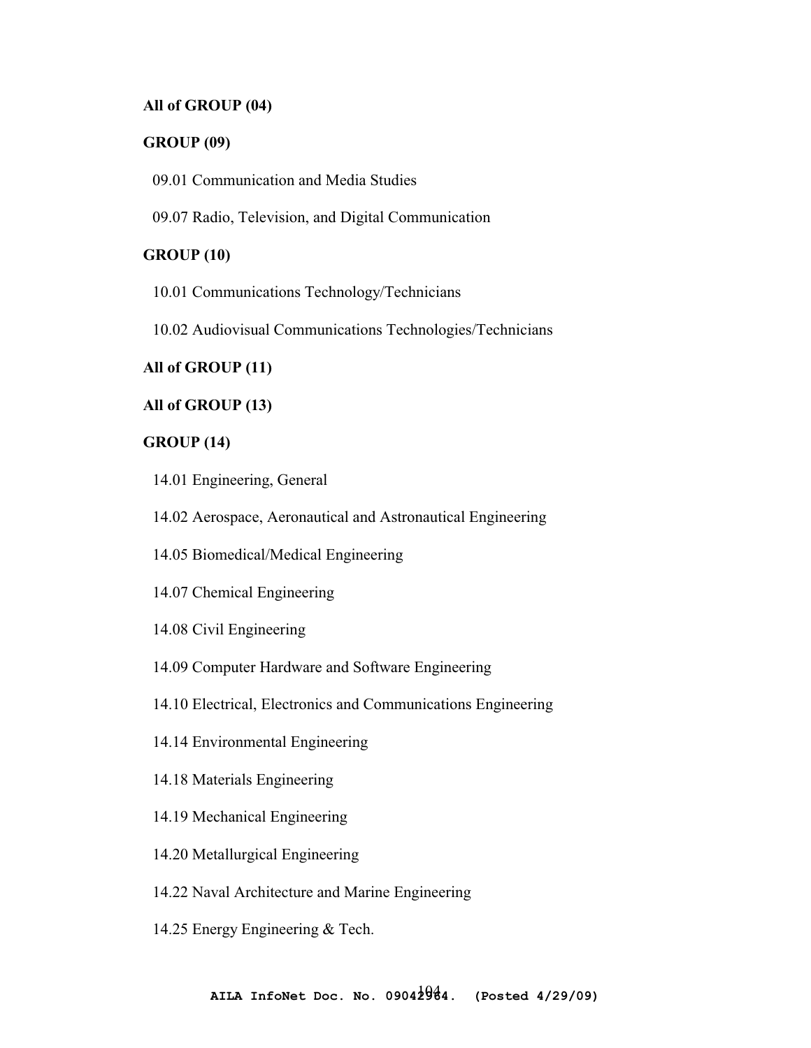**All of GROUP (04)**

**GROUP (09)**

09.01 Communication and Media Studies

09.07 Radio, Television, and Digital Communication

**GROUP (10)**

10.01 Communications Technology/Technicians

10.02 Audiovisual Communications Technologies/Technicians

**All of GROUP (11)**

**All of GROUP (13)**

**GROUP (14)**

14.01 Engineering, General

14.02 Aerospace, Aeronautical and Astronautical Engineering

14.05 Biomedical/Medical Engineering

14.07 Chemical Engineering

14.08 Civil Engineering

14.09 Computer Hardware and Software Engineering

14.10 Electrical, Electronics and Communications Engineering

14.14 Environmental Engineering

14.18 Materials Engineering

14.19 Mechanical Engineering

14.20 Metallurgical Engineering

14.22 Naval Architecture and Marine Engineering

14.25 Energy Engineering & Tech.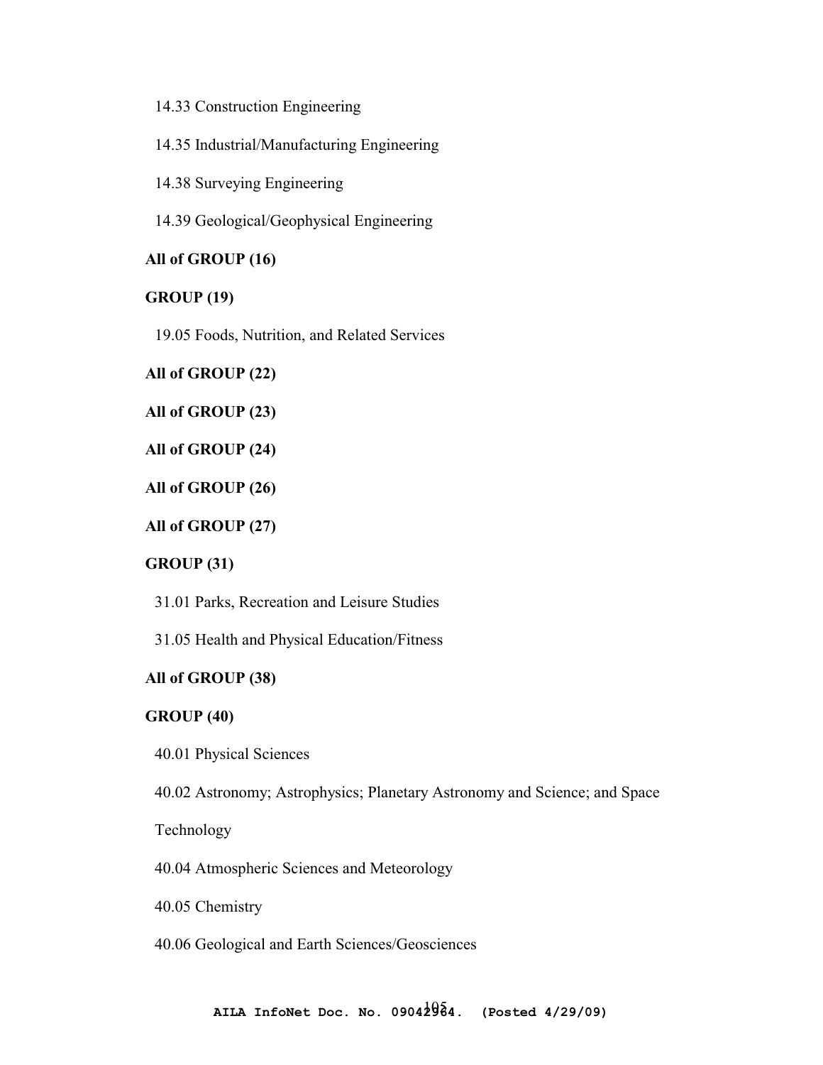14.33 Construction Engineering

14.35 Industrial/Manufacturing Engineering

14.38 Surveying Engineering

14.39 Geological/Geophysical Engineering

**All of GROUP (16)**

**GROUP (19)**

19.05 Foods, Nutrition, and Related Services

**All of GROUP (22)**

**All of GROUP (23)**

**All of GROUP (24)**

**All of GROUP (26)**

**All of GROUP (27)**

**GROUP (31)**

31.01 Parks, Recreation and Leisure Studies

31.05 Health and Physical Education/Fitness

**All of GROUP (38)**

**GROUP (40)**

40.01 Physical Sciences

40.02 Astronomy; Astrophysics; Planetary Astronomy and Science; and Space Technology

40.04 Atmospheric Sciences and Meteorology

40.05 Chemistry

40.06 Geological and Earth Sciences/Geosciences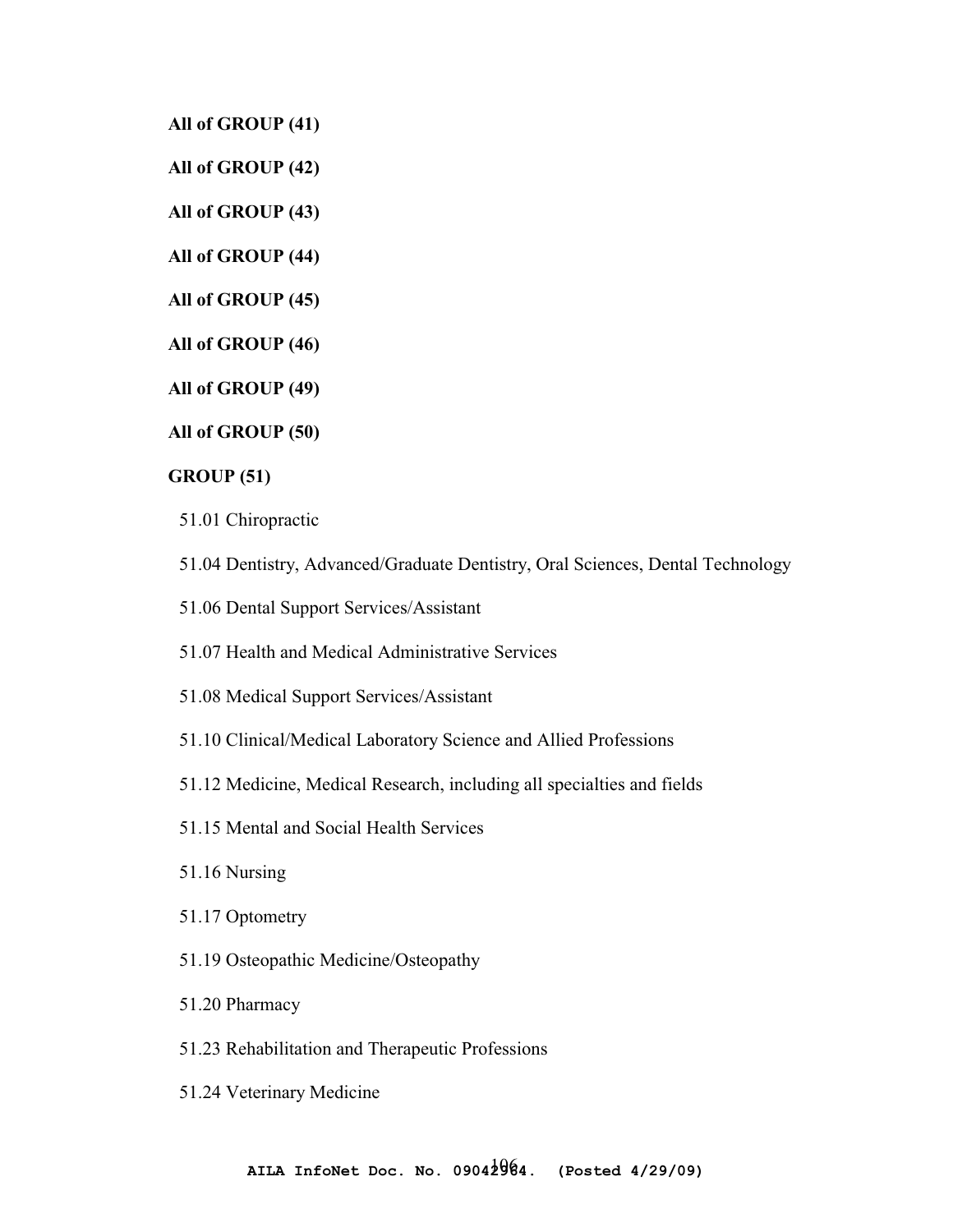**All of GROUP (41)**

**All of GROUP (42)**

**All of GROUP (43)**

**All of GROUP (44)**

**All of GROUP (45)**

**All of GROUP (46)**

**All of GROUP (49)**

**All of GROUP (50)**

**GROUP (51)**

51.01 Chiropractic

51.04 Dentistry, Advanced/Graduate Dentistry, Oral Sciences, Dental Technology

51.06 Dental Support Services/Assistant

51.07 Health and Medical Administrative Services

51.08 Medical Support Services/Assistant

51.10 Clinical/Medical Laboratory Science and Allied Professions

51.12 Medicine, Medical Research, including all specialties and fields

51.15 Mental and Social Health Services

51.16 Nursing

51.17 Optometry

51.19 Osteopathic Medicine/Osteopathy

51.20 Pharmacy

51.23 Rehabilitation and Therapeutic Professions

51.24 Veterinary Medicine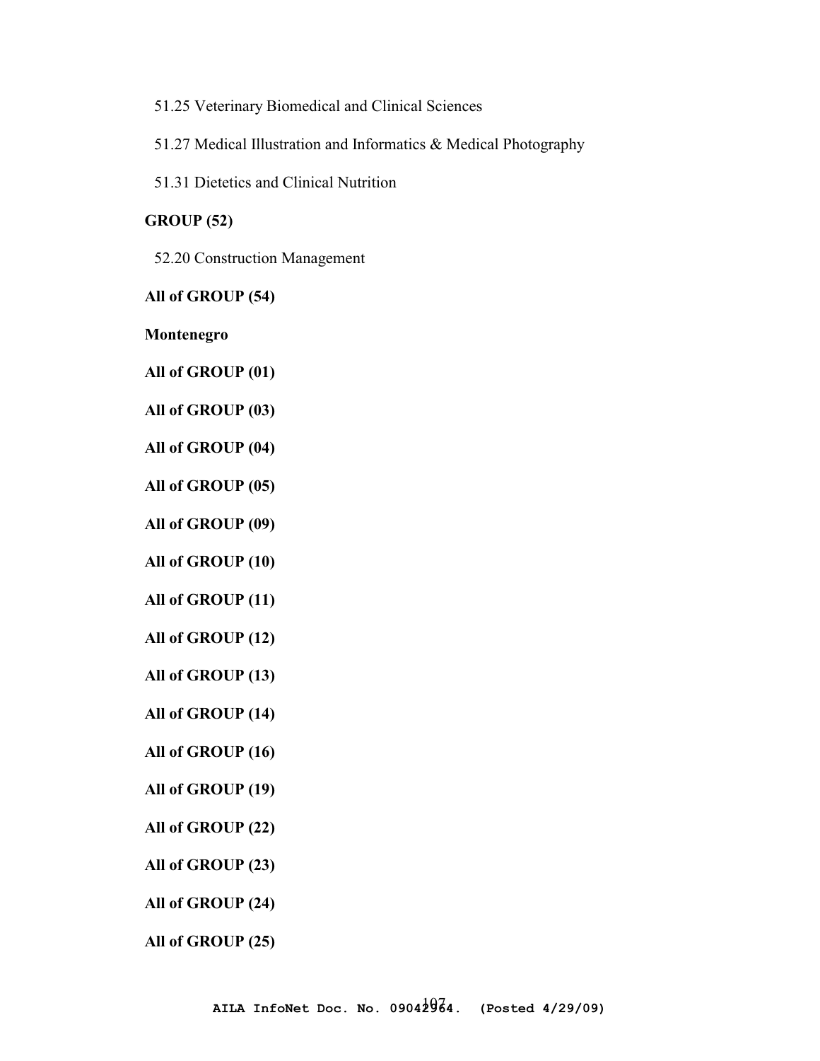51.25 Veterinary Biomedical and Clinical Sciences

51.27 Medical Illustration and Informatics & Medical Photography

51.31 Dietetics and Clinical Nutrition

**GROUP (52)**

52.20 Construction Management

**All of GROUP (54)**

**Montenegro**

**All of GROUP (01)**

**All of GROUP (03)**

**All of GROUP (04)**

**All of GROUP (05)**

**All of GROUP (09)**

**All of GROUP (10)**

**All of GROUP (11)**

**All of GROUP (12)**

**All of GROUP (13)**

**All of GROUP (14)**

**All of GROUP (16)**

**All of GROUP (19)**

**All of GROUP (22)**

**All of GROUP (23)**

**All of GROUP (24)**

**All of GROUP (25)**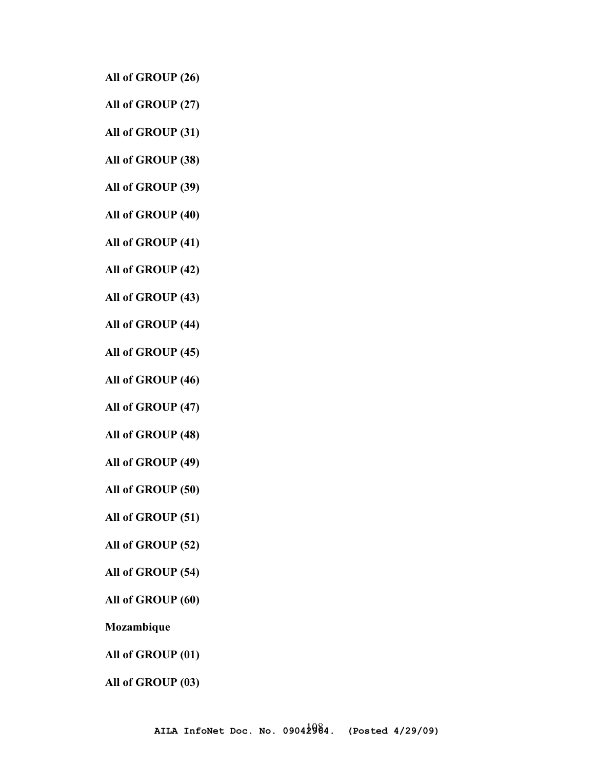**All of GROUP (26)**

**All of GROUP (27)**

**All of GROUP (31)**

**All of GROUP (38)**

**All of GROUP (39)**

**All of GROUP (40)**

**All of GROUP (41)**

**All of GROUP (42)**

**All of GROUP (43)**

**All of GROUP (44)**

**All of GROUP (45)**

**All of GROUP (46)**

**All of GROUP (47)**

**All of GROUP (48)**

**All of GROUP (49)**

**All of GROUP (50)**

**All of GROUP (51)**

**All of GROUP (52)**

**All of GROUP (54)**

**All of GROUP (60)**

**Mozambique**

**All of GROUP (01)**

**All of GROUP (03)**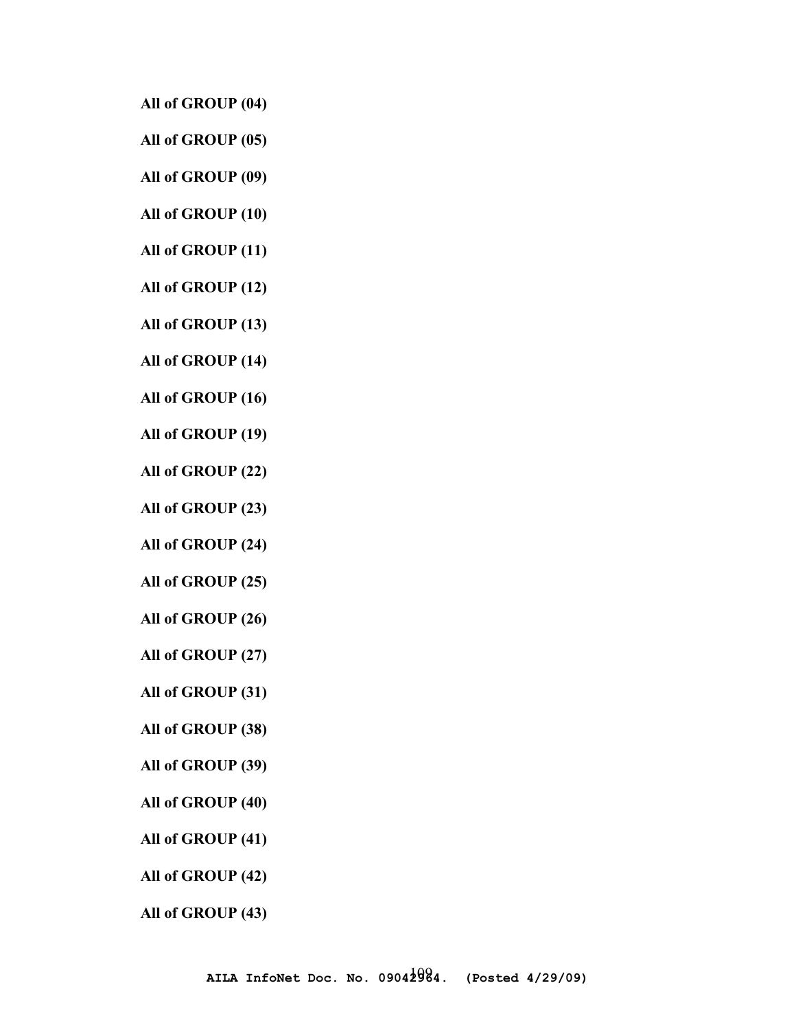**All of GROUP (04)**

**All of GROUP (05)**

**All of GROUP (09)**

**All of GROUP (10)**

**All of GROUP (11)**

**All of GROUP (12)**

**All of GROUP (13)**

**All of GROUP (14)**

**All of GROUP (16)**

**All of GROUP (19)**

**All of GROUP (22)**

**All of GROUP (23)**

**All of GROUP (24)**

**All of GROUP (25)**

**All of GROUP (26)**

**All of GROUP (27)**

**All of GROUP (31)**

**All of GROUP (38)**

**All of GROUP (39)**

**All of GROUP (40)**

**All of GROUP (41)**

**All of GROUP (42)**

**All of GROUP (43)**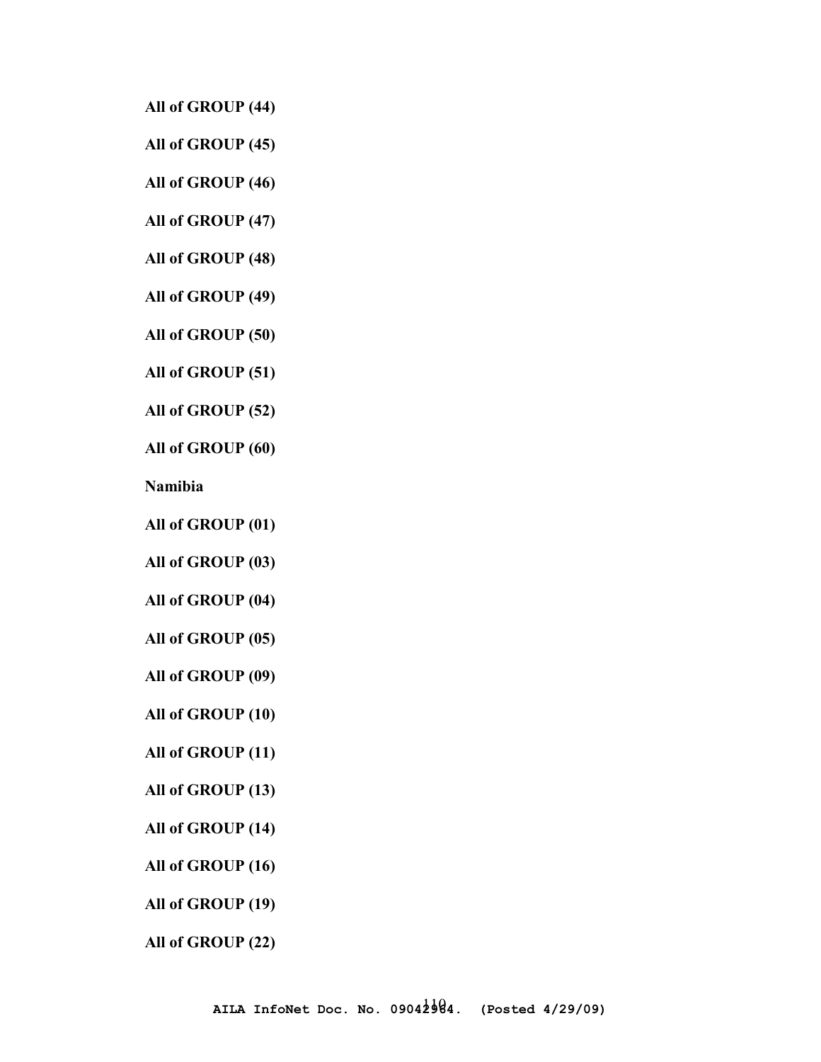**All of GROUP (44)**

**All of GROUP (45)**

**All of GROUP (46)**

**All of GROUP (47)**

**All of GROUP (48)**

**All of GROUP (49)**

**All of GROUP (50)**

**All of GROUP (51)**

**All of GROUP (52)**

**All of GROUP (60)**

**Namibia**

**All of GROUP (01)**

**All of GROUP (03)**

**All of GROUP (04)**

**All of GROUP (05)**

**All of GROUP (09)**

**All of GROUP (10)**

**All of GROUP (11)**

**All of GROUP (13)**

**All of GROUP (14)**

**All of GROUP (16)**

**All of GROUP (19)**

**All of GROUP (22)**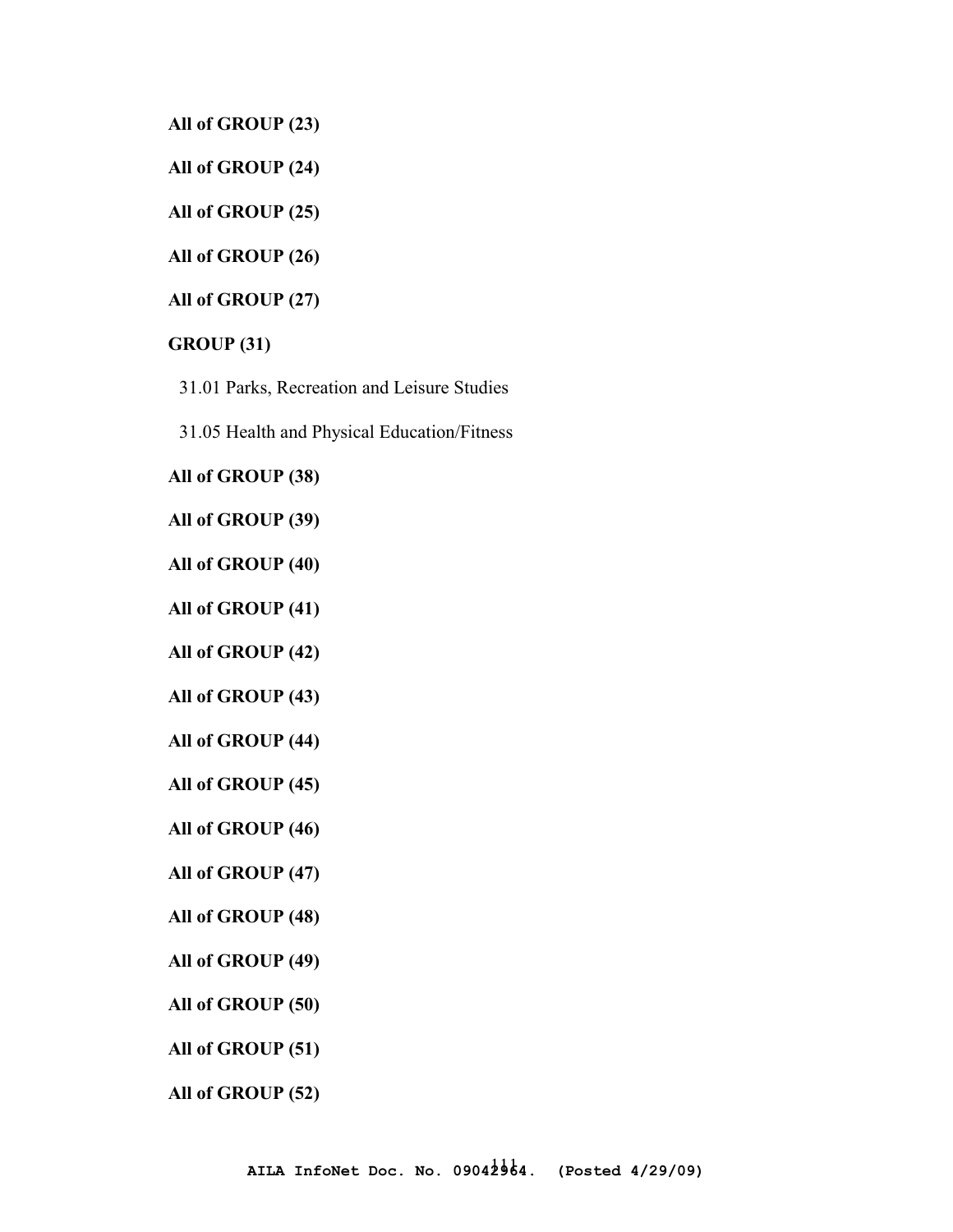**All of GROUP (23)**

**All of GROUP (24)**

**All of GROUP (25)**

**All of GROUP (26)**

**All of GROUP (27)**

**GROUP (31)**

31.01 Parks, Recreation and Leisure Studies

31.05 Health and Physical Education/Fitness

**All of GROUP (38)**

**All of GROUP (39)**

**All of GROUP (40)**

**All of GROUP (41)**

**All of GROUP (42)**

**All of GROUP (43)**

**All of GROUP (44)**

**All of GROUP (45)**

**All of GROUP (46)**

**All of GROUP (47)**

**All of GROUP (48)**

**All of GROUP (49)**

**All of GROUP (50)**

**All of GROUP (51)**

**All of GROUP (52)**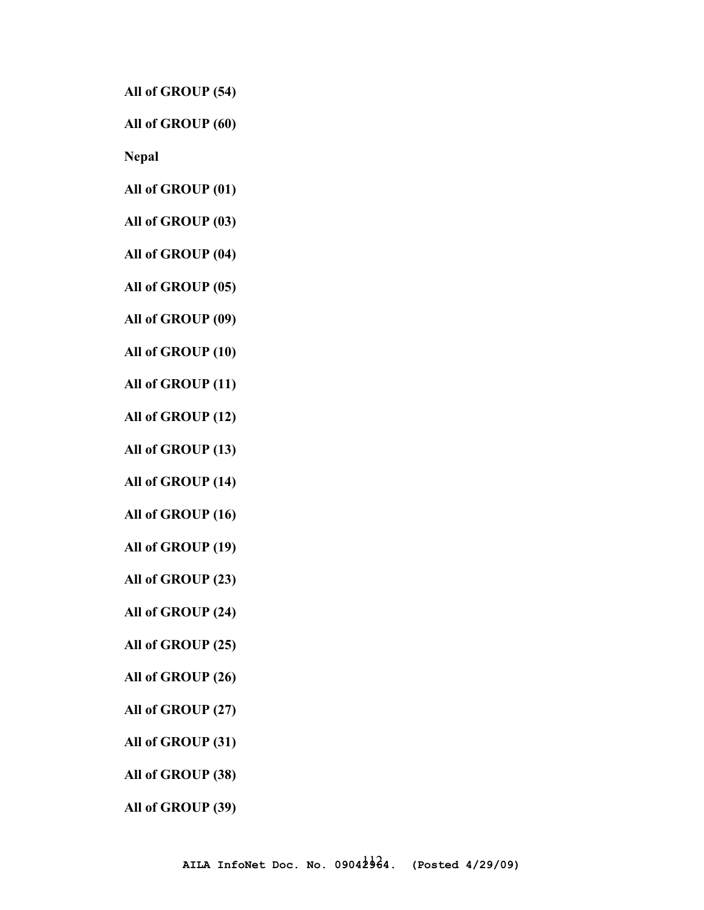**All of GROUP (54)**

**All of GROUP (60)**

**Nepal**

**All of GROUP (01)**

**All of GROUP (03)**

**All of GROUP (04)**

**All of GROUP (05)**

**All of GROUP (09)**

**All of GROUP (10)**

**All of GROUP (11)**

**All of GROUP (12)**

**All of GROUP (13)**

**All of GROUP (14)**

**All of GROUP (16)**

**All of GROUP (19)**

**All of GROUP (23)**

**All of GROUP (24)**

**All of GROUP (25)**

**All of GROUP (26)**

**All of GROUP (27)**

**All of GROUP (31)**

**All of GROUP (38)**

**All of GROUP (39)**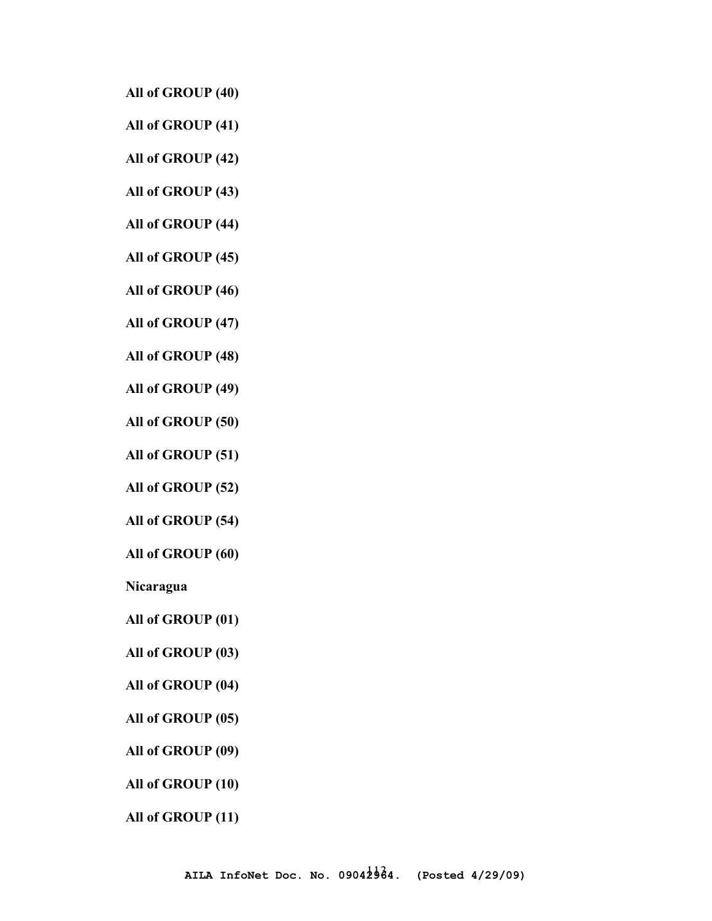**All of GROUP (40)**

**All of GROUP (41)**

**All of GROUP (42)**

**All of GROUP (43)**

**All of GROUP (44)**

**All of GROUP (45)**

**All of GROUP (46)**

**All of GROUP (47)**

**All of GROUP (48)**

**All of GROUP (49)**

**All of GROUP (50)**

**All of GROUP (51)**

**All of GROUP (52)**

**All of GROUP (54)**

**All of GROUP (60)**

**Nicaragua**

**All of GROUP (01)**

**All of GROUP (03)**

**All of GROUP (04)**

**All of GROUP (05)**

**All of GROUP (09)**

**All of GROUP (10)**

**All of GROUP (11)**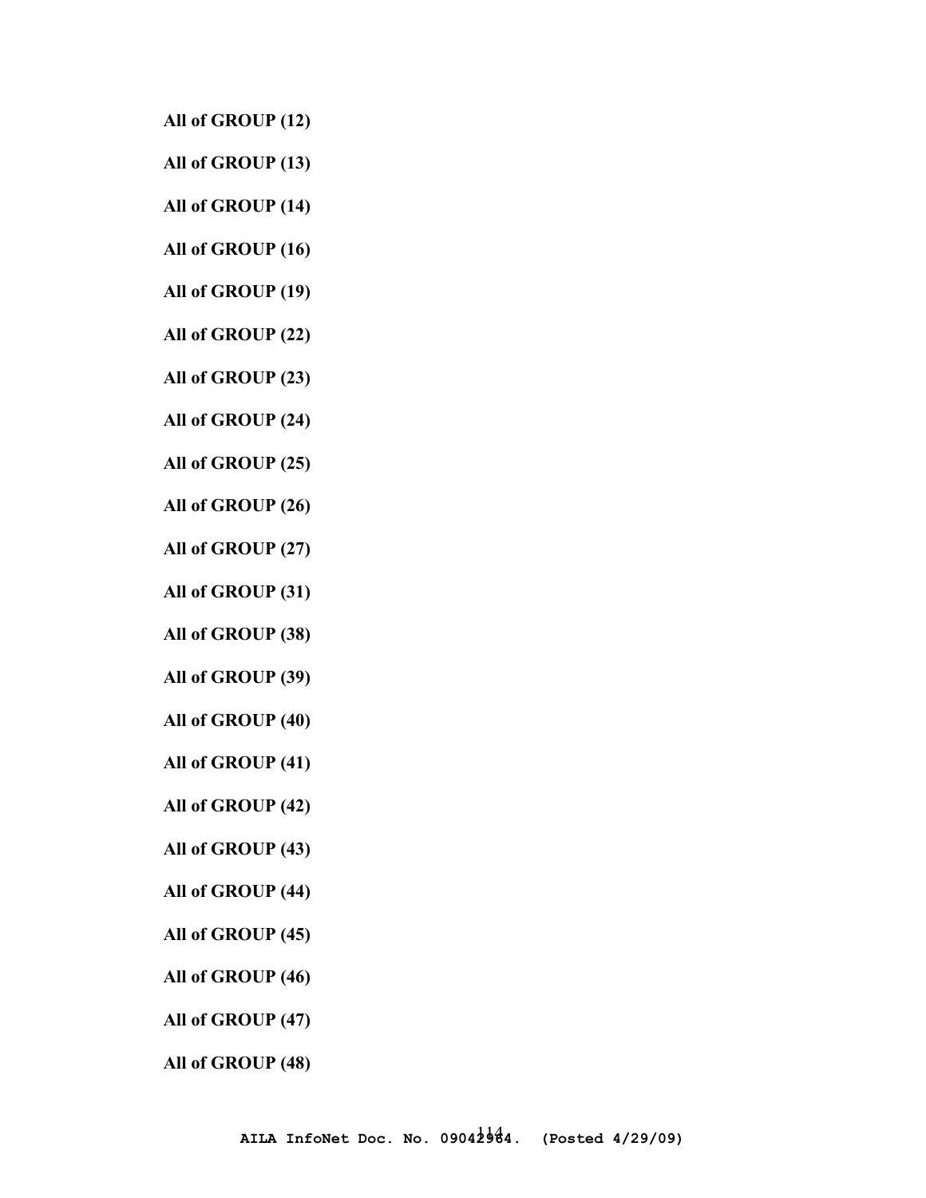**All of GROUP (12)**

**All of GROUP (13)**

**All of GROUP (14)**

**All of GROUP (16)**

**All of GROUP (19)**

**All of GROUP (22)**

**All of GROUP (23)**

**All of GROUP (24)**

**All of GROUP (25)**

**All of GROUP (26)**

**All of GROUP (27)**

**All of GROUP (31)**

**All of GROUP (38)**

**All of GROUP (39)**

**All of GROUP (40)**

**All of GROUP (41)**

**All of GROUP (42)**

**All of GROUP (43)**

**All of GROUP (44)**

**All of GROUP (45)**

**All of GROUP (46)**

**All of GROUP (47)**

**All of GROUP (48)**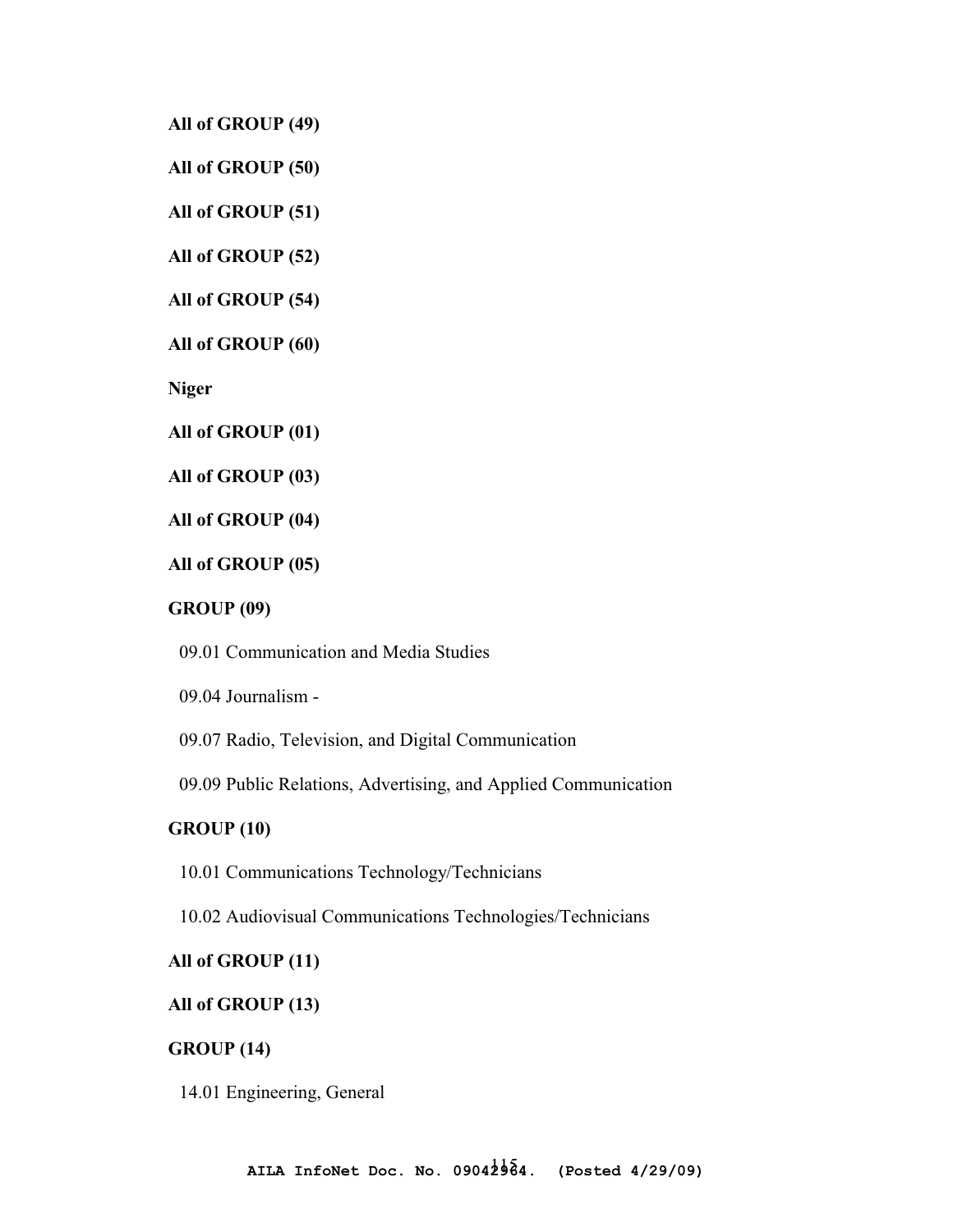**All of GROUP (49)**

**All of GROUP (50)**

**All of GROUP (51)**

**All of GROUP (52)**

**All of GROUP (54)**

**All of GROUP (60)**

**Niger**

**All of GROUP (01)**

**All of GROUP (03)**

**All of GROUP (04)**

**All of GROUP (05)**

**GROUP (09)**

- 09.01 Communication and Media Studies
- 09.04 Journalism -
- 09.07 Radio, Television, and Digital Communication
- 09.09 Public Relations, Advertising, and Applied Communication

**GROUP (10)**

- 10.01 Communications Technology/Technicians
- 10.02 Audiovisual Communications Technologies/Technicians

**All of GROUP (11)**

**All of GROUP (13)**

**GROUP (14)**

- 14.01 Engineering, General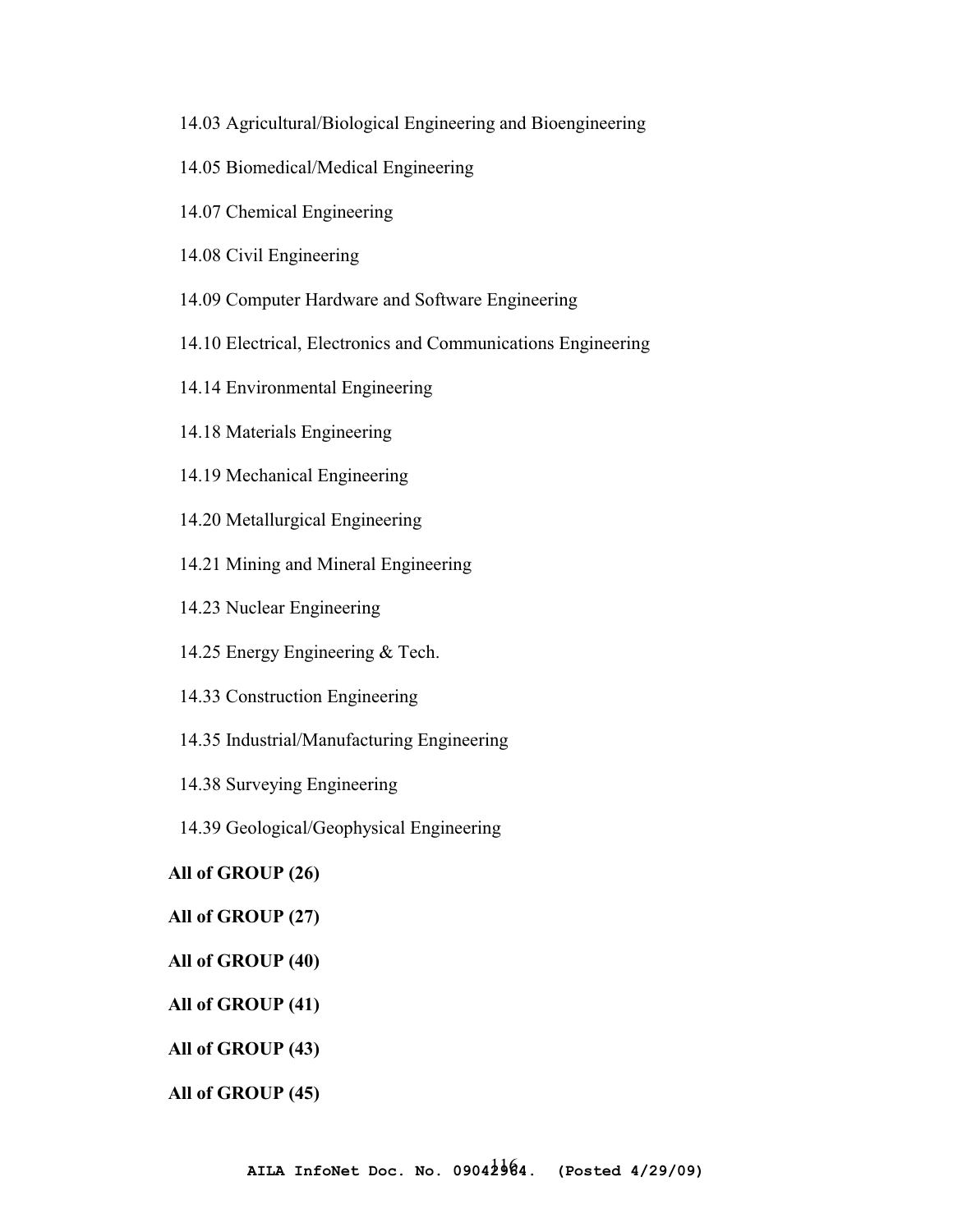14.03 Agricultural/Biological Engineering and Bioengineering

14.05 Biomedical/Medical Engineering

14.07 Chemical Engineering

14.08 Civil Engineering

14.09 Computer Hardware and Software Engineering

14.10 Electrical, Electronics and Communications Engineering

14.14 Environmental Engineering

14.18 Materials Engineering

14.19 Mechanical Engineering

14.20 Metallurgical Engineering

14.21 Mining and Mineral Engineering

14.23 Nuclear Engineering

14.25 Energy Engineering & Tech.

14.33 Construction Engineering

14.35 Industrial/Manufacturing Engineering

14.38 Surveying Engineering

14.39 Geological/Geophysical Engineering

**All of GROUP (26)**

**All of GROUP (27)**

**All of GROUP (40)**

**All of GROUP (41)**

**All of GROUP (43)**

**All of GROUP (45)**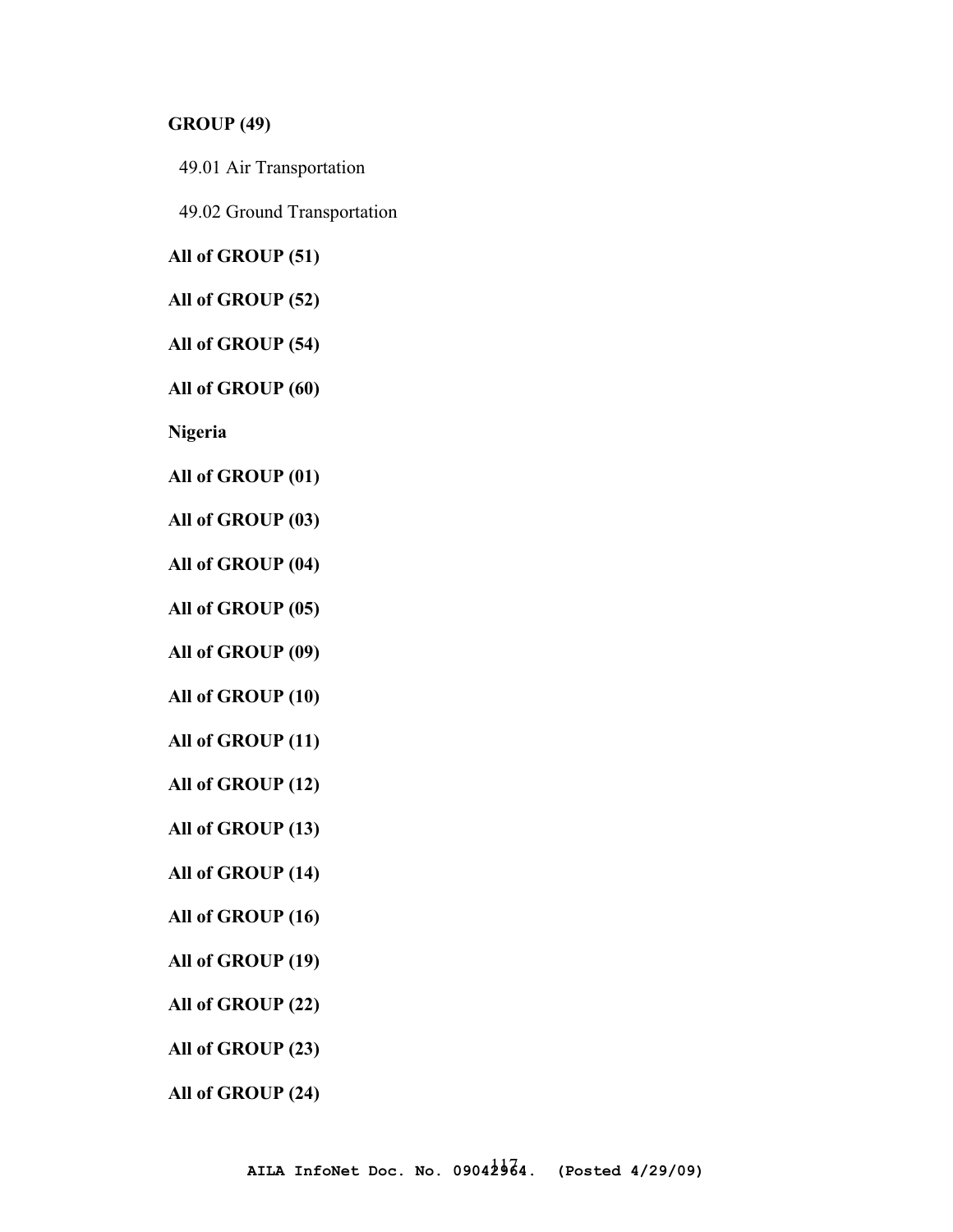**GROUP (49)**

49.01 Air Transportation

49.02 Ground Transportation

**All of GROUP (51)**

**All of GROUP (52)**

**All of GROUP (54)**

**All of GROUP (60)**

**Nigeria**

**All of GROUP (01)**

**All of GROUP (03)**

**All of GROUP (04)**

**All of GROUP (05)**

**All of GROUP (09)**

**All of GROUP (10)**

**All of GROUP (11)**

**All of GROUP (12)**

**All of GROUP (13)**

**All of GROUP (14)**

**All of GROUP (16)**

**All of GROUP (19)**

**All of GROUP (22)**

**All of GROUP (23)**

**All of GROUP (24)**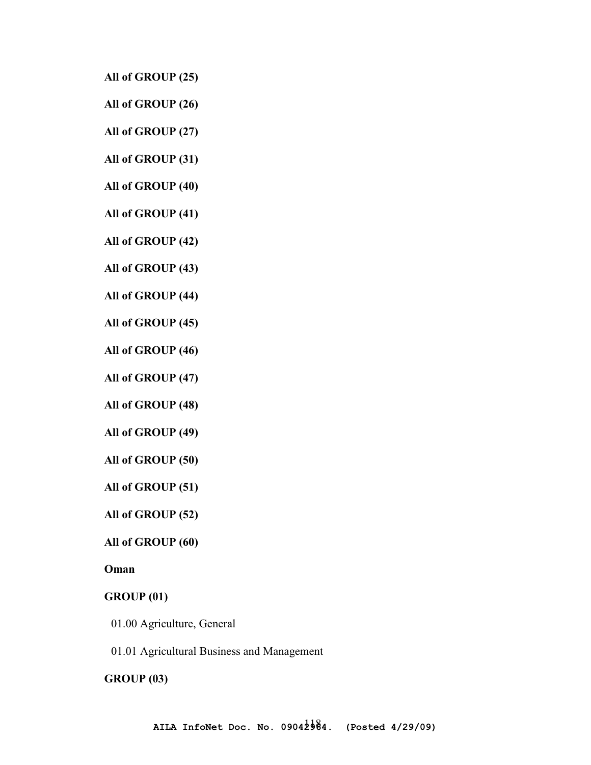**All of GROUP (25)**

**All of GROUP (26)**

**All of GROUP (27)**

**All of GROUP (31)**

**All of GROUP (40)**

**All of GROUP (41)**

**All of GROUP (42)**

**All of GROUP (43)**

**All of GROUP (44)**

**All of GROUP (45)**

**All of GROUP (46)**

**All of GROUP (47)**

**All of GROUP (48)**

**All of GROUP (49)**

**All of GROUP (50)**

**All of GROUP (51)**

**All of GROUP (52)**

**All of GROUP (60)**

**Oman**

**GROUP (01)**

01.00 Agriculture, General

01.01 Agricultural Business and Management

**GROUP (03)**

AILA InfoNet Doc. No. 09042964. (Posted 4/29/09)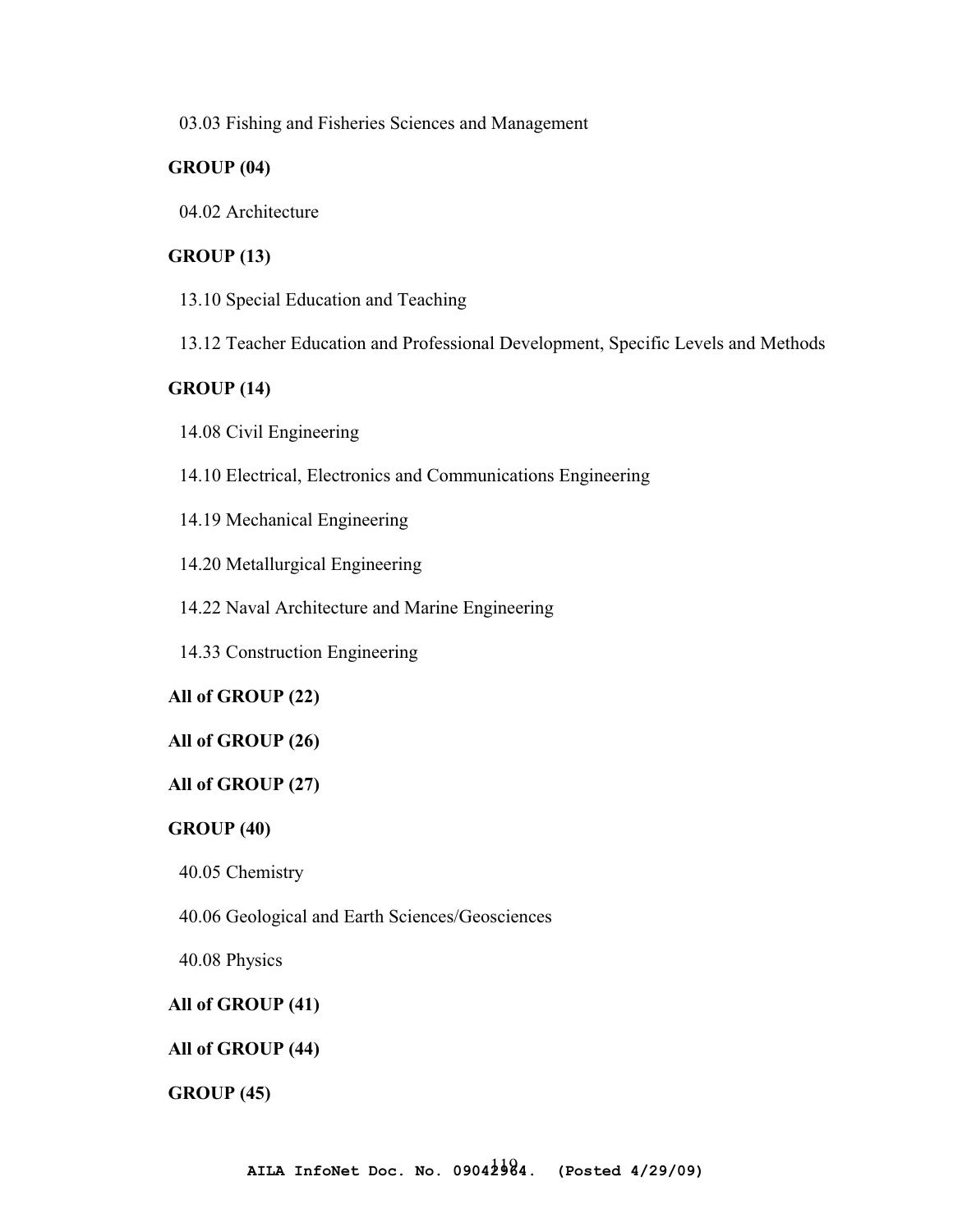03.03 Fishing and Fisheries Sciences and Management

**GROUP (04)**

04.02 Architecture

**GROUP (13)**

13.10 Special Education and Teaching

13.12 Teacher Education and Professional Development, Specific Levels and Methods

**GROUP (14)**

14.08 Civil Engineering

14.10 Electrical, Electronics and Communications Engineering

14.19 Mechanical Engineering

14.20 Metallurgical Engineering

14.22 Naval Architecture and Marine Engineering

14.33 Construction Engineering

**All of GROUP (22)**

**All of GROUP (26)**

**All of GROUP (27)**

**GROUP (40)**

40.05 Chemistry

40.06 Geological and Earth Sciences/Geosciences

40.08 Physics

**All of GROUP (41)**

**All of GROUP (44)**

**GROUP (45)**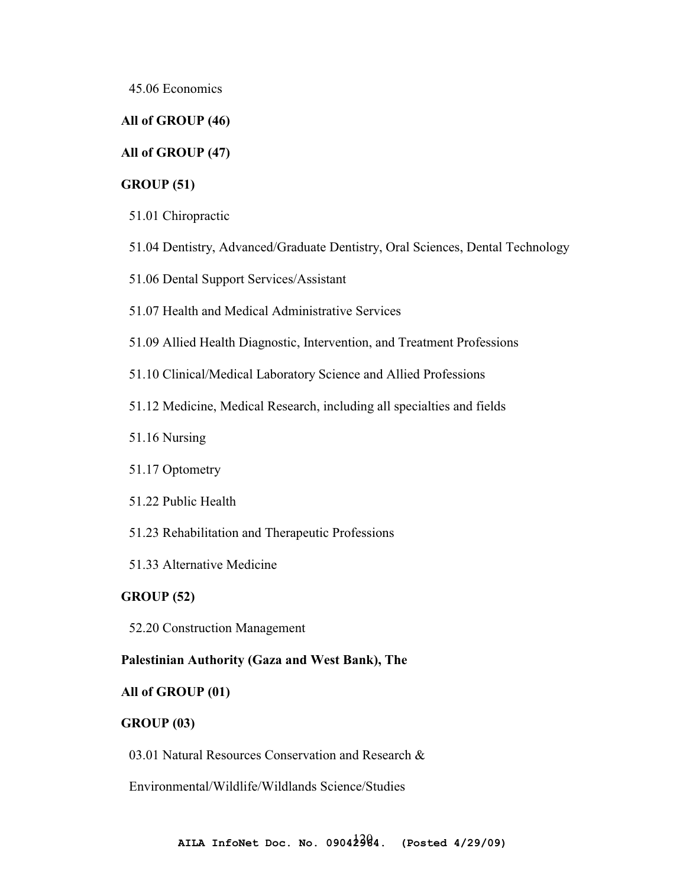45.06 Economics

**All of GROUP (46)**

**All of GROUP (47)**

**GROUP (51)**

51.01 Chiropractic

51.04 Dentistry, Advanced/Graduate Dentistry, Oral Sciences, Dental Technology

51.06 Dental Support Services/Assistant

51.07 Health and Medical Administrative Services

51.09 Allied Health Diagnostic, Intervention, and Treatment Professions

51.10 Clinical/Medical Laboratory Science and Allied Professions

51.12 Medicine, Medical Research, including all specialties and fields

51.16 Nursing

51.17 Optometry

51.22 Public Health

51.23 Rehabilitation and Therapeutic Professions

51.33 Alternative Medicine

**GROUP (52)**

52.20 Construction Management

**Palestinian Authority (Gaza and West Bank), The**

**All of GROUP (01)**

**GROUP (03)**

03.01 Natural Resources Conservation and Research &

Environmental/Wildlife/Wildlands Science/Studies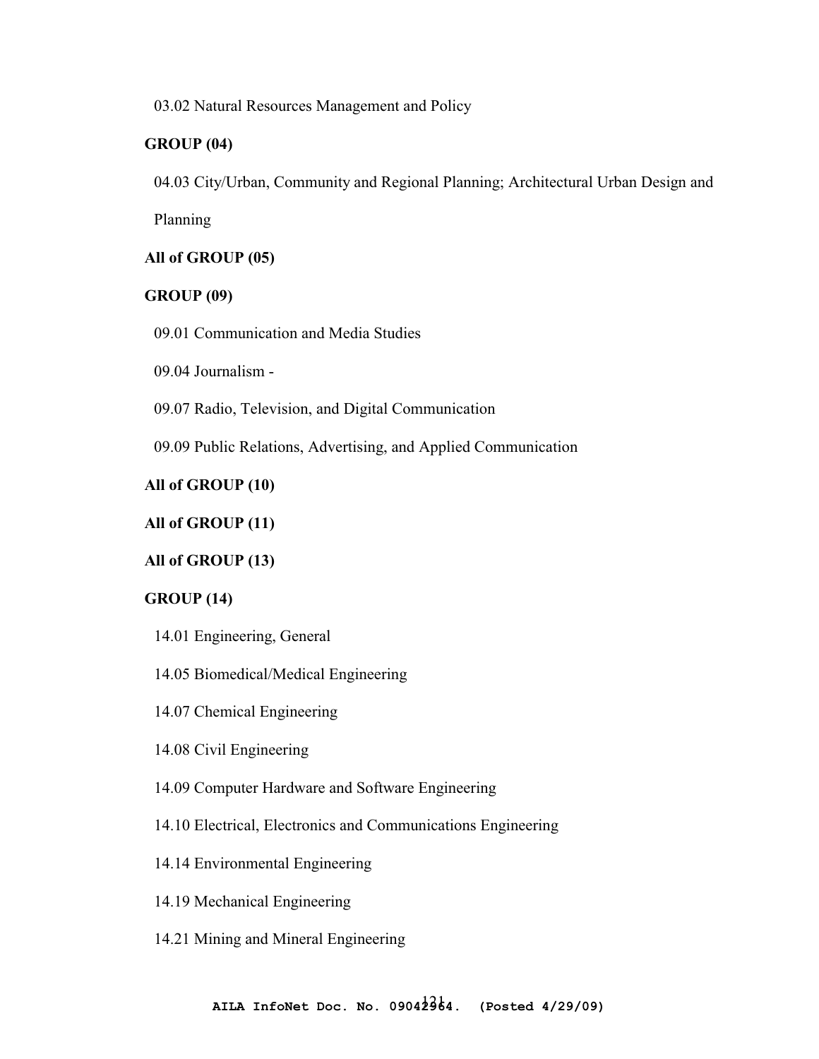03.02 Natural Resources Management and Policy

**GROUP (04)**

04.03 City/Urban, Community and Regional Planning; Architectural Urban Design and Planning

**All of GROUP (05)**

**GROUP (09)**

09.01 Communication and Media Studies

09.04 Journalism -

09.07 Radio, Television, and Digital Communication

09.09 Public Relations, Advertising, and Applied Communication

**All of GROUP (10)**

**All of GROUP (11)**

**All of GROUP (13)**

**GROUP (14)**

14.01 Engineering, General

14.05 Biomedical/Medical Engineering

14.07 Chemical Engineering

14.08 Civil Engineering

14.09 Computer Hardware and Software Engineering

14.10 Electrical, Electronics and Communications Engineering

14.14 Environmental Engineering

14.19 Mechanical Engineering

14.21 Mining and Mineral Engineering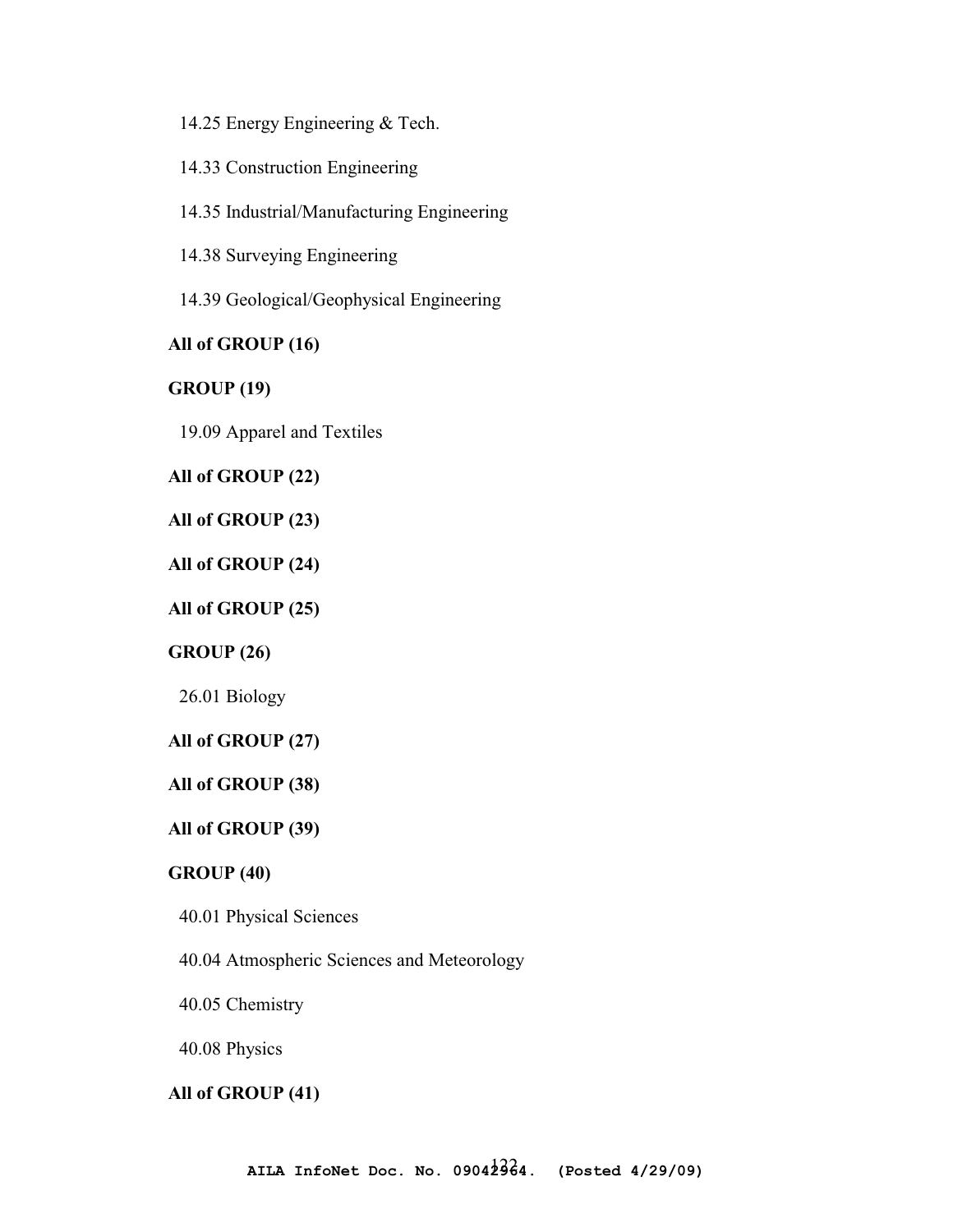14.25 Energy Engineering & Tech.

14.33 Construction Engineering

14.35 Industrial/Manufacturing Engineering

14.38 Surveying Engineering

14.39 Geological/Geophysical Engineering

**All of GROUP (16)**

**GROUP (19)**

19.09 Apparel and Textiles

**All of GROUP (22)**

**All of GROUP (23)**

**All of GROUP (24)**

**All of GROUP (25)**

**GROUP (26)**

26.01 Biology

**All of GROUP (27)**

**All of GROUP (38)**

**All of GROUP (39)**

**GROUP (40)**

40.01 Physical Sciences

40.04 Atmospheric Sciences and Meteorology

40.05 Chemistry

40.08 Physics

**All of GROUP (41)**

**AILA InfoNet Doc. No. 09042964. (Posted 4/29/09)**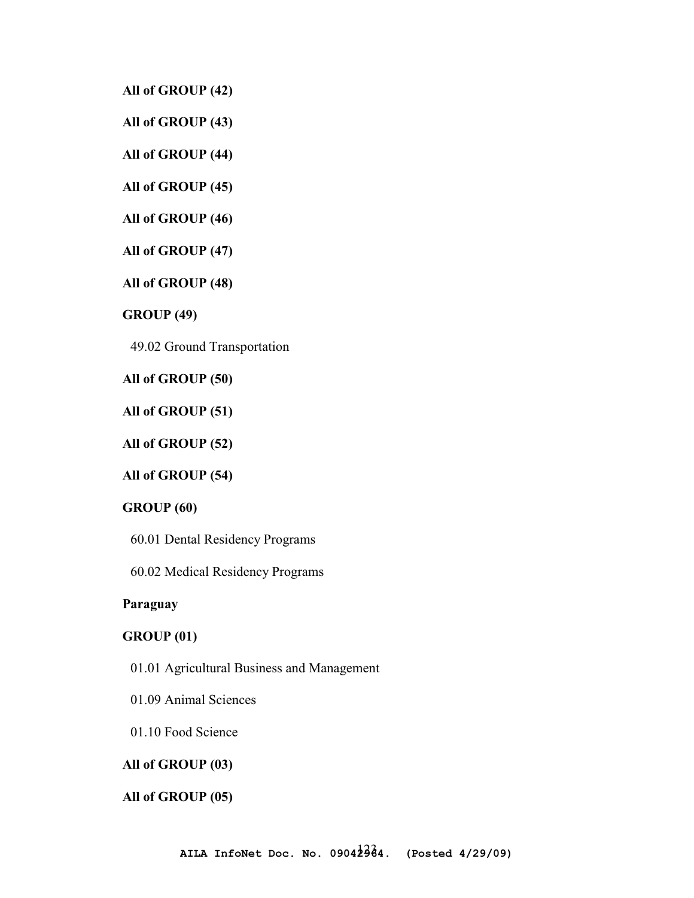**All of GROUP (42)**

**All of GROUP (43)**

**All of GROUP (44)**

**All of GROUP (45)**

**All of GROUP (46)**

**All of GROUP (47)**

**All of GROUP (48)**

**GROUP (49)**

49.02 Ground Transportation

**All of GROUP (50)**

**All of GROUP (51)**

**All of GROUP (52)**

**All of GROUP (54)**

**GROUP (60)**

60.01 Dental Residency Programs

60.02 Medical Residency Programs

**Paraguay**

**GROUP (01)**

01.01 Agricultural Business and Management

01.09 Animal Sciences

01.10 Food Science

**All of GROUP (03)**

**All of GROUP (05)**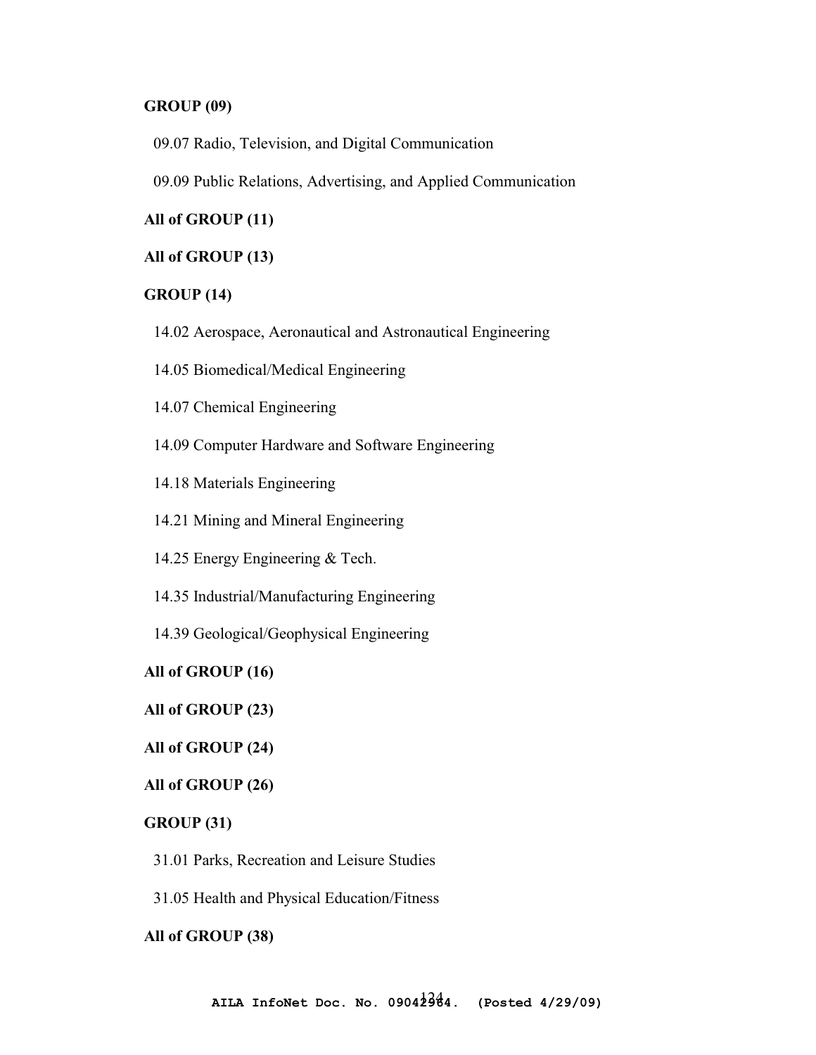**GROUP (09)**

09.07 Radio, Television, and Digital Communication

09.09 Public Relations, Advertising, and Applied Communication

**All of GROUP (11)**

**All of GROUP (13)**

**GROUP (14)**

14.02 Aerospace, Aeronautical and Astronautical Engineering

14.05 Biomedical/Medical Engineering

14.07 Chemical Engineering

14.09 Computer Hardware and Software Engineering

14.18 Materials Engineering

14.21 Mining and Mineral Engineering

14.25 Energy Engineering & Tech.

14.35 Industrial/Manufacturing Engineering

14.39 Geological/Geophysical Engineering

**All of GROUP (16)**

**All of GROUP (23)**

**All of GROUP (24)**

**All of GROUP (26)**

**GROUP (31)**

31.01 Parks, Recreation and Leisure Studies

31.05 Health and Physical Education/Fitness

**All of GROUP (38)**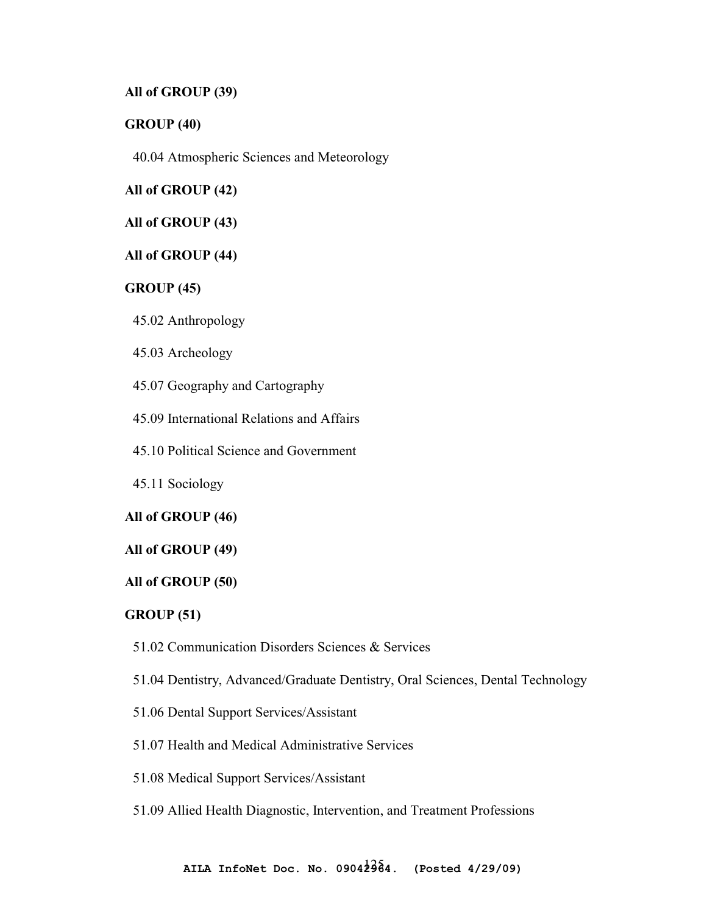**All of GROUP (39)**

**GROUP (40)**

40.04 Atmospheric Sciences and Meteorology

**All of GROUP (42)**

**All of GROUP (43)**

**All of GROUP (44)**

**GROUP (45)**

45.02 Anthropology

45.03 Archeology

45.07 Geography and Cartography

45.09 International Relations and Affairs

45.10 Political Science and Government

45.11 Sociology

**All of GROUP (46)**

**All of GROUP (49)**

**All of GROUP (50)**

**GROUP (51)**

51.02 Communication Disorders Sciences & Services

51.04 Dentistry, Advanced/Graduate Dentistry, Oral Sciences, Dental Technology

51.06 Dental Support Services/Assistant

51.07 Health and Medical Administrative Services

51.08 Medical Support Services/Assistant

51.09 Allied Health Diagnostic, Intervention, and Treatment Professions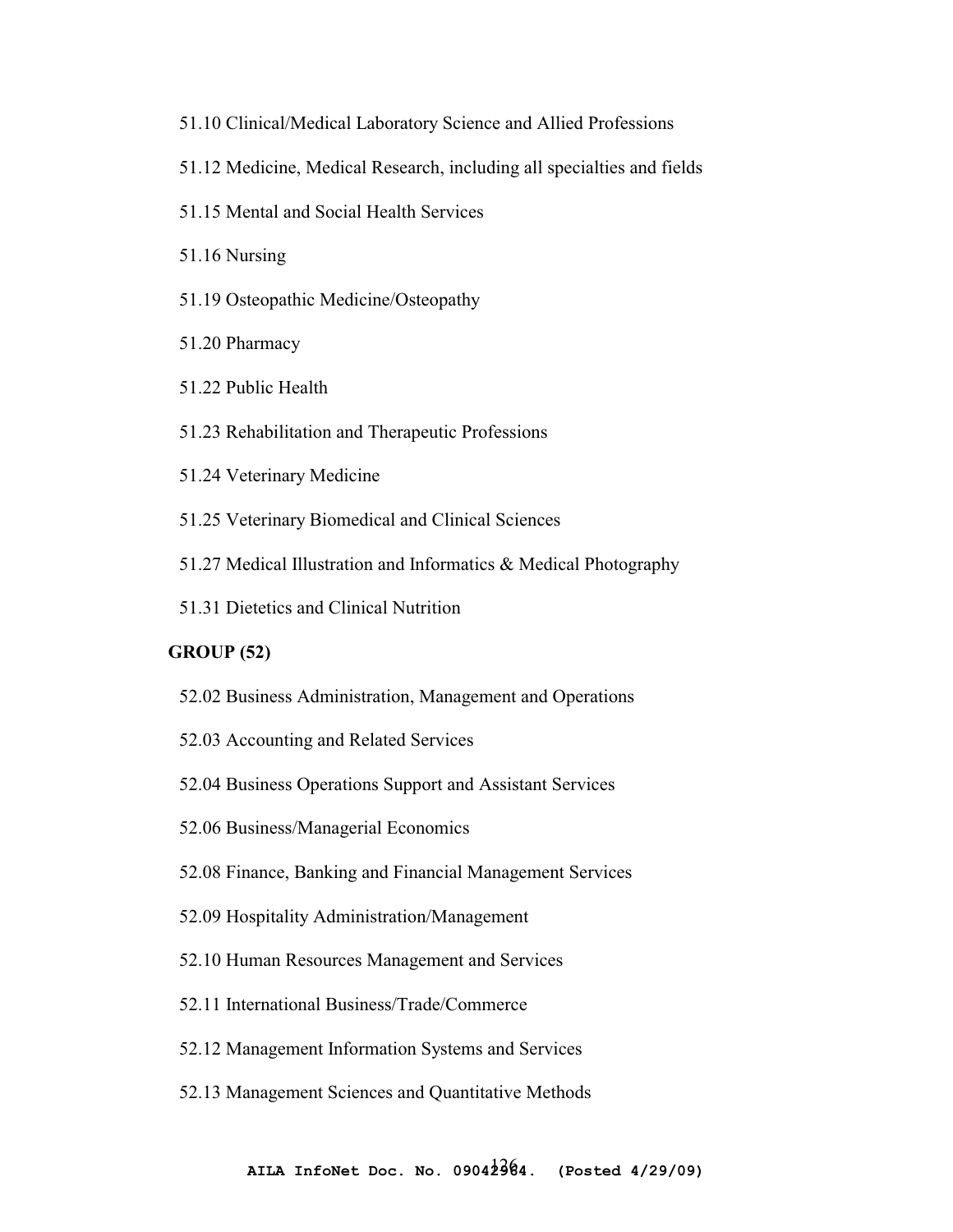51.10 Clinical/Medical Laboratory Science and Allied Professions

51.12 Medicine, Medical Research, including all specialties and fields

51.15 Mental and Social Health Services

51.16 Nursing

51.19 Osteopathic Medicine/Osteopathy

51.20 Pharmacy

51.22 Public Health

51.23 Rehabilitation and Therapeutic Professions

51.24 Veterinary Medicine

51.25 Veterinary Biomedical and Clinical Sciences

51.27 Medical Illustration and Informatics & Medical Photography

51.31 Dietetics and Clinical Nutrition

**GROUP (52)**

52.02 Business Administration, Management and Operations

52.03 Accounting and Related Services

52.04 Business Operations Support and Assistant Services

52.06 Business/Managerial Economics

52.08 Finance, Banking and Financial Management Services

52.09 Hospitality Administration/Management

52.10 Human Resources Management and Services

52.11 International Business/Trade/Commerce

52.12 Management Information Systems and Services

52.13 Management Sciences and Quantitative Methods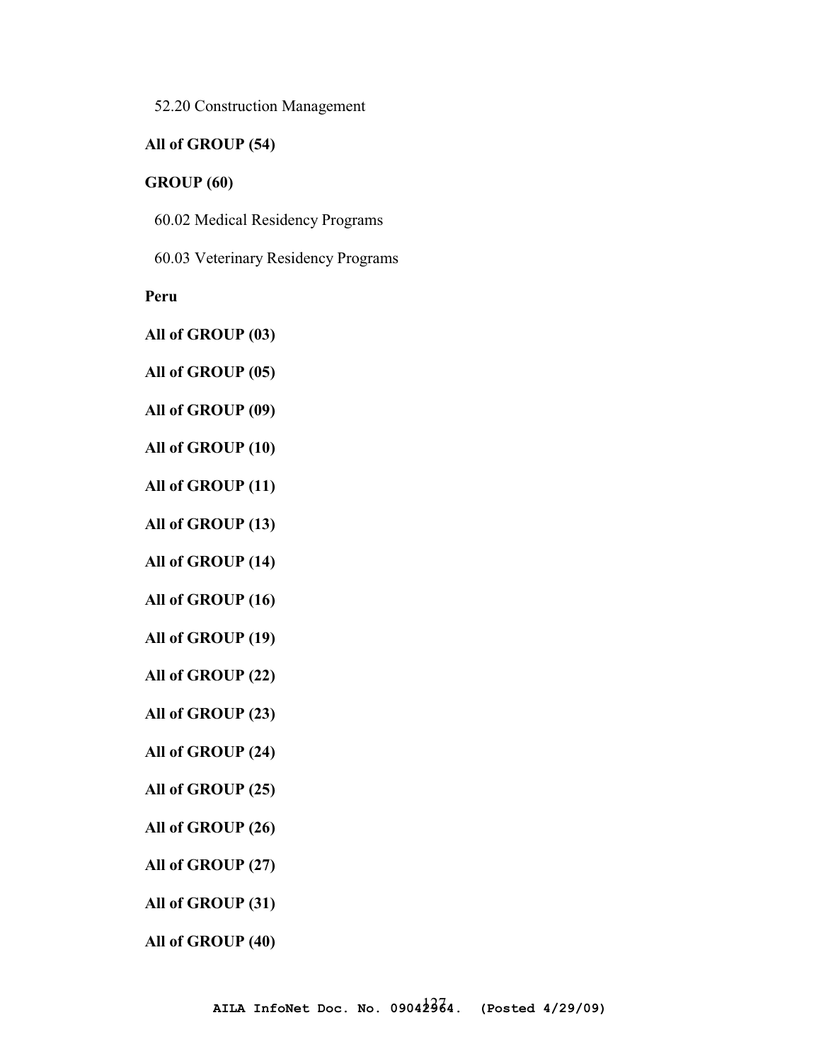52.20 Construction Management

**All of GROUP (54)**

**GROUP (60)**

60.02 Medical Residency Programs

60.03 Veterinary Residency Programs

**Peru**

**All of GROUP (03)**

**All of GROUP (05)**

**All of GROUP (09)**

**All of GROUP (10)**

**All of GROUP (11)**

**All of GROUP (13)**

**All of GROUP (14)**

**All of GROUP (16)**

**All of GROUP (19)**

**All of GROUP (22)**

**All of GROUP (23)**

**All of GROUP (24)**

**All of GROUP (25)**

**All of GROUP (26)**

**All of GROUP (27)**

**All of GROUP (31)**

**All of GROUP (40)**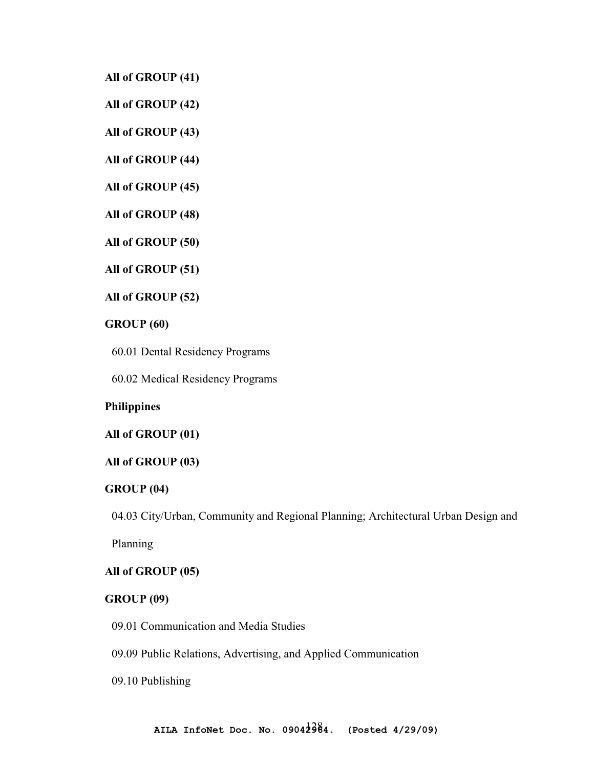**All of GROUP (41)**

**All of GROUP (42)**

**All of GROUP (43)**

**All of GROUP (44)**

**All of GROUP (45)**

**All of GROUP (48)**

**All of GROUP (50)**

**All of GROUP (51)**

**All of GROUP (52)**

**GROUP (60)**

60.01 Dental Residency Programs

60.02 Medical Residency Programs

**Philippines**

**All of GROUP (01)**

**All of GROUP (03)**

**GROUP (04)**

04.03 City/Urban, Community and Regional Planning; Architectural Urban Design and Planning

**All of GROUP (05)**

**GROUP (09)**

09.01 Communication and Media Studies

09.09 Public Relations, Advertising, and Applied Communication

09.10 Publishing

**AILA InfoNet Doc. No. 09042964. (Posted 4/29/09)**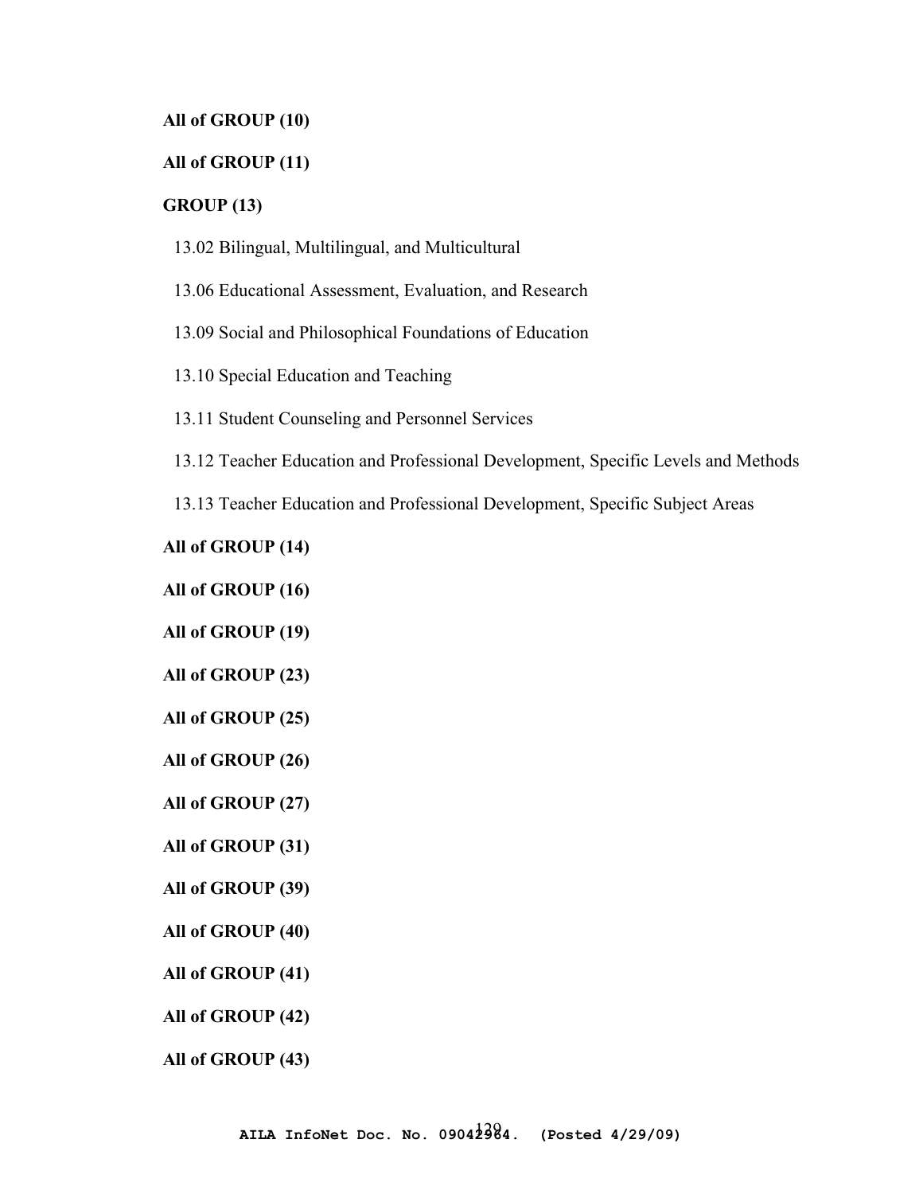**All of GROUP (10)**

**All of GROUP (11)**

**GROUP (13)**

13.02 Bilingual, Multilingual, and Multicultural

13.06 Educational Assessment, Evaluation, and Research

13.09 Social and Philosophical Foundations of Education

13.10 Special Education and Teaching

13.11 Student Counseling and Personnel Services

13.12 Teacher Education and Professional Development, Specific Levels and Methods

13.13 Teacher Education and Professional Development, Specific Subject Areas

**All of GROUP (14)**

**All of GROUP (16)**

**All of GROUP (19)**

**All of GROUP (23)**

**All of GROUP (25)**

**All of GROUP (26)**

**All of GROUP (27)**

**All of GROUP (31)**

**All of GROUP (39)**

**All of GROUP (40)**

**All of GROUP (41)**

**All of GROUP (42)**

**All of GROUP (43)**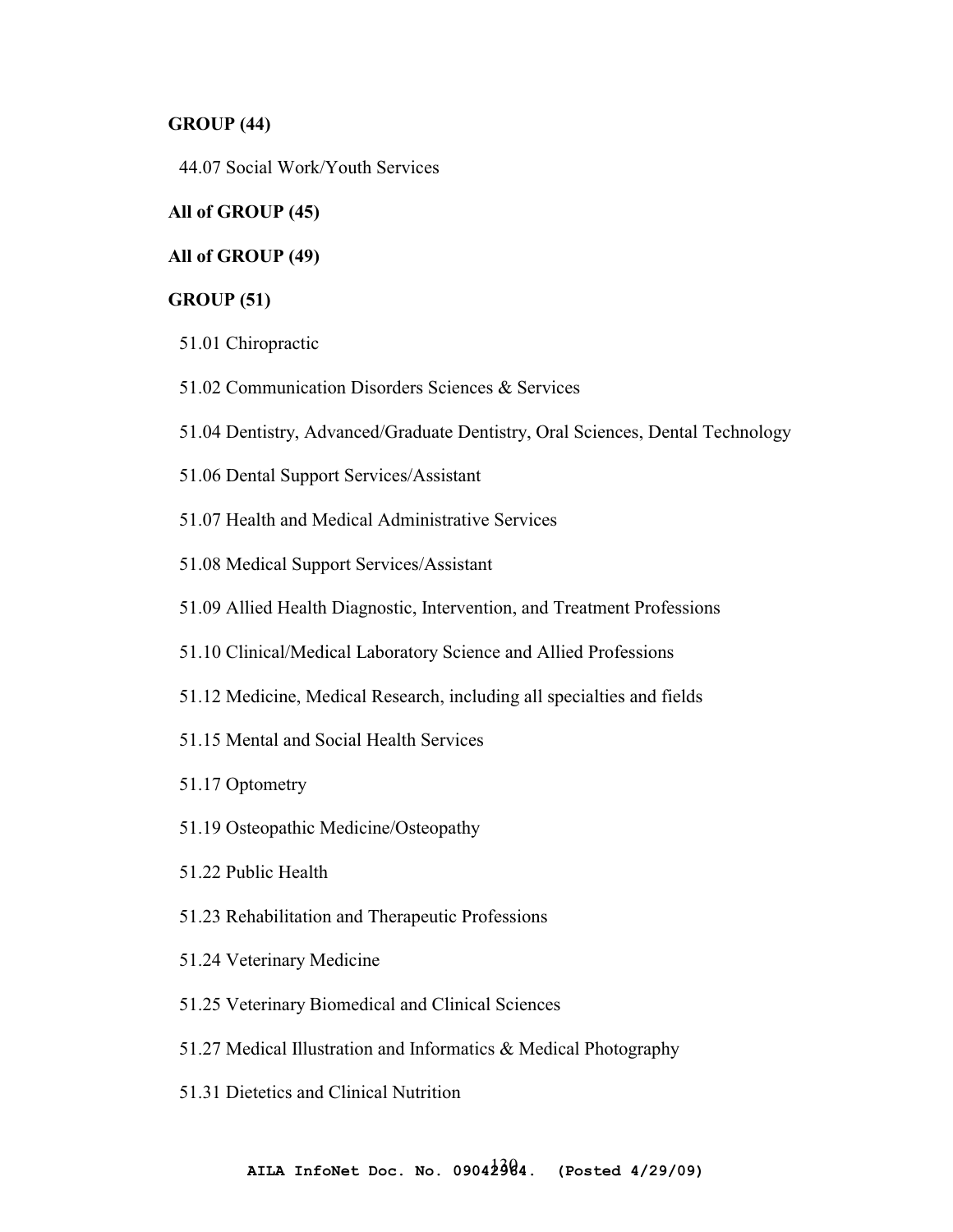**GROUP (44)**

44.07 Social Work/Youth Services

**All of GROUP (45)**

**All of GROUP (49)**

**GROUP (51)**

51.01 Chiropractic

51.02 Communication Disorders Sciences & Services

51.04 Dentistry, Advanced/Graduate Dentistry, Oral Sciences, Dental Technology

51.06 Dental Support Services/Assistant

51.07 Health and Medical Administrative Services

51.08 Medical Support Services/Assistant

51.09 Allied Health Diagnostic, Intervention, and Treatment Professions

51.10 Clinical/Medical Laboratory Science and Allied Professions

51.12 Medicine, Medical Research, including all specialties and fields

51.15 Mental and Social Health Services

51.17 Optometry

51.19 Osteopathic Medicine/Osteopathy

51.22 Public Health

51.23 Rehabilitation and Therapeutic Professions

51.24 Veterinary Medicine

51.25 Veterinary Biomedical and Clinical Sciences

51.27 Medical Illustration and Informatics & Medical Photography

51.31 Dietetics and Clinical Nutrition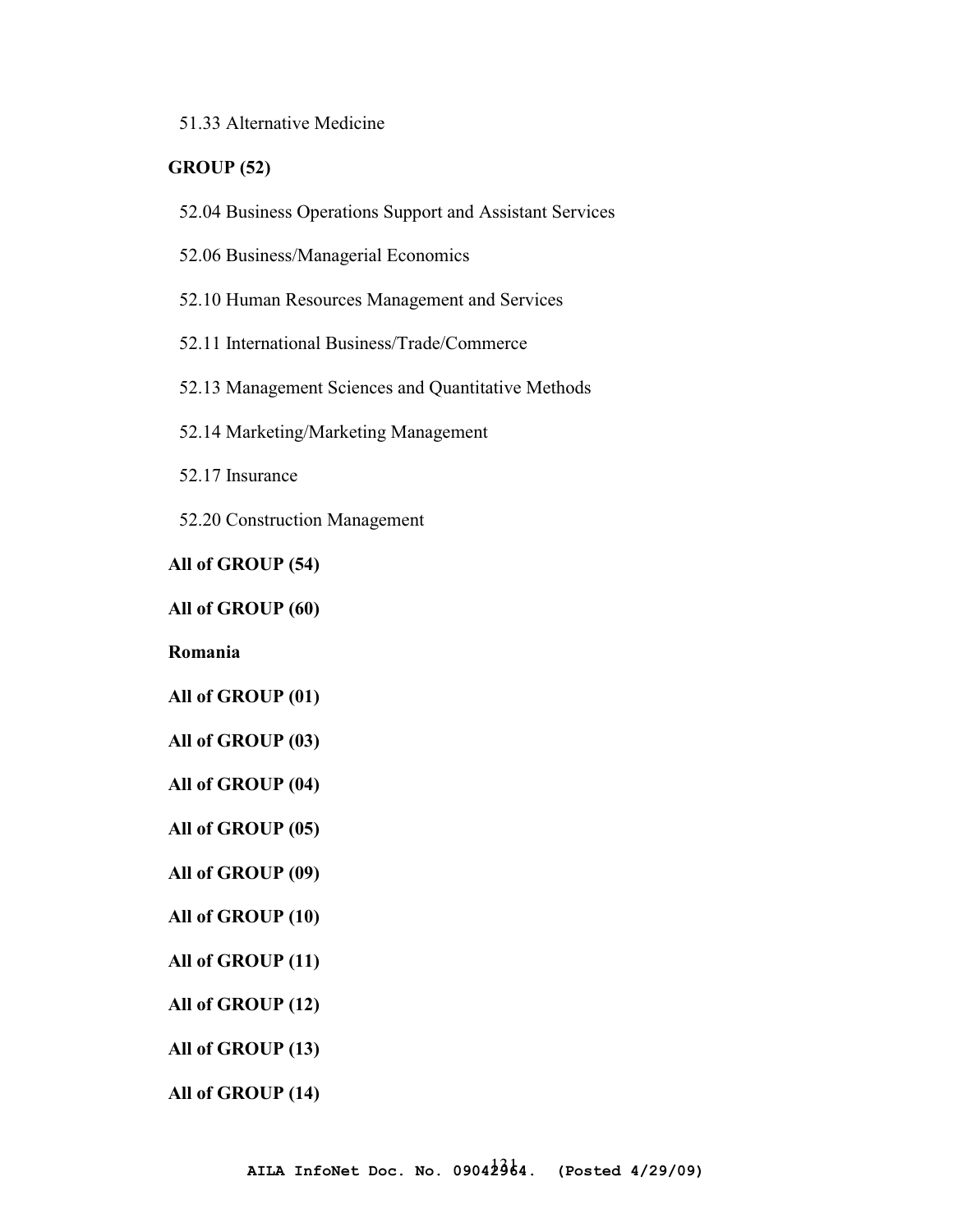51.33 Alternative Medicine

**GROUP (52)**

52.04 Business Operations Support and Assistant Services

52.06 Business/Managerial Economics

52.10 Human Resources Management and Services

52.11 International Business/Trade/Commerce

52.13 Management Sciences and Quantitative Methods

52.14 Marketing/Marketing Management

52.17 Insurance

52.20 Construction Management

**All of GROUP (54)**

**All of GROUP (60)**

**Romania**

**All of GROUP (01)**

**All of GROUP (03)**

**All of GROUP (04)**

**All of GROUP (05)**

**All of GROUP (09)**

**All of GROUP (10)**

**All of GROUP (11)**

**All of GROUP (12)**

**All of GROUP (13)**

**All of GROUP (14)**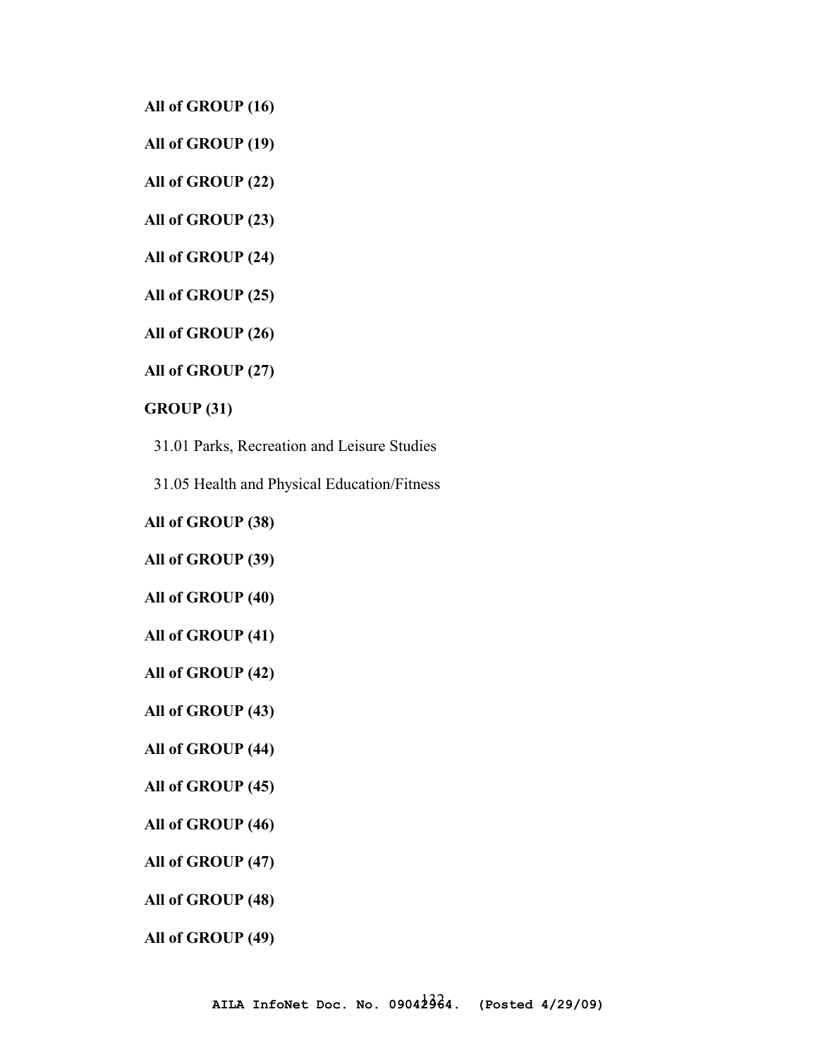**All of GROUP (16)**

**All of GROUP (19)**

**All of GROUP (22)**

**All of GROUP (23)**

**All of GROUP (24)**

**All of GROUP (25)**

**All of GROUP (26)**

**All of GROUP (27)**

**GROUP (31)**

31.01 Parks, Recreation and Leisure Studies

31.05 Health and Physical Education/Fitness

**All of GROUP (38)**

**All of GROUP (39)**

**All of GROUP (40)**

**All of GROUP (41)**

**All of GROUP (42)**

**All of GROUP (43)**

**All of GROUP (44)**

**All of GROUP (45)**

**All of GROUP (46)**

**All of GROUP (47)**

**All of GROUP (48)**

**All of GROUP (49)**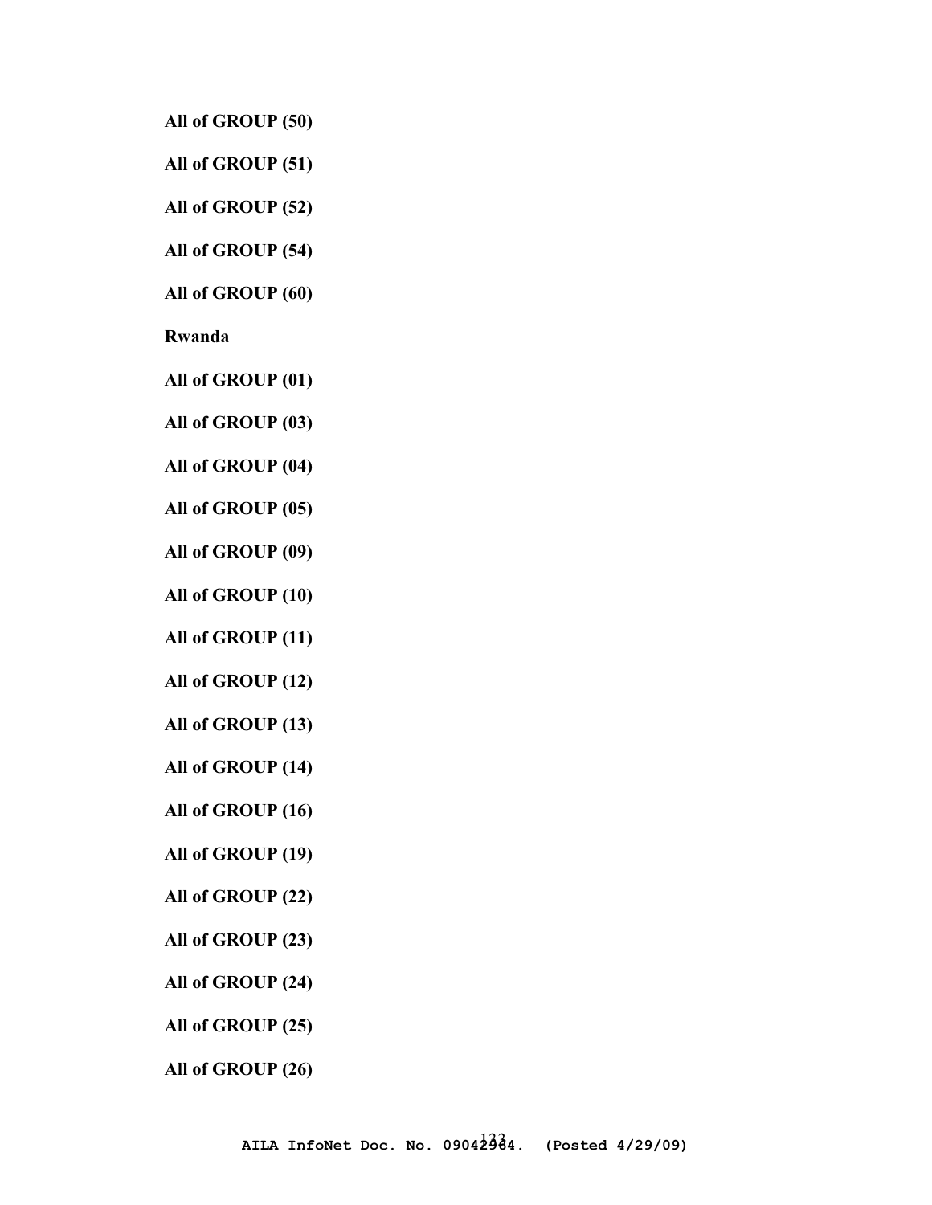**All of GROUP (50)**

**All of GROUP (51)**

**All of GROUP (52)**

**All of GROUP (54)**

**All of GROUP (60)**

**Rwanda**

**All of GROUP (01)**

**All of GROUP (03)**

**All of GROUP (04)**

**All of GROUP (05)**

**All of GROUP (09)**

**All of GROUP (10)**

**All of GROUP (11)**

**All of GROUP (12)**

**All of GROUP (13)**

**All of GROUP (14)**

**All of GROUP (16)**

**All of GROUP (19)**

**All of GROUP (22)**

**All of GROUP (23)**

**All of GROUP (24)**

**All of GROUP (25)**

**All of GROUP (26)**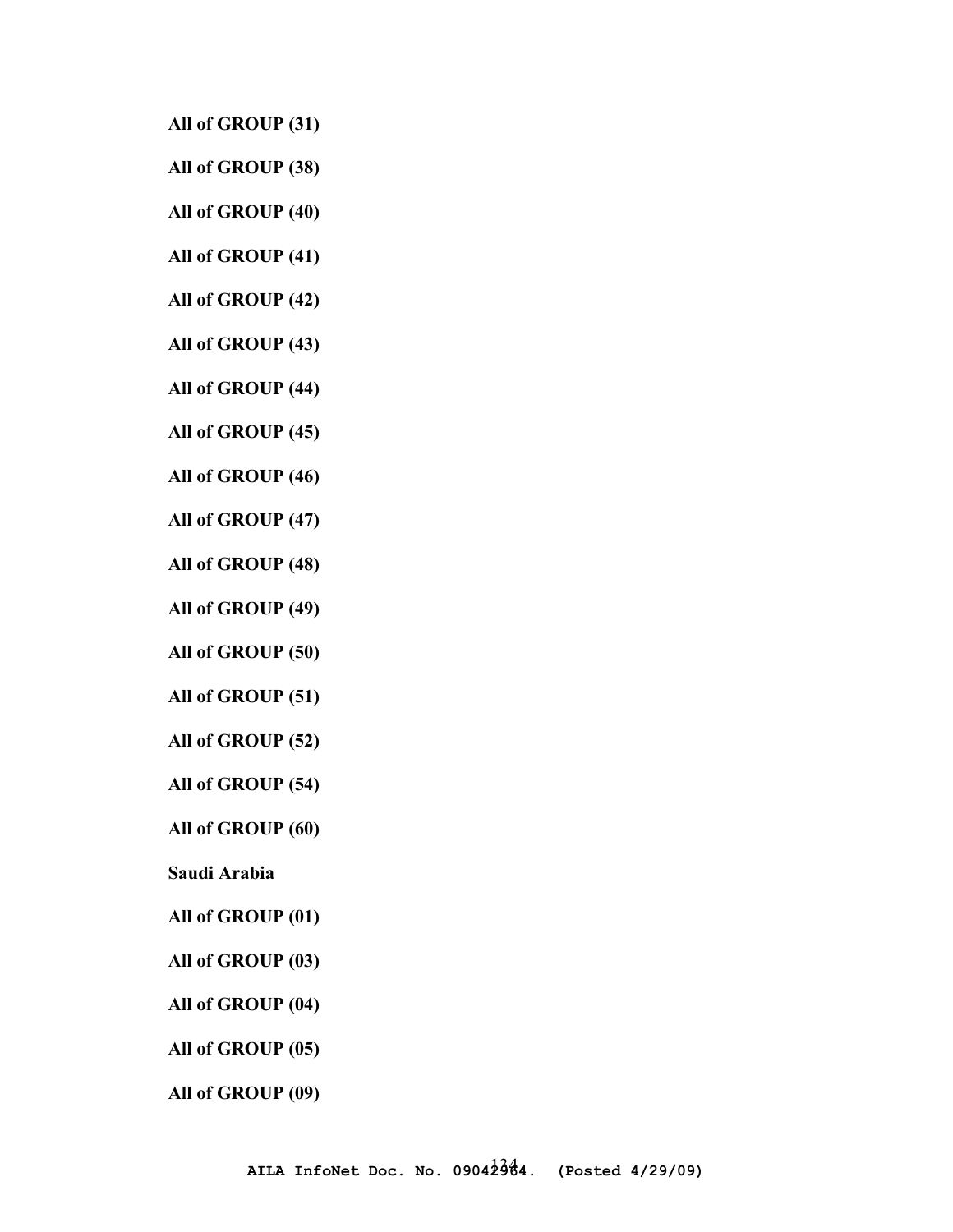**All of GROUP (31)**

**All of GROUP (38)**

**All of GROUP (40)**

**All of GROUP (41)**

**All of GROUP (42)**

**All of GROUP (43)**

**All of GROUP (44)**

**All of GROUP (45)**

**All of GROUP (46)**

**All of GROUP (47)**

**All of GROUP (48)**

**All of GROUP (49)**

**All of GROUP (50)**

**All of GROUP (51)**

**All of GROUP (52)**

**All of GROUP (54)**

**All of GROUP (60)**

**Saudi Arabia**

**All of GROUP (01)**

**All of GROUP (03)**

**All of GROUP (04)**

**All of GROUP (05)**

**All of GROUP (09)**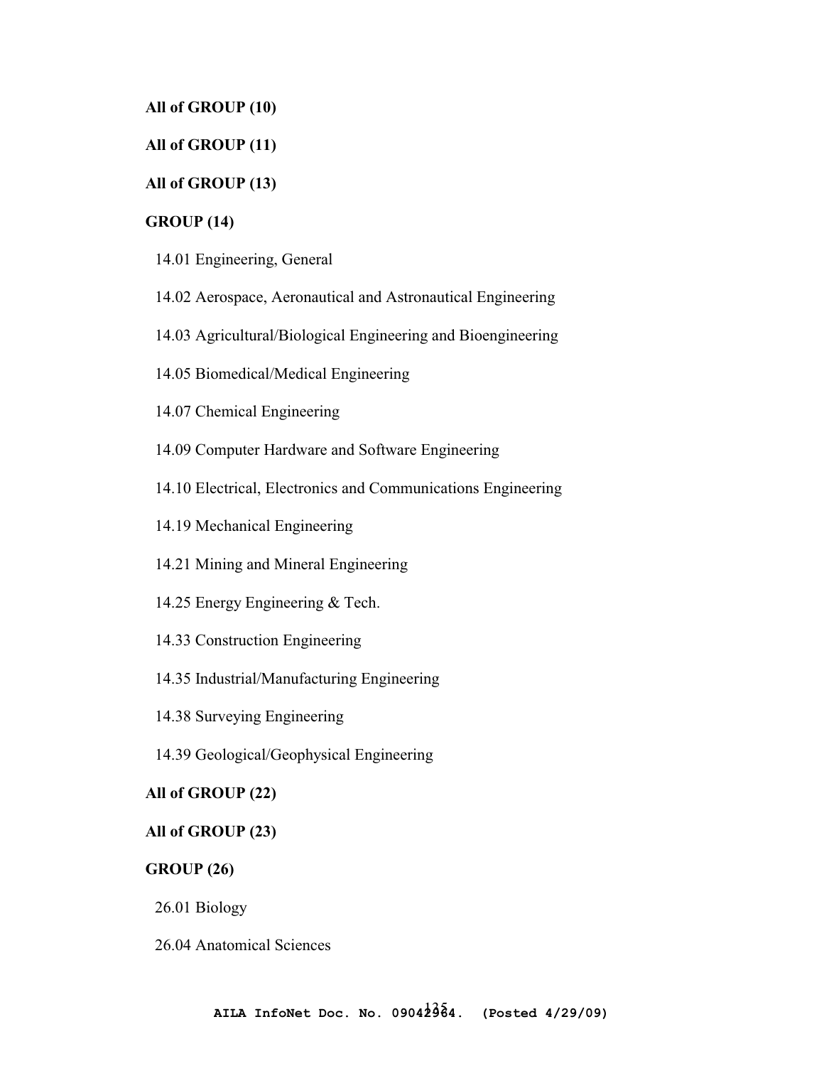**All of GROUP (10)**

**All of GROUP (11)**

**All of GROUP (13)**

**GROUP (14)**

14.01 Engineering, General

14.02 Aerospace, Aeronautical and Astronautical Engineering

14.03 Agricultural/Biological Engineering and Bioengineering

14.05 Biomedical/Medical Engineering

14.07 Chemical Engineering

14.09 Computer Hardware and Software Engineering

14.10 Electrical, Electronics and Communications Engineering

14.19 Mechanical Engineering

14.21 Mining and Mineral Engineering

14.25 Energy Engineering & Tech.

14.33 Construction Engineering

14.35 Industrial/Manufacturing Engineering

14.38 Surveying Engineering

14.39 Geological/Geophysical Engineering

**All of GROUP (22)**

**All of GROUP (23)**

**GROUP (26)**

26.01 Biology

26.04 Anatomical Sciences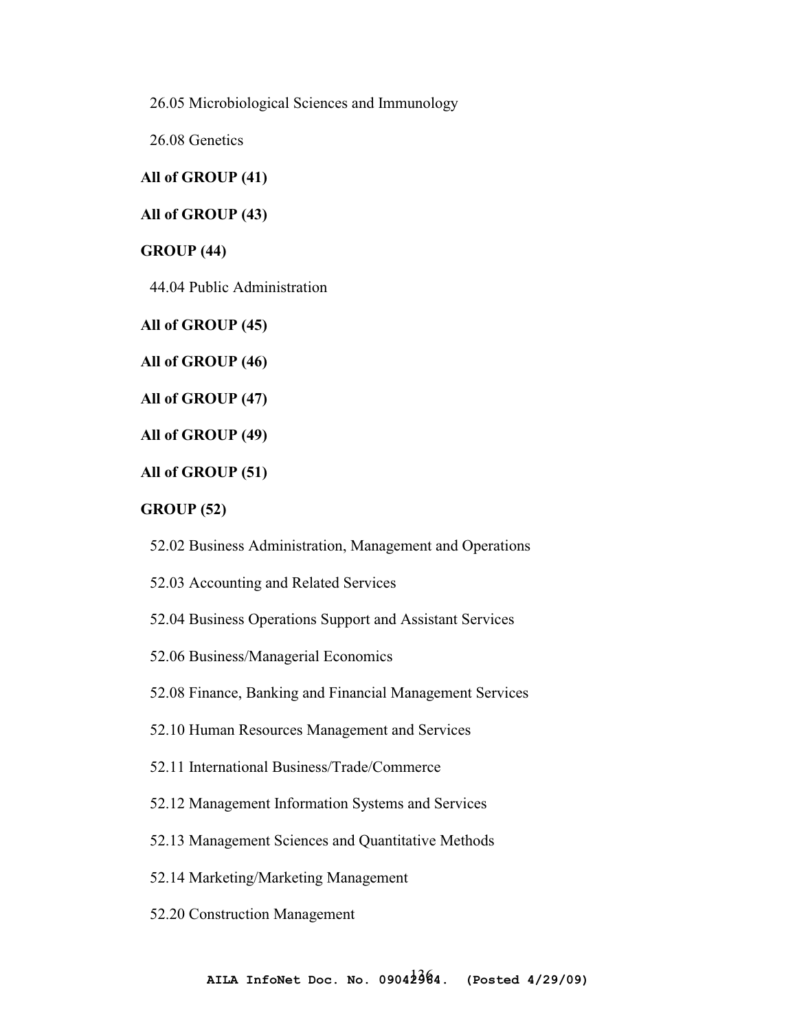26.05 Microbiological Sciences and Immunology

26.08 Genetics

**All of GROUP (41)**

**All of GROUP (43)**

**GROUP (44)**

44.04 Public Administration

**All of GROUP (45)**

**All of GROUP (46)**

**All of GROUP (47)**

**All of GROUP (49)**

**All of GROUP (51)**

**GROUP (52)**

52.02 Business Administration, Management and Operations

52.03 Accounting and Related Services

52.04 Business Operations Support and Assistant Services

52.06 Business/Managerial Economics

52.08 Finance, Banking and Financial Management Services

52.10 Human Resources Management and Services

52.11 International Business/Trade/Commerce

52.12 Management Information Systems and Services

52.13 Management Sciences and Quantitative Methods

52.14 Marketing/Marketing Management

52.20 Construction Management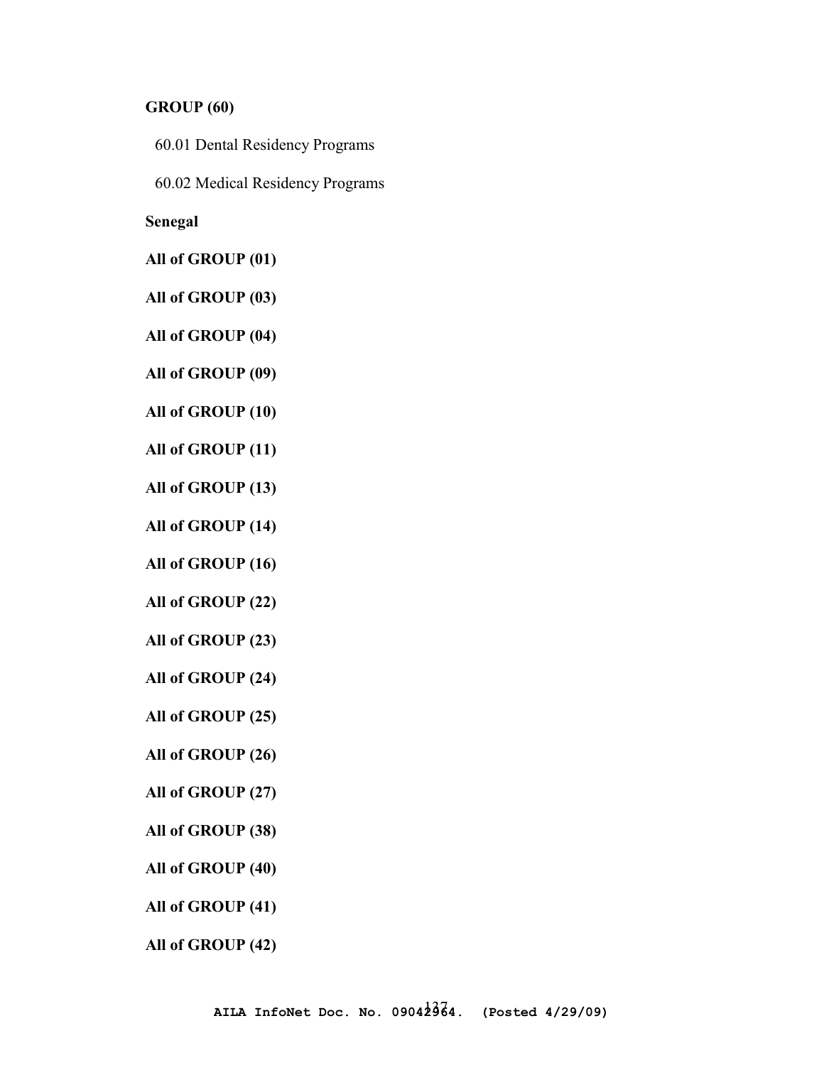**GROUP (60)**

60.01 Dental Residency Programs

60.02 Medical Residency Programs

**Senegal**

**All of GROUP (01)**

**All of GROUP (03)**

**All of GROUP (04)**

**All of GROUP (09)**

**All of GROUP (10)**

**All of GROUP (11)**

**All of GROUP (13)**

**All of GROUP (14)**

**All of GROUP (16)**

**All of GROUP (22)**

**All of GROUP (23)**

**All of GROUP (24)**

**All of GROUP (25)**

**All of GROUP (26)**

**All of GROUP (27)**

**All of GROUP (38)**

**All of GROUP (40)**

**All of GROUP (41)**

**All of GROUP (42)**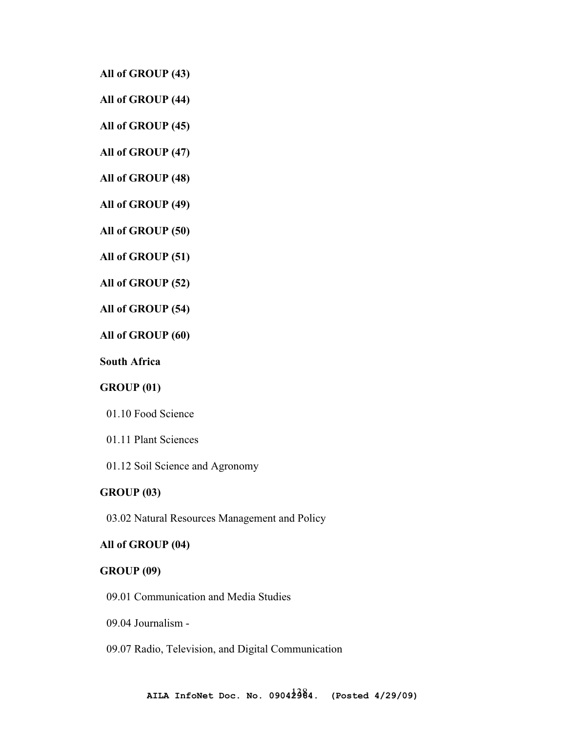**All of GROUP (43)**

**All of GROUP (44)**

**All of GROUP (45)**

**All of GROUP (47)**

**All of GROUP (48)**

**All of GROUP (49)**

**All of GROUP (50)**

**All of GROUP (51)**

**All of GROUP (52)**

**All of GROUP (54)**

**All of GROUP (60)**

**South Africa**

**GROUP (01)**

01.10 Food Science

01.11 Plant Sciences

01.12 Soil Science and Agronomy

**GROUP (03)**

03.02 Natural Resources Management and Policy

**All of GROUP (04)**

**GROUP (09)**

09.01 Communication and Media Studies

09.04 Journalism -

09.07 Radio, Television, and Digital Communication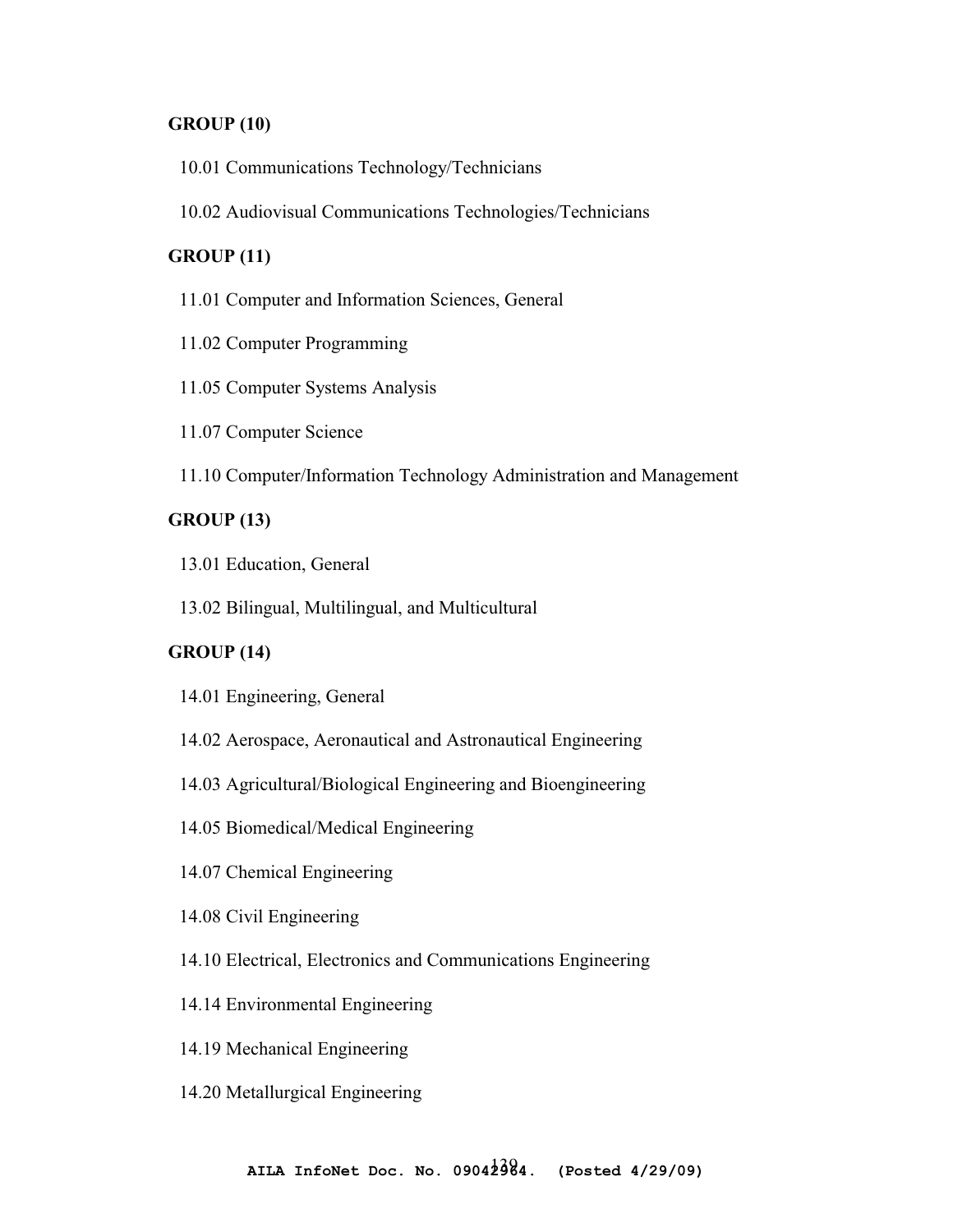**GROUP (10)**

10.01 Communications Technology/Technicians

10.02 Audiovisual Communications Technologies/Technicians

**GROUP (11)**

11.01 Computer and Information Sciences, General

11.02 Computer Programming

11.05 Computer Systems Analysis

11.07 Computer Science

11.10 Computer/Information Technology Administration and Management

**GROUP (13)**

13.01 Education, General

13.02 Bilingual, Multilingual, and Multicultural

**GROUP (14)**

14.01 Engineering, General

14.02 Aerospace, Aeronautical and Astronautical Engineering

14.03 Agricultural/Biological Engineering and Bioengineering

14.05 Biomedical/Medical Engineering

14.07 Chemical Engineering

14.08 Civil Engineering

14.10 Electrical, Electronics and Communications Engineering

14.14 Environmental Engineering

14.19 Mechanical Engineering

14.20 Metallurgical Engineering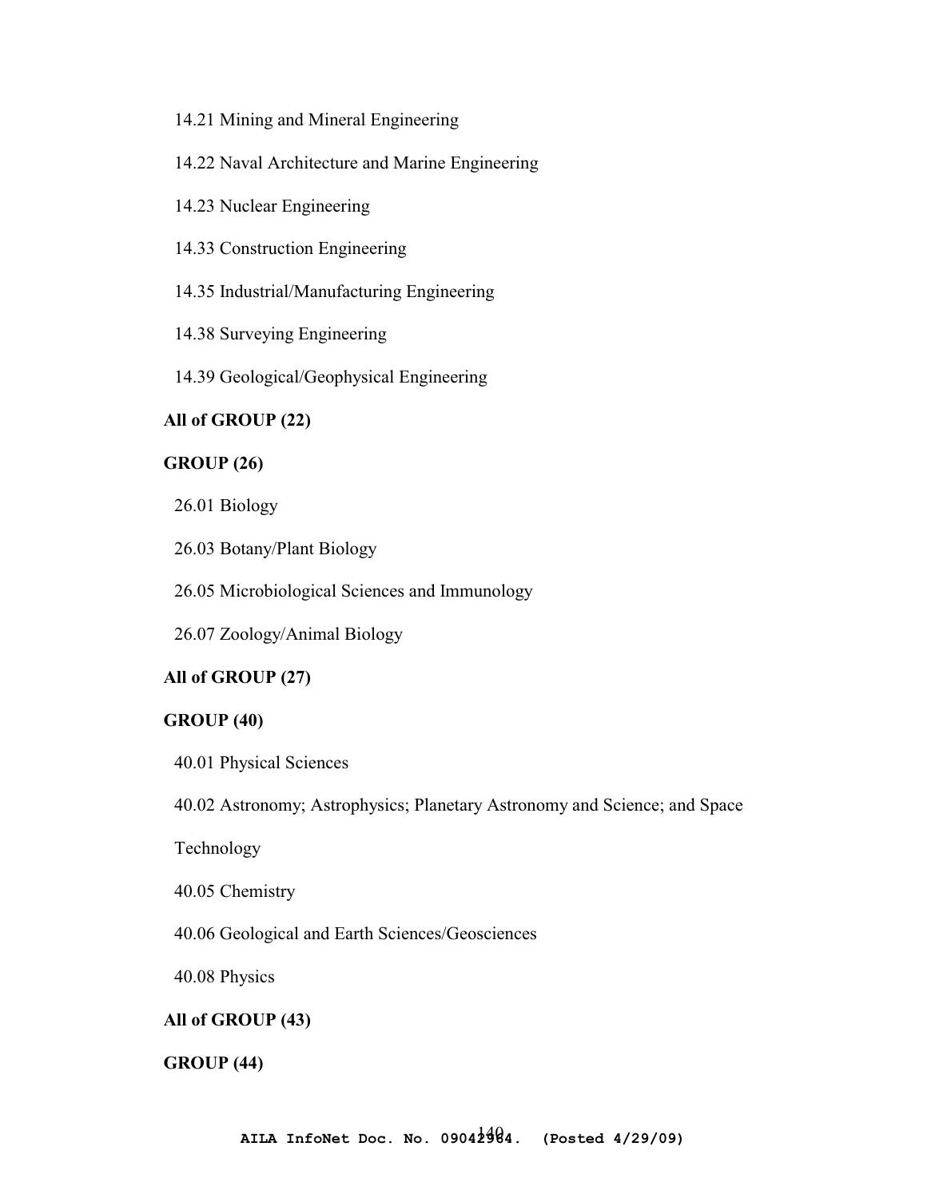14.21 Mining and Mineral Engineering

14.22 Naval Architecture and Marine Engineering

14.23 Nuclear Engineering

14.33 Construction Engineering

14.35 Industrial/Manufacturing Engineering

14.38 Surveying Engineering

14.39 Geological/Geophysical Engineering

**All of GROUP (22)**

**GROUP (26)**

26.01 Biology

26.03 Botany/Plant Biology

26.05 Microbiological Sciences and Immunology

26.07 Zoology/Animal Biology

**All of GROUP (27)**

**GROUP (40)**

40.01 Physical Sciences

40.02 Astronomy; Astrophysics; Planetary Astronomy and Science; and Space Technology

40.05 Chemistry

40.06 Geological and Earth Sciences/Geosciences

40.08 Physics

**All of GROUP (43)**

**GROUP (44)**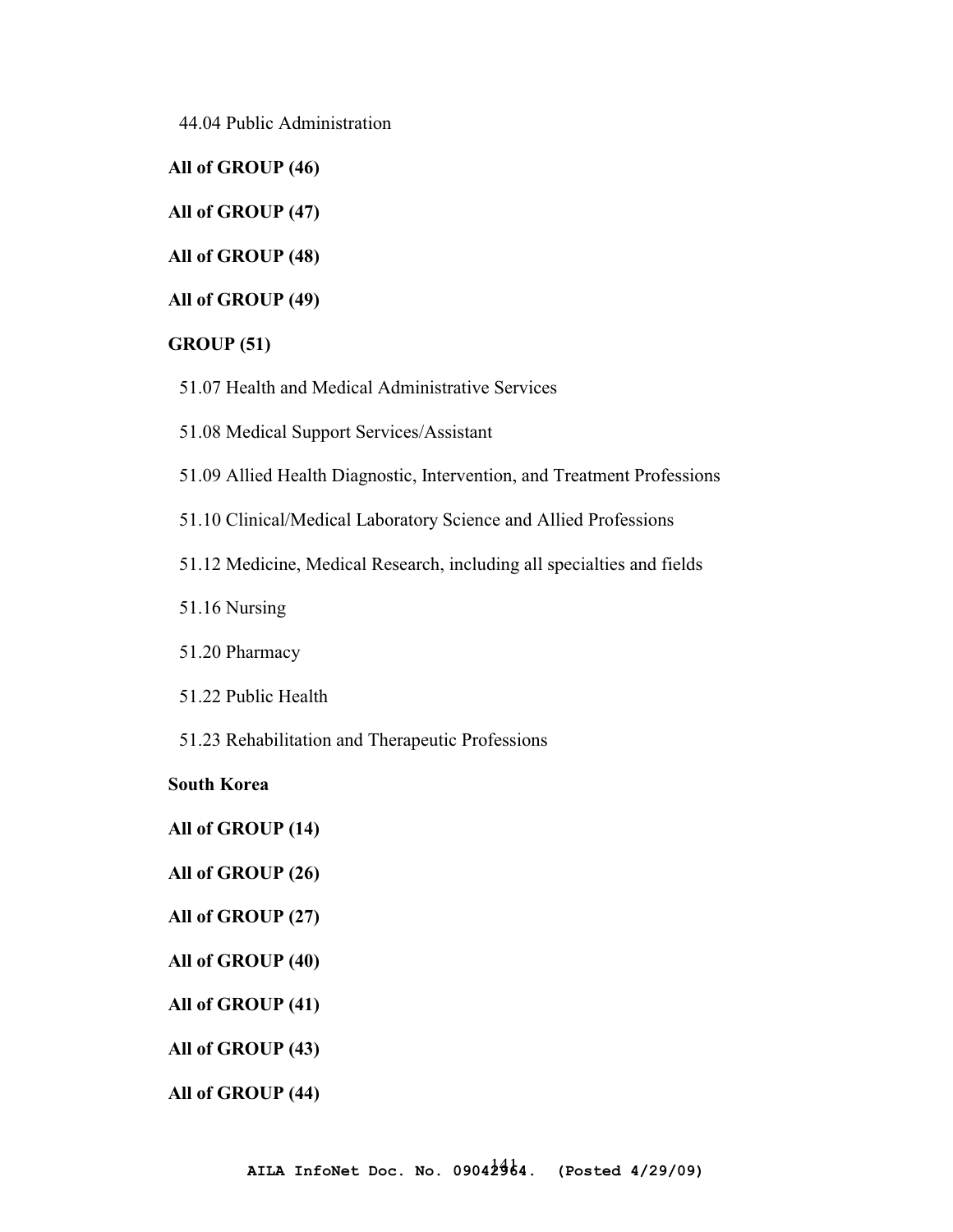44.04 Public Administration

**All of GROUP (46)**

**All of GROUP (47)**

**All of GROUP (48)**

**All of GROUP (49)**

**GROUP (51)**

51.07 Health and Medical Administrative Services

51.08 Medical Support Services/Assistant

51.09 Allied Health Diagnostic, Intervention, and Treatment Professions

51.10 Clinical/Medical Laboratory Science and Allied Professions

51.12 Medicine, Medical Research, including all specialties and fields

51.16 Nursing

51.20 Pharmacy

51.22 Public Health

51.23 Rehabilitation and Therapeutic Professions

**South Korea**

**All of GROUP (14)**

**All of GROUP (26)**

**All of GROUP (27)**

**All of GROUP (40)**

**All of GROUP (41)**

**All of GROUP (43)**

**All of GROUP (44)**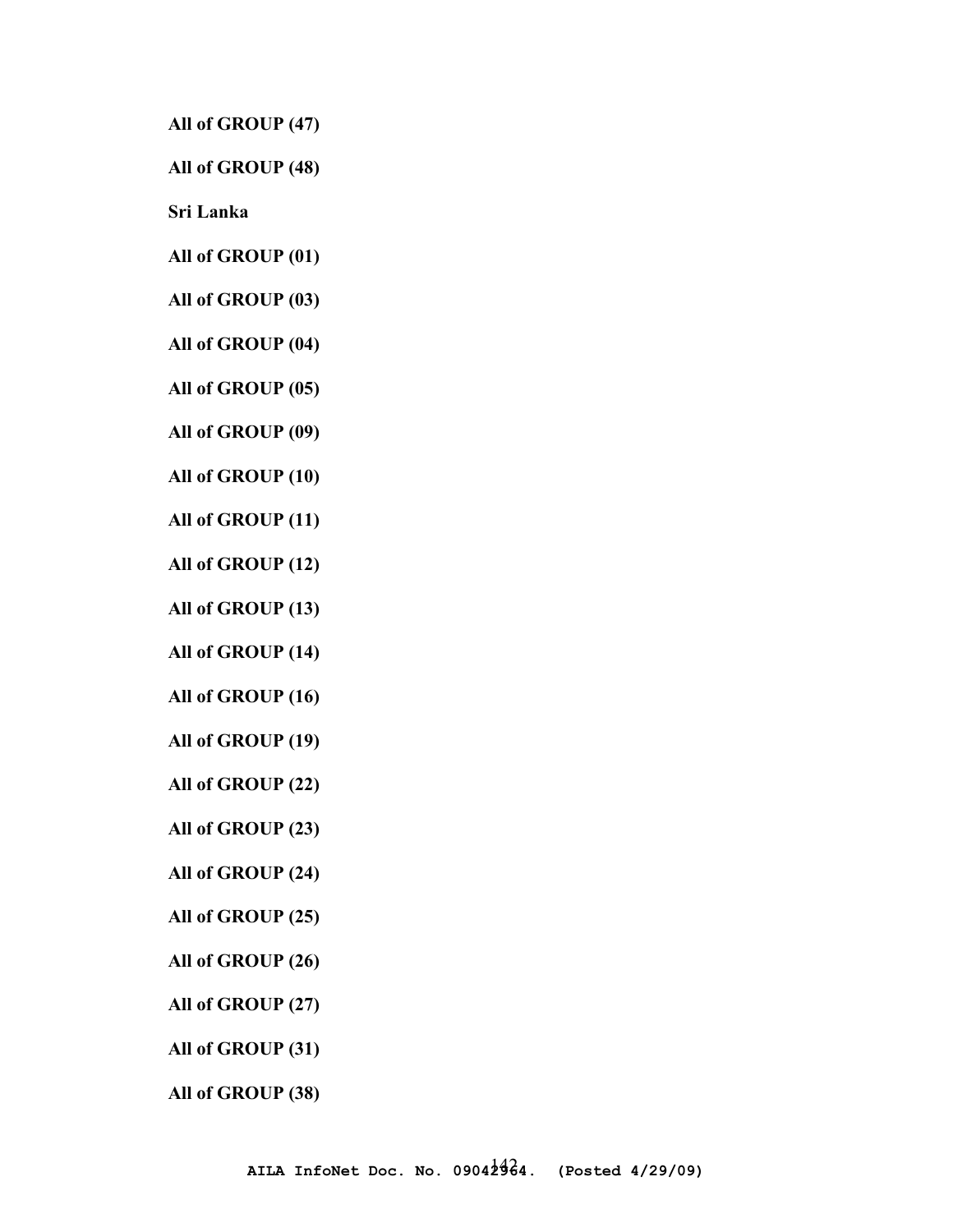**All of GROUP (47)**

**All of GROUP (48)**

**Sri Lanka**

**All of GROUP (01)**

**All of GROUP (03)**

**All of GROUP (04)**

**All of GROUP (05)**

**All of GROUP (09)**

**All of GROUP (10)**

**All of GROUP (11)**

**All of GROUP (12)**

**All of GROUP (13)**

**All of GROUP (14)**

**All of GROUP (16)**

**All of GROUP (19)**

**All of GROUP (22)**

**All of GROUP (23)**

**All of GROUP (24)**

**All of GROUP (25)**

**All of GROUP (26)**

**All of GROUP (27)**

**All of GROUP (31)**

**All of GROUP (38)**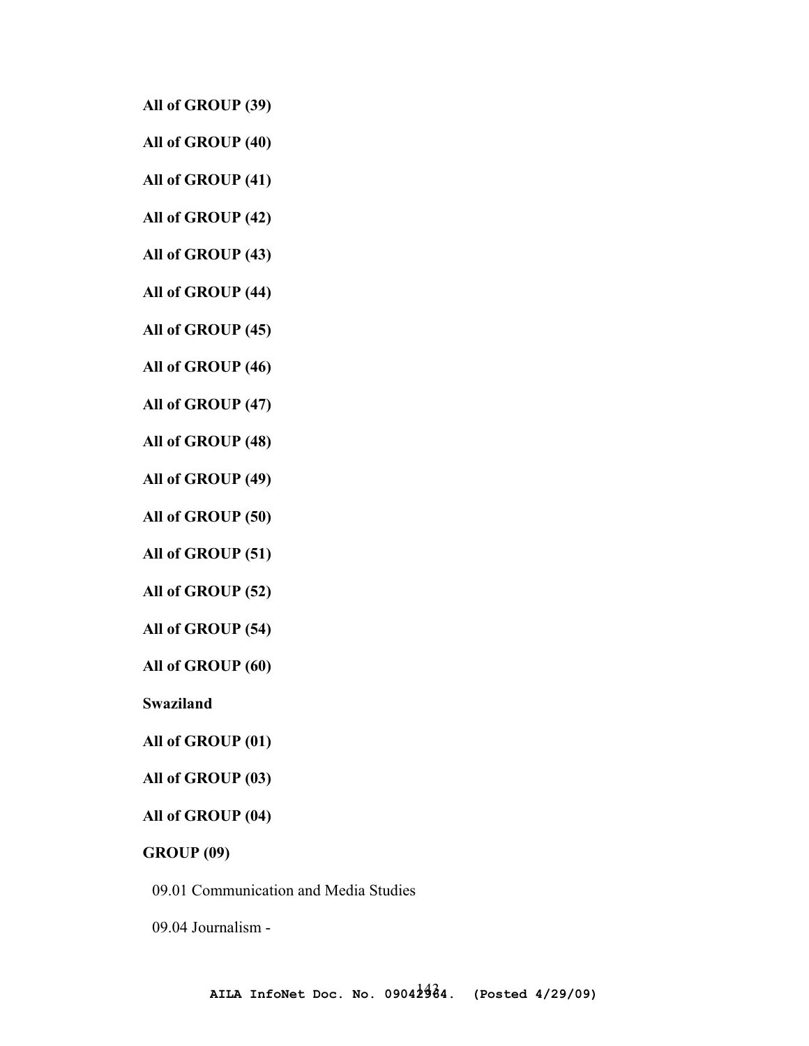**All of GROUP (39)**

**All of GROUP (40)**

**All of GROUP (41)**

**All of GROUP (42)**

**All of GROUP (43)**

**All of GROUP (44)**

**All of GROUP (45)**

**All of GROUP (46)**

**All of GROUP (47)**

**All of GROUP (48)**

**All of GROUP (49)**

**All of GROUP (50)**

**All of GROUP (51)**

**All of GROUP (52)**

**All of GROUP (54)**

**All of GROUP (60)**

**Swaziland**

**All of GROUP (01)**

**All of GROUP (03)**

**All of GROUP (04)**

**GROUP (09)**

09.01 Communication and Media Studies

09.04 Journalism -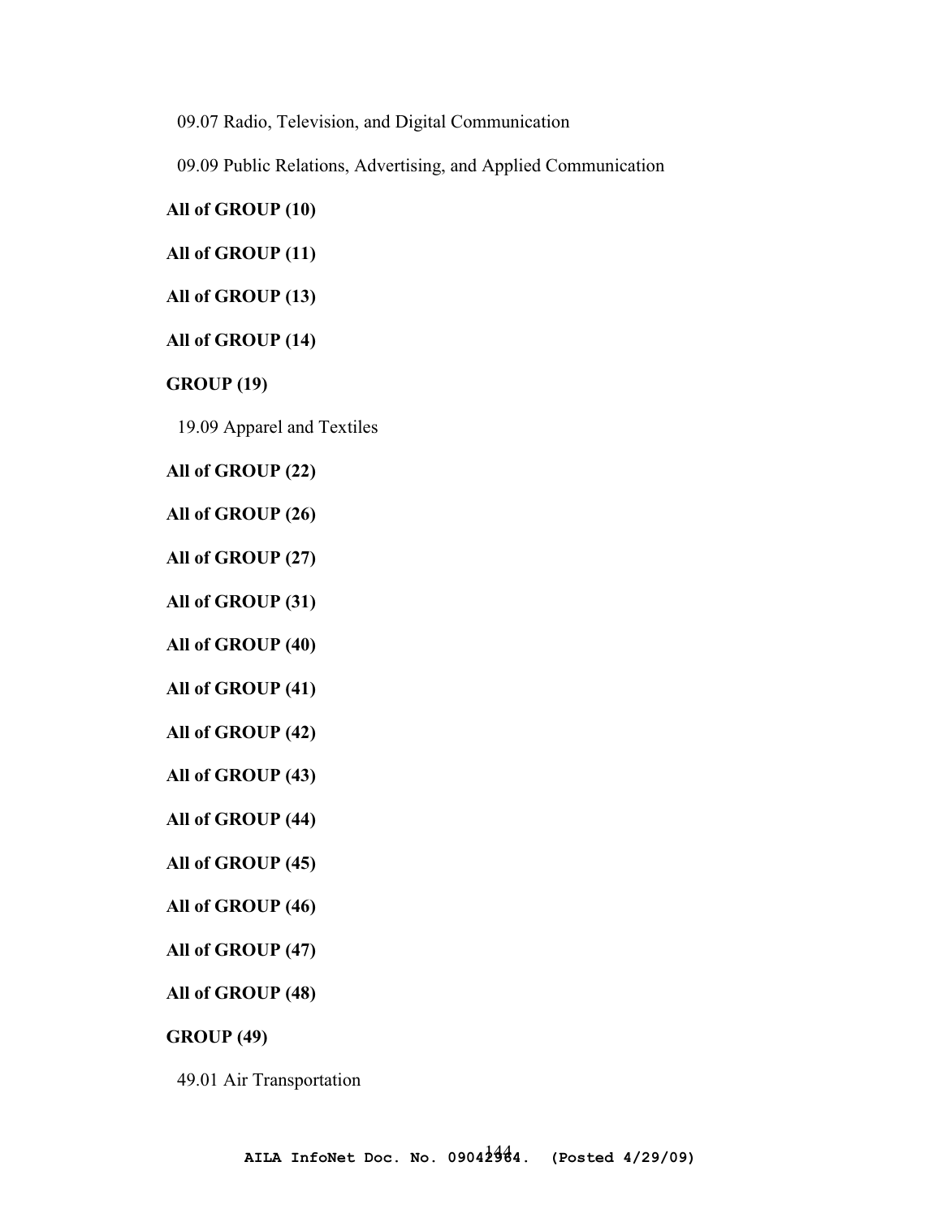09.07 Radio, Television, and Digital Communication

09.09 Public Relations, Advertising, and Applied Communication

**All of GROUP (10)**

**All of GROUP (11)**

**All of GROUP (13)**

**All of GROUP (14)**

**GROUP (19)**

19.09 Apparel and Textiles

**All of GROUP (22)**

**All of GROUP (26)**

**All of GROUP (27)**

**All of GROUP (31)**

**All of GROUP (40)**

**All of GROUP (41)**

**All of GROUP (42)**

**All of GROUP (43)**

**All of GROUP (44)**

**All of GROUP (45)**

**All of GROUP (46)**

**All of GROUP (47)**

**All of GROUP (48)**

**GROUP (49)**

49.01 Air Transportation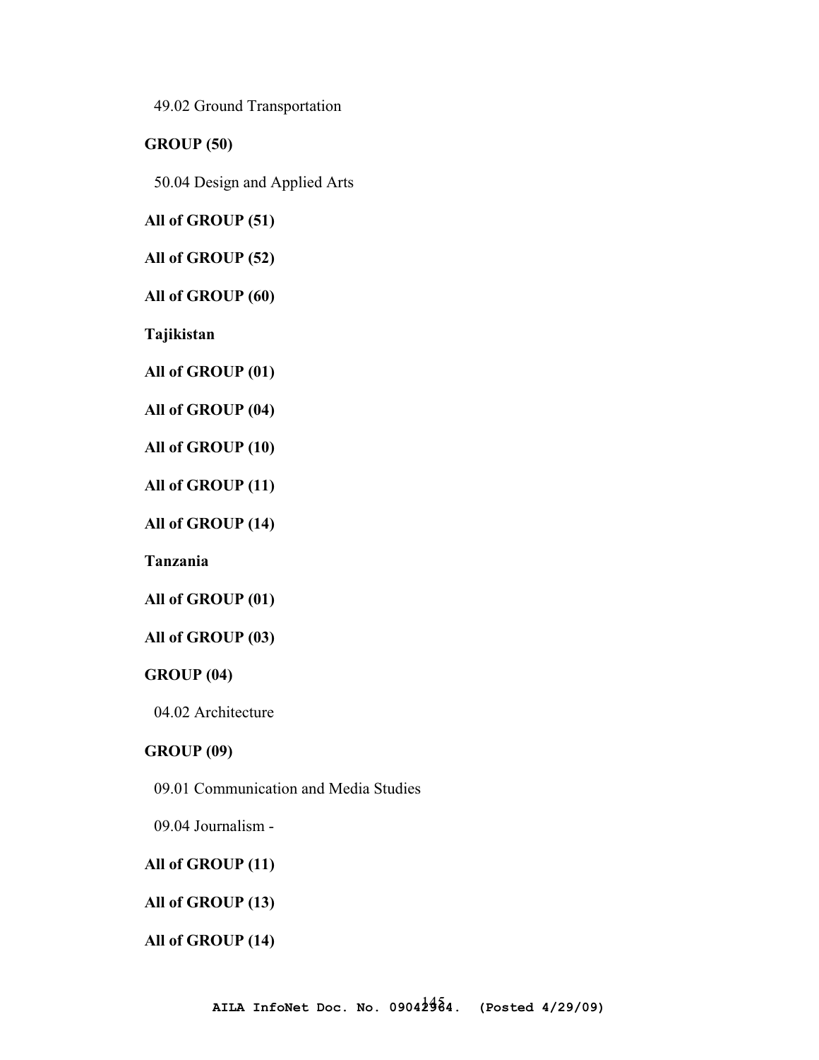49.02 Ground Transportation

**GROUP (50)**

50.04 Design and Applied Arts

**All of GROUP (51)**

**All of GROUP (52)**

**All of GROUP (60)**

**Tajikistan**

**All of GROUP (01)**

**All of GROUP (04)**

**All of GROUP (10)**

**All of GROUP (11)**

**All of GROUP (14)**

**Tanzania**

**All of GROUP (01)**

**All of GROUP (03)**

**GROUP (04)**

04.02 Architecture

**GROUP (09)**

09.01 Communication and Media Studies

09.04 Journalism -

**All of GROUP (11)**

**All of GROUP (13)**

**All of GROUP (14)**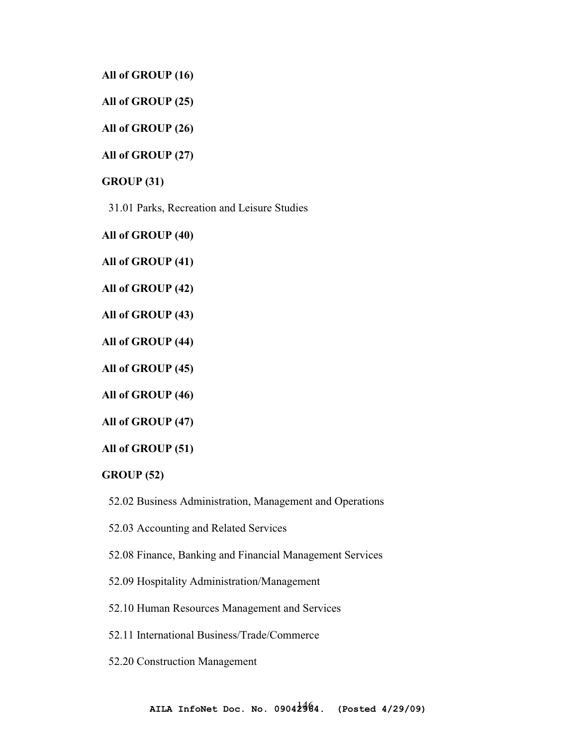**All of GROUP (16)**

**All of GROUP (25)**

**All of GROUP (26)**

**All of GROUP (27)**

**GROUP (31)**

31.01 Parks, Recreation and Leisure Studies

**All of GROUP (40)**

**All of GROUP (41)**

**All of GROUP (42)**

**All of GROUP (43)**

**All of GROUP (44)**

**All of GROUP (45)**

**All of GROUP (46)**

**All of GROUP (47)**

**All of GROUP (51)**

**GROUP (52)**

52.02 Business Administration, Management and Operations

52.03 Accounting and Related Services

52.08 Finance, Banking and Financial Management Services

52.09 Hospitality Administration/Management

52.10 Human Resources Management and Services

52.11 International Business/Trade/Commerce

52.20 Construction Management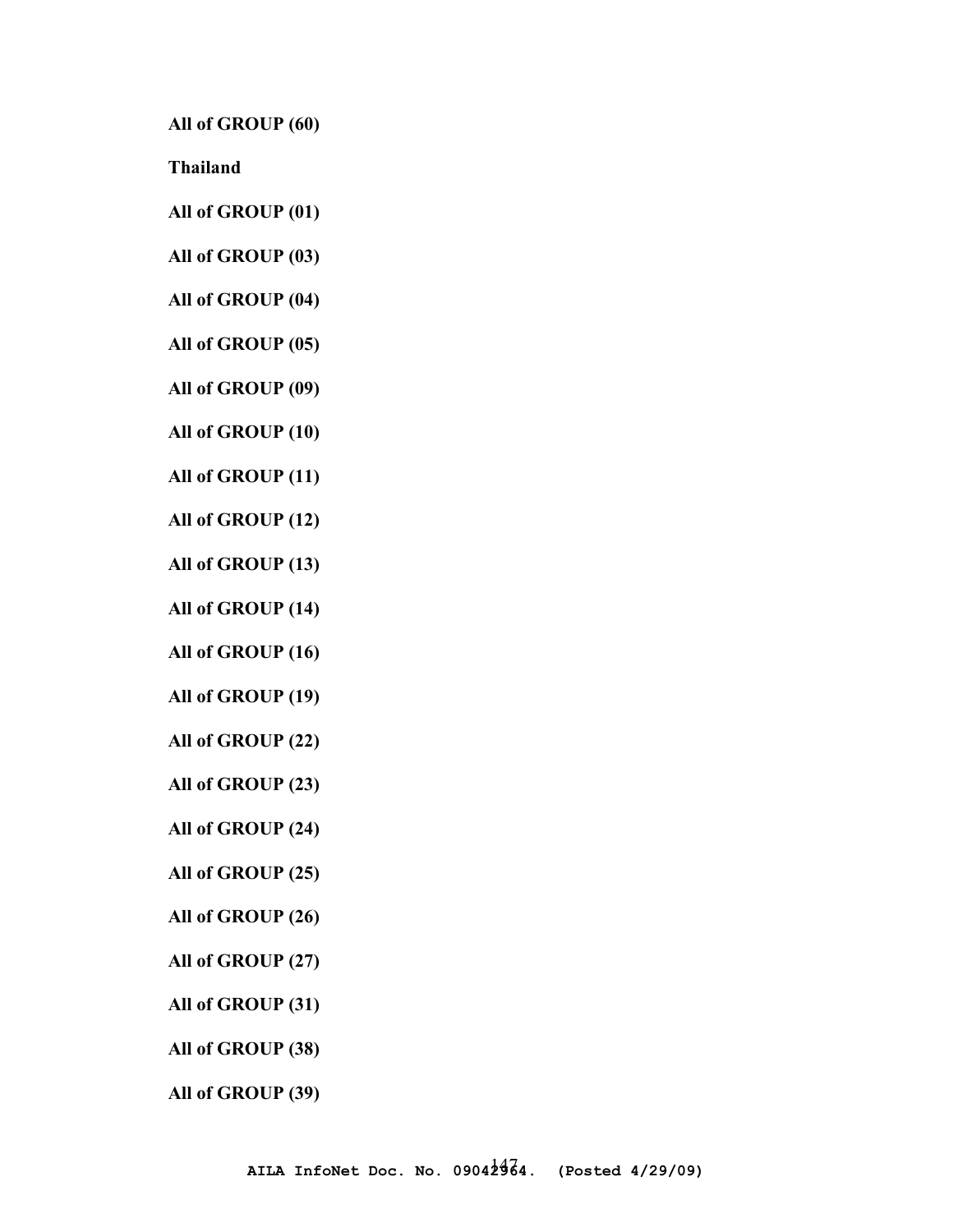**All of GROUP (60)**

**Thailand**

**All of GROUP (01)**

**All of GROUP (03)**

**All of GROUP (04)**

**All of GROUP (05)**

**All of GROUP (09)**

**All of GROUP (10)**

**All of GROUP (11)**

**All of GROUP (12)**

**All of GROUP (13)**

**All of GROUP (14)**

**All of GROUP (16)**

**All of GROUP (19)**

**All of GROUP (22)**

**All of GROUP (23)**

**All of GROUP (24)**

**All of GROUP (25)**

**All of GROUP (26)**

**All of GROUP (27)**

**All of GROUP (31)**

**All of GROUP (38)**

**All of GROUP (39)**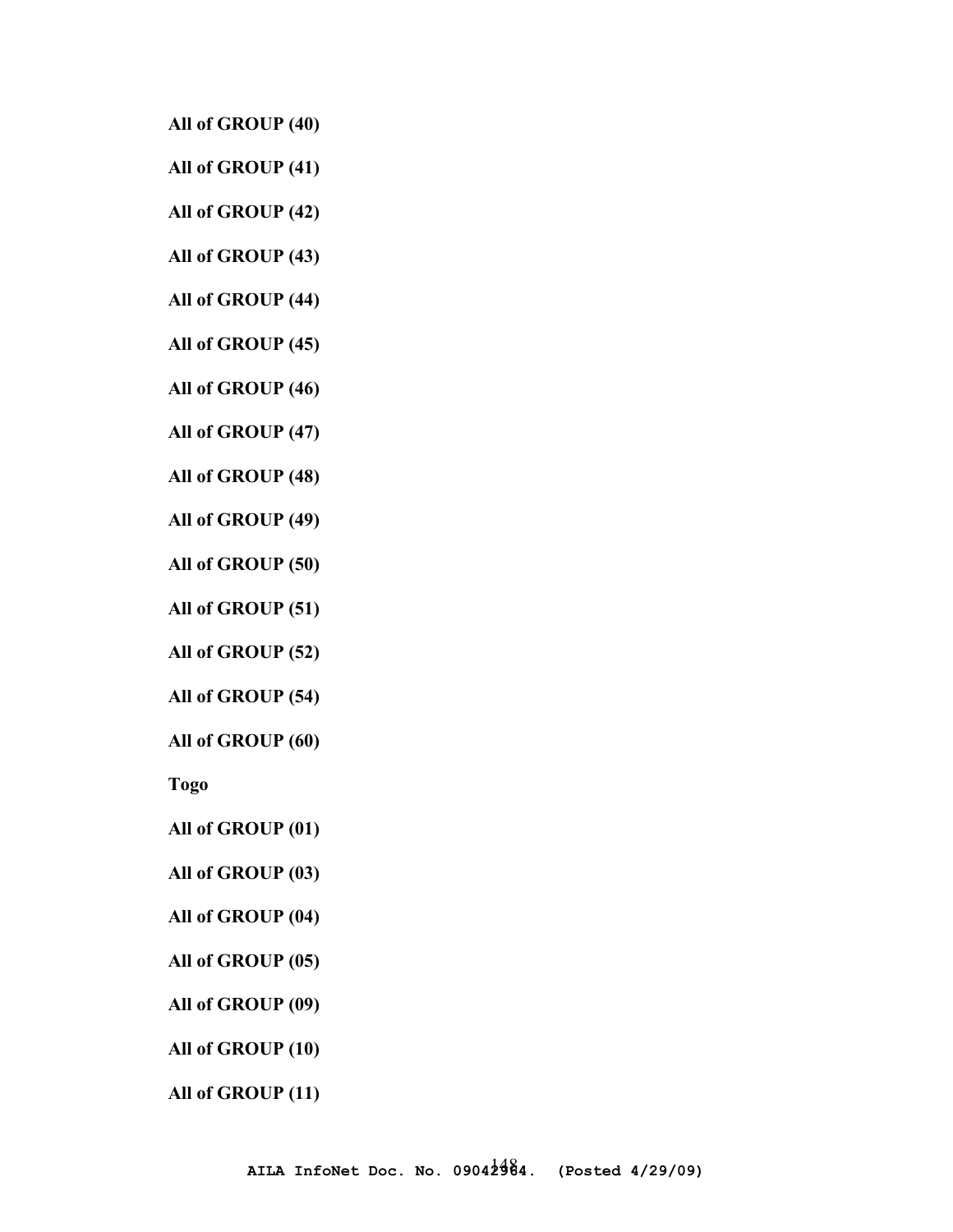**All of GROUP (40)**

**All of GROUP (41)**

**All of GROUP (42)**

**All of GROUP (43)**

**All of GROUP (44)**

**All of GROUP (45)**

**All of GROUP (46)**

**All of GROUP (47)**

**All of GROUP (48)**

**All of GROUP (49)**

**All of GROUP (50)**

**All of GROUP (51)**

**All of GROUP (52)**

**All of GROUP (54)**

**All of GROUP (60)**

**Togo**

**All of GROUP (01)**

**All of GROUP (03)**

**All of GROUP (04)**

**All of GROUP (05)**

**All of GROUP (09)**

**All of GROUP (10)**

**All of GROUP (11)**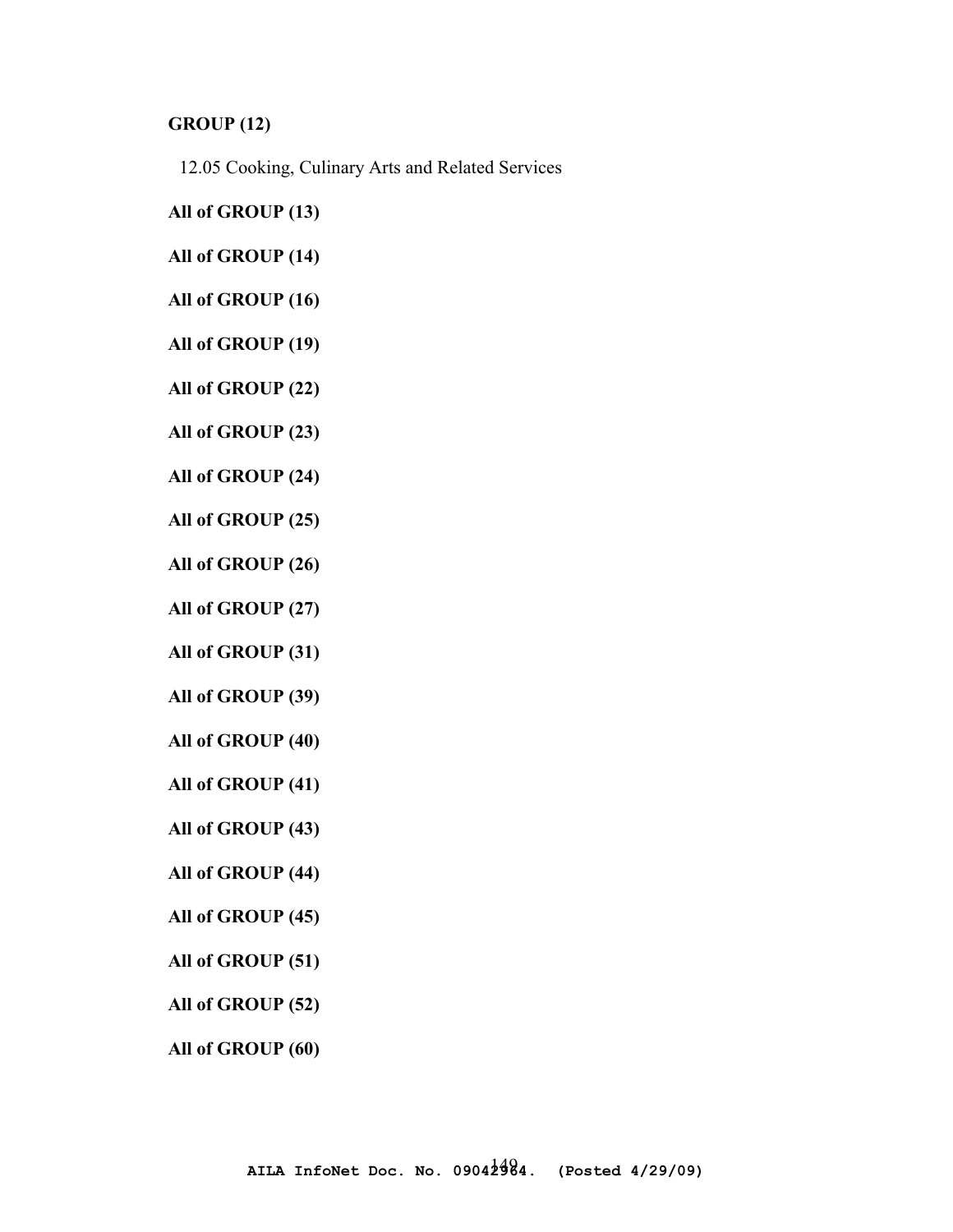**GROUP (12)**

12.05 Cooking, Culinary Arts and Related Services

**All of GROUP (13)**

**All of GROUP (14)**

**All of GROUP (16)**

**All of GROUP (19)**

**All of GROUP (22)**

**All of GROUP (23)**

**All of GROUP (24)**

**All of GROUP (25)**

**All of GROUP (26)**

**All of GROUP (27)**

**All of GROUP (31)**

**All of GROUP (39)**

**All of GROUP (40)**

**All of GROUP (41)**

**All of GROUP (43)**

**All of GROUP (44)**

**All of GROUP (45)**

**All of GROUP (51)**

**All of GROUP (52)**

**All of GROUP (60)**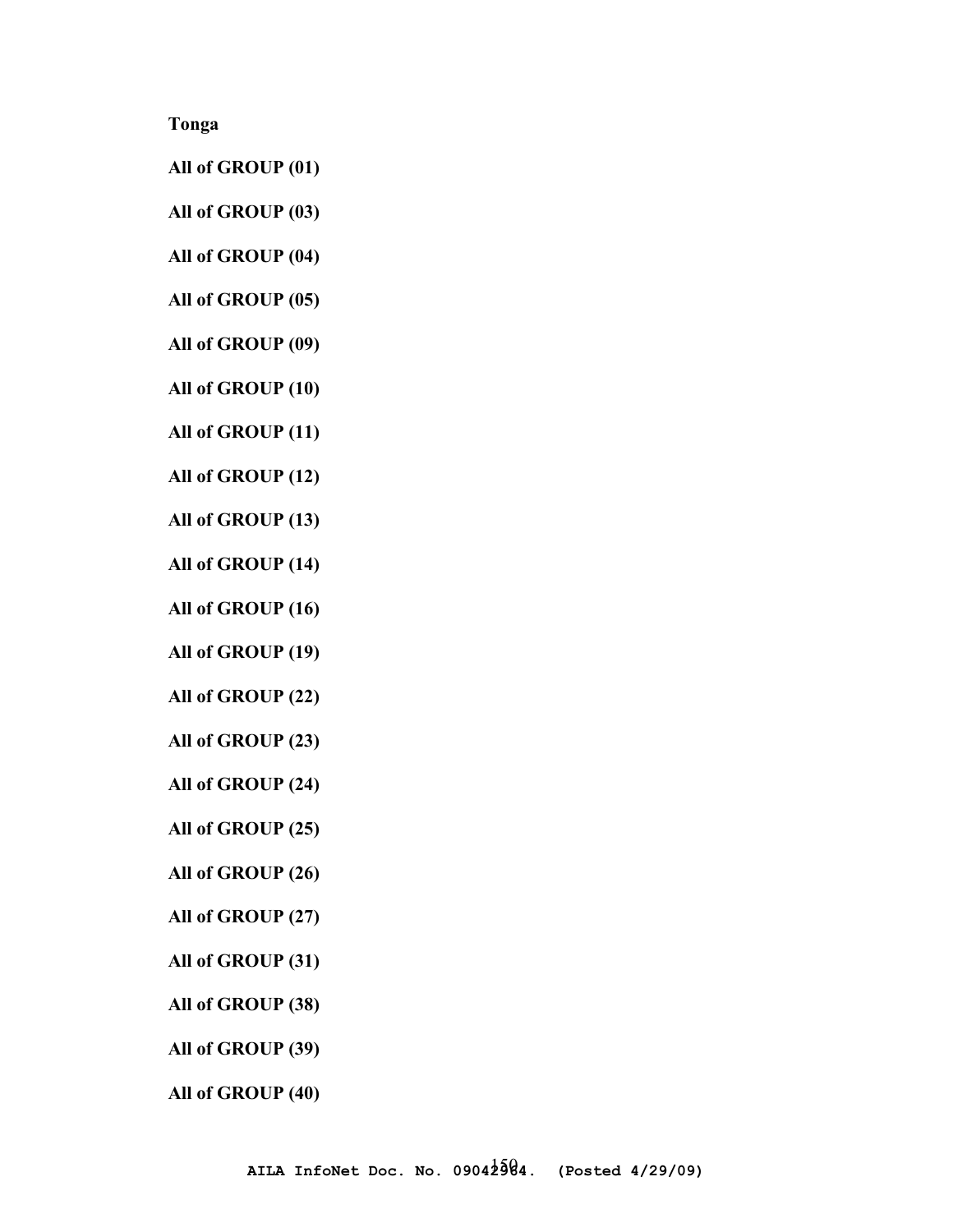**Tonga**

**All of GROUP (01)**

**All of GROUP (03)**

**All of GROUP (04)**

**All of GROUP (05)**

**All of GROUP (09)**

**All of GROUP (10)**

**All of GROUP (11)**

**All of GROUP (12)**

**All of GROUP (13)**

**All of GROUP (14)**

**All of GROUP (16)**

**All of GROUP (19)**

**All of GROUP (22)**

**All of GROUP (23)**

**All of GROUP (24)**

**All of GROUP (25)**

**All of GROUP (26)**

**All of GROUP (27)**

**All of GROUP (31)**

**All of GROUP (38)**

**All of GROUP (39)**

**All of GROUP (40)**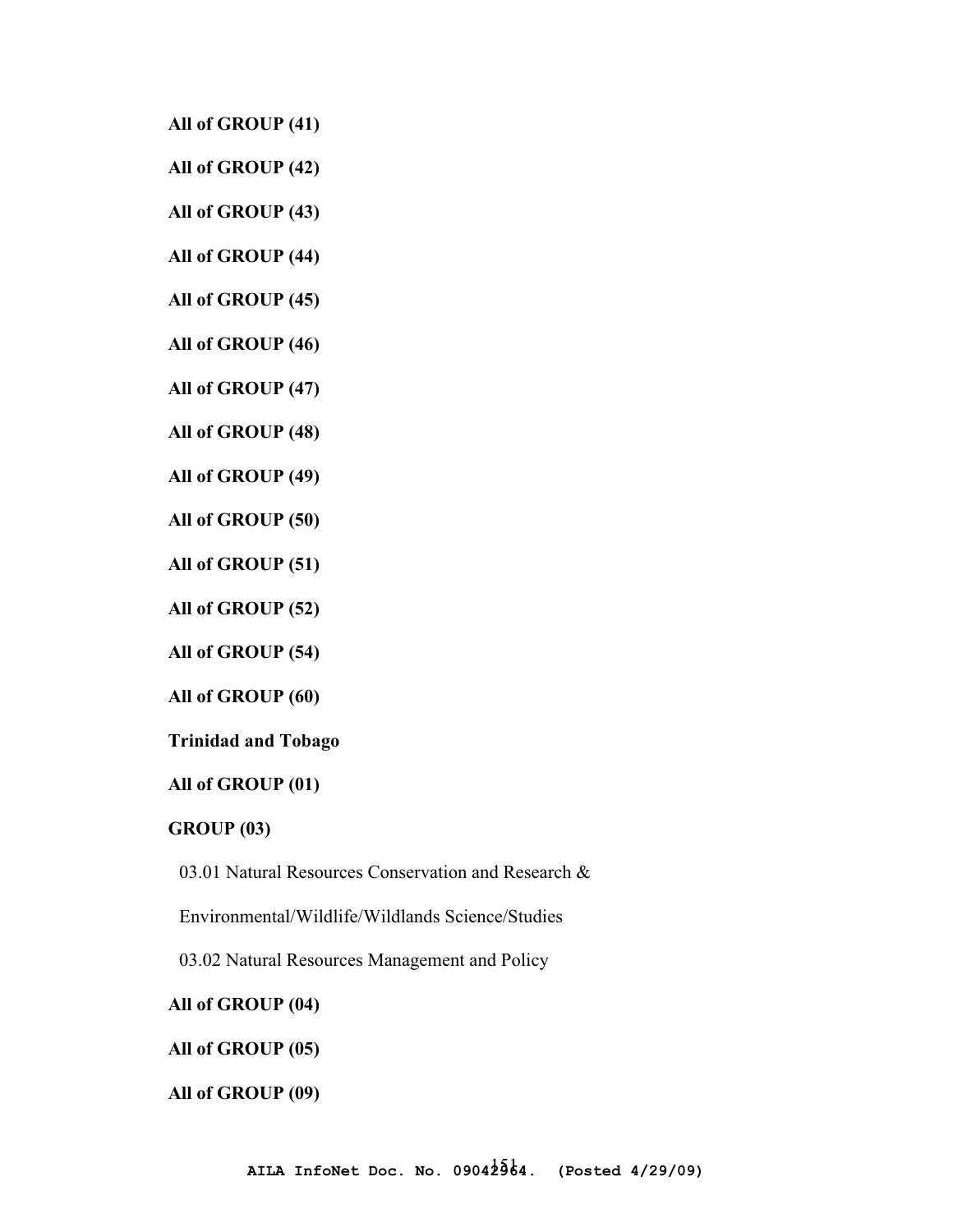**All of GROUP (41)**

**All of GROUP (42)**

**All of GROUP (43)**

**All of GROUP (44)**

**All of GROUP (45)**

**All of GROUP (46)**

**All of GROUP (47)**

**All of GROUP (48)**

**All of GROUP (49)**

**All of GROUP (50)**

**All of GROUP (51)**

**All of GROUP (52)**

**All of GROUP (54)**

**All of GROUP (60)**

**Trinidad and Tobago**

**All of GROUP (01)**

**GROUP (03)**

03.01 Natural Resources Conservation and Research &

Environmental/Wildlife/Wildlands Science/Studies

03.02 Natural Resources Management and Policy

**All of GROUP (04)**

**All of GROUP (05)**

**All of GROUP (09)**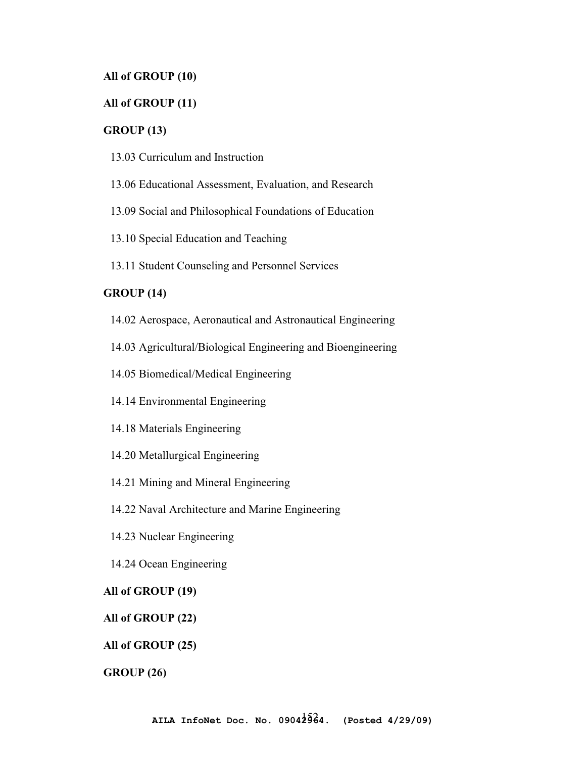**All of GROUP (10)**

**All of GROUP (11)**

**GROUP (13)**

13.03 Curriculum and Instruction

13.06 Educational Assessment, Evaluation, and Research

13.09 Social and Philosophical Foundations of Education

13.10 Special Education and Teaching

13.11 Student Counseling and Personnel Services

**GROUP (14)**

14.02 Aerospace, Aeronautical and Astronautical Engineering

14.03 Agricultural/Biological Engineering and Bioengineering

14.05 Biomedical/Medical Engineering

14.14 Environmental Engineering

14.18 Materials Engineering

14.20 Metallurgical Engineering

14.21 Mining and Mineral Engineering

14.22 Naval Architecture and Marine Engineering

14.23 Nuclear Engineering

14.24 Ocean Engineering

**All of GROUP (19)**

**All of GROUP (22)**

**All of GROUP (25)**

**GROUP (26)**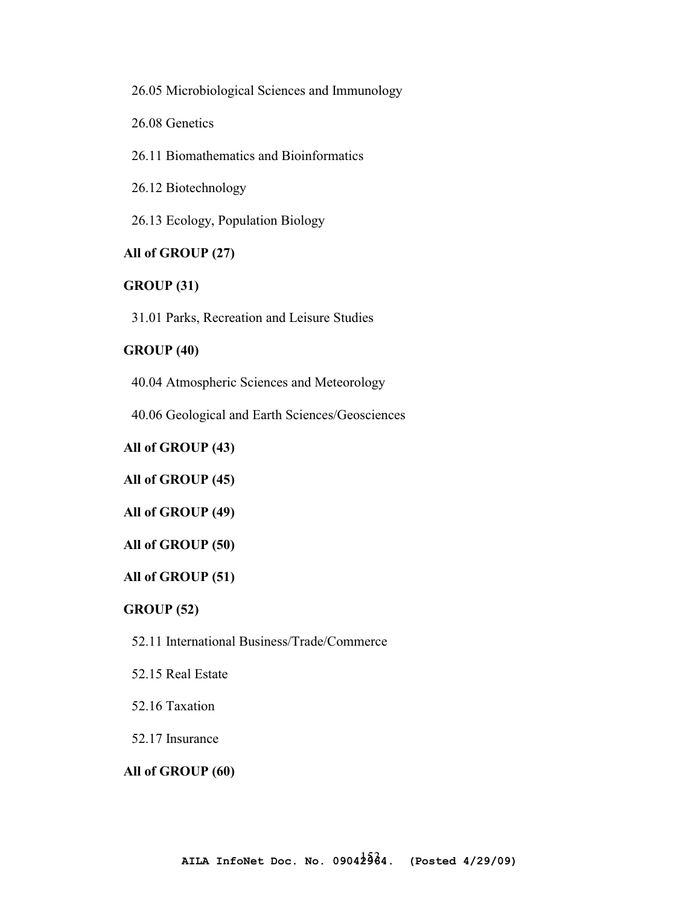26.05 Microbiological Sciences and Immunology

26.08 Genetics

26.11 Biomathematics and Bioinformatics

26.12 Biotechnology

26.13 Ecology, Population Biology

**All of GROUP (27)**

**GROUP (31)**

31.01 Parks, Recreation and Leisure Studies

**GROUP (40)**

40.04 Atmospheric Sciences and Meteorology

40.06 Geological and Earth Sciences/Geosciences

**All of GROUP (43)**

**All of GROUP (45)**

**All of GROUP (49)**

**All of GROUP (50)**

**All of GROUP (51)**

**GROUP (52)**

52.11 International Business/Trade/Commerce

52.15 Real Estate

52.16 Taxation

52.17 Insurance

**All of GROUP (60)**

**AILA InfoNet Doc. No. 09042964. (Posted 4/29/09)**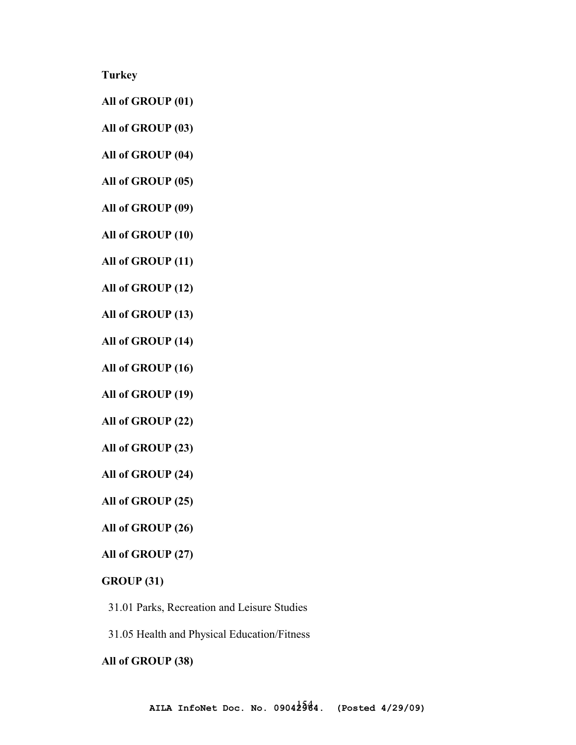**Turkey**

**All of GROUP (01)**

**All of GROUP (03)**

**All of GROUP (04)**

**All of GROUP (05)**

**All of GROUP (09)**

**All of GROUP (10)**

**All of GROUP (11)**

**All of GROUP (12)**

**All of GROUP (13)**

**All of GROUP (14)**

**All of GROUP (16)**

**All of GROUP (19)**

**All of GROUP (22)**

**All of GROUP (23)**

**All of GROUP (24)**

**All of GROUP (25)**

**All of GROUP (26)**

**All of GROUP (27)**

**GROUP (31)**

31.01 Parks, Recreation and Leisure Studies

31.05 Health and Physical Education/Fitness

**All of GROUP (38)**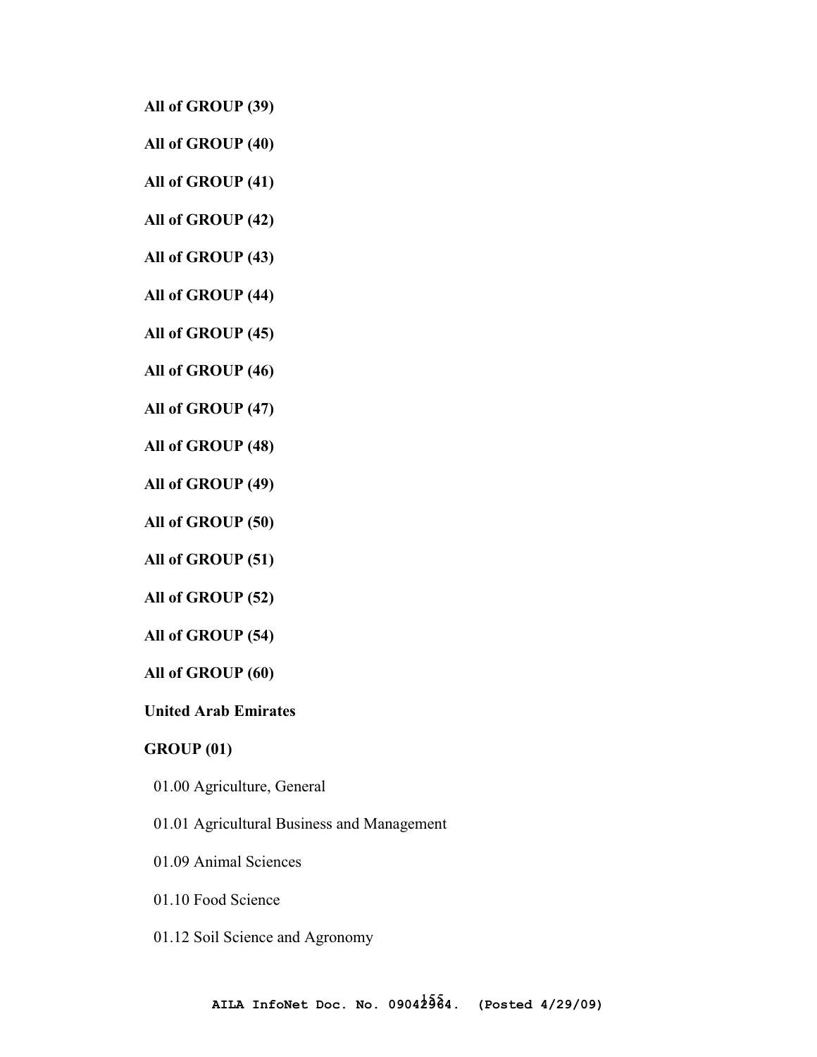**All of GROUP (39)**

**All of GROUP (40)**

**All of GROUP (41)**

**All of GROUP (42)**

**All of GROUP (43)**

**All of GROUP (44)**

**All of GROUP (45)**

**All of GROUP (46)**

**All of GROUP (47)**

**All of GROUP (48)**

**All of GROUP (49)**

**All of GROUP (50)**

**All of GROUP (51)**

**All of GROUP (52)**

**All of GROUP (54)**

**All of GROUP (60)**

**United Arab Emirates**

**GROUP (01)**

01.00 Agriculture, General

01.01 Agricultural Business and Management

01.09 Animal Sciences

01.10 Food Science

01.12 Soil Science and Agronomy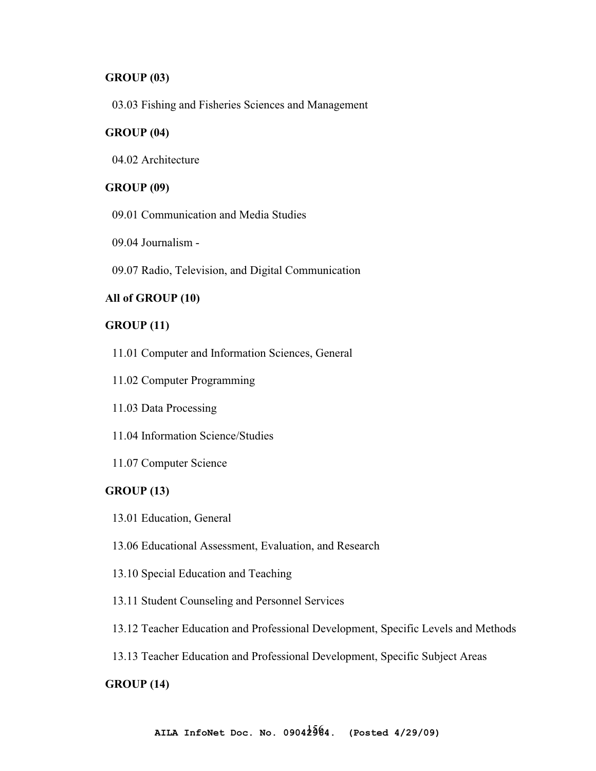**GROUP (03)**

03.03 Fishing and Fisheries Sciences and Management

**GROUP (04)**

04.02 Architecture

**GROUP (09)**

09.01 Communication and Media Studies

09.04 Journalism -

09.07 Radio, Television, and Digital Communication

**All of GROUP (10)**

**GROUP (11)**

11.01 Computer and Information Sciences, General

11.02 Computer Programming

11.03 Data Processing

11.04 Information Science/Studies

11.07 Computer Science

**GROUP (13)**

13.01 Education, General

13.06 Educational Assessment, Evaluation, and Research

13.10 Special Education and Teaching

13.11 Student Counseling and Personnel Services

13.12 Teacher Education and Professional Development, Specific Levels and Methods

13.13 Teacher Education and Professional Development, Specific Subject Areas

**GROUP (14)**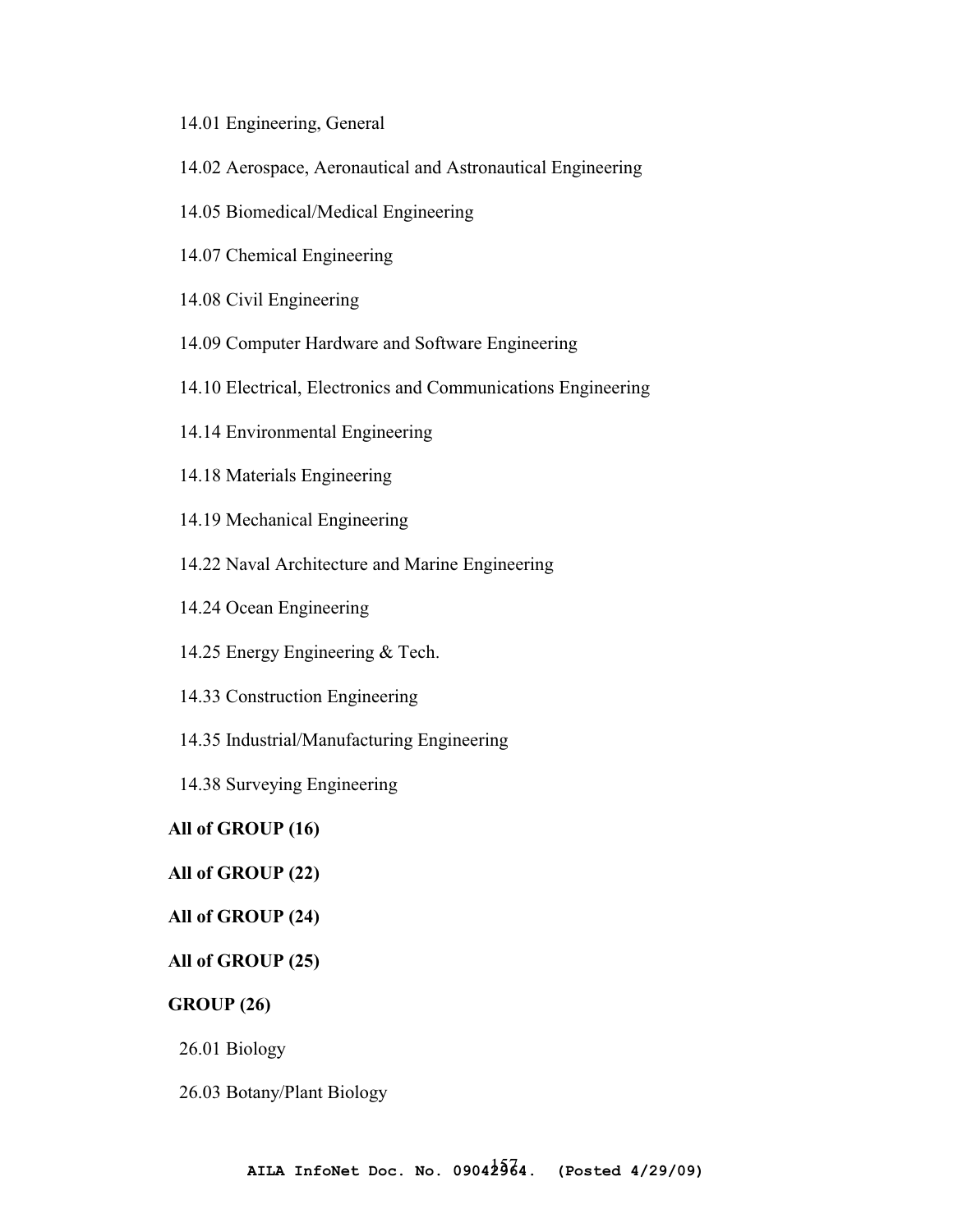14.01 Engineering, General

14.02 Aerospace, Aeronautical and Astronautical Engineering

14.05 Biomedical/Medical Engineering

14.07 Chemical Engineering

14.08 Civil Engineering

14.09 Computer Hardware and Software Engineering

14.10 Electrical, Electronics and Communications Engineering

14.14 Environmental Engineering

14.18 Materials Engineering

14.19 Mechanical Engineering

14.22 Naval Architecture and Marine Engineering

14.24 Ocean Engineering

14.25 Energy Engineering & Tech.

14.33 Construction Engineering

14.35 Industrial/Manufacturing Engineering

14.38 Surveying Engineering

**All of GROUP (16)**

**All of GROUP (22)**

**All of GROUP (24)**

**All of GROUP (25)**

**GROUP (26)**

26.01 Biology

26.03 Botany/Plant Biology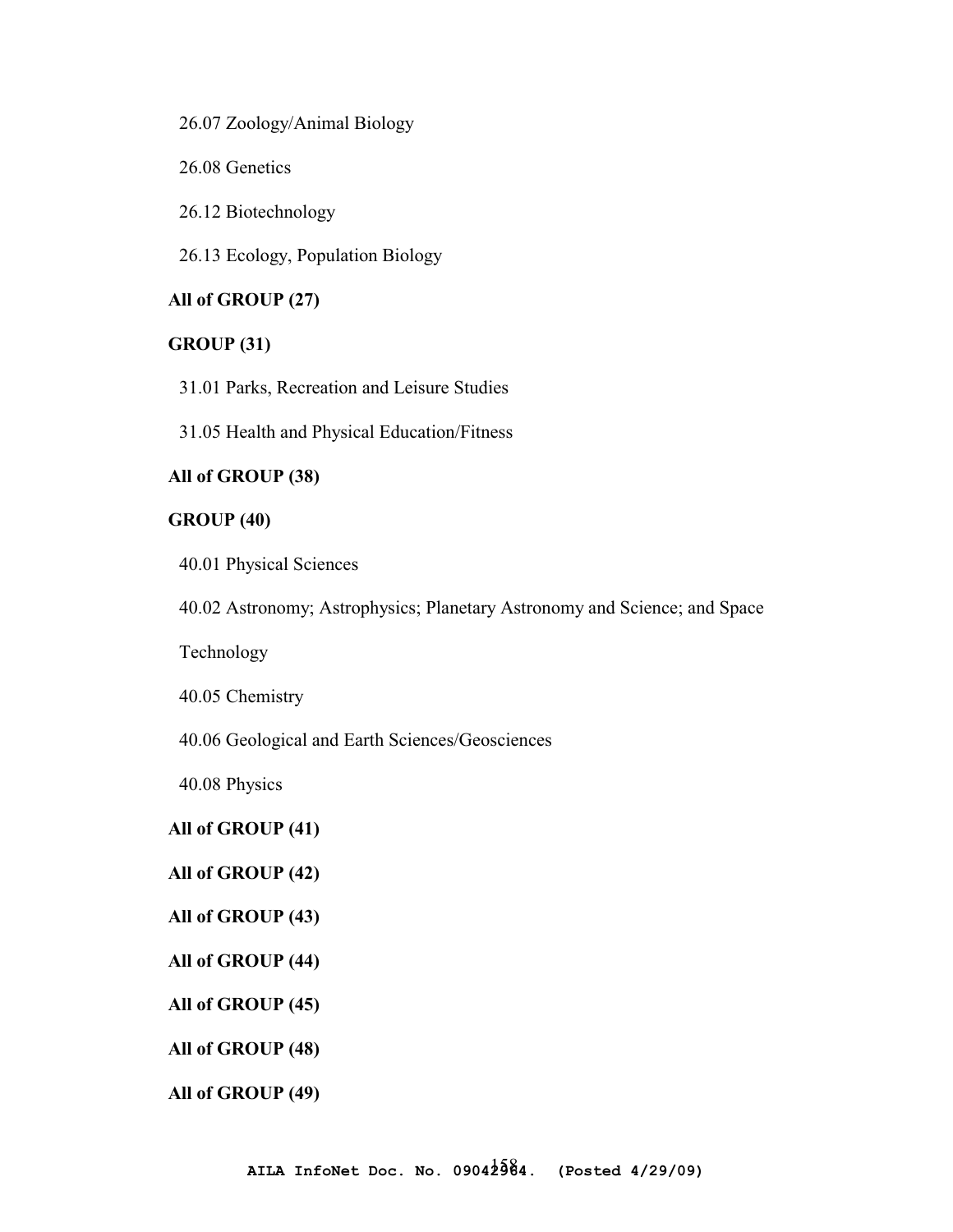26.07 Zoology/Animal Biology

26.08 Genetics

26.12 Biotechnology

26.13 Ecology, Population Biology

**All of GROUP (27)**

**GROUP (31)**

31.01 Parks, Recreation and Leisure Studies

31.05 Health and Physical Education/Fitness

**All of GROUP (38)**

**GROUP (40)**

40.01 Physical Sciences

40.02 Astronomy; Astrophysics; Planetary Astronomy and Science; and Space Technology

40.05 Chemistry

40.06 Geological and Earth Sciences/Geosciences

40.08 Physics

**All of GROUP (41)**

**All of GROUP (42)**

**All of GROUP (43)**

**All of GROUP (44)**

**All of GROUP (45)**

**All of GROUP (48)**

**All of GROUP (49)**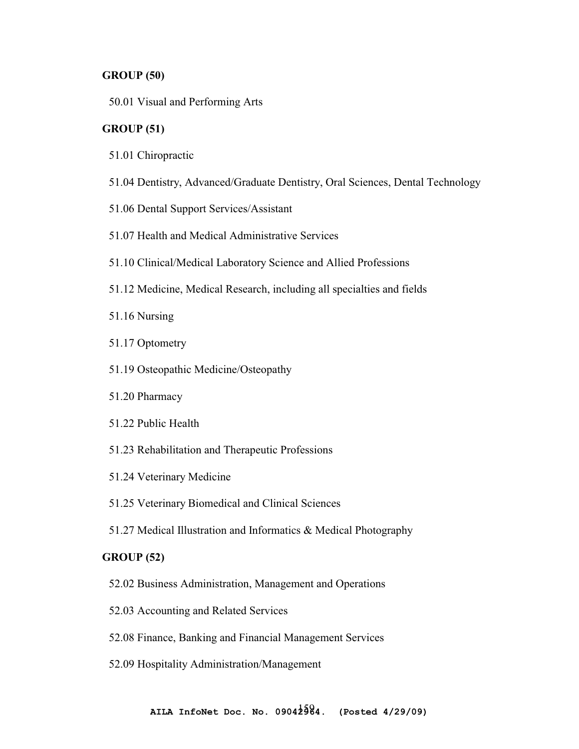**GROUP (50)**

50.01 Visual and Performing Arts

**GROUP (51)**

51.01 Chiropractic

51.04 Dentistry, Advanced/Graduate Dentistry, Oral Sciences, Dental Technology

51.06 Dental Support Services/Assistant

51.07 Health and Medical Administrative Services

51.10 Clinical/Medical Laboratory Science and Allied Professions

51.12 Medicine, Medical Research, including all specialties and fields

51.16 Nursing

51.17 Optometry

51.19 Osteopathic Medicine/Osteopathy

51.20 Pharmacy

51.22 Public Health

51.23 Rehabilitation and Therapeutic Professions

51.24 Veterinary Medicine

51.25 Veterinary Biomedical and Clinical Sciences

51.27 Medical Illustration and Informatics & Medical Photography

**GROUP (52)**

52.02 Business Administration, Management and Operations

52.03 Accounting and Related Services

52.08 Finance, Banking and Financial Management Services

52.09 Hospitality Administration/Management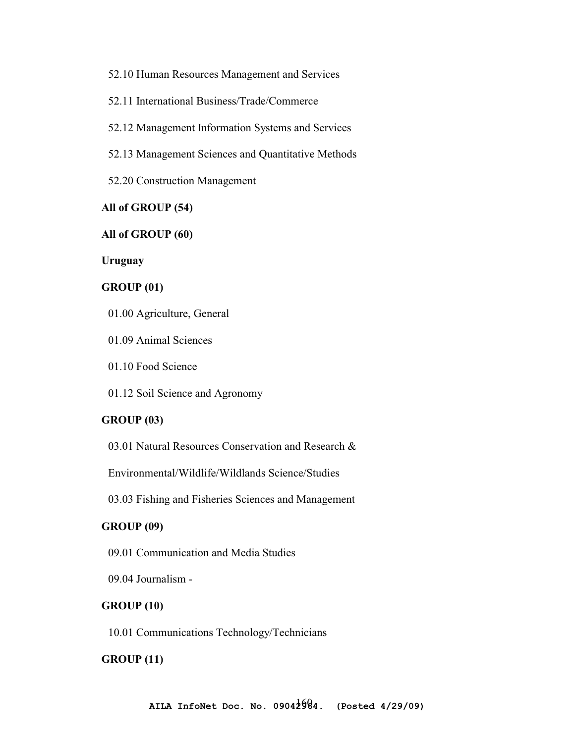52.10 Human Resources Management and Services

52.11 International Business/Trade/Commerce

52.12 Management Information Systems and Services

52.13 Management Sciences and Quantitative Methods

52.20 Construction Management

**All of GROUP (54)**

**All of GROUP (60)**

**Uruguay**

**GROUP (01)**

01.00 Agriculture, General

01.09 Animal Sciences

01.10 Food Science

01.12 Soil Science and Agronomy

**GROUP (03)**

03.01 Natural Resources Conservation and Research &

Environmental/Wildlife/Wildlands Science/Studies

03.03 Fishing and Fisheries Sciences and Management

**GROUP (09)**

09.01 Communication and Media Studies

09.04 Journalism -

**GROUP (10)**

10.01 Communications Technology/Technicians

**GROUP (11)**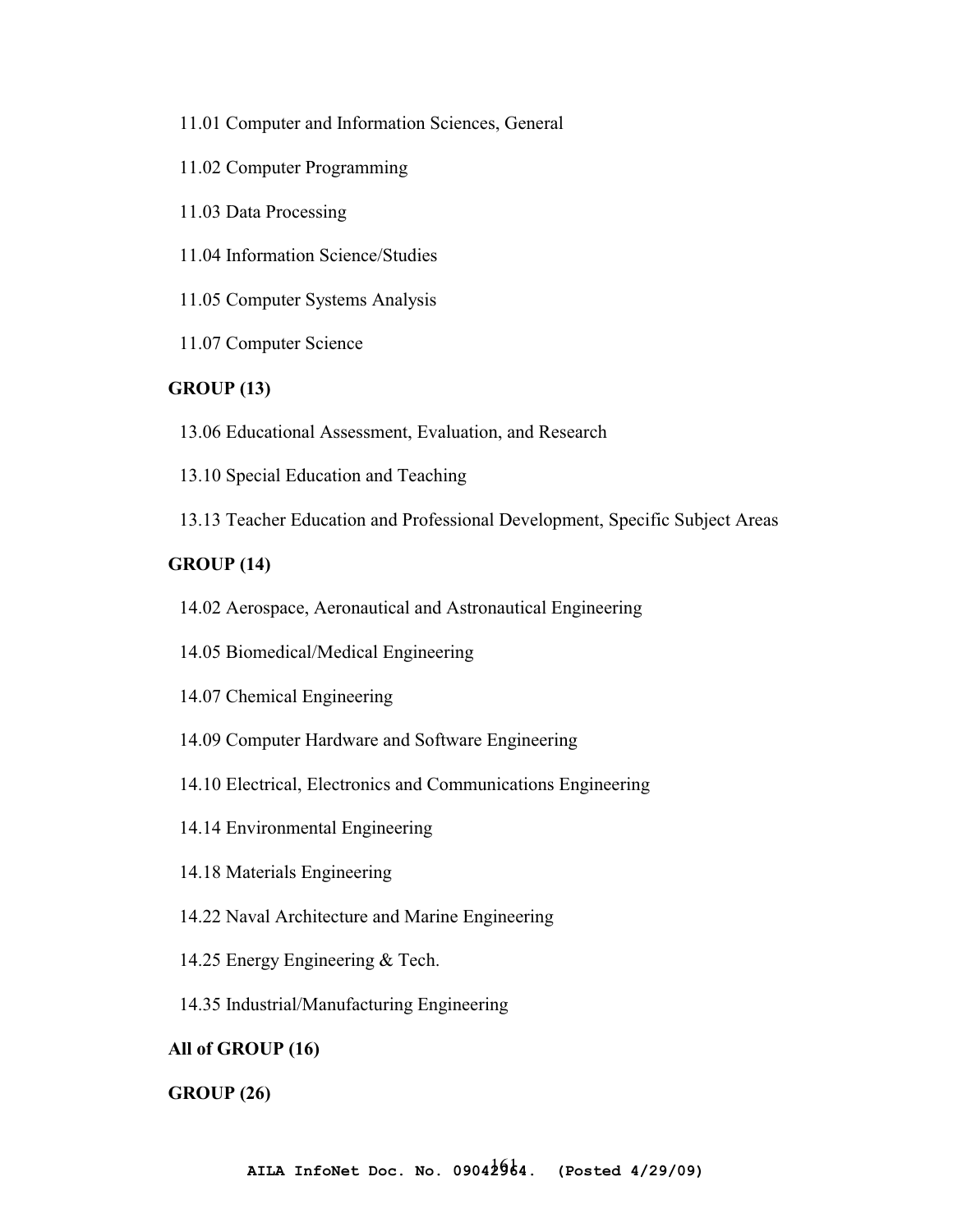11.01 Computer and Information Sciences, General

11.02 Computer Programming

11.03 Data Processing

11.04 Information Science/Studies

11.05 Computer Systems Analysis

11.07 Computer Science

**GROUP (13)**

13.06 Educational Assessment, Evaluation, and Research

13.10 Special Education and Teaching

13.13 Teacher Education and Professional Development, Specific Subject Areas

**GROUP (14)**

14.02 Aerospace, Aeronautical and Astronautical Engineering

14.05 Biomedical/Medical Engineering

14.07 Chemical Engineering

14.09 Computer Hardware and Software Engineering

14.10 Electrical, Electronics and Communications Engineering

14.14 Environmental Engineering

14.18 Materials Engineering

14.22 Naval Architecture and Marine Engineering

14.25 Energy Engineering & Tech.

14.35 Industrial/Manufacturing Engineering

**All of GROUP (16)**

**GROUP (26)**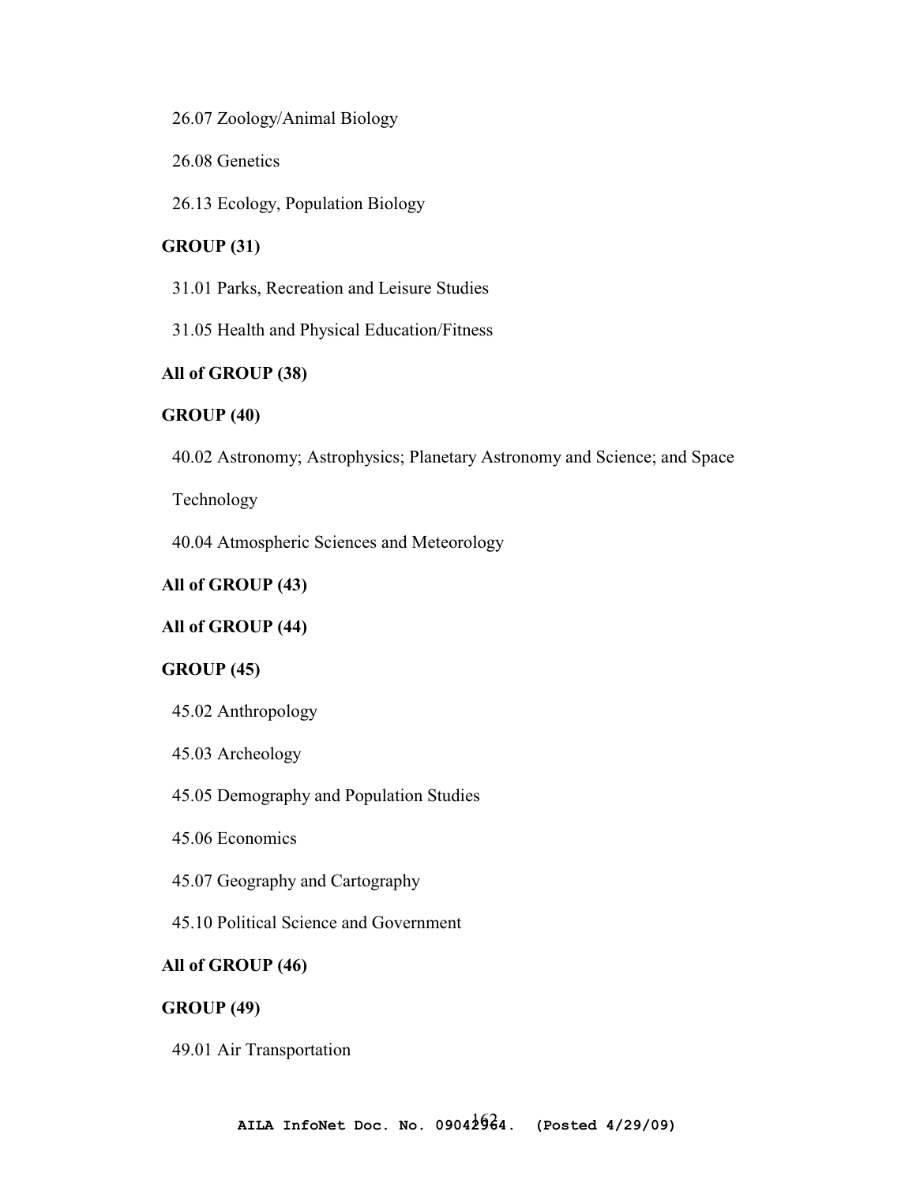26.07 Zoology/Animal Biology

26.08 Genetics

26.13 Ecology, Population Biology

**GROUP (31)**

31.01 Parks, Recreation and Leisure Studies

31.05 Health and Physical Education/Fitness

**All of GROUP (38)**

**GROUP (40)**

40.02 Astronomy; Astrophysics; Planetary Astronomy and Science; and Space Technology

40.04 Atmospheric Sciences and Meteorology

**All of GROUP (43)**

**All of GROUP (44)**

**GROUP (45)**

45.02 Anthropology

45.03 Archeology

45.05 Demography and Population Studies

45.06 Economics

45.07 Geography and Cartography

45.10 Political Science and Government

**All of GROUP (46)**

**GROUP (49)**

49.01 Air Transportation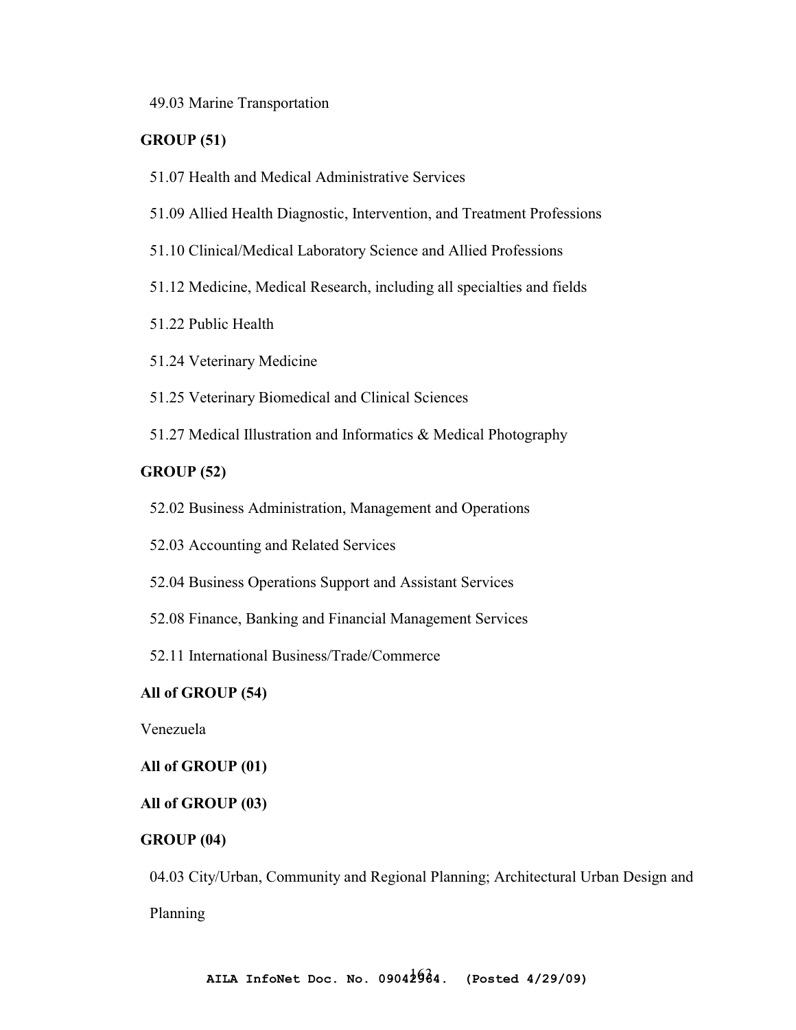49.03 Marine Transportation

**GROUP (51)**

51.07 Health and Medical Administrative Services

51.09 Allied Health Diagnostic, Intervention, and Treatment Professions

51.10 Clinical/Medical Laboratory Science and Allied Professions

51.12 Medicine, Medical Research, including all specialties and fields

51.22 Public Health

51.24 Veterinary Medicine

51.25 Veterinary Biomedical and Clinical Sciences

51.27 Medical Illustration and Informatics & Medical Photography

**GROUP (52)**

52.02 Business Administration, Management and Operations

52.03 Accounting and Related Services

52.04 Business Operations Support and Assistant Services

52.08 Finance, Banking and Financial Management Services

52.11 International Business/Trade/Commerce

**All of GROUP (54)**

Venezuela

**All of GROUP (01)**

**All of GROUP (03)**

**GROUP (04)**

04.03 City/Urban, Community and Regional Planning; Architectural Urban Design and Planning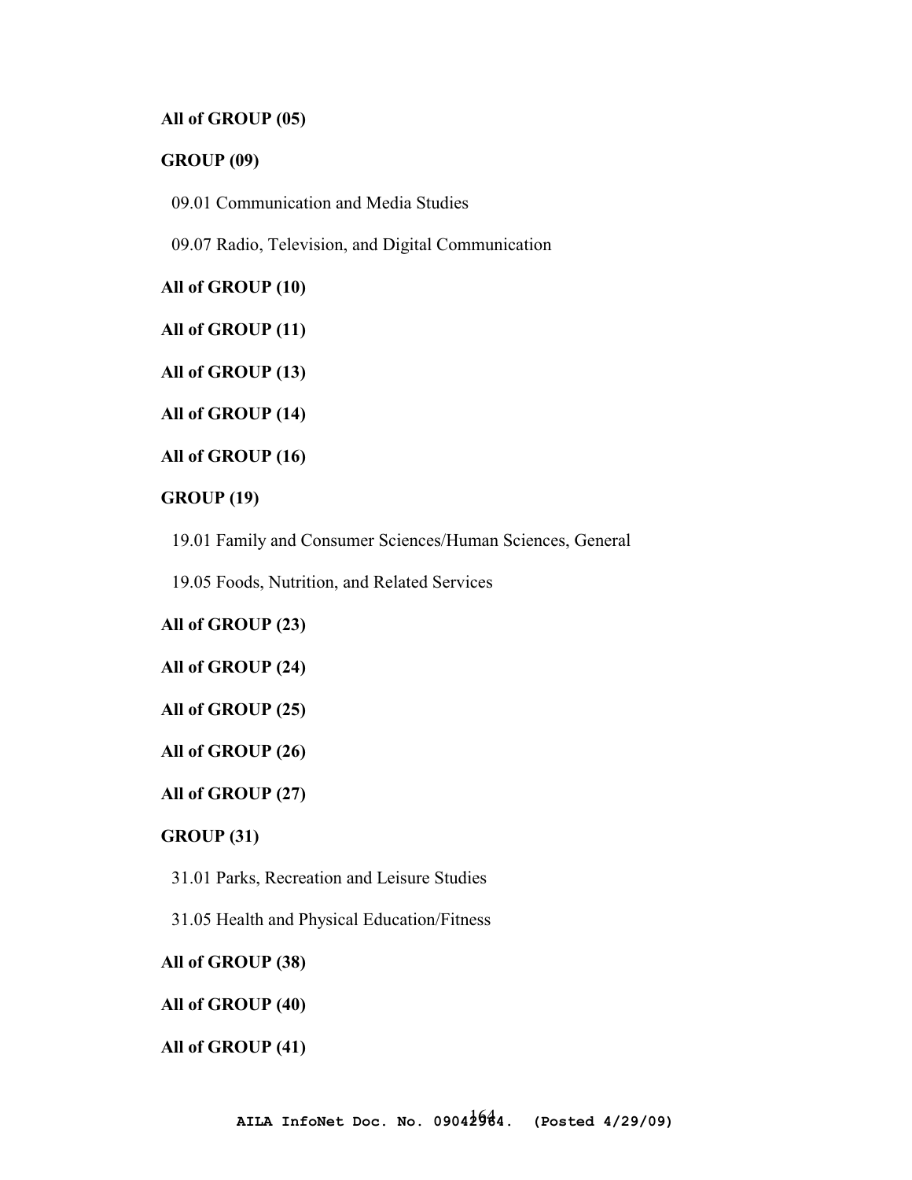**All of GROUP (05)**

**GROUP (09)**

09.01 Communication and Media Studies

09.07 Radio, Television, and Digital Communication

**All of GROUP (10)**

**All of GROUP (11)**

**All of GROUP (13)**

**All of GROUP (14)**

**All of GROUP (16)**

**GROUP (19)**

19.01 Family and Consumer Sciences/Human Sciences, General

19.05 Foods, Nutrition, and Related Services

**All of GROUP (23)**

**All of GROUP (24)**

**All of GROUP (25)**

**All of GROUP (26)**

**All of GROUP (27)**

**GROUP (31)**

31.01 Parks, Recreation and Leisure Studies

31.05 Health and Physical Education/Fitness

**All of GROUP (38)**

**All of GROUP (40)**

**All of GROUP (41)**

**AILA InfoNet Doc. No. 09042964. (Posted 4/29/09)**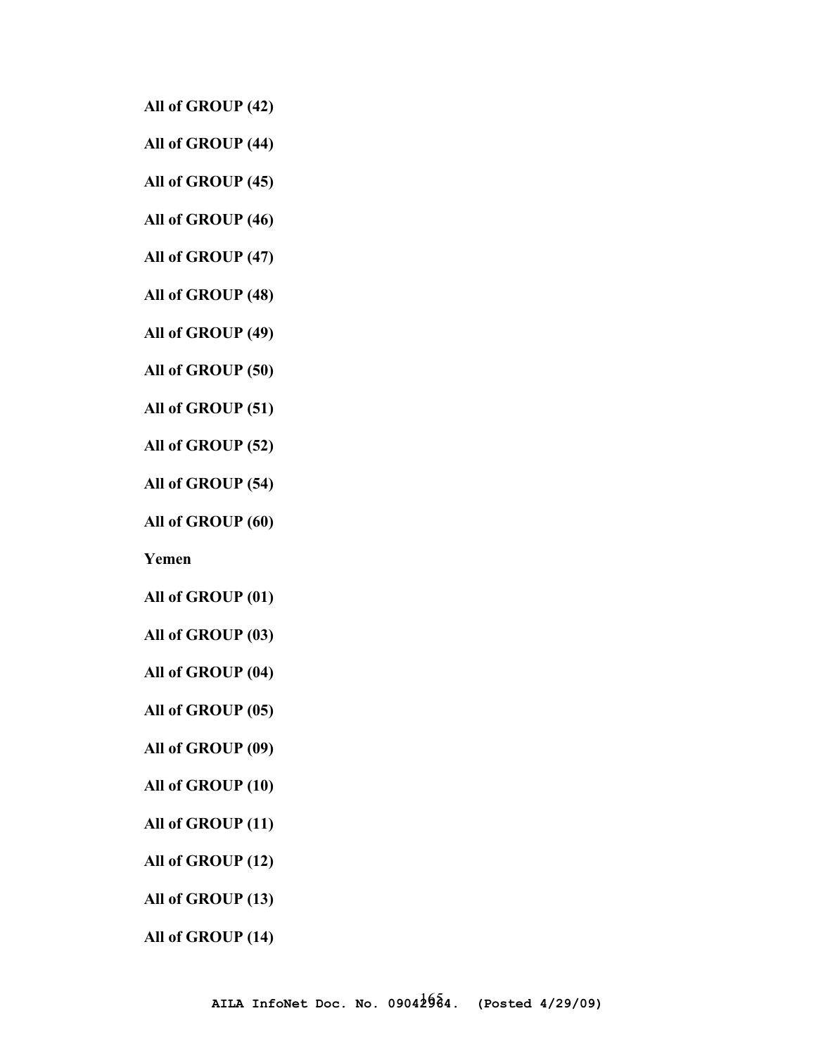**All of GROUP (42)**

**All of GROUP (44)**

**All of GROUP (45)**

**All of GROUP (46)**

**All of GROUP (47)**

**All of GROUP (48)**

**All of GROUP (49)**

**All of GROUP (50)**

**All of GROUP (51)**

**All of GROUP (52)**

**All of GROUP (54)**

**All of GROUP (60)**

**Yemen**

**All of GROUP (01)**

**All of GROUP (03)**

**All of GROUP (04)**

**All of GROUP (05)**

**All of GROUP (09)**

**All of GROUP (10)**

**All of GROUP (11)**

**All of GROUP (12)**

**All of GROUP (13)**

**All of GROUP (14)**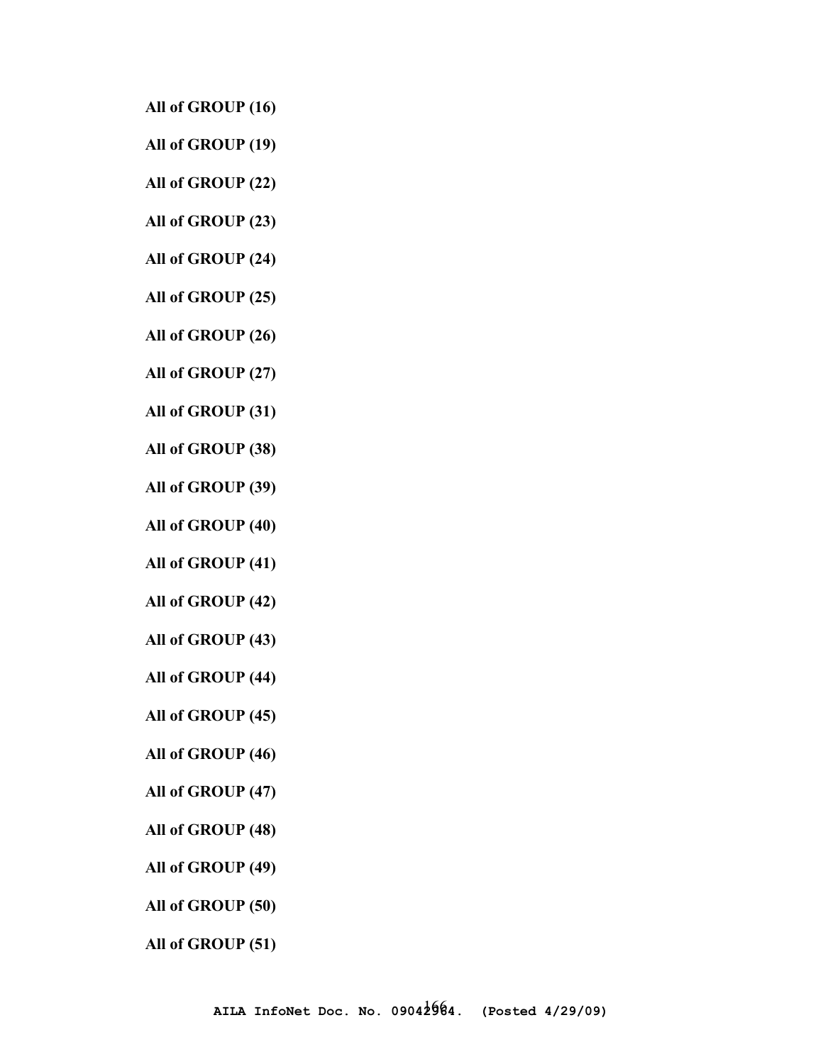**All of GROUP (16)**

**All of GROUP (19)**

**All of GROUP (22)**

**All of GROUP (23)**

**All of GROUP (24)**

**All of GROUP (25)**

**All of GROUP (26)**

**All of GROUP (27)**

**All of GROUP (31)**

**All of GROUP (38)**

**All of GROUP (39)**

**All of GROUP (40)**

**All of GROUP (41)**

**All of GROUP (42)**

**All of GROUP (43)**

**All of GROUP (44)**

**All of GROUP (45)**

**All of GROUP (46)**

**All of GROUP (47)**

**All of GROUP (48)**

**All of GROUP (49)**

**All of GROUP (50)**

**All of GROUP (51)**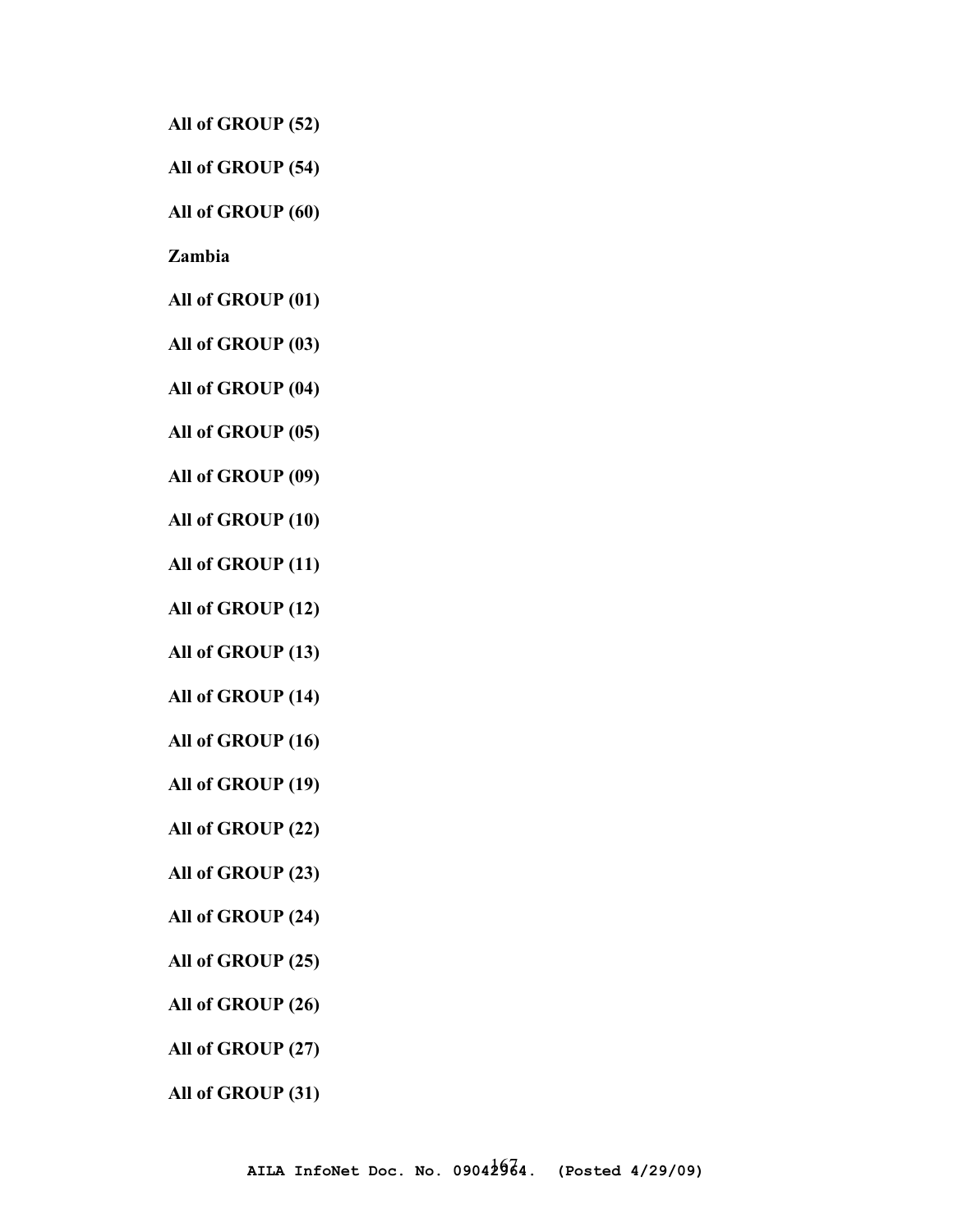**All of GROUP (52)**

**All of GROUP (54)**

**All of GROUP (60)**

**Zambia**

**All of GROUP (01)**

**All of GROUP (03)**

**All of GROUP (04)**

**All of GROUP (05)**

**All of GROUP (09)**

**All of GROUP (10)**

**All of GROUP (11)**

**All of GROUP (12)**

**All of GROUP (13)**

**All of GROUP (14)**

**All of GROUP (16)**

**All of GROUP (19)**

**All of GROUP (22)**

**All of GROUP (23)**

**All of GROUP (24)**

**All of GROUP (25)**

**All of GROUP (26)**

**All of GROUP (27)**

**All of GROUP (31)**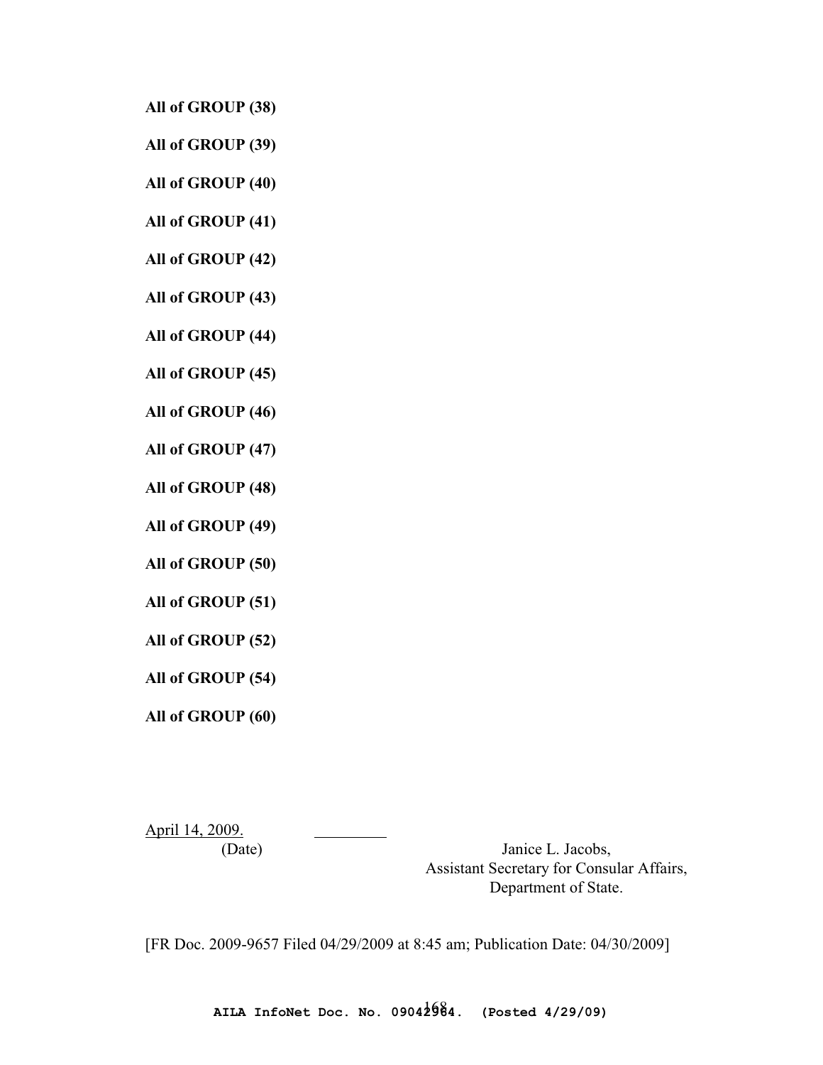**All of GROUP (38)**

**All of GROUP (39)**

**All of GROUP (40)**

**All of GROUP (41)**

**All of GROUP (42)**

**All of GROUP (43)**

**All of GROUP (44)**

**All of GROUP (45)**

**All of GROUP (46)**

**All of GROUP (47)**

**All of GROUP (48)**

**All of GROUP (49)**

**All of GROUP (50)**

**All of GROUP (51)**

**All of GROUP (52)**

**All of GROUP (54)**

**All of GROUP (60)**

April 14, 2009.
(Date)

Janice L. Jacobs,
Assistant Secretary for Consular Affairs,
Department of State.

[FR Doc. 2009-9657 Filed 04/29/2009 at 8:45 am; Publication Date: 04/30/2009]